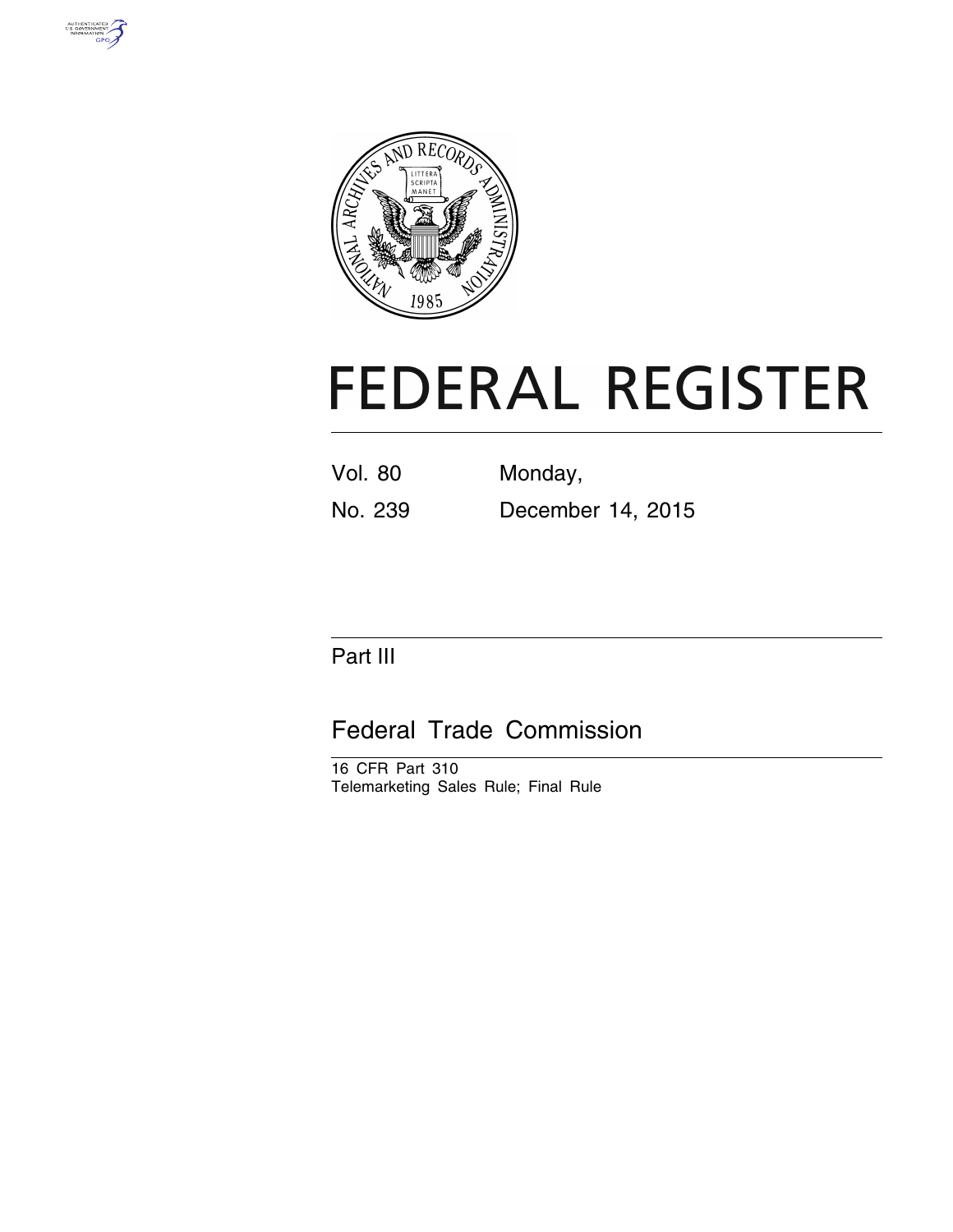# FEDERAL REGISTER

Vol. 80 Monday,

No. 239 December 14, 2015

Part III

## Federal Trade Commission

16 CFR Part 310

Telemarketing Sales Rule; Final Rule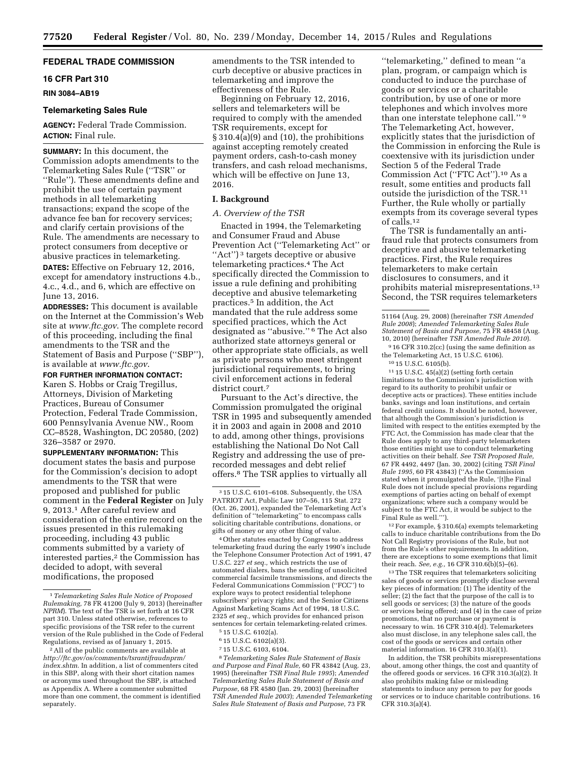## FEDERAL TRADE COMMISSION

### 16 CFR Part 310

### RIN 3084–AB19

### Telemarketing Sales Rule

**AGENCY:** Federal Trade Commission.

**ACTION:** Final rule.

**SUMMARY:** In this document, the Commission adopts amendments to the Telemarketing Sales Rule (''TSR'' or ''Rule''). These amendments define and prohibit the use of certain payment methods in all telemarketing transactions; expand the scope of the advance fee ban for recovery services; and clarify certain provisions of the Rule. The amendments are necessary to protect consumers from deceptive or abusive practices in telemarketing.

**DATES:** Effective on February 12, 2016, except for amendatory instructions 4.b., 4.c., 4.d., and 6, which are effective on June 13, 2016.

**ADDRESSES:** This document is available on the Internet at the Commission's Web site at *www.ftc.gov*. The complete record of this proceeding, including the final amendments to the TSR and the Statement of Basis and Purpose (''SBP''), is available at *www.ftc.gov*.

**FOR FURTHER INFORMATION CONTACT:** Karen S. Hobbs or Craig Tregillus, Attorneys, Division of Marketing Practices, Bureau of Consumer Protection, Federal Trade Commission, 600 Pennsylvania Avenue NW., Room CC–8528, Washington, DC 20580, (202) 326–3587 or 2970.

**SUPPLEMENTARY INFORMATION:** This document states the basis and purpose for the Commission's decision to adopt amendments to the TSR that were proposed and published for public comment in the **Federal Register** on July 9, 2013.[1] After careful review and consideration of the entire record on the issues presented in this rulemaking proceeding, including 43 public comments submitted by a variety of interested parties,[2] the Commission has decided to adopt, with several modifications, the proposed amendments to the TSR intended to curb deceptive or abusive practices in telemarketing and improve the effectiveness of the Rule.

Beginning on February 12, 2016, sellers and telemarketers will be required to comply with the amended TSR requirements, except for § 310.4(a)(9) and (10), the prohibitions against accepting remotely created payment orders, cash-to-cash money transfers, and cash reload mechanisms, which will be effective on June 13, 2016.

## I. Background

### A. Overview of the TSR

Enacted in 1994, the Telemarketing and Consumer Fraud and Abuse Prevention Act (''Telemarketing Act'' or ''Act'')[3] targets deceptive or abusive telemarketing practices.[4] The Act specifically directed the Commission to issue a rule defining and prohibiting deceptive and abusive telemarketing practices.[5] In addition, the Act mandated that the rule address some specified practices, which the Act designated as ''abusive.''[6] The Act also authorized state attorneys general or other appropriate state officials, as well as private persons who meet stringent jurisdictional requirements, to bring civil enforcement actions in federal district court.[7]

Pursuant to the Act's directive, the Commission promulgated the original TSR in 1995 and subsequently amended it in 2003 and again in 2008 and 2010 to add, among other things, provisions establishing the National Do Not Call Registry and addressing the use of prerecorded messages and debt relief offers.[8] The TSR applies to virtually all ''telemarketing,'' defined to mean ''a plan, program, or campaign which is conducted to induce the purchase of goods or services or a charitable contribution, by use of one or more telephones and which involves more than one interstate telephone call.''[9] The Telemarketing Act, however, explicitly states that the jurisdiction of the Commission in enforcing the Rule is coextensive with its jurisdiction under Section 5 of the Federal Trade Commission Act (''FTC Act'').[10] As a result, some entities and products fall outside the jurisdiction of the TSR.[11] Further, the Rule wholly or partially exempts from its coverage several types of calls.[12]

The TSR is fundamentally an anti-fraud rule that protects consumers from deceptive and abusive telemarketing practices. First, the Rule requires telemarketers to make certain disclosures to consumers, and it prohibits material misrepresentations.[13] Second, the TSR requires telemarketers

---

[1] *Telemarketing Sales Rule Notice of Proposed Rulemaking,* 78 FR 41200 (July 9, 2013) (hereinafter *NPRM*). The text of the TSR is set forth at 16 CFR part 310. Unless stated otherwise, references to specific provisions of the TSR refer to the current version of the Rule published in the Code of Federal Regulations, revised as of January 1, 2015.

[2] All of the public comments are available at *http://ftc.gov/os/comments/tsrantifraudnprm/index.shtm*. In addition, a list of commenters cited in this SBP, along with their short citation names or acronyms used throughout the SBP, is attached as Appendix A. Where a commenter submitted more than one comment, the comment is identified separately.

[3] 15 U.S.C. 6101–6108. Subsequently, the USA PATRIOT Act, Public Law 107–56, 115 Stat. 272 (Oct. 26, 2001), expanded the Telemarketing Act's definition of ''telemarketing'' to encompass calls soliciting charitable contributions, donations, or gifts of money or any other thing of value.

[4] Other statutes enacted by Congress to address telemarketing fraud during the early 1990's include the Telephone Consumer Protection Act of 1991, 47 U.S.C. 227 *et seq.,* which restricts the use of automated dialers, bans the sending of unsolicited commercial facsimile transmissions, and directs the Federal Communications Commission (''FCC'') to explore ways to protect residential telephone subscribers' privacy rights; and the Senior Citizens Against Marketing Scams Act of 1994, 18 U.S.C. 2325 *et seq.,* which provides for enhanced prison sentences for certain telemarketing-related crimes.

[5] 15 U.S.C. 6102(a).

[6] 15 U.S.C. 6102(a)(3).

[7] 15 U.S.C. 6103, 6104.

[8] *Telemarketing Sales Rule Statement of Basis and Purpose and Final Rule,* 60 FR 43842 (Aug. 23, 1995) (hereinafter *TSR Final Rule 1995*); *Amended Telemarketing Sales Rule Statement of Basis and Purpose,* 68 FR 4580 (Jan. 29, 2003) (hereinafter *TSR Amended Rule 2003*); *Amended Telemarketing Sales Rule Statement of Basis and Purpose,* 73 FR 51164 (Aug. 29, 2008) (hereinafter *TSR Amended Rule 2008*); *Amended Telemarketing Sales Rule Statement of Basis and Purpose,* 75 FR 48458 (Aug. 10, 2010) (hereinafter *TSR Amended Rule 2010*).

[9] 16 CFR 310.2(cc) (using the same definition as the Telemarketing Act, 15 U.S.C. 6106).

[10] 15 U.S.C. 6105(b).

[11] 15 U.S.C. 45(a)(2) (setting forth certain limitations to the Commission's jurisdiction with regard to its authority to prohibit unfair or deceptive acts or practices). These entities include banks, savings and loan institutions, and certain federal credit unions. It should be noted, however, that although the Commission's jurisdiction is limited with respect to the entities exempted by the FTC Act, the Commission has made clear that the Rule does apply to any third-party telemarketers those entities might use to conduct telemarketing activities on their behalf. *See TSR Proposed Rule,* 67 FR 4492, 4497 (Jan. 30, 2002) (citing *TSR Final Rule 1995,* 60 FR 43843) (''As the Commission stated when it promulgated the Rule, '[t]he Final Rule does not include special provisions regarding exemptions of parties acting on behalf of exempt organizations; where such a company would be subject to the FTC Act, it would be subject to the Final Rule as well.''').

[12] For example, § 310.6(a) exempts telemarketing calls to induce charitable contributions from the Do Not Call Registry provisions of the Rule, but not from the Rule's other requirements. In addition, there are exceptions to some exemptions that limit their reach. *See, e.g.,* 16 CFR 310.6(b)(5)–(6).

[13] The TSR requires that telemarketers soliciting sales of goods or services promptly disclose several key pieces of information: (1) The identity of the seller; (2) the fact that the purpose of the call is to sell goods or services; (3) the nature of the goods or services being offered; and (4) in the case of prize promotions, that no purchase or payment is necessary to win. 16 CFR 310.4(d). Telemarketers also must disclose, in any telephone sales call, the cost of the goods or services and certain other material information. 16 CFR 310.3(a)(1).

In addition, the TSR prohibits misrepresentations about, among other things, the cost and quantity of the offered goods or services. 16 CFR 310.3(a)(2). It also prohibits making false or misleading statements to induce any person to pay for goods or services or to induce charitable contributions. 16 CFR 310.3(a)(4).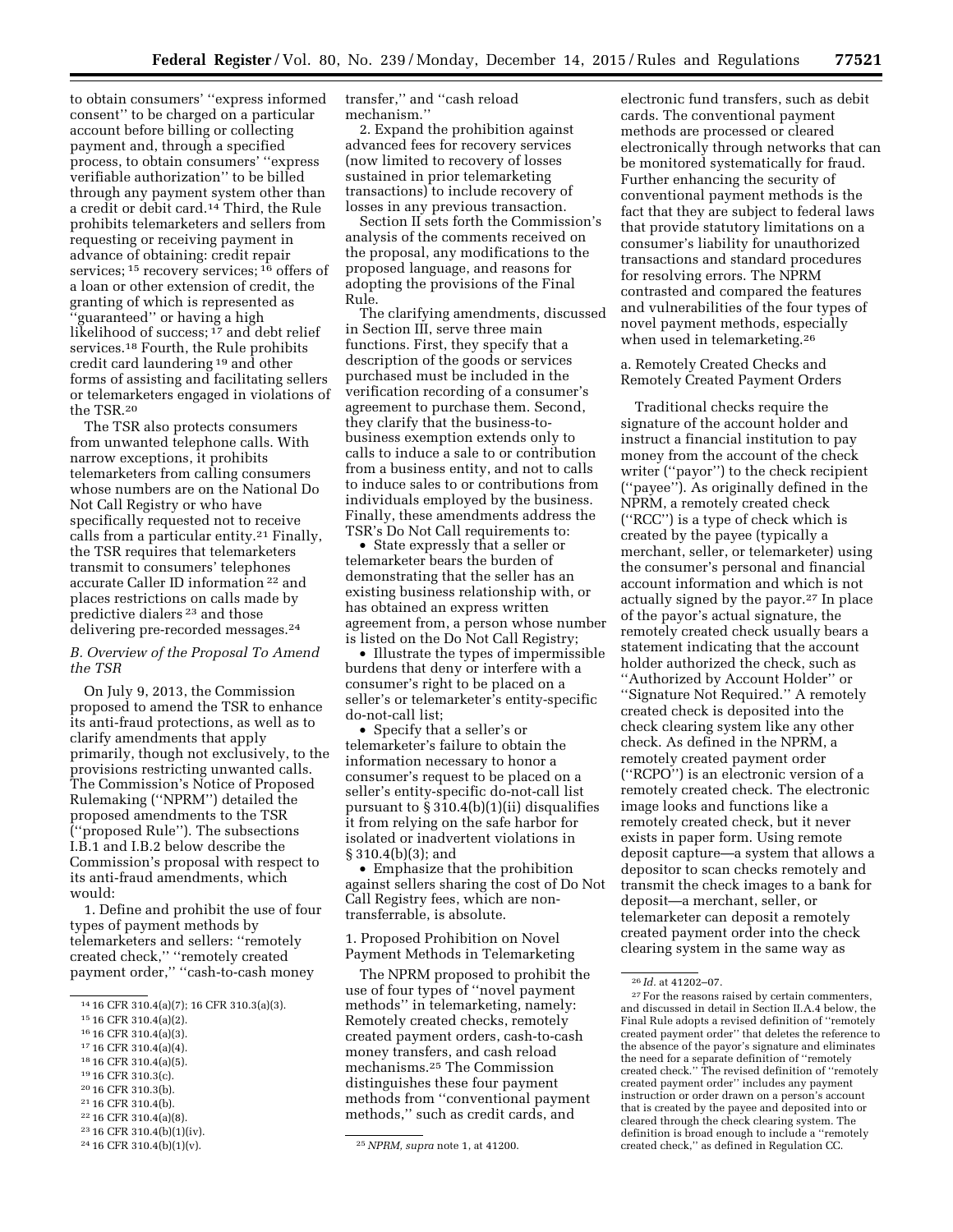to obtain consumers' "express informed consent" to be charged on a particular account before billing or collecting payment and, through a specified process, to obtain consumers' "express verifiable authorization" to be billed through any payment system other than a credit or debit card.[14] Third, the Rule prohibits telemarketers and sellers from requesting or receiving payment in advance of obtaining: credit repair services; [15] recovery services; [16] offers of a loan or other extension of credit, the granting of which is represented as "guaranteed" or having a high likelihood of success; [17] and debt relief services.[18] Fourth, the Rule prohibits credit card laundering [19] and other forms of assisting and facilitating sellers or telemarketers engaged in violations of the TSR.[20]

The TSR also protects consumers from unwanted telephone calls. With narrow exceptions, it prohibits telemarketers from calling consumers whose numbers are on the National Do Not Call Registry or who have specifically requested not to receive calls from a particular entity.[21] Finally, the TSR requires that telemarketers transmit to consumers' telephones accurate Caller ID information [22] and places restrictions on calls made by predictive dialers [23] and those delivering pre-recorded messages.[24]

### *B. Overview of the Proposal To Amend the TSR*

On July 9, 2013, the Commission proposed to amend the TSR to enhance its anti-fraud protections, as well as to clarify amendments that apply primarily, though not exclusively, to the provisions restricting unwanted calls. The Commission's Notice of Proposed Rulemaking ("NPRM") detailed the proposed amendments to the TSR ("proposed Rule"). The subsections I.B.1 and I.B.2 below describe the Commission's proposal with respect to its anti-fraud amendments, which would:

1. Define and prohibit the use of four types of payment methods by telemarketers and sellers: "remotely created check," "remotely created payment order," "cash-to-cash money transfer," and "cash reload mechanism."

2. Expand the prohibition against advanced fees for recovery services (now limited to recovery of losses sustained in prior telemarketing transactions) to include recovery of losses in any previous transaction.

Section II sets forth the Commission's analysis of the comments received on the proposal, any modifications to the proposed language, and reasons for adopting the provisions of the Final Rule.

The clarifying amendments, discussed in Section III, serve three main functions. First, they specify that a description of the goods or services purchased must be included in the verification recording of a consumer's agreement to purchase them. Second, they clarify that the business-to-business exemption extends only to calls to induce a sale to or contribution from a business entity, and not to calls to induce sales to or contributions from individuals employed by the business. Finally, these amendments address the TSR's Do Not Call requirements to:

- State expressly that a seller or telemarketer bears the burden of demonstrating that the seller has an existing business relationship with, or has obtained an express written agreement from, a person whose number is listed on the Do Not Call Registry;
- Illustrate the types of impermissible burdens that deny or interfere with a consumer's right to be placed on a seller's or telemarketer's entity-specific do-not-call list;
- Specify that a seller's or telemarketer's failure to obtain the information necessary to honor a consumer's request to be placed on a seller's entity-specific do-not-call list pursuant to § 310.4(b)(1)(ii) disqualifies it from relying on the safe harbor for isolated or inadvertent violations in § 310.4(b)(3); and
- Emphasize that the prohibition against sellers sharing the cost of Do Not Call Registry fees, which are non-transferrable, is absolute.

#### 1. Proposed Prohibition on Novel Payment Methods in Telemarketing

The NPRM proposed to prohibit the use of four types of "novel payment methods" in telemarketing, namely: Remotely created checks, remotely created payment orders, cash-to-cash money transfers, and cash reload mechanisms.[25] The Commission distinguishes these four payment methods from "conventional payment methods," such as credit cards, and electronic fund transfers, such as debit cards. The conventional payment methods are processed or cleared electronically through networks that can be monitored systematically for fraud. Further enhancing the security of conventional payment methods is the fact that they are subject to federal laws that provide statutory limitations on a consumer's liability for unauthorized transactions and standard procedures for resolving errors. The NPRM contrasted and compared the features and vulnerabilities of the four types of novel payment methods, especially when used in telemarketing.[26]

##### a. Remotely Created Checks and Remotely Created Payment Orders

Traditional checks require the signature of the account holder and instruct a financial institution to pay money from the account of the check writer ("payor") to the check recipient ("payee"). As originally defined in the NPRM, a remotely created check ("RCC") is a type of check which is created by the payee (typically a merchant, seller, or telemarketer) using the consumer's personal and financial account information and which is not actually signed by the payor.[27] In place of the payor's actual signature, the remotely created check usually bears a statement indicating that the account holder authorized the check, such as "Authorized by Account Holder" or "Signature Not Required." A remotely created check is deposited into the check clearing system like any other check. As defined in the NPRM, a remotely created payment order ("RCPO") is an electronic version of a remotely created check. The electronic image looks and functions like a remotely created check, but it never exists in paper form. Using remote deposit capture—a system that allows a depositor to scan checks remotely and transmit the check images to a bank for deposit—a merchant, seller, or telemarketer can deposit a remotely created payment order into the check clearing system in the same way as

---

[14] 16 CFR 310.4(a)(7); 16 CFR 310.3(a)(3).

[15] 16 CFR 310.4(a)(2).

[16] 16 CFR 310.4(a)(3).

[17] 16 CFR 310.4(a)(4).

[18] 16 CFR 310.4(a)(5).

[19] 16 CFR 310.3(c).

[20] 16 CFR 310.3(b).

[21] 16 CFR 310.4(b).

[22] 16 CFR 310.4(a)(8).

[23] 16 CFR 310.4(b)(1)(iv).

[24] 16 CFR 310.4(b)(1)(v).

[25] *NPRM, supra* note 1, at 41200.

[26] *Id.* at 41202–07.

[27] For the reasons raised by certain commenters, and discussed in detail in Section II.A.4 below, the Final Rule adopts a revised definition of "remotely created payment order" that deletes the reference to the absence of the payor's signature and eliminates the need for a separate definition of "remotely created check." The revised definition of "remotely created payment order" includes any payment instruction or order drawn on a person's account that is created by the payee and deposited into or cleared through the check clearing system. The definition is broad enough to include a "remotely created check," as defined in Regulation CC.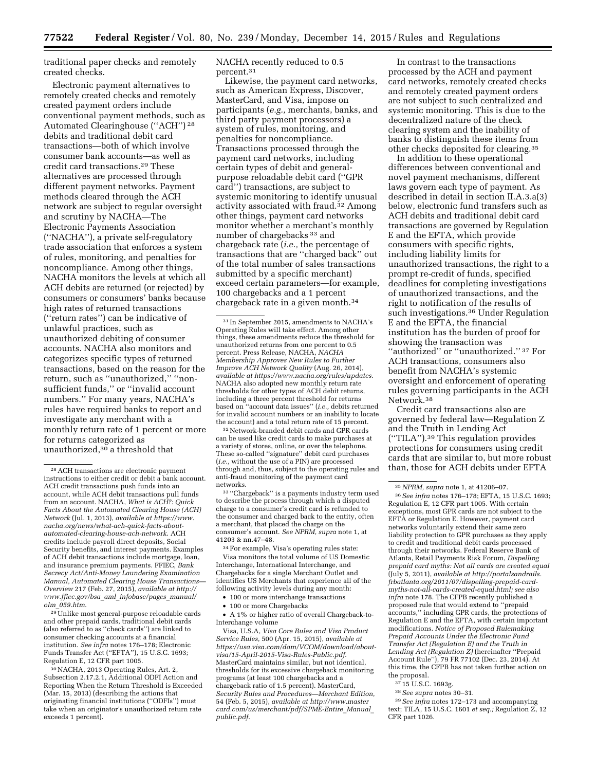traditional paper checks and remotely created checks.

Electronic payment alternatives to remotely created checks and remotely created payment orders include conventional payment methods, such as Automated Clearinghouse ("ACH")[28] debits and traditional debit card transactions—both of which involve consumer bank accounts—as well as credit card transactions.[29] These alternatives are processed through different payment networks. Payment methods cleared through the ACH network are subject to regular oversight and scrutiny by NACHA—The Electronic Payments Association ("NACHA"), a private self-regulatory trade association that enforces a system of rules, monitoring, and penalties for noncompliance. Among other things, NACHA monitors the levels at which all ACH debits are returned (or rejected) by consumers or consumers' banks because high rates of returned transactions ("return rates") can be indicative of unlawful practices, such as unauthorized debiting of consumer accounts. NACHA also monitors and categorizes specific types of returned transactions, based on the reason for the return, such as "unauthorized," "non-sufficient funds," or "invalid account numbers." For many years, NACHA's rules have required banks to report and investigate any merchant with a monthly return rate of 1 percent or more for returns categorized as unauthorized,[30] a threshold that NACHA recently reduced to 0.5 percent.[31]

Likewise, the payment card networks, such as American Express, Discover, MasterCard, and Visa, impose on participants (*e.g.,* merchants, banks, and third party payment processors) a system of rules, monitoring, and penalties for noncompliance. Transactions processed through the payment card networks, including certain types of debit and general-purpose reloadable debit card ("GPR card") transactions, are subject to systemic monitoring to identify unusual activity associated with fraud.[32] Among other things, payment card networks monitor whether a merchant's monthly number of chargebacks[33] and chargeback rate (*i.e.,* the percentage of transactions that are "charged back" out of the total number of sales transactions submitted by a specific merchant) exceed certain parameters—for example, 100 chargebacks and a 1 percent chargeback rate in a given month.[34]

In contrast to the transactions processed by the ACH and payment card networks, remotely created checks and remotely created payment orders are not subject to such centralized and systemic monitoring. This is due to the decentralized nature of the check clearing system and the inability of banks to distinguish these items from other checks deposited for clearing.[35]

In addition to these operational differences between conventional and novel payment mechanisms, different laws govern each type of payment. As described in detail in section II.A.3.a(3) below, electronic fund transfers such as ACH debits and traditional debit card transactions are governed by Regulation E and the EFTA, which provide consumers with specific rights, including liability limits for unauthorized transactions, the right to a prompt re-credit of funds, specified deadlines for completing investigations of unauthorized transactions, and the right to notification of the results of such investigations.[36] Under Regulation E and the EFTA, the financial institution has the burden of proof for showing the transaction was "authorized" or "unauthorized."[37] For ACH transactions, consumers also benefit from NACHA's systemic oversight and enforcement of operating rules governing participants in the ACH Network.[38]

Credit card transactions also are governed by federal law—Regulation Z and the Truth in Lending Act ("TILA").[39] This regulation provides protections for consumers using credit cards that are similar to, but more robust than, those for ACH debits under EFTA

---

[28] ACH transactions are electronic payment instructions to either credit or debit a bank account. ACH credit transactions push funds into an account, while ACH debit transactions pull funds from an account. NACHA, *What is ACH?: Quick Facts About the Automated Clearing House (ACH) Network* (Jul. 1, 2013), *available at https://www.nacha.org/news/what-ach-quick-facts-about-automated-clearing-house-ach-network.* ACH credits include payroll direct deposits, Social Security benefits, and interest payments. Examples of ACH debit transactions include mortgage, loan, and insurance premium payments. FFIEC, *Bank Secrecy Act/Anti-Money Laundering Examination Manual, Automated Clearing House Transactions—Overview* 217 (Feb. 27, 2015), *available at http://www.ffiec.gov/bsa_aml_infobase/pages_manual/olm_059.htm.*

[29] Unlike most general-purpose reloadable cards and other prepaid cards, traditional debit cards (also referred to as "check cards") are linked to consumer checking accounts at a financial institution. *See infra* notes 176–178; Electronic Funds Transfer Act ("EFTA"), 15 U.S.C. 1693; Regulation E, 12 CFR part 1005.

[30] NACHA, 2013 Operating Rules, Art. 2, Subsection 2.17.2.1, Additional ODFI Action and Reporting When the Return Threshold is Exceeded (Mar. 15, 2013) (describing the actions that originating financial institutions ("ODFIs") must take when an originator's unauthorized return rate exceeds 1 percent).

[31] In September 2015, amendments to NACHA's Operating Rules will take effect. Among other things, these amendments reduce the threshold for unauthorized returns from one percent to 0.5 percent. Press Release, NACHA, *NACHA Membership Approves New Rules to Further Improve ACH Network Quality* (Aug. 26, 2014), *available at https://www.nacha.org/rules/updates.* NACHA also adopted new monthly return rate thresholds for other types of ACH debit returns, including a three percent threshold for returns based on "account data issues" (*i.e.,* debits returned for invalid account numbers or an inability to locate the account) and a total return rate of 15 percent.

[32] Network-branded debit cards and GPR cards can be used like credit cards to make purchases at a variety of stores, online, or over the telephone. These so-called "signature" debit card purchases (*i.e.,* without the use of a PIN) are processed through and, thus, subject to the operating rules and anti-fraud monitoring of the payment card networks.

[33] "Chargeback" is a payments industry term used to describe the process through which a disputed charge to a consumer's credit card is refunded to the consumer and charged back to the entity, often a merchant, that placed the charge on the consumer's account. *See NPRM, supra* note 1, at 41203 & nn.47–48.

[34] For example, Visa's operating rules state:

Visa monitors the total volume of US Domestic Interchange, International Interchange, and Chargebacks for a single Merchant Outlet and identifies US Merchants that experience all of the following activity levels during any month:

- 100 or more interchange transactions
- 100 or more Chargebacks
- A 1% or higher ratio of overall Chargeback-to-Interchange volume

Visa, U.S.A, *Visa Core Rules and Visa Product Service Rules,* 500 (Apr. 15, 2015), *available at https://usa.visa.com/dam/VCOM/download/about-visa/15-April-2015-Visa-Rules-Public.pdf.* MasterCard maintains similar, but not identical, thresholds for its excessive chargeback monitoring programs (at least 100 chargebacks and a chargeback ratio of 1.5 percent). MasterCard, *Security Rules and Procedures—Merchant Edition,* 54 (Feb. 5, 2015), *available at http://www.mastercard.com/us/merchant/pdf/SPME-Entire_Manual_public.pdf.*

[35] *NPRM, supra* note 1, at 41206–07.

[36] *See infra* notes 176–178; EFTA, 15 U.S.C. 1693; Regulation E, 12 CFR part 1005. With certain exceptions, most GPR cards are not subject to the EFTA or Regulation E. However, payment card networks voluntarily extend their same zero liability protection to GPR purchases as they apply to credit and traditional debit cards processed through their networks. Federal Reserve Bank of Atlanta, Retail Payments Risk Forum, *Dispelling prepaid card myths: Not all cards are created equal* (July 5, 2011), *available at http://portalsandrails.frbatlanta.org/2011/07/dispelling-prepaid-card-myths-not-all-cards-created-equal.html; see also infra* note 178. The CFPB recently published a proposed rule that would extend to "prepaid accounts," including GPR cards, the protections of Regulation E and the EFTA, with certain important modifications. *Notice of Proposed Rulemaking Prepaid Accounts Under the Electronic Fund Transfer Act (Regulation E) and the Truth in Lending Act (Regulation Z)* (hereinafter "Prepaid Account Rule"), 79 FR 77102 (Dec. 23, 2014). At this time, the CFPB has not taken further action on the proposal.

[37] 15 U.S.C. 1693g.

[38] *See supra* notes 30–31.

[39] *See infra* notes 172–173 and accompanying text; TILA, 15 U.S.C. 1601 *et seq.;* Regulation Z, 12 CFR part 1026.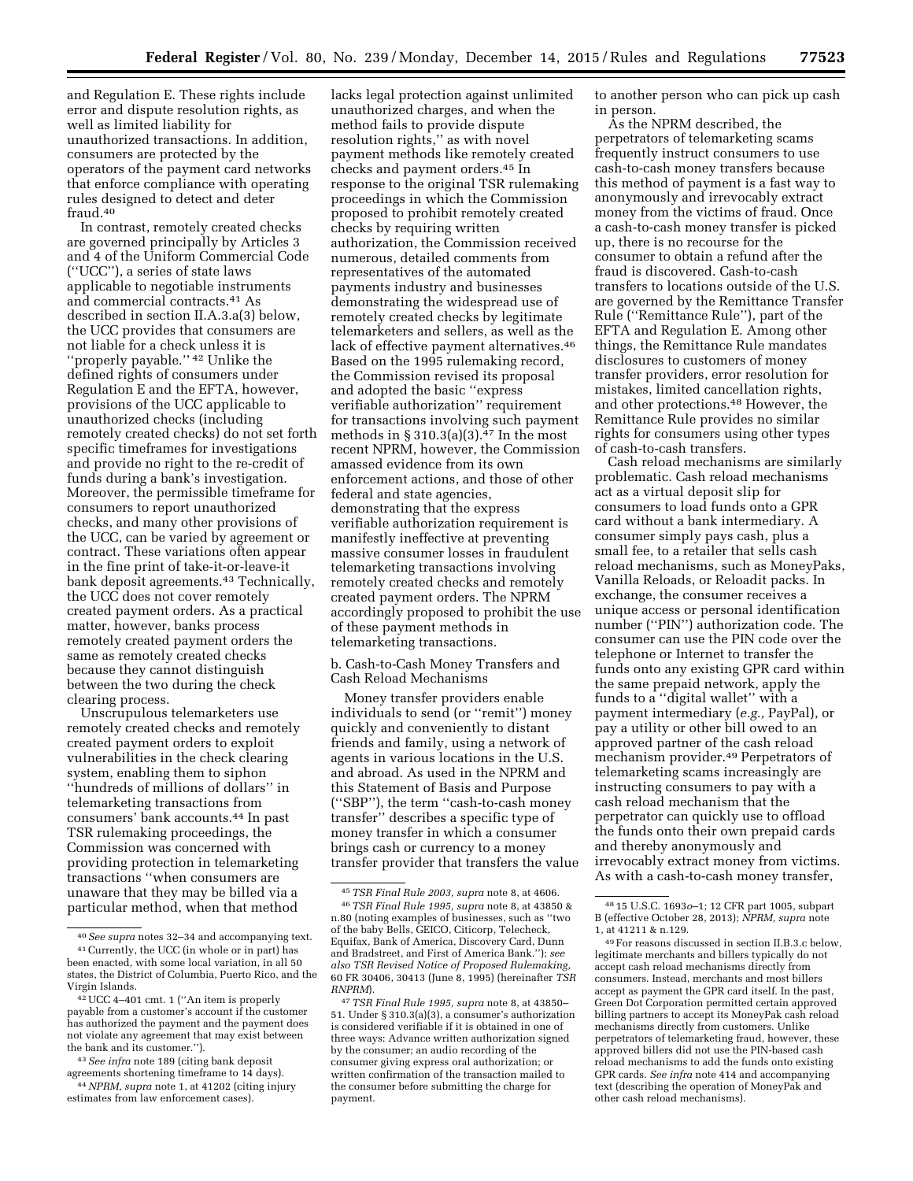and Regulation E. These rights include error and dispute resolution rights, as well as limited liability for unauthorized transactions. In addition, consumers are protected by the operators of the payment card networks that enforce compliance with operating rules designed to detect and deter fraud.[40]

In contrast, remotely created checks are governed principally by Articles 3 and 4 of the Uniform Commercial Code (''UCC''), a series of state laws applicable to negotiable instruments and commercial contracts.[41] As described in section II.A.3.a(3) below, the UCC provides that consumers are not liable for a check unless it is ''properly payable.'' [42] Unlike the defined rights of consumers under Regulation E and the EFTA, however, provisions of the UCC applicable to unauthorized checks (including remotely created checks) do not set forth specific timeframes for investigations and provide no right to the re-credit of funds during a bank's investigation. Moreover, the permissible timeframe for consumers to report unauthorized checks, and many other provisions of the UCC, can be varied by agreement or contract. These variations often appear in the fine print of take-it-or-leave-it bank deposit agreements.[43] Technically, the UCC does not cover remotely created payment orders. As a practical matter, however, banks process remotely created payment orders the same as remotely created checks because they cannot distinguish between the two during the check clearing process.

Unscrupulous telemarketers use remotely created checks and remotely created payment orders to exploit vulnerabilities in the check clearing system, enabling them to siphon ''hundreds of millions of dollars'' in telemarketing transactions from consumers' bank accounts.[44] In past TSR rulemaking proceedings, the Commission was concerned with providing protection in telemarketing transactions ''when consumers are unaware that they may be billed via a particular method, when that method lacks legal protection against unlimited unauthorized charges, and when the method fails to provide dispute resolution rights,'' as with novel payment methods like remotely created checks and payment orders.[45] In response to the original TSR rulemaking proceedings in which the Commission proposed to prohibit remotely created checks by requiring written authorization, the Commission received numerous, detailed comments from representatives of the automated payments industry and businesses demonstrating the widespread use of remotely created checks by legitimate telemarketers and sellers, as well as the lack of effective payment alternatives.[46] Based on the 1995 rulemaking record, the Commission revised its proposal and adopted the basic ''express verifiable authorization'' requirement for transactions involving such payment methods in § 310.3(a)(3).[47] In the most recent NPRM, however, the Commission amassed evidence from its own enforcement actions, and those of other federal and state agencies, demonstrating that the express verifiable authorization requirement is manifestly ineffective at preventing massive consumer losses in fraudulent telemarketing transactions involving remotely created checks and remotely created payment orders. The NPRM accordingly proposed to prohibit the use of these payment methods in telemarketing transactions.

b. Cash-to-Cash Money Transfers and Cash Reload Mechanisms

Money transfer providers enable individuals to send (or ''remit'') money quickly and conveniently to distant friends and family, using a network of agents in various locations in the U.S. and abroad. As used in the NPRM and this Statement of Basis and Purpose (''SBP''), the term ''cash-to-cash money transfer'' describes a specific type of money transfer in which a consumer brings cash or currency to a money transfer provider that transfers the value to another person who can pick up cash in person.

As the NPRM described, the perpetrators of telemarketing scams frequently instruct consumers to use cash-to-cash money transfers because this method of payment is a fast way to anonymously and irrevocably extract money from the victims of fraud. Once a cash-to-cash money transfer is picked up, there is no recourse for the consumer to obtain a refund after the fraud is discovered. Cash-to-cash transfers to locations outside of the U.S. are governed by the Remittance Transfer Rule (''Remittance Rule''), part of the EFTA and Regulation E. Among other things, the Remittance Rule mandates disclosures to customers of money transfer providers, error resolution for mistakes, limited cancellation rights, and other protections.[48] However, the Remittance Rule provides no similar rights for consumers using other types of cash-to-cash transfers.

Cash reload mechanisms are similarly problematic. Cash reload mechanisms act as a virtual deposit slip for consumers to load funds onto a GPR card without a bank intermediary. A consumer simply pays cash, plus a small fee, to a retailer that sells cash reload mechanisms, such as MoneyPaks, Vanilla Reloads, or Reloadit packs. In exchange, the consumer receives a unique access or personal identification number (''PIN'') authorization code. The consumer can use the PIN code over the telephone or Internet to transfer the funds onto any existing GPR card within the same prepaid network, apply the funds to a ''digital wallet'' with a payment intermediary (*e.g.*, PayPal), or pay a utility or other bill owed to an approved partner of the cash reload mechanism provider.[49] Perpetrators of telemarketing scams increasingly are instructing consumers to pay with a cash reload mechanism that the perpetrator can quickly use to offload the funds onto their own prepaid cards and thereby anonymously and irrevocably extract money from victims. As with a cash-to-cash money transfer,

---

[40] *See supra* notes 32–34 and accompanying text.

[41] Currently, the UCC (in whole or in part) has been enacted, with some local variation, in all 50 states, the District of Columbia, Puerto Rico, and the Virgin Islands.

[42] UCC 4–401 cmt. 1 (''An item is properly payable from a customer's account if the customer has authorized the payment and the payment does not violate any agreement that may exist between the bank and its customer.'').

[43] *See infra* note 189 (citing bank deposit agreements shortening timeframe to 14 days).

[44] *NPRM, supra* note 1, at 41202 (citing injury estimates from law enforcement cases).

[45] *TSR Final Rule 2003, supra* note 8, at 4606.

[46] *TSR Final Rule 1995, supra* note 8, at 43850 & n.80 (noting examples of businesses, such as ''two of the baby Bells, GEICO, Citicorp, Telecheck, Equifax, Bank of America, Discovery Card, Dunn and Bradstreet, and First of America Bank.''); *see also TSR Revised Notice of Proposed Rulemaking,* 60 FR 30406, 30413 (June 8, 1995) (hereinafter *TSR RNPRM*).

[47] *TSR Final Rule 1995, supra* note 8, at 43850–51. Under § 310.3(a)(3), a consumer's authorization is considered verifiable if it is obtained in one of three ways: Advance written authorization signed by the consumer; an audio recording of the consumer giving express oral authorization; or written confirmation of the transaction mailed to the consumer before submitting the charge for payment.

[48] 15 U.S.C. 1693*o*–1; 12 CFR part 1005, subpart B (effective October 28, 2013); *NPRM, supra* note 1, at 41211 & n.129.

[49] For reasons discussed in section II.B.3.c below, legitimate merchants and billers typically do not accept cash reload mechanisms directly from consumers. Instead, merchants and most billers accept as payment the GPR card itself. In the past, Green Dot Corporation permitted certain approved billing partners to accept its MoneyPak cash reload mechanisms directly from customers. Unlike perpetrators of telemarketing fraud, however, these approved billers did not use the PIN-based cash reload mechanisms to add the funds onto existing GPR cards. *See infra* note 414 and accompanying text (describing the operation of MoneyPak and other cash reload mechanisms).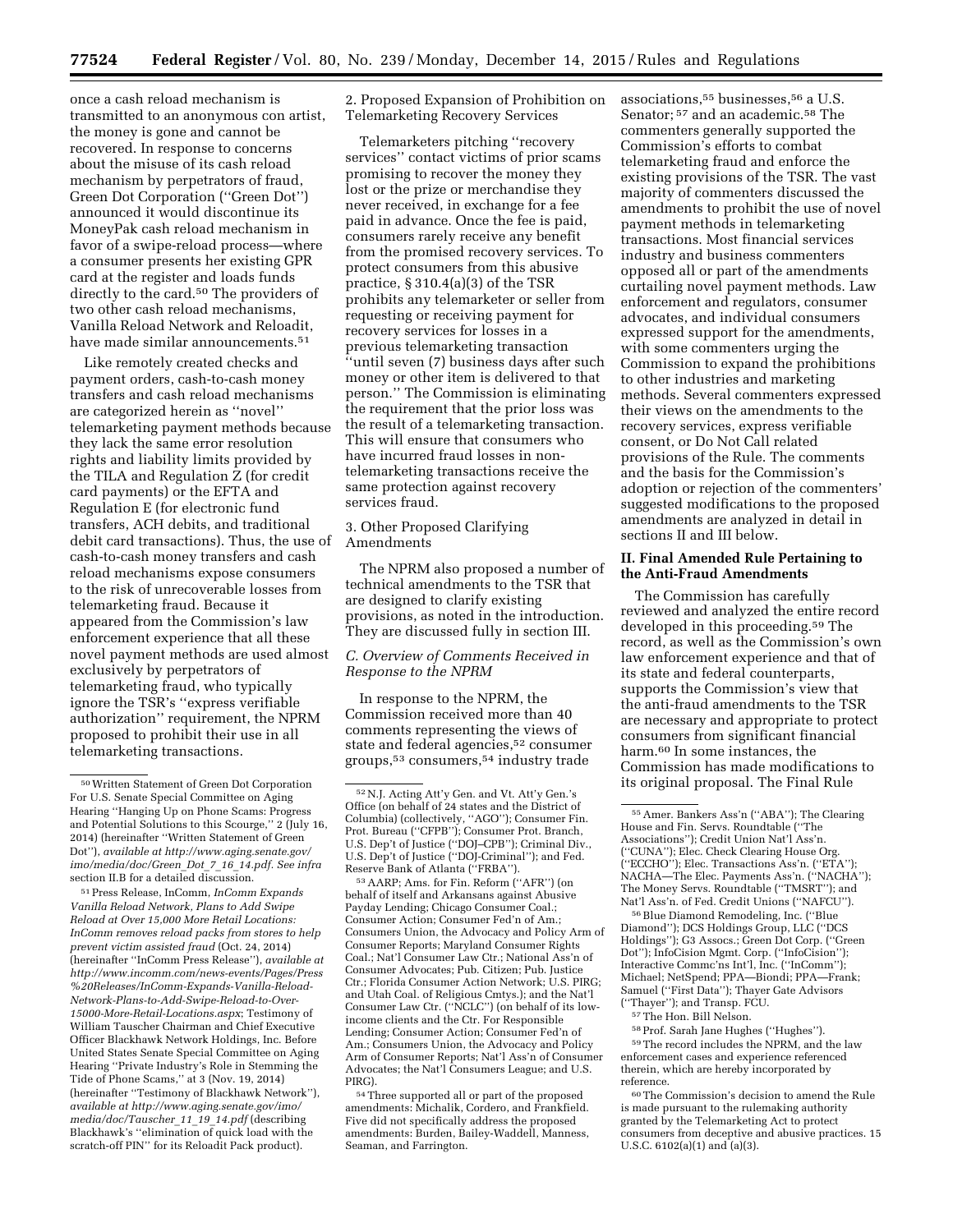once a cash reload mechanism is transmitted to an anonymous con artist, the money is gone and cannot be recovered. In response to concerns about the misuse of its cash reload mechanism by perpetrators of fraud, Green Dot Corporation (''Green Dot'') announced it would discontinue its MoneyPak cash reload mechanism in favor of a swipe-reload process—where a consumer presents her existing GPR card at the register and loads funds directly to the card.[50] The providers of two other cash reload mechanisms, Vanilla Reload Network and Reloadit, have made similar announcements.[51]

Like remotely created checks and payment orders, cash-to-cash money transfers and cash reload mechanisms are categorized herein as ''novel'' telemarketing payment methods because they lack the same error resolution rights and liability limits provided by the TILA and Regulation Z (for credit card payments) or the EFTA and Regulation E (for electronic fund transfers, ACH debits, and traditional debit card transactions). Thus, the use of cash-to-cash money transfers and cash reload mechanisms expose consumers to the risk of unrecoverable losses from telemarketing fraud. Because it appeared from the Commission's law enforcement experience that all these novel payment methods are used almost exclusively by perpetrators of telemarketing fraud, who typically ignore the TSR's ''express verifiable authorization'' requirement, the NPRM proposed to prohibit their use in all telemarketing transactions.

2. Proposed Expansion of Prohibition on Telemarketing Recovery Services

Telemarketers pitching ''recovery services'' contact victims of prior scams promising to recover the money they lost or the prize or merchandise they never received, in exchange for a fee paid in advance. Once the fee is paid, consumers rarely receive any benefit from the promised recovery services. To protect consumers from this abusive practice, § 310.4(a)(3) of the TSR prohibits any telemarketer or seller from requesting or receiving payment for recovery services for losses in a previous telemarketing transaction ''until seven (7) business days after such money or other item is delivered to that person.'' The Commission is eliminating the requirement that the prior loss was the result of a telemarketing transaction. This will ensure that consumers who have incurred fraud losses in non-telemarketing transactions receive the same protection against recovery services fraud.

3. Other Proposed Clarifying Amendments

The NPRM also proposed a number of technical amendments to the TSR that are designed to clarify existing provisions, as noted in the introduction. They are discussed fully in section III.

*C. Overview of Comments Received in Response to the NPRM*

In response to the NPRM, the Commission received more than 40 comments representing the views of state and federal agencies,[52] consumer groups,[53] consumers,[54] industry trade associations,[55] businesses,[56] a U.S. Senator;[57] and an academic.[58] The commenters generally supported the Commission's efforts to combat telemarketing fraud and enforce the existing provisions of the TSR. The vast majority of commenters discussed the amendments to prohibit the use of novel payment methods in telemarketing transactions. Most financial services industry and business commenters opposed all or part of the amendments curtailing novel payment methods. Law enforcement and regulators, consumer advocates, and individual consumers expressed support for the amendments, with some commenters urging the Commission to expand the prohibitions to other industries and marketing methods. Several commenters expressed their views on the amendments to the recovery services, express verifiable consent, or Do Not Call related provisions of the Rule. The comments and the basis for the Commission's adoption or rejection of the commenters' suggested modifications to the proposed amendments are analyzed in detail in sections II and III below.

## II. Final Amended Rule Pertaining to the Anti-Fraud Amendments

The Commission has carefully reviewed and analyzed the entire record developed in this proceeding.[59] The record, as well as the Commission's own law enforcement experience and that of its state and federal counterparts, supports the Commission's view that the anti-fraud amendments to the TSR are necessary and appropriate to protect consumers from significant financial harm.[60] In some instances, the Commission has made modifications to its original proposal. The Final Rule

---

[50] Written Statement of Green Dot Corporation For U.S. Senate Special Committee on Aging Hearing ''Hanging Up on Phone Scams: Progress and Potential Solutions to this Scourge,'' 2 (July 16, 2014) (hereinafter ''Written Statement of Green Dot''), *available at http://www.aging.senate.gov/imo/media/doc/Green_Dot_7_16_14.pdf. See infra* section II.B for a detailed discussion.

[51] Press Release, InComm, *InComm Expands Vanilla Reload Network, Plans to Add Swipe Reload at Over 15,000 More Retail Locations: InComm removes reload packs from stores to help prevent victim assisted fraud* (Oct. 24, 2014) (hereinafter ''InComm Press Release''), *available at http://www.incomm.com/news-events/Pages/Press%20Releases/InComm-Expands-Vanilla-Reload-Network-Plans-to-Add-Swipe-Reload-to-Over-15000-More-Retail-Locations.aspx*; Testimony of William Tauscher Chairman and Chief Executive Officer Blackhawk Network Holdings, Inc. Before United States Senate Special Committee on Aging Hearing ''Private Industry's Role in Stemming the Tide of Phone Scams,'' at 3 (Nov. 19, 2014) (hereinafter ''Testimony of Blackhawk Network''), *available at http://www.aging.senate.gov/imo/media/doc/Tauscher_11_19_14.pdf* (describing Blackhawk's ''elimination of quick load with the scratch-off PIN'' for its Reloadit Pack product).

[52] N.J. Acting Att'y Gen. and Vt. Att'y Gen.'s Office (on behalf of 24 states and the District of Columbia) (collectively, ''AGO''); Consumer Fin. Prot. Bureau (''CFPB''); Consumer Prot. Branch, U.S. Dep't of Justice (''DOJ–CPB''); Criminal Div., U.S. Dep't of Justice (''DOJ-Criminal''); and Fed. Reserve Bank of Atlanta (''FRBA'').

[53] AARP; Ams. for Fin. Reform (''AFR'') (on behalf of itself and Arkansans against Abusive Payday Lending; Chicago Consumer Coal.; Consumer Action; Consumer Fed'n of Am.; Consumers Union, the Advocacy and Policy Arm of Consumer Reports; Maryland Consumer Rights Coal.; Nat'l Consumer Law Ctr.; National Ass'n of Consumer Advocates; Pub. Citizen; Pub. Justice Ctr.; Florida Consumer Action Network; U.S. PIRG; and Utah Coal. of Religious Cmtys.); and the Nat'l Consumer Law Ctr. (''NCLC'') (on behalf of its low-income clients and the Ctr. For Responsible Lending; Consumer Action; Consumer Fed'n of Am.; Consumers Union, the Advocacy and Policy Arm of Consumer Reports; Nat'l Ass'n of Consumer Advocates; the Nat'l Consumers League; and U.S. PIRG).

[54] Three supported all or part of the proposed amendments: Michalik, Cordero, and Frankfield. Five did not specifically address the proposed amendments: Burden, Bailey-Waddell, Manness, Seaman, and Farrington.

[55] Amer. Bankers Ass'n (''ABA''); The Clearing House and Fin. Servs. Roundtable (''The Associations''); Credit Union Nat'l Ass'n. (''CUNA''); Elec. Check Clearing House Org. (''ECCHO''); Elec. Transactions Ass'n. (''ETA''); NACHA—The Elec. Payments Ass'n. (''NACHA''); The Money Servs. Roundtable (''TMSRT''); and Nat'l Ass'n. of Fed. Credit Unions (''NAFCU'').

[56] Blue Diamond Remodeling, Inc. (''Blue Diamond''); DCS Holdings Group, LLC (''DCS Holdings''); G3 Assocs.; Green Dot Corp. (''Green Dot''); InfoCision Mgmt. Corp. (''InfoCision''); Interactive Commc'ns Int'l, Inc. (''InComm''); Michael; NetSpend; PPA—Biondi; PPA—Frank; Samuel (''First Data''); Thayer Gate Advisors (''Thayer''); and Transp. FCU.

[57] The Hon. Bill Nelson.

[58] Prof. Sarah Jane Hughes (''Hughes'').

[59] The record includes the NPRM, and the law enforcement cases and experience referenced therein, which are hereby incorporated by reference.

[60] The Commission's decision to amend the Rule is made pursuant to the rulemaking authority granted by the Telemarketing Act to protect consumers from deceptive and abusive practices. 15 U.S.C. 6102(a)(1) and (a)(3).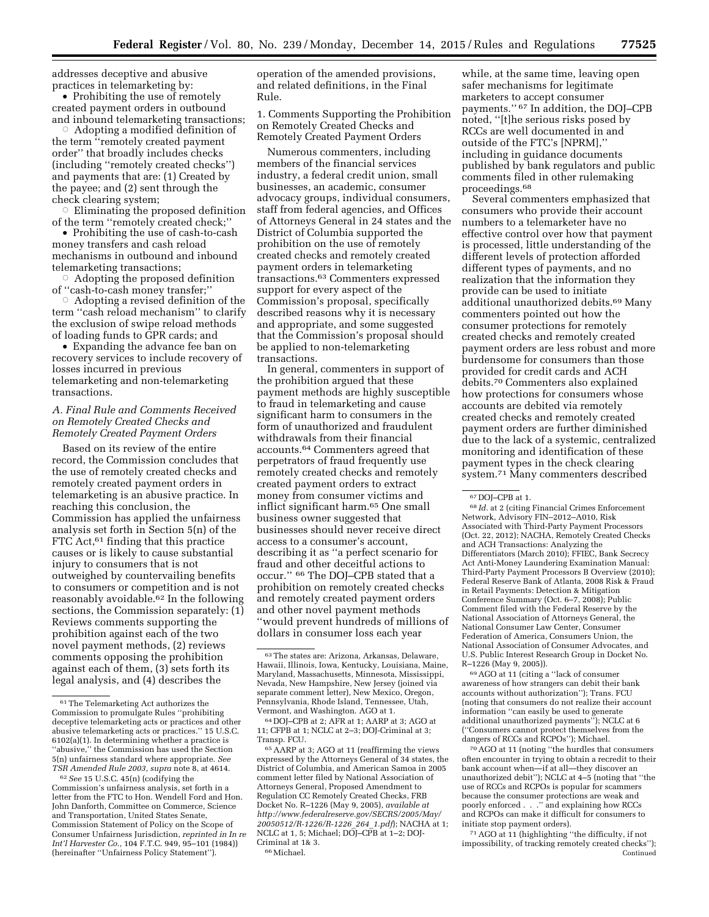addresses deceptive and abusive practices in telemarketing by:

- Prohibiting the use of remotely created payment orders in outbound and inbound telemarketing transactions;
  - Adopting a modified definition of the term "remotely created payment order" that broadly includes checks (including "remotely created checks") and payments that are: (1) Created by the payee; and (2) sent through the check clearing system;
  - Eliminating the proposed definition of the term "remotely created check;"
- Prohibiting the use of cash-to-cash money transfers and cash reload mechanisms in outbound and inbound telemarketing transactions;
  - Adopting the proposed definition of "cash-to-cash money transfer;"
  - Adopting a revised definition of the term "cash reload mechanism" to clarify the exclusion of swipe reload methods of loading funds to GPR cards; and
- Expanding the advance fee ban on recovery services to include recovery of losses incurred in previous telemarketing and non-telemarketing transactions.

### *A. Final Rule and Comments Received on Remotely Created Checks and Remotely Created Payment Orders*

Based on its review of the entire record, the Commission concludes that the use of remotely created checks and remotely created payment orders in telemarketing is an abusive practice. In reaching this conclusion, the Commission has applied the unfairness analysis set forth in Section 5(n) of the FTC Act,[61] finding that this practice causes or is likely to cause substantial injury to consumers that is not outweighed by countervailing benefits to consumers or competition and is not reasonably avoidable.[62] In the following sections, the Commission separately: (1) Reviews comments supporting the prohibition against each of the two novel payment methods, (2) reviews comments opposing the prohibition against each of them, (3) sets forth its legal analysis, and (4) describes the operation of the amended provisions, and related definitions, in the Final Rule.

1. Comments Supporting the Prohibition on Remotely Created Checks and Remotely Created Payment Orders

Numerous commenters, including members of the financial services industry, a federal credit union, small businesses, an academic, consumer advocacy groups, individual consumers, staff from federal agencies, and Offices of Attorneys General in 24 states and the District of Columbia supported the prohibition on the use of remotely created checks and remotely created payment orders in telemarketing transactions.[63] Commenters expressed support for every aspect of the Commission's proposal, specifically described reasons why it is necessary and appropriate, and some suggested that the Commission's proposal should be applied to non-telemarketing transactions.

In general, commenters in support of the prohibition argued that these payment methods are highly susceptible to fraud in telemarketing and cause significant harm to consumers in the form of unauthorized and fraudulent withdrawals from their financial accounts.[64] Commenters agreed that perpetrators of fraud frequently use remotely created checks and remotely created payment orders to extract money from consumer victims and inflict significant harm.[65] One small business owner suggested that businesses should never receive direct access to a consumer's account, describing it as "a perfect scenario for fraud and other deceitful actions to occur." [66] The DOJ–CPB stated that a prohibition on remotely created checks and remotely created payment orders and other novel payment methods "would prevent hundreds of millions of dollars in consumer loss each year while, at the same time, leaving open safer mechanisms for legitimate marketers to accept consumer payments." [67] In addition, the DOJ–CPB noted, "[t]he serious risks posed by RCCs are well documented in and outside of the FTC's [NPRM]," including in guidance documents published by bank regulators and public comments filed in other rulemaking proceedings.[68]

Several commenters emphasized that consumers who provide their account numbers to a telemarketer have no effective control over how that payment is processed, little understanding of the different levels of protection afforded different types of payments, and no realization that the information they provide can be used to initiate additional unauthorized debits.[69] Many commenters pointed out how the consumer protections for remotely created checks and remotely created payment orders are less robust and more burdensome for consumers than those provided for credit cards and ACH debits.[70] Commenters also explained how protections for consumers whose accounts are debited via remotely created checks and remotely created payment orders are further diminished due to the lack of a systemic, centralized monitoring and identification of these payment types in the check clearing system.[71] Many commenters described

---

[61] The Telemarketing Act authorizes the Commission to promulgate Rules "prohibiting deceptive telemarketing acts or practices and other abusive telemarketing acts or practices." 15 U.S.C. 6102(a)(1). In determining whether a practice is "abusive," the Commission has used the Section 5(n) unfairness standard where appropriate. *See TSR Amended Rule 2003, supra* note 8, at 4614.

[62] *See* 15 U.S.C. 45(n) (codifying the Commission's unfairness analysis, set forth in a letter from the FTC to Hon. Wendell Ford and Hon. John Danforth, Committee on Commerce, Science and Transportation, United States Senate, Commission Statement of Policy on the Scope of Consumer Unfairness Jurisdiction, *reprinted in In re Int'l Harvester Co.,* 104 F.T.C. 949, 95–101 (1984)) (hereinafter "Unfairness Policy Statement").

[63] The states are: Arizona, Arkansas, Delaware, Hawaii, Illinois, Iowa, Kentucky, Louisiana, Maine, Maryland, Massachusetts, Minnesota, Mississippi, Nevada, New Hampshire, New Jersey (joined via separate comment letter), New Mexico, Oregon, Pennsylvania, Rhode Island, Tennessee, Utah, Vermont, and Washington. AGO at 1.

[64] DOJ–CPB at 2; AFR at 1; AARP at 3; AGO at 11; CFPB at 1; NCLC at 2–3; DOJ-Criminal at 3; Transp. FCU.

[65] AARP at 3; AGO at 11 (reaffirming the views expressed by the Attorneys General of 34 states, the District of Columbia, and American Samoa in 2005 comment letter filed by National Association of Attorneys General, Proposed Amendment to Regulation CC Remotely Created Checks, FRB Docket No. R–1226 (May 9, 2005), *available at http://www.federalreserve.gov/SECRS/2005/May/20050512/R-1226/R-1226_264_1.pdf*); NACHA at 1; NCLC at 1, 5; Michael; DOJ–CPB at 1–2; DOJ-Criminal at 1& 3.

[66] Michael.

[67] DOJ–CPB at 1.

[68] *Id.* at 2 (citing Financial Crimes Enforcement Network, Advisory FIN–2012–A010, Risk Associated with Third-Party Payment Processors (Oct. 22, 2012); NACHA, Remotely Created Checks and ACH Transactions: Analyzing the Differentiators (March 2010); FFIEC, Bank Secrecy Act Anti-Money Laundering Examination Manual: Third-Party Payment Processors B Overview (2010); Federal Reserve Bank of Atlanta, 2008 Risk & Fraud in Retail Payments: Detection & Mitigation Conference Summary (Oct. 6–7, 2008); Public Comment filed with the Federal Reserve by the National Association of Attorneys General, the National Consumer Law Center, Consumer Federation of America, Consumers Union, the National Association of Consumer Advocates, and U.S. Public Interest Research Group in Docket No. R–1226 (May 9, 2005)).

[69] AGO at 11 (citing a "lack of consumer awareness of how strangers can debit their bank accounts without authorization"); Trans. FCU (noting that consumers do not realize their account information "can easily be used to generate additional unauthorized payments"); NCLC at 6 ("Consumers cannot protect themselves from the dangers of RCCs and RCPOs"); Michael.

[70] AGO at 11 (noting "the hurdles that consumers often encounter in trying to obtain a recredit to their bank account when—if at all—they discover an unauthorized debit"); NCLC at 4–5 (noting that "the use of RCCs and RCPOs is popular for scammers because the consumer protections are weak and poorly enforced . . ." and explaining how RCCs and RCPOs can make it difficult for consumers to initiate stop payment orders).

[71] AGO at 11 (highlighting "the difficulty, if not impossibility, of tracking remotely created checks"); Continued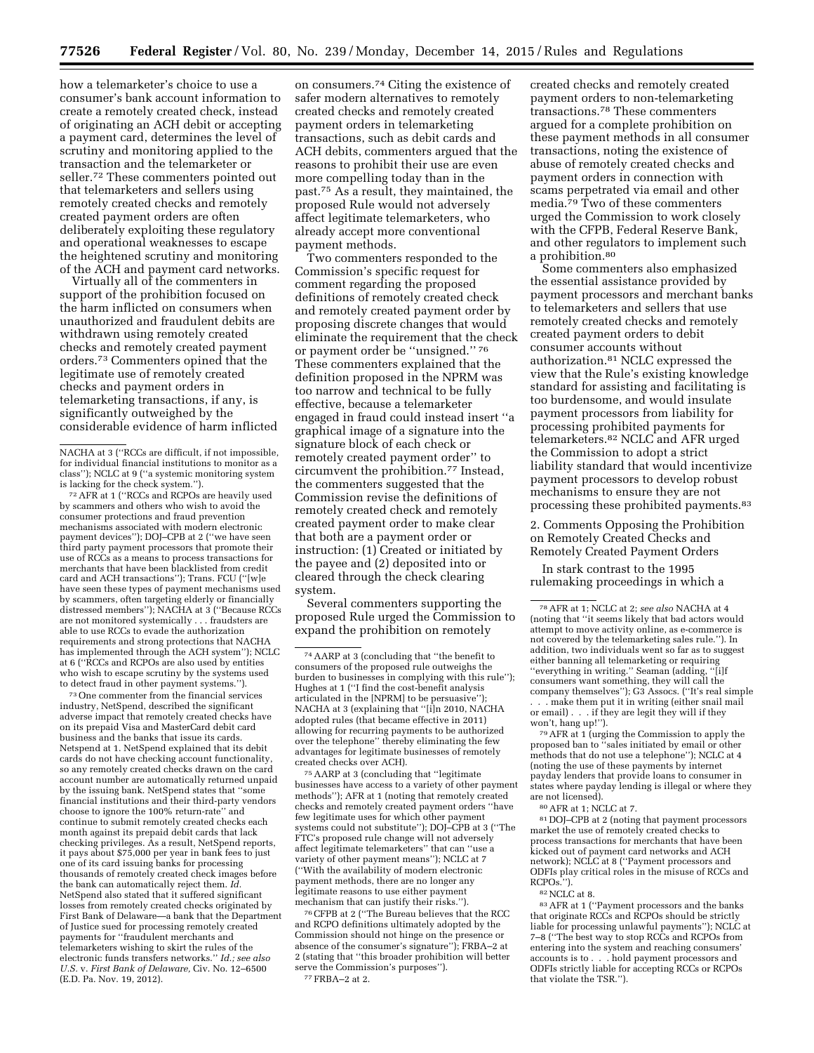how a telemarketer's choice to use a consumer's bank account information to create a remotely created check, instead of originating an ACH debit or accepting a payment card, determines the level of scrutiny and monitoring applied to the transaction and the telemarketer or seller.[72] These commenters pointed out that telemarketers and sellers using remotely created checks and remotely created payment orders are often deliberately exploiting these regulatory and operational weaknesses to escape the heightened scrutiny and monitoring of the ACH and payment card networks.

Virtually all of the commenters in support of the prohibition focused on the harm inflicted on consumers when unauthorized and fraudulent debits are withdrawn using remotely created checks and remotely created payment orders.[73] Commenters opined that the legitimate use of remotely created checks and payment orders in telemarketing transactions, if any, is significantly outweighed by the considerable evidence of harm inflicted on consumers.[74] Citing the existence of safer modern alternatives to remotely created checks and remotely created payment orders in telemarketing transactions, such as debit cards and ACH debits, commenters argued that the reasons to prohibit their use are even more compelling today than in the past.[75] As a result, they maintained, the proposed Rule would not adversely affect legitimate telemarketers, who already accept more conventional payment methods.

Two commenters responded to the Commission's specific request for comment regarding the proposed definitions of remotely created check and remotely created payment order by proposing discrete changes that would eliminate the requirement that the check or payment order be "unsigned." [76] These commenters explained that the definition proposed in the NPRM was too narrow and technical to be fully effective, because a telemarketer engaged in fraud could instead insert "a graphical image of a signature into the signature block of each check or remotely created payment order" to circumvent the prohibition.[77] Instead, the commenters suggested that the Commission revise the definitions of remotely created check and remotely created payment order to make clear that both are a payment order or instruction: (1) Created or initiated by the payee and (2) deposited into or cleared through the check clearing system.

Several commenters supporting the proposed Rule urged the Commission to expand the prohibition on remotely created checks and remotely created payment orders to non-telemarketing transactions.[78] These commenters argued for a complete prohibition on these payment methods in all consumer transactions, noting the existence of abuse of remotely created checks and payment orders in connection with scams perpetrated via email and other media.[79] Two of these commenters urged the Commission to work closely with the CFPB, Federal Reserve Bank, and other regulators to implement such a prohibition.[80]

Some commenters also emphasized the essential assistance provided by payment processors and merchant banks to telemarketers and sellers that use remotely created checks and remotely created payment orders to debit consumer accounts without authorization.[81] NCLC expressed the view that the Rule's existing knowledge standard for assisting and facilitating is too burdensome, and would insulate payment processors from liability for processing prohibited payments for telemarketers.[82] NCLC and AFR urged the Commission to adopt a strict liability standard that would incentivize payment processors to develop robust mechanisms to ensure they are not processing these prohibited payments.[83]

## 2. Comments Opposing the Prohibition on Remotely Created Checks and Remotely Created Payment Orders

In stark contrast to the 1995 rulemaking proceedings in which a

---

NACHA at 3 ("RCCs are difficult, if not impossible, for individual financial institutions to monitor as a class"); NCLC at 9 ("a systemic monitoring system is lacking for the check system.").

[72] AFR at 1 ("RCCs and RCPOs are heavily used by scammers and others who wish to avoid the consumer protections and fraud prevention mechanisms associated with modern electronic payment devices"); DOJ–CPB at 2 ("we have seen third party payment processors that promote their use of RCCs as a means to process transactions for merchants that have been blacklisted from credit card and ACH transactions"); Trans. FCU ("[w]e have seen these types of payment mechanisms used by scammers, often targeting elderly or financially distressed members"); NACHA at 3 ("Because RCCs are not monitored systemically . . . fraudsters are able to use RCCs to evade the authorization requirements and strong protections that NACHA has implemented through the ACH system"); NCLC at 6 ("RCCs and RCPOs are also used by entities who wish to escape scrutiny by the systems used to detect fraud in other payment systems.").

[73] One commenter from the financial services industry, NetSpend, described the significant adverse impact that remotely created checks have on its prepaid Visa and MasterCard debit card business and the banks that issue its cards. Netspend at 1. NetSpend explained that its debit cards do not have checking account functionality, so any remotely created checks drawn on the card account number are automatically returned unpaid by the issuing bank. NetSpend states that "some financial institutions and their third-party vendors choose to ignore the 100% return-rate" and continue to submit remotely created checks each month against its prepaid debit cards that lack checking privileges. As a result, NetSpend reports, it pays about $75,000 per year in bank fees to just one of its card issuing banks for processing thousands of remotely created check images before the bank can automatically reject them. *Id.* NetSpend also stated that it suffered significant losses from remotely created checks originated by First Bank of Delaware—a bank that the Department of Justice sued for processing remotely created payments for "fraudulent merchants and telemarketers wishing to skirt the rules of the electronic funds transfers networks." *Id.; see also U.S.* v. *First Bank of Delaware,* Civ. No. 12–6500 (E.D. Pa. Nov. 19, 2012).

[74] AARP at 3 (concluding that "the benefit to consumers of the proposed rule outweighs the burden to businesses in complying with this rule"); Hughes at 1 ("I find the cost-benefit analysis articulated in the [NPRM] to be persuasive"); NACHA at 3 (explaining that "[i]n 2010, NACHA adopted rules (that became effective in 2011) allowing for recurring payments to be authorized over the telephone" thereby eliminating the few advantages for legitimate businesses of remotely created checks over ACH).

[75] AARP at 3 (concluding that "legitimate businesses have access to a variety of other payment methods"); AFR at 1 (noting that remotely created checks and remotely created payment orders "have few legitimate uses for which other payment systems could not substitute"); DOJ–CPB at 3 ("The FTC's proposed rule change will not adversely affect legitimate telemarketers" that can "use a variety of other payment means"); NCLC at 7 ("With the availability of modern electronic payment methods, there are no longer any legitimate reasons to use either payment mechanism that can justify their risks.").

[76] CFPB at 2 ("The Bureau believes that the RCC and RCPO definitions ultimately adopted by the Commission should not hinge on the presence or absence of the consumer's signature"); FRBA–2 at 2 (stating that "this broader prohibition will better serve the Commission's purposes").

[77] FRBA–2 at 2.

[78] AFR at 1; NCLC at 2; *see also* NACHA at 4 (noting that "it seems likely that bad actors would attempt to move activity online, as e-commerce is not covered by the telemarketing sales rule."). In addition, two individuals went so far as to suggest either banning all telemarketing or requiring "everything in writing." Seaman (adding, "[i]f consumers want something, they will call the company themselves"); G3 Assocs. ("It's real simple . . . make them put it in writing (either snail mail or email) . . . if they are legit they will if they won't, hang up!").

[79] AFR at 1 (urging the Commission to apply the proposed ban to "sales initiated by email or other methods that do not use a telephone"); NCLC at 4 (noting the use of these payments by internet payday lenders that provide loans to consumer in states where payday lending is illegal or where they are not licensed).

[80] AFR at 1; NCLC at 7.

[81] DOJ–CPB at 2 (noting that payment processors market the use of remotely created checks to process transactions for merchants that have been kicked out of payment card networks and ACH network); NCLC at 8 ("Payment processors and ODFIs play critical roles in the misuse of RCCs and RCPOs.").

[82] NCLC at 8.

[83] AFR at 1 ("Payment processors and the banks that originate RCCs and RCPOs should be strictly liable for processing unlawful payments"); NCLC at 7–8 ("The best way to stop RCCs and RCPOs from entering into the system and reaching consumers' accounts is to . . . hold payment processors and ODFIs strictly liable for accepting RCCs or RCPOs that violate the TSR.").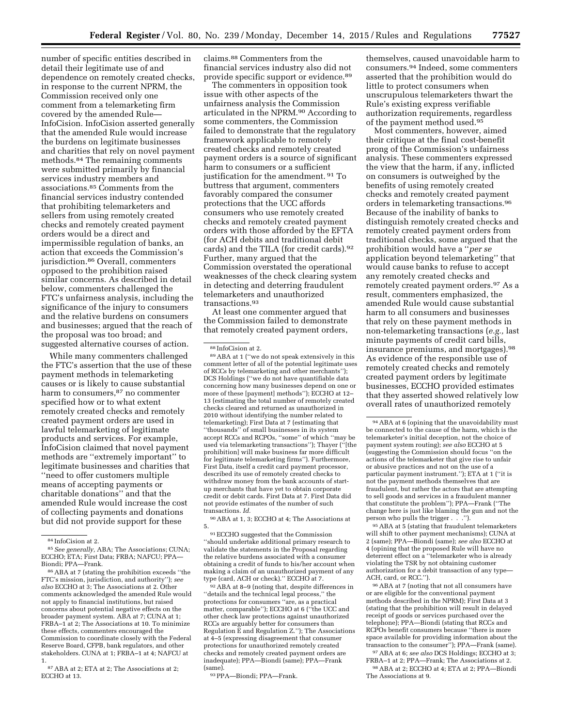number of specific entities described in detail their legitimate use of and dependence on remotely created checks, in response to the current NPRM, the Commission received only one comment from a telemarketing firm covered by the amended Rule—InfoCision. InfoCision asserted generally that the amended Rule would increase the burdens on legitimate businesses and charities that rely on novel payment methods.[84] The remaining comments were submitted primarily by financial services industry members and associations.[85] Comments from the financial services industry contended that prohibiting telemarketers and sellers from using remotely created checks and remotely created payment orders would be a direct and impermissible regulation of banks, an action that exceeds the Commission's jurisdiction.[86] Overall, commenters opposed to the prohibition raised similar concerns. As described in detail below, commenters challenged the FTC's unfairness analysis, including the significance of the injury to consumers and the relative burdens on consumers and businesses; argued that the reach of the proposal was too broad; and suggested alternative courses of action.

While many commenters challenged the FTC's assertion that the use of these payment methods in telemarketing causes or is likely to cause substantial harm to consumers,[87] no commenter specified how or to what extent remotely created checks and remotely created payment orders are used in lawful telemarketing of legitimate products and services. For example, InfoCision claimed that novel payment methods are "extremely important" to legitimate businesses and charities that "need to offer customers multiple means of accepting payments or charitable donations" and that the amended Rule would increase the cost of collecting payments and donations but did not provide support for these claims.[88] Commenters from the financial services industry also did not provide specific support or evidence.[89]

The commenters in opposition took issue with other aspects of the unfairness analysis the Commission articulated in the NPRM.[90] According to some commenters, the Commission failed to demonstrate that the regulatory framework applicable to remotely created checks and remotely created payment orders is a source of significant harm to consumers or a sufficient justification for the amendment.[91] To buttress that argument, commenters favorably compared the consumer protections that the UCC affords consumers who use remotely created checks and remotely created payment orders with those afforded by the EFTA (for ACH debits and traditional debit cards) and the TILA (for credit cards).[92] Further, many argued that the Commission overstated the operational weaknesses of the check clearing system in detecting and deterring fraudulent telemarketers and unauthorized transactions.[93]

At least one commenter argued that the Commission failed to demonstrate that remotely created payment orders, themselves, caused unavoidable harm to consumers.[94] Indeed, some commenters asserted that the prohibition would do little to protect consumers when unscrupulous telemarketers thwart the Rule's existing express verifiable authorization requirements, regardless of the payment method used.[95]

Most commenters, however, aimed their critique at the final cost-benefit prong of the Commission's unfairness analysis. These commenters expressed the view that the harm, if any, inflicted on consumers is outweighed by the benefits of using remotely created checks and remotely created payment orders in telemarketing transactions.[96] Because of the inability of banks to distinguish remotely created checks and remotely created payment orders from traditional checks, some argued that the prohibition would have a "*per se* application beyond telemarketing" that would cause banks to refuse to accept any remotely created checks and remotely created payment orders.[97] As a result, commenters emphasized, the amended Rule would cause substantial harm to all consumers and businesses that rely on these payment methods in non-telemarketing transactions (*e.g.,* last minute payments of credit card bills, insurance premiums, and mortgages).[98] As evidence of the responsible use of remotely created checks and remotely created payment orders by legitimate businesses, ECCHO provided estimates that they asserted showed relatively low overall rates of unauthorized remotely

---

[84] InfoCision at 2.

[85] *See generally,* ABA; The Associations; CUNA; ECCHO; ETA; First Data; FRBA; NAFCU; PPA—Biondi; PPA—Frank.

[86] ABA at 7 (stating the prohibition exceeds "the FTC's mission, jurisdiction, and authority"); *see also* ECCHO at 3; The Associations at 2. Other comments acknowledged the amended Rule would not apply to financial institutions, but raised concerns about potential negative effects on the broader payment system. ABA at 7; CUNA at 1; FRBA–1 at 2; The Associations at 10. To minimize these effects, commenters encouraged the Commission to coordinate closely with the Federal Reserve Board, CFPB, bank regulators, and other stakeholders. CUNA at 1; FRBA–1 at 4; NAFCU at 1.

[87] ABA at 2; ETA at 2; The Associations at 2; ECCHO at 13.

[88] InfoCision at 2.

[89] ABA at 1 ("we do not speak extensively in this comment letter of all of the potential legitimate uses of RCCs by telemarketing and other merchants"); DCS Holdings ("we do not have quantifiable data concerning how many businesses depend on one or more of these [payment] methods"); ECCHO at 12–13 (estimating the total number of remotely created checks cleared and returned as unauthorized in 2010 without identifying the number related to telemarketing); First Data at 7 (estimating that "thousands" of small businesses in its system accept RCCs and RCPOs, "some" of which "may be used via telemarketing transactions"); Thayer ("[the prohibition] will make business far more difficult for legitimate telemarketing firms"). Furthermore, First Data, itself a credit card payment processor, described its use of remotely created checks to withdraw money from the bank accounts of start-up merchants that have yet to obtain corporate credit or debit cards. First Data at 7. First Data did not provide estimates of the number of such transactions. *Id.*

[90] ABA at 1, 3; ECCHO at 4; The Associations at 5.

[91] ECCHO suggested that the Commission "should undertake additional primary research to validate the statements in the Proposal regarding the relative burdens associated with a consumer obtaining a credit of funds to his/her account when making a claim of an unauthorized payment of any type (card, ACH or check)." ECCHO at 7.

[92] ABA at 8–9 (noting that, despite differences in "details and the technical legal process," the protections for consumers "are, as a practical matter, comparable"); ECCHO at 6 ("the UCC and other check law protections against unauthorized RCCs are arguably better for consumers than Regulation E and Regulation Z."); The Associations at 4–5 (expressing disagreement that consumer protections for unauthorized remotely created checks and remotely created payment orders are inadequate); PPA—Biondi (same); PPA—Frank (same).

[93] PPA—Biondi; PPA—Frank.

[94] ABA at 6 (opining that the unavoidability must be connected to the cause of the harm, which is the telemarketer's initial deception, not the choice of payment system routing); *see also* ECCHO at 5 (suggesting the Commission should focus "on the actions of the telemarketer that give rise to unfair or abusive practices and not on the use of a particular payment instrument."); ETA at 1 ("it is not the payment methods themselves that are fraudulent, but rather the actors that are attempting to sell goods and services in a fraudulent manner that constitute the problem"); PPA—Frank ("The change here is just like blaming the gun and not the person who pulls the trigger . . .").

[95] ABA at 5 (stating that fraudulent telemarketers will shift to other payment mechanisms); CUNA at 2 (same); PPA—Biondi (same); *see also* ECCHO at 4 (opining that the proposed Rule will have no deterrent effect on a "telemarketer who is already violating the TSR by not obtaining customer authorization for a debit transaction of any type—ACH, card, or RCC.").

[96] ABA at 7 (noting that not all consumers have or are eligible for the conventional payment methods described in the NPRM); First Data at 3 (stating that the prohibition will result in delayed receipt of goods or services purchased over the telephone); PPA—Biondi (stating that RCCs and RCPOs benefit consumers because "there is more space available for providing information about the transaction to the consumer"); PPA—Frank (same).

[97] ABA at 6; *see also* DCS Holdings; ECCHO at 3; FRBA–1 at 2; PPA—Frank; The Associations at 2.

[98] ABA at 2; ECCHO at 4; ETA at 2; PPA—Biondi The Associations at 9.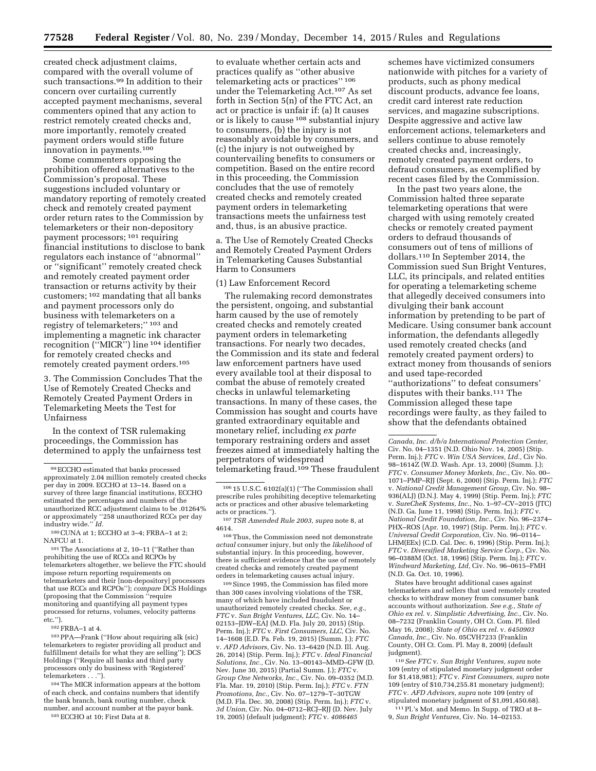created check adjustment claims, compared with the overall volume of such transactions.[99] In addition to their concern over curtailing currently accepted payment mechanisms, several commenters opined that any action to restrict remotely created checks and, more importantly, remotely created payment orders would stifle future innovation in payments.[100]

Some commenters opposing the prohibition offered alternatives to the Commission's proposal. These suggestions included voluntary or mandatory reporting of remotely created check and remotely created payment order return rates to the Commission by telemarketers or their non-depository payment processors;[101] requiring financial institutions to disclose to bank regulators each instance of ''abnormal'' or ''significant'' remotely created check and remotely created payment order transaction or returns activity by their customers;[102] mandating that all banks and payment processors only do business with telemarketers on a registry of telemarketers;''[103] and implementing a magnetic ink character recognition (''MICR'') line[104] identifier for remotely created checks and remotely created payment orders.[105]

3. The Commission Concludes That the Use of Remotely Created Checks and Remotely Created Payment Orders in Telemarketing Meets the Test for Unfairness

In the context of TSR rulemaking proceedings, the Commission has determined to apply the unfairness test to evaluate whether certain acts and practices qualify as ''other abusive telemarketing acts or practices''[106] under the Telemarketing Act.[107] As set forth in Section 5(n) of the FTC Act, an act or practice is unfair if: (a) It causes or is likely to cause[108] substantial injury to consumers, (b) the injury is not reasonably avoidable by consumers, and (c) the injury is not outweighed by countervailing benefits to consumers or competition. Based on the entire record in this proceeding, the Commission concludes that the use of remotely created checks and remotely created payment orders in telemarketing transactions meets the unfairness test and, thus, is an abusive practice.

a. The Use of Remotely Created Checks and Remotely Created Payment Orders in Telemarketing Causes Substantial Harm to Consumers

(1) Law Enforcement Record

The rulemaking record demonstrates the persistent, ongoing, and substantial harm caused by the use of remotely created checks and remotely created payment orders in telemarketing transactions. For nearly two decades, the Commission and its state and federal law enforcement partners have used every available tool at their disposal to combat the abuse of remotely created checks in unlawful telemarketing transactions. In many of these cases, the Commission has sought and courts have granted extraordinary equitable and monetary relief, including *ex parte* temporary restraining orders and asset freezes aimed at immediately halting the perpetrators of widespread telemarketing fraud.[109] These fraudulent schemes have victimized consumers nationwide with pitches for a variety of products, such as phony medical discount products, advance fee loans, credit card interest rate reduction services, and magazine subscriptions. Despite aggressive and active law enforcement actions, telemarketers and sellers continue to abuse remotely created checks and, increasingly, remotely created payment orders, to defraud consumers, as exemplified by recent cases filed by the Commission.

In the past two years alone, the Commission halted three separate telemarketing operations that were charged with using remotely created checks or remotely created payment orders to defraud thousands of consumers out of tens of millions of dollars.[110] In September 2014, the Commission sued Sun Bright Ventures, LLC, its principals, and related entities for operating a telemarketing scheme that allegedly deceived consumers into divulging their bank account information by pretending to be part of Medicare. Using consumer bank account information, the defendants allegedly used remotely created checks (and remotely created payment orders) to extract money from thousands of seniors and used tape-recorded ''authorizations'' to defeat consumers' disputes with their banks.[111] The Commission alleged these tape recordings were faulty, as they failed to show that the defendants obtained

---

[99] ECCHO estimated that banks processed approximately 2.04 million remotely created checks per day in 2009. ECCHO at 13–14. Based on a survey of three large financial institutions, ECCHO estimated the percentages and numbers of the unauthorized RCC adjustment claims to be .01264% or approximately ''258 unauthorized RCCs per day industry wide.'' *Id.*

[100] CUNA at 1; ECCHO at 3–4; FRBA–1 at 2; NAFCU at 1.

[101] The Associations at 2, 10–11 (''Rather than prohibiting the use of RCCs and RCPOs by telemarketers altogether, we believe the FTC should impose return reporting requirements on telemarketers and their [non-depository] processors that use RCCs and RCPOs''); *compare* DCS Holdings (proposing that the Commission ''require monitoring and quantifying all payment types processed for returns, volumes, velocity patterns etc.'').

[102] FRBA–1 at 4.

[103] PPA—Frank (''How about requiring alk (sic) telemarketers to register providing all product and fulfillment details for what they are selling''); DCS Holdings (''Require all banks and third party processors only do business with 'Registered' telemarketers . . .'').

[104] The MICR information appears at the bottom of each check, and contains numbers that identify the bank branch, bank routing number, check number, and account number at the payor bank.

[105] ECCHO at 10; First Data at 8.

[106] 15 U.S.C. 6102(a)(1) (''The Commission shall prescribe rules prohibiting deceptive telemarketing acts or practices and other abusive telemarketing acts or practices.'').

[107] *TSR Amended Rule 2003, supra* note 8, at 4614.

[108] Thus, the Commission need not demonstrate *actual* consumer injury, but only the *likelihood* of substantial injury. In this proceeding, however, there is sufficient evidence that the use of remotely created checks and remotely created payment orders in telemarketing causes actual injury.

[109] Since 1995, the Commission has filed more than 300 cases involving violations of the TSR, many of which have included fraudulent or unauthorized remotely created checks. *See, e.g., FTC* v. *Sun Bright Ventures, LLC,* Civ. No. 14–02153–JDW–EAJ (M.D. Fla. July 20, 2015) (Stip. Perm. Inj.); *FTC* v. *First Consumers, LLC,* Civ. No. 14–1608 (E.D. Pa. Feb. 19, 2015) (Summ. J.); *FTC* v. *AFD Advisors,* Civ. No. 13–6420 (N.D. Ill. Aug. 26, 2014) (Stip. Perm. Inj.); *FTC* v. *Ideal Financial Solutions, Inc.,* Civ. No. 13–00143–MMD–GFW (D. Nev. June 30, 2015) (Partial Summ. J.); *FTC* v. *Group One Networks, Inc.,* Civ. No. 09–0352 (M.D. Fla. Mar. 19, 2010) (Stip. Perm. Inj.); *FTC* v. *FTN Promotions, Inc.,* Civ. No. 07–1279–T–30TGW (M.D. Fla. Dec. 30, 2008) (Stip. Perm. Inj.); *FTC* v. *3d Union,* Civ. No. 04–0712–RCJ–RJJ (D. Nev. July 19, 2005) (default judgment); *FTC* v. *4086465 Canada, Inc. d/b/a International Protection Center,* Civ. No. 04–1351 (N.D. Ohio Nov. 14, 2005) (Stip. Perm. Inj.); *FTC* v. *Win USA Services, Ltd.,* Civ No. 98–1614Z (W.D. Wash. Apr. 13, 2000) (Summ. J.); *FTC* v. *Consumer Money Markets, Inc.,* Civ. No. 00–1071–PMP–RJJ (Sept. 6, 2000) (Stip. Perm. Inj.); *FTC* v. *National Credit Management Group,* Civ. No. 98–936(ALJ) (D.N.J. May 4, 1999) (Stip. Perm. Inj.); *FTC* v. *SureCheK Systems, Inc.,* No. 1–97–CV–2015 (JTC) (N.D. Ga. June 11, 1998) (Stip. Perm. Inj.); *FTC* v. *National Credit Foundation, Inc.,* Civ. No. 96–2374–PHX–ROS (Apr. 10, 1997) (Stip. Perm. Inj.); *FTC* v. *Universal Credit Corporation,* Civ. No. 96–0114–LHM(EEx) (C.D. Cal. Dec. 6, 1996) (Stip. Perm. Inj.); *FTC* v. *Diversified Marketing Service Corp.,* Civ. No. 96–0388M (Oct. 18, 1996) (Stip. Perm. Inj.); *FTC* v. *Windward Marketing, Ltd,* Civ. No. 96–0615–FMH (N.D. Ga. Oct. 10, 1996).

States have brought additional cases against telemarketers and sellers that used remotely created checks to withdraw money from consumer bank accounts without authorization. *See e.g., State of Ohio ex rel.* v. *Simplistic Advertising, Inc.,* Civ. No. 08–7232 (Franklin County, OH Ct. Com. Pl. filed May 16, 2008); *State of Ohio ex rel.* v. *6450903 Canada, Inc.,* Civ. No. 05CVH7233 (Franklin County, OH Ct. Com. Pl. May 8, 2009) (default judgment).

[110] *See FTC* v. *Sun Bright Ventures, supra* note 109 (entry of stipulated monetary judgment order for $1,418,981); *FTC* v. *First Consumers, supra* note 109 (entry of $10,734,255.81 monetary judgment); *FTC* v. *AFD Advisors, supra* note 109 (entry of stipulated monetary judgment of $1,091,450.68).

[111] Pl.'s Mot. and Memo. In Supp. of TRO at 8–9, *Sun Bright Ventures,* Civ. No. 14–02153.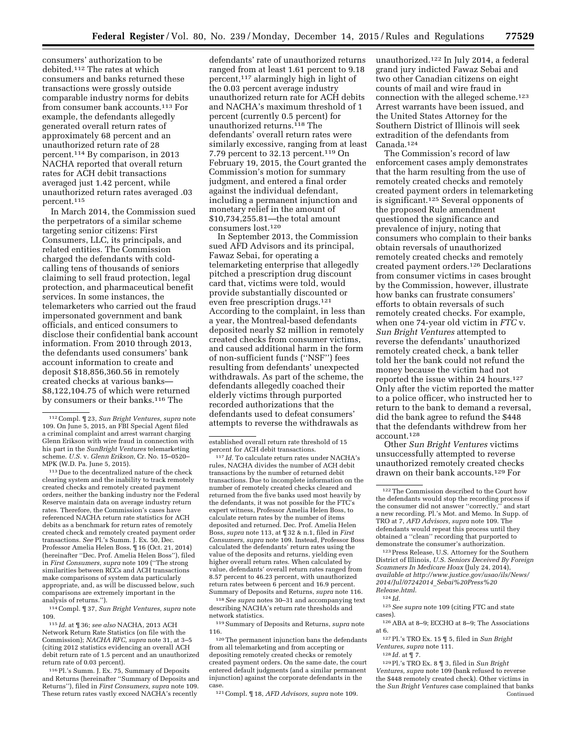consumers' authorization to be debited.[112] The rates at which consumers and banks returned these transactions were grossly outside comparable industry norms for debits from consumer bank accounts.[113] For example, the defendants allegedly generated overall return rates of approximately 68 percent and an unauthorized return rate of 28 percent.[114] By comparison, in 2013 NACHA reported that overall return rates for ACH debit transactions averaged just 1.42 percent, while unauthorized return rates averaged .03 percent.[115]

In March 2014, the Commission sued the perpetrators of a similar scheme targeting senior citizens: First Consumers, LLC, its principals, and related entities. The Commission charged the defendants with cold-calling tens of thousands of seniors claiming to sell fraud protection, legal protection, and pharmaceutical benefit services. In some instances, the telemarketers who carried out the fraud impersonated government and bank officials, and enticed consumers to disclose their confidential bank account information. From 2010 through 2013, the defendants used consumers' bank account information to create and deposit $18,856,360.56 in remotely created checks at various banks—$8,122,104.75 of which were returned by consumers or their banks.[116] The defendants' rate of unauthorized returns ranged from at least 1.61 percent to 9.18 percent,[117] alarmingly high in light of the 0.03 percent average industry unauthorized return rate for ACH debits and NACHA's maximum threshold of 1 percent (currently 0.5 percent) for unauthorized returns.[118] The defendants' overall return rates were similarly excessive, ranging from at least 7.79 percent to 32.13 percent.[119] On February 19, 2015, the Court granted the Commission's motion for summary judgment, and entered a final order against the individual defendant, including a permanent injunction and monetary relief in the amount of $10,734,255.81—the total amount consumers lost.[120]

In September 2013, the Commission sued AFD Advisors and its principal, Fawaz Sebai, for operating a telemarketing enterprise that allegedly pitched a prescription drug discount card that, victims were told, would provide substantially discounted or even free prescription drugs.[121] According to the complaint, in less than a year, the Montreal-based defendants deposited nearly $2 million in remotely created checks from consumer victims, and caused additional harm in the form of non-sufficient funds (''NSF'') fees resulting from defendants' unexpected withdrawals. As part of the scheme, the defendants allegedly coached their elderly victims through purported recorded authorizations that the defendants used to defeat consumers' attempts to reverse the withdrawals as unauthorized.[122] In July 2014, a federal grand jury indicted Fawaz Sebai and two other Canadian citizens on eight counts of mail and wire fraud in connection with the alleged scheme.[123] Arrest warrants have been issued, and the United States Attorney for the Southern District of Illinois will seek extradition of the defendants from Canada.[124]

The Commission's record of law enforcement cases amply demonstrates that the harm resulting from the use of remotely created checks and remotely created payment orders in telemarketing is significant.[125] Several opponents of the proposed Rule amendment questioned the significance and prevalence of injury, noting that consumers who complain to their banks obtain reversals of unauthorized remotely created checks and remotely created payment orders.[126] Declarations from consumer victims in cases brought by the Commission, however, illustrate how banks can frustrate consumers' efforts to obtain reversals of such remotely created checks. For example, when one 74-year old victim in *FTC* v. *Sun Bright Ventures* attempted to reverse the defendants' unauthorized remotely created check, a bank teller told her the bank could not refund the money because the victim had not reported the issue within 24 hours.[127] Only after the victim reported the matter to a police officer, who instructed her to return to the bank to demand a reversal, did the bank agree to refund the $448 that the defendants withdrew from her account.[128]

Other *Sun Bright Ventures* victims unsuccessfully attempted to reverse unauthorized remotely created checks drawn on their bank accounts.[129] For

---

[112] Compl. ¶ 23, *Sun Bright Ventures, supra* note 109. On June 5, 2015, an FBI Special Agent filed a criminal complaint and arrest warrant charging Glenn Erikson with wire fraud in connection with his part in the *SunBright Ventures* telemarketing scheme. *U.S.* v. *Glenn Erikson,* Cr. No. 15–0520–MPK (W.D. Pa. June 5, 2015).

[113] Due to the decentralized nature of the check clearing system and the inability to track remotely created checks and remotely created payment orders, neither the banking industry nor the Federal Reserve maintain data on average industry return rates. Therefore, the Commission's cases have referenced NACHA return rate statistics for ACH debits as a benchmark for return rates of remotely created check and remotely created payment order transactions. *See* Pl.'s Summ. J. Ex. 50, Dec. Professor Amelia Helen Boss, ¶ 16 (Oct. 21, 2014) (hereinafter ''Dec. Prof. Amelia Helen Boss''), filed in *First Consumers, supra* note 109 (''The strong similarities between RCCs and ACH transactions make comparisons of system data particularly appropriate, and, as will be discussed below, such comparisons are extremely important in the analysis of returns.'').

[114] Compl. ¶ 37, *Sun Bright Ventures, supra* note 109.

[115] *Id.* at ¶ 36; *see also* NACHA, 2013 ACH Network Return Rate Statistics (on file with the Commission); *NACHA RFC, supra* note 31, at 3–5 (citing 2012 statistics evidencing an overall ACH debit return rate of 1.5 percent and an unauthorized return rate of 0.03 percent).

[116] Pl.'s Summ. J. Ex. 75, Summary of Deposits and Returns (hereinafter ''Summary of Deposits and Returns''), filed in *First Consumers, supra* note 109. These return rates vastly exceed NACHA's recently established overall return rate threshold of 15 percent for ACH debit transactions.

[117] *Id.* To calculate return rates under NACHA's rules, NACHA divides the number of ACH debit transactions by the number of returned debit transactions. Due to incomplete information on the number of remotely created checks cleared and returned from the five banks used most heavily by the defendants, it was not possible for the FTC's expert witness, Professor Amelia Helen Boss, to calculate return rates by the number of items deposited and returned. Dec. Prof. Amelia Helen Boss, *supra* note 113, at ¶ 32 & n.1, filed in *First Consumers, supra* note 109. Instead, Professor Boss calculated the defendants' return rates using the value of the deposits and returns, yielding even higher overall return rates. When calculated by value, defendants' overall return rates ranged from 8.57 percent to 46.23 percent, with unauthorized return rates between 6 percent and 16.9 percent. Summary of Deposits and Returns, *supra* note 116.

[118] *See supra* notes 30–31 and accompanying text describing NACHA's return rate thresholds and network statistics.

[119] Summary of Deposits and Returns, *supra* note 116.

[120] The permanent injunction bans the defendants from all telemarketing and from accepting or depositing remotely created checks or remotely created payment orders. On the same date, the court entered default judgments (and a similar permanent injunction) against the corporate defendants in the case.

[121] Compl. ¶ 18, *AFD Advisors, supra* note 109.

[122] The Commission described to the Court how the defendants would stop the recording process if the consumer did not answer ''correctly,'' and start a new recording. Pl.'s Mot. and Memo. In Supp. of TRO at 7, *AFD Advisors, supra* note 109. The defendants would repeat this process until they obtained a ''clean'' recording that purported to demonstrate the consumer's authorization.

[123] Press Release, U.S. Attorney for the Southern District of Illinois, *U.S. Seniors Deceived By Foreign Scammers In Medicare Hoax* (July 24, 2014), *available at http://www.justice.gov/usao/ils/News/2014/Jul/07242014_Sebai%20Press%20Release.html.*

[124] *Id.*

[125] *See supra* note 109 (citing FTC and state cases).

[126] ABA at 8–9; ECCHO at 8–9; The Associations at 6.

[127] Pl.'s TRO Ex. 15 ¶ 5, filed in *Sun Bright Ventures, supra* note 111.

[128] *Id.* at ¶ 7.

[129] Pl.'s TRO Ex. 8 ¶ 3, filed in *Sun Bright Ventures, supra* note 109 (bank refused to reverse the $448 remotely created check). Other victims in the *Sun Bright Ventures* case complained that banks
Continued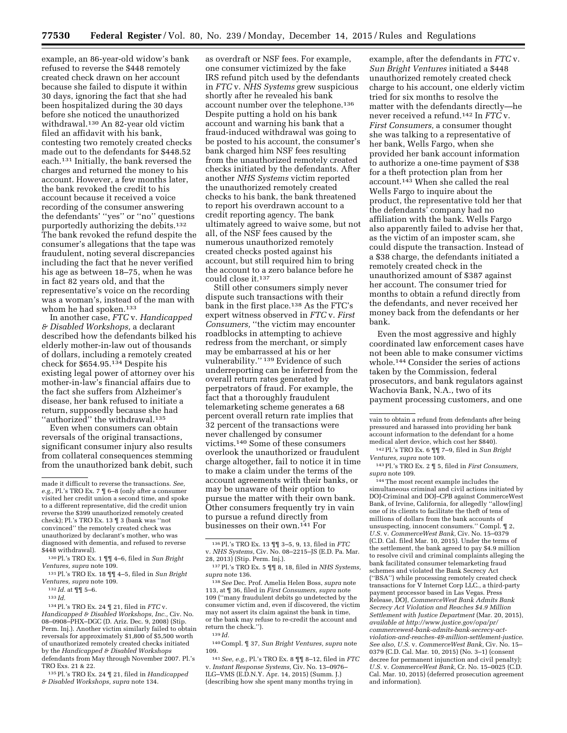example, an 86-year-old widow's bank refused to reverse the $448 remotely created check drawn on her account because she failed to dispute it within 30 days, ignoring the fact that she had been hospitalized during the 30 days before she noticed the unauthorized withdrawal.[130] An 82-year old victim filed an affidavit with his bank, contesting two remotely created checks made out to the defendants for $448.52 each.[131] Initially, the bank reversed the charges and returned the money to his account. However, a few months later, the bank revoked the credit to his account because it received a voice recording of the consumer answering the defendants' ''yes'' or ''no'' questions purportedly authorizing the debits.[132] The bank revoked the refund despite the consumer's allegations that the tape was fraudulent, noting several discrepancies including the fact that he never verified his age as between 18–75, when he was in fact 82 years old, and that the representative's voice on the recording was a woman's, instead of the man with whom he had spoken.[133]

In another case, *FTC* v. *Handicapped & Disabled Workshops,* a declarant described how the defendants bilked his elderly mother-in-law out of thousands of dollars, including a remotely created check for $654.95.[134] Despite his existing legal power of attorney over his mother-in-law's financial affairs due to the fact she suffers from Alzheimer's disease, her bank refused to initiate a return, supposedly because she had ''authorized'' the withdrawal.[135]

Even when consumers can obtain reversals of the original transactions, significant consumer injury also results from collateral consequences stemming from the unauthorized bank debit, such as overdraft or NSF fees. For example, one consumer victimized by the fake IRS refund pitch used by the defendants in *FTC* v. *NHS Systems* grew suspicious shortly after he revealed his bank account number over the telephone.[136] Despite putting a hold on his bank account and warning his bank that a fraud-induced withdrawal was going to be posted to his account, the consumer's bank charged him NSF fees resulting from the unauthorized remotely created checks initiated by the defendants. After another *NHS Systems* victim reported the unauthorized remotely created checks to his bank, the bank threatened to report his overdrawn account to a credit reporting agency. The bank ultimately agreed to waive some, but not all, of the NSF fees caused by the numerous unauthorized remotely created checks posted against his account, but still required him to bring the account to a zero balance before he could close it.[137]

Still other consumers simply never dispute such transactions with their bank in the first place.[138] As the FTC's expert witness observed in *FTC* v. *First Consumers,* ''the victim may encounter roadblocks in attempting to achieve redress from the merchant, or simply may be embarrassed at his or her vulnerability.'' [139] Evidence of such underreporting can be inferred from the overall return rates generated by perpetrators of fraud. For example, the fact that a thoroughly fraudulent telemarketing scheme generates a 68 percent overall return rate implies that 32 percent of the transactions were never challenged by consumer victims.[140] Some of these consumers overlook the unauthorized or fraudulent charge altogether, fail to notice it in time to make a claim under the terms of the account agreements with their banks, or may be unaware of their option to pursue the matter with their own bank. Other consumers frequently try in vain to pursue a refund directly from businesses on their own.[141] For example, after the defendants in *FTC* v. *Sun Bright Ventures* initiated a $448 unauthorized remotely created check charge to his account, one elderly victim tried for six months to resolve the matter with the defendants directly—he never received a refund.[142] In *FTC* v. *First Consumers,* a consumer thought she was talking to a representative of her bank, Wells Fargo, when she provided her bank account information to authorize a one-time payment of $38 for a theft protection plan from her account.[143] When she called the real Wells Fargo to inquire about the product, the representative told her that the defendants' company had no affiliation with the bank. Wells Fargo also apparently failed to advise her that, as the victim of an imposter scam, she could dispute the transaction. Instead of a $38 charge, the defendants initiated a remotely created check in the unauthorized amount of $387 against her account. The consumer tried for months to obtain a refund directly from the defendants, and never received her money back from the defendants or her bank.

Even the most aggressive and highly coordinated law enforcement cases have not been able to make consumer victims whole.[144] Consider the series of actions taken by the Commission, federal prosecutors, and bank regulators against Wachovia Bank, N.A., two of its payment processing customers, and one

---

made it difficult to reverse the transactions. *See, e.g.,* Pl.'s TRO Ex. 7 ¶ 6–8 (only after a consumer visited her credit union a second time, and spoke to a different representative, did the credit union reverse the $399 unauthorized remotely created check); Pl.'s TRO Ex. 13 ¶ 3 (bank was ''not convinced'' the remotely created check was unauthorized by declarant's mother, who was diagnosed with dementia, and refused to reverse $448 withdrawal).

[130] Pl.'s TRO Ex. 1 ¶¶ 4–6, filed in *Sun Bright Ventures, supra* note 109.

[131] Pl.'s TRO Ex. 18 ¶¶ 4–5, filed in *Sun Bright Ventures, supra* note 109.

[132] *Id.* at ¶¶ 5–6.

[133] *Id.*

[134] Pl.'s TRO Ex. 24 ¶ 21, filed in *FTC* v. *Handicapped & Disabled Workshops, Inc.,* Civ. No. 08–0908–PHX–DGC (D. Ariz. Dec. 9, 2008) (Stip. Perm. Inj.). Another victim similarly failed to obtain reversals for approximately $1,800 of $5,500 worth of unauthorized remotely created checks initiated by the *Handicapped & Disabled Workshops* defendants from May through November 2007. Pl.'s TRO Exs. 21 & 22.

[135] Pl.'s TRO Ex. 24 ¶ 21, filed in *Handicapped & Disabled Workshops, supra* note 134.

[136] Pl.'s TRO Ex. 13 ¶¶ 3–5, 9, 13, filed in *FTC* v. *NHS Systems,* Civ. No. 08–2215–JS (E.D. Pa. Mar. 28, 2013) (Stip. Perm. Inj.).

[137] Pl.'s TRO Ex. 5 ¶¶ 8, 18, filed in *NHS Systems, supra* note 136.

[138] *See* Dec. Prof. Amelia Helen Boss, *supra* note 113, at ¶ 36, filed in *First Consumers, supra* note 109 (''many fraudulent debits go undetected by the consumer victim and, even if discovered, the victim may not assert its claim against the bank in time, or the bank may refuse to re-credit the account and return the check.'').

[139] *Id.*

[140] Compl. ¶ 37, *Sun Bright Ventures, supra* note 109.

[141] *See, e.g.,* Pl.'s TRO Ex. 8 ¶¶ 8–12, filed in *FTC* v. *Instant Response Systems,* Civ. No. 13–0976–ILG–VMS (E.D.N.Y. Apr. 14, 2015) (Summ. J.) (describing how she spent many months trying in vain to obtain a refund from defendants after being pressured and harassed into providing her bank account information to the defendant for a home medical alert device, which cost her $840).

[142] Pl.'s TRO Ex. 6 ¶¶ 7–9, filed in *Sun Bright Ventures, supra* note 109.

[143] Pl.'s TRO Ex. 2 ¶ 5, filed in *First Consumers, supra* note 109.

[144] The most recent example includes the simultaneous criminal and civil actions initiated by DOJ-Criminal and DOJ–CPB against CommerceWest Bank, of Irvine, California, for allegedly ''allow[ing] one of its clients to facilitate the theft of tens of millions of dollars from the bank accounts of unsuspecting, innocent consumers.'' Compl. ¶ 2, *U.S.* v. *CommerceWest Bank,* Civ. No. 15–0379 (C.D. Cal. filed Mar. 10, 2015). Under the terms of the settlement, the bank agreed to pay $4.9 million to resolve civil and criminal complaints alleging the bank facilitated consumer telemarketing fraud schemes and violated the Bank Secrecy Act (''BSA'') while processing remotely created check transactions for V Internet Corp LLC., a third-party payment processor based in Las Vegas. Press Release, DOJ, *CommerceWest Bank Admits Bank Secrecy Act Violation and Reaches $4.9 Million Settlement with Justice Department* (Mar. 20, 2015), *available at http://www.justice.gov/opa/pr/commercewest-bank-admits-bank-secrecy-act-violation-and-reaches-49-million-settlement-justice. See also, U.S.* v. *CommerceWest Bank,* Civ. No. 15–0379 (C.D. Cal. Mar. 10, 2015) (No. 3–1) (consent decree for permanent injunction and civil penalty); *U.S.* v. *CommerceWest Bank,* Cr. No. 15–0025 (C.D. Cal. Mar. 10, 2015) (deferred prosecution agreement and information).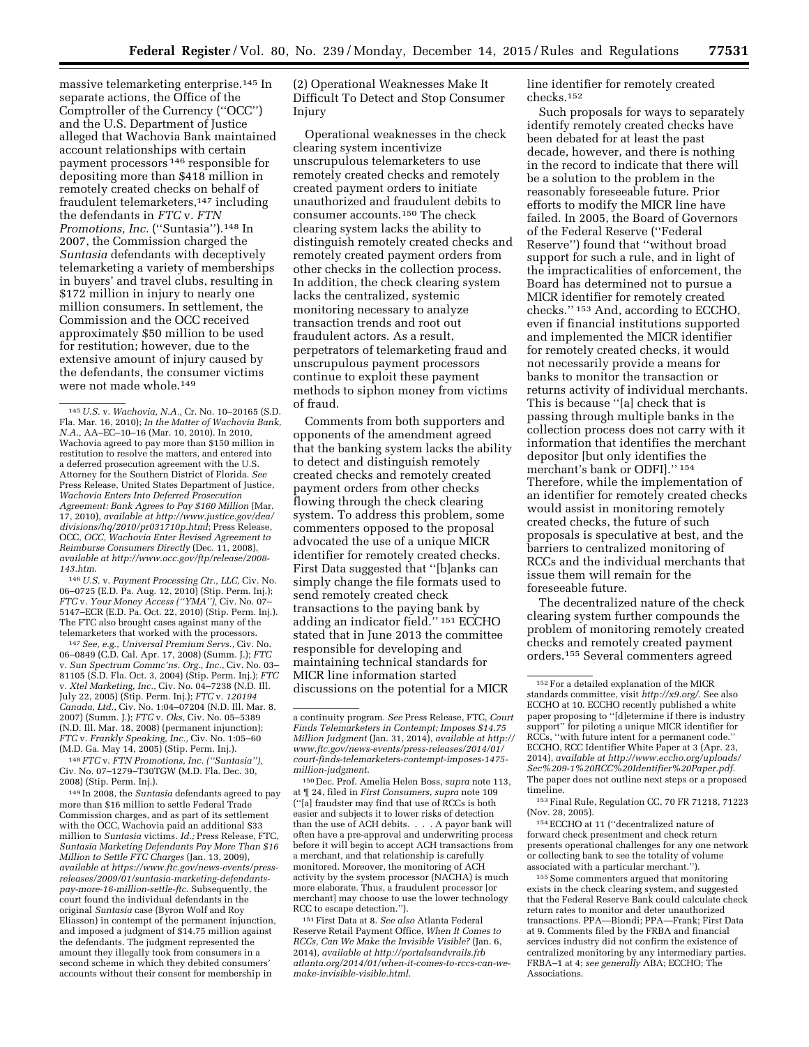massive telemarketing enterprise.[145] In separate actions, the Office of the Comptroller of the Currency (''OCC'') and the U.S. Department of Justice alleged that Wachovia Bank maintained account relationships with certain payment processors [146] responsible for depositing more than $418 million in remotely created checks on behalf of fraudulent telemarketers,[147] including the defendants in *FTC* v. *FTN Promotions, Inc.* (''Suntasia'').[148] In 2007, the Commission charged the *Suntasia* defendants with deceptively telemarketing a variety of memberships in buyers' and travel clubs, resulting in $172 million in injury to nearly one million consumers. In settlement, the Commission and the OCC received approximately $50 million to be used for restitution; however, due to the extensive amount of injury caused by the defendants, the consumer victims were not made whole.[149]

(2) Operational Weaknesses Make It Difficult To Detect and Stop Consumer Injury

Operational weaknesses in the check clearing system incentivize unscrupulous telemarketers to use remotely created checks and remotely created payment orders to initiate unauthorized and fraudulent debits to consumer accounts.[150] The check clearing system lacks the ability to distinguish remotely created checks and remotely created payment orders from other checks in the collection process. In addition, the check clearing system lacks the centralized, systemic monitoring necessary to analyze transaction trends and root out fraudulent actors. As a result, perpetrators of telemarketing fraud and unscrupulous payment processors continue to exploit these payment methods to siphon money from victims of fraud.

Comments from both supporters and opponents of the amendment agreed that the banking system lacks the ability to detect and distinguish remotely created checks and remotely created payment orders from other checks flowing through the check clearing system. To address this problem, some commenters opposed to the proposal advocated the use of a unique MICR identifier for remotely created checks. First Data suggested that ''[b]anks can simply change the file formats used to send remotely created check transactions to the paying bank by adding an indicator field.'' [151] ECCHO stated that in June 2013 the committee responsible for developing and maintaining technical standards for MICR line information started discussions on the potential for a MICR line identifier for remotely created checks.[152]

Such proposals for ways to separately identify remotely created checks have been debated for at least the past decade, however, and there is nothing in the record to indicate that there will be a solution to the problem in the reasonably foreseeable future. Prior efforts to modify the MICR line have failed. In 2005, the Board of Governors of the Federal Reserve (''Federal Reserve'') found that ''without broad support for such a rule, and in light of the impracticalities of enforcement, the Board has determined not to pursue a MICR identifier for remotely created checks.'' [153] And, according to ECCHO, even if financial institutions supported and implemented the MICR identifier for remotely created checks, it would not necessarily provide a means for banks to monitor the transaction or returns activity of individual merchants. This is because ''[a] check that is passing through multiple banks in the collection process does not carry with it information that identifies the merchant depositor [but only identifies the merchant's bank or ODFI].'' [154] Therefore, while the implementation of an identifier for remotely created checks would assist in monitoring remotely created checks, the future of such proposals is speculative at best, and the barriers to centralized monitoring of RCCs and the individual merchants that issue them will remain for the foreseeable future.

The decentralized nature of the check clearing system further compounds the problem of monitoring remotely created checks and remotely created payment orders.[155] Several commenters agreed

---

[145] *U.S.* v. *Wachovia, N.A.,* Cr. No. 10–20165 (S.D. Fla. Mar. 16, 2010); *In the Matter of Wachovia Bank, N.A.,* AA–EC–10–16 (Mar. 10, 2010). In 2010, Wachovia agreed to pay more than $150 million in restitution to resolve the matters, and entered into a deferred prosecution agreement with the U.S. Attorney for the Southern District of Florida. *See* Press Release, United States Department of Justice, *Wachovia Enters Into Deferred Prosecution Agreement: Bank Agrees to Pay $160 Million* (Mar. 17, 2010), *available at http://www.justice.gov/dea/divisions/hq/2010/pr031710p.html*; Press Release, OCC, *OCC, Wachovia Enter Revised Agreement to Reimburse Consumers Directly* (Dec. 11, 2008), *available at http://www.occ.gov/ftp/release/2008-143.htm*.

[146] *U.S.* v. *Payment Processing Ctr., LLC,* Civ. No. 06–0725 (E.D. Pa. Aug. 12, 2010) (Stip. Perm. Inj.); *FTC* v. *Your Money Access (''YMA''),* Civ. No. 07–5147–ECR (E.D. Pa. Oct. 22, 2010) (Stip. Perm. Inj.). The FTC also brought cases against many of the telemarketers that worked with the processors.

[147] *See, e.g., Universal Premium Servs.,* Civ. No. 06–0849 (C.D. Cal. Apr. 17, 2008) (Summ. J.); *FTC* v. *Sun Spectrum Commc'ns. Org., Inc.,* Civ. No. 03–81105 (S.D. Fla. Oct. 3, 2004) (Stip. Perm. Inj.); *FTC* v. *Xtel Marketing, Inc.,* Civ. No. 04–7238 (N.D. Ill. July 22, 2005) (Stip. Perm. Inj.); *FTC* v. *120194 Canada, Ltd.,* Civ. No. 1:04–07204 (N.D. Ill. Mar. 8, 2007) (Summ. J.); *FTC* v. *Oks,* Civ. No. 05–5389 (N.D. Ill. Mar. 18, 2008) (permanent injunction); *FTC* v. *Frankly Speaking, Inc.,* Civ. No. 1:05–60 (M.D. Ga. May 14, 2005) (Stip. Perm. Inj.).

[148] *FTC* v. *FTN Promotions, Inc. (''Suntasia''),* Civ. No. 07–1279–T30TGW (M.D. Fla. Dec. 30, 2008) (Stip. Perm. Inj.).

[149] In 2008, the *Suntasia* defendants agreed to pay more than $16 million to settle Federal Trade Commission charges, and as part of its settlement with the OCC, Wachovia paid an additional $33 million to *Suntasia* victims. *Id.;* Press Release, FTC, *Suntasia Marketing Defendants Pay More Than $16 Million to Settle FTC Charges* (Jan. 13, 2009), *available at https://www.ftc.gov/news-events/press-releases/2009/01/suntasia-marketing-defendants-pay-more-16-million-settle-ftc*. Subsequently, the court found the individual defendants in the original *Suntasia* case (Byron Wolf and Roy Eliasson) in contempt of the permanent injunction, and imposed a judgment of $14.75 million against the defendants. The judgment represented the amount they illegally took from consumers in a second scheme in which they debited consumers' accounts without their consent for membership in a continuity program. *See* Press Release, FTC, *Court Finds Telemarketers in Contempt; Imposes $14.75 Million Judgment* (Jan. 31, 2014), *available at http://www.ftc.gov/news-events/press-releases/2014/01/court-finds-telemarketers-contempt-imposes-1475-million-judgment*.

[150] Dec. Prof. Amelia Helen Boss, *supra* note 113, at ¶ 24, filed in *First Consumers, supra* note 109 (''[a] fraudster may find that use of RCCs is both easier and subjects it to lower risks of detection than the use of ACH debits. . . . A payor bank will often have a pre-approval and underwriting process before it will begin to accept ACH transactions from a merchant, and that relationship is carefully monitored. Moreover, the monitoring of ACH activity by the system processor (NACHA) is much more elaborate. Thus, a fraudulent processor [or merchant] may choose to use the lower technology RCC to escape detection.'').

[151] First Data at 8. *See also* Atlanta Federal Reserve Retail Payment Office, *When It Comes to RCCs, Can We Make the Invisible Visible?* (Jan. 6, 2014), *available at http://portalsandvrails.frbatlanta.org/2014/01/when-it-comes-to-rccs-can-we-make-invisible-visible.html*.

[152] For a detailed explanation of the MICR standards committee, visit *http://x9.org/*. See also ECCHO at 10. ECCHO recently published a white paper proposing to ''[d]etermine if there is industry support'' for piloting a unique MICR identifier for RCCs, ''with future intent for a permanent code.'' ECCHO, RCC Identifier White Paper at 3 (Apr. 23, 2014), *available at http://www.eccho.org/uploads/Sec%209-1%20RCC%20Identifier%20Paper.pdf*. The paper does not outline next steps or a proposed timeline.

[153] Final Rule, Regulation CC, 70 FR 71218, 71223 (Nov. 28, 2005).

[154] ECCHO at 11 (''decentralized nature of forward check presentment and check return presents operational challenges for any one network or collecting bank to see the totality of volume associated with a particular merchant.'').

[155] Some commenters argued that monitoring exists in the check clearing system, and suggested that the Federal Reserve Bank could calculate check return rates to monitor and deter unauthorized transactions. PPA—Biondi; PPA—Frank; First Data at 9. Comments filed by the FRBA and financial services industry did not confirm the existence of centralized monitoring by any intermediary parties. FRBA–1 at 4; *see generally* ABA; ECCHO; The Associations.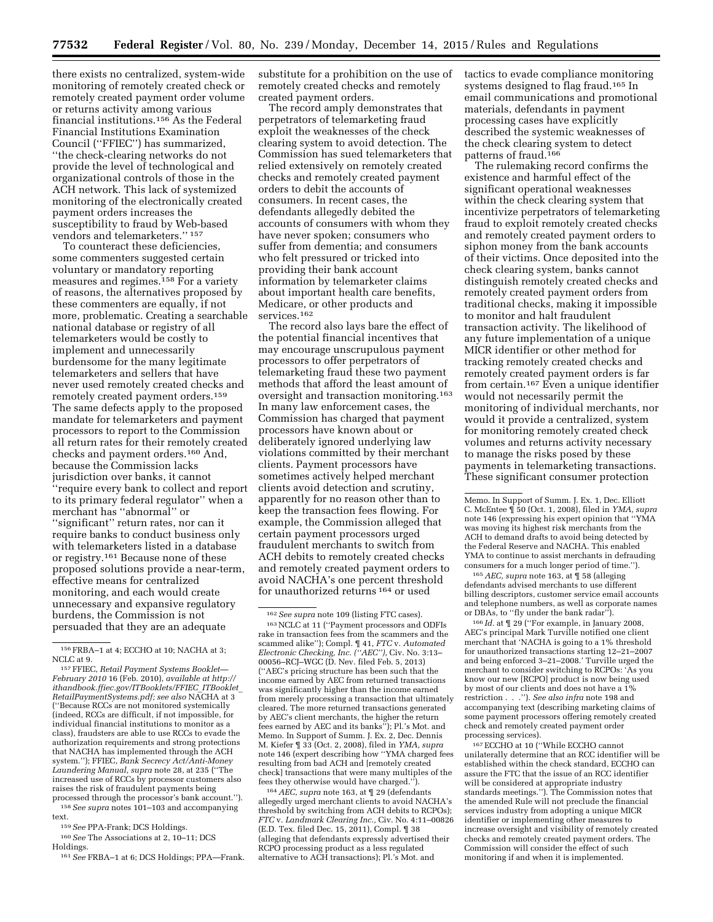there exists no centralized, system-wide monitoring of remotely created check or remotely created payment order volume or returns activity among various financial institutions.[156] As the Federal Financial Institutions Examination Council ("FFIEC") has summarized, "the check-clearing networks do not provide the level of technological and organizational controls of those in the ACH network. This lack of systemized monitoring of the electronically created payment orders increases the susceptibility to fraud by Web-based vendors and telemarketers." [157]

To counteract these deficiencies, some commenters suggested certain voluntary or mandatory reporting measures and regimes.[158] For a variety of reasons, the alternatives proposed by these commenters are equally, if not more, problematic. Creating a searchable national database or registry of all telemarketers would be costly to implement and unnecessarily burdensome for the many legitimate telemarketers and sellers that have never used remotely created checks and remotely created payment orders.[159] The same defects apply to the proposed mandate for telemarketers and payment processors to report to the Commission all return rates for their remotely created checks and payment orders.[160] And, because the Commission lacks jurisdiction over banks, it cannot "require every bank to collect and report to its primary federal regulator" when a merchant has "abnormal" or "significant" return rates, nor can it require banks to conduct business only with telemarketers listed in a database or registry.[161] Because none of these proposed solutions provide a near-term, effective means for centralized monitoring, and each would create unnecessary and expansive regulatory burdens, the Commission is not persuaded that they are an adequate substitute for a prohibition on the use of remotely created checks and remotely created payment orders.

The record amply demonstrates that perpetrators of telemarketing fraud exploit the weaknesses of the check clearing system to avoid detection. The Commission has sued telemarketers that relied extensively on remotely created checks and remotely created payment orders to debit the accounts of consumers. In recent cases, the defendants allegedly debited the accounts of consumers with whom they have never spoken; consumers who suffer from dementia; and consumers who felt pressured or tricked into providing their bank account information by telemarketer claims about important health care benefits, Medicare, or other products and services.[162]

The record also lays bare the effect of the potential financial incentives that may encourage unscrupulous payment processors to offer perpetrators of telemarketing fraud these two payment methods that afford the least amount of oversight and transaction monitoring.[163] In many law enforcement cases, the Commission has charged that payment processors have known about or deliberately ignored underlying law violations committed by their merchant clients. Payment processors have sometimes actively helped merchant clients avoid detection and scrutiny, apparently for no reason other than to keep the transaction fees flowing. For example, the Commission alleged that certain payment processors urged fraudulent merchants to switch from ACH debits to remotely created checks and remotely created payment orders to avoid NACHA's one percent threshold for unauthorized returns [164] or used tactics to evade compliance monitoring systems designed to flag fraud.[165] In email communications and promotional materials, defendants in payment processing cases have explicitly described the systemic weaknesses of the check clearing system to detect patterns of fraud.[166]

The rulemaking record confirms the existence and harmful effect of the significant operational weaknesses within the check clearing system that incentivize perpetrators of telemarketing fraud to exploit remotely created checks and remotely created payment orders to siphon money from the bank accounts of their victims. Once deposited into the check clearing system, banks cannot distinguish remotely created checks and remotely created payment orders from traditional checks, making it impossible to monitor and halt fraudulent transaction activity. The likelihood of any future implementation of a unique MICR identifier or other method for tracking remotely created checks and remotely created payment orders is far from certain.[167] Even a unique identifier would not necessarily permit the monitoring of individual merchants, nor would it provide a centralized, system for monitoring remotely created check volumes and returns activity necessary to manage the risks posed by these payments in telemarketing transactions. These significant consumer protection

---

[156] FRBA–1 at 4; ECCHO at 10; NACHA at 3; NCLC at 9.

[157] FFIEC, *Retail Payment Systems Booklet—February 2010* 16 (Feb. 2010), *available at http://ithandbook.ffiec.gov/ITBooklets/FFIEC_ITBooklet_RetailPaymentSystems.pdf; see also* NACHA at 3 ("Because RCCs are not monitored systemically (indeed, RCCs are difficult, if not impossible, for individual financial institutions to monitor as a class), fraudsters are able to use RCCs to evade the authorization requirements and strong protections that NACHA has implemented through the ACH system."); FFIEC, *Bank Secrecy Act/Anti-Money Laundering Manual, supra* note 28, at 235 ("The increased use of RCCs by processor customers also raises the risk of fraudulent payments being processed through the processor's bank account.").

[158] *See supra* notes 101–103 and accompanying text.

[159] *See* PPA-Frank; DCS Holdings.

[160] *See* The Associations at 2, 10–11; DCS Holdings.

[161] *See* FRBA–1 at 6; DCS Holdings; PPA—Frank.

[162] *See supra* note 109 (listing FTC cases).

[163] NCLC at 11 ("Payment processors and ODFIs rake in transaction fees from the scammers and the scammed alike"); Compl. ¶ 41, *FTC* v. *Automated Electronic Checking, Inc. ("AEC")*, Civ. No. 3:13–00056–RCJ–WGC (D. Nev. filed Feb. 5, 2013) ("AEC's pricing structure has been such that the income earned by AEC from returned transactions was significantly higher than the income earned from merely processing a transaction that ultimately cleared. The more returned transactions generated by AEC's client merchants, the higher the return fees earned by AEC and its banks"); Pl.'s Mot. and Memo. In Support of Summ. J. Ex. 2, Dec. Dennis M. Kiefer ¶ 33 (Oct. 2, 2008), filed in *YMA, supra* note 146 (expert describing how "YMA charged fees resulting from bad ACH and [remotely created check] transactions that were many multiples of the fees they otherwise would have charged.").

[164] *AEC, supra* note 163, at ¶ 29 (defendants allegedly urged merchant clients to avoid NACHA's threshold by switching from ACH debits to RCPOs); *FTC* v. *Landmark Clearing Inc.,* Civ. No. 4:11–00826 (E.D. Tex. filed Dec. 15, 2011), Compl. ¶ 38 (alleging that defendants expressly advertised their RCPO processing product as a less regulated alternative to ACH transactions); Pl.'s Mot. and Memo. In Support of Summ. J. Ex. 1, Dec. Elliott C. McEntee ¶ 50 (Oct. 1, 2008), filed in *YMA, supra* note 146 (expressing his expert opinion that "YMA was moving its highest risk merchants from the ACH to demand drafts to avoid being detected by the Federal Reserve and NACHA. This enabled YMA to continue to assist merchants in defrauding consumers for a much longer period of time.").

[165] *AEC, supra* note 163, at ¶ 58 (alleging defendants advised merchants to use different billing descriptors, customer service email accounts and telephone numbers, as well as corporate names or DBAs, to "fly under the bank radar").

[166] *Id.* at ¶ 29 ("For example, in January 2008, AEC's principal Mark Turville notified one client merchant that 'NACHA is going to a 1% threshold for unauthorized transactions starting 12–21–2007 and being enforced 3–21–2008.' Turville urged the merchant to consider switching to RCPOs: 'As you know our new [RCPO] product is now being used by most of our clients and does not have a 1% restriction . . .'"). *See also infra* note 198 and accompanying text (describing marketing claims of some payment processors offering remotely created check and remotely created payment order processing services).

[167] ECCHO at 10 ("While ECCHO cannot unilaterally determine that an RCC identifier will be established within the check standard, ECCHO can assure the FTC that the issue of an RCC identifier will be considered at appropriate industry standards meetings."). The Commission notes that the amended Rule will not preclude the financial services industry from adopting a unique MICR identifier or implementing other measures to increase oversight and visibility of remotely created checks and remotely created payment orders. The Commission will consider the effect of such monitoring if and when it is implemented.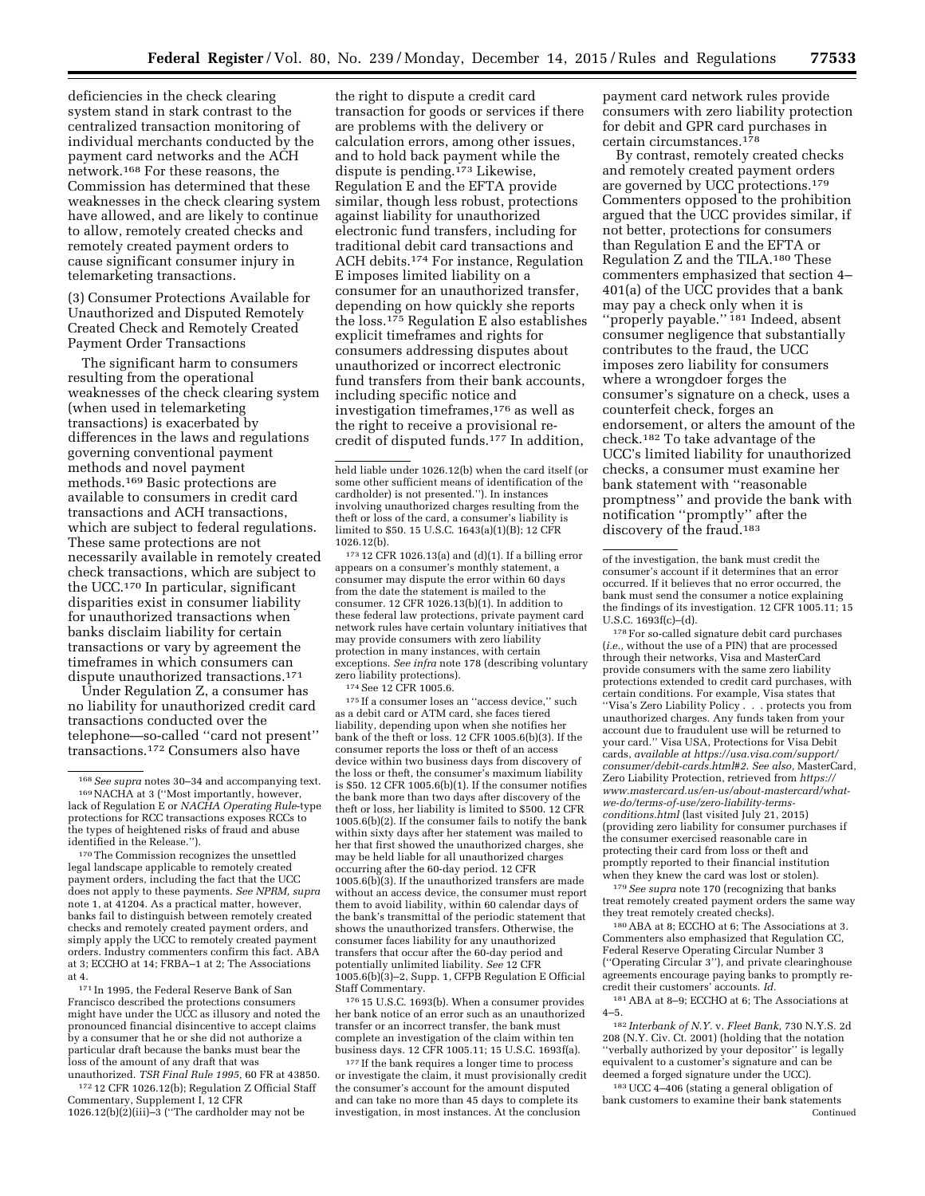deficiencies in the check clearing system stand in stark contrast to the centralized transaction monitoring of individual merchants conducted by the payment card networks and the ACH network.[168] For these reasons, the Commission has determined that these weaknesses in the check clearing system have allowed, and are likely to continue to allow, remotely created checks and remotely created payment orders to cause significant consumer injury in telemarketing transactions.

(3) Consumer Protections Available for Unauthorized and Disputed Remotely Created Check and Remotely Created Payment Order Transactions

The significant harm to consumers resulting from the operational weaknesses of the check clearing system (when used in telemarketing transactions) is exacerbated by differences in the laws and regulations governing conventional payment methods and novel payment methods.[169] Basic protections are available to consumers in credit card transactions and ACH transactions, which are subject to federal regulations. These same protections are not necessarily available in remotely created check transactions, which are subject to the UCC.[170] In particular, significant disparities exist in consumer liability for unauthorized transactions when banks disclaim liability for certain transactions or vary by agreement the timeframes in which consumers can dispute unauthorized transactions.[171]

Under Regulation Z, a consumer has no liability for unauthorized credit card transactions conducted over the telephone—so-called "card not present" transactions.[172] Consumers also have the right to dispute a credit card transaction for goods or services if there are problems with the delivery or calculation errors, among other issues, and to hold back payment while the dispute is pending.[173] Likewise, Regulation E and the EFTA provide similar, though less robust, protections against liability for unauthorized electronic fund transfers, including for traditional debit card transactions and ACH debits.[174] For instance, Regulation E imposes limited liability on a consumer for an unauthorized transfer, depending on how quickly she reports the loss.[175] Regulation E also establishes explicit timeframes and rights for consumers addressing disputes about unauthorized or incorrect electronic fund transfers from their bank accounts, including specific notice and investigation timeframes,[176] as well as the right to receive a provisional re-credit of disputed funds.[177] In addition, payment card network rules provide consumers with zero liability protection for debit and GPR card purchases in certain circumstances.[178]

By contrast, remotely created checks and remotely created payment orders are governed by UCC protections.[179] Commenters opposed to the prohibition argued that the UCC provides similar, if not better, protections for consumers than Regulation E and the EFTA or Regulation Z and the TILA.[180] These commenters emphasized that section 4–401(a) of the UCC provides that a bank may pay a check only when it is "properly payable." [181] Indeed, absent consumer negligence that substantially contributes to the fraud, the UCC imposes zero liability for consumers where a wrongdoer forges the consumer's signature on a check, uses a counterfeit check, forges an endorsement, or alters the amount of the check.[182] To take advantage of the UCC's limited liability for unauthorized checks, a consumer must examine her bank statement with "reasonable promptness" and provide the bank with notification "promptly" after the discovery of the fraud.[183]

---

[168] *See supra* notes 30–34 and accompanying text.

[169] NACHA at 3 ("Most importantly, however, lack of Regulation E or *NACHA Operating Rule*-type protections for RCC transactions exposes RCCs to the types of heightened risks of fraud and abuse identified in the Release.").

[170] The Commission recognizes the unsettled legal landscape applicable to remotely created payment orders, including the fact that the UCC does not apply to these payments. *See NPRM, supra* note 1, at 41204. As a practical matter, however, banks fail to distinguish between remotely created checks and remotely created payment orders, and simply apply the UCC to remotely created payment orders. Industry commenters confirm this fact. ABA at 3; ECCHO at 14; FRBA–1 at 2; The Associations at 4.

[171] In 1995, the Federal Reserve Bank of San Francisco described the protections consumers might have under the UCC as illusory and noted the pronounced financial disincentive to accept claims by a consumer that he or she did not authorize a particular draft because the banks must bear the loss of the amount of any draft that was unauthorized. *TSR Final Rule 1995,* 60 FR at 43850.

[172] 12 CFR 1026.12(b); Regulation Z Official Staff Commentary, Supplement I, 12 CFR 1026.12(b)(2)(iii)–3 ("The cardholder may not be held liable under 1026.12(b) when the card itself (or some other sufficient means of identification of the cardholder) is not presented."). In instances involving unauthorized charges resulting from the theft or loss of the card, a consumer's liability is limited to $50. 15 U.S.C. 1643(a)(1)(B); 12 CFR 1026.12(b).

[173] 12 CFR 1026.13(a) and (d)(1). If a billing error appears on a consumer's monthly statement, a consumer may dispute the error within 60 days from the date the statement is mailed to the consumer. 12 CFR 1026.13(b)(1). In addition to these federal law protections, private payment card network rules have certain voluntary initiatives that may provide consumers with zero liability protection in many instances, with certain exceptions. *See infra* note 178 (describing voluntary zero liability protections).

[174] See 12 CFR 1005.6.

[175] If a consumer loses an "access device," such as a debit card or ATM card, she faces tiered liability, depending upon when she notifies her bank of the theft or loss. 12 CFR 1005.6(b)(3). If the consumer reports the loss or theft of an access device within two business days from discovery of the loss or theft, the consumer's maximum liability is $50. 12 CFR 1005.6(b)(1). If the consumer notifies the bank more than two days after discovery of the theft or loss, her liability is limited to $500. 12 CFR 1005.6(b)(2). If the consumer fails to notify the bank within sixty days after her statement was mailed to her that first showed the unauthorized charges, she may be held liable for all unauthorized charges occurring after the 60-day period. 12 CFR 1005.6(b)(3). If the unauthorized transfers are made without an access device, the consumer must report them to avoid liability, within 60 calendar days of the bank's transmittal of the periodic statement that shows the unauthorized transfers. Otherwise, the consumer faces liability for any unauthorized transfers that occur after the 60-day period and potentially unlimited liability. *See* 12 CFR 1005.6(b)(3)–2, Supp. 1, CFPB Regulation E Official Staff Commentary.

[176] 15 U.S.C. 1693(b). When a consumer provides her bank notice of an error such as an unauthorized transfer or an incorrect transfer, the bank must complete an investigation of the claim within ten business days. 12 CFR 1005.11; 15 U.S.C. 1693f(a).

[177] If the bank requires a longer time to process or investigate the claim, it must provisionally credit the consumer's account for the amount disputed and can take no more than 45 days to complete its investigation, in most instances. At the conclusion of the investigation, the bank must credit the consumer's account if it determines that an error occurred. If it believes that no error occurred, the bank must send the consumer a notice explaining the findings of its investigation. 12 CFR 1005.11; 15 U.S.C. 1693f(c)–(d).

[178] For so-called signature debit card purchases (*i.e.,* without the use of a PIN) that are processed through their networks, Visa and MasterCard provide consumers with the same zero liability protections extended to credit card purchases, with certain conditions. For example, Visa states that "Visa's Zero Liability Policy . . . protects you from unauthorized charges. Any funds taken from your account due to fraudulent use will be returned to your card." Visa USA, Protections for Visa Debit cards, *available at https://usa.visa.com/support/consumer/debit-cards.html#2. See also,* MasterCard, Zero Liability Protection, retrieved from *https://www.mastercard.us/en-us/about-mastercard/what-we-do/terms-of-use/zero-liability-terms-conditions.html* (last visited July 21, 2015) (providing zero liability for consumer purchases if the consumer exercised reasonable care in protecting their card from loss or theft and promptly reported to their financial institution when they knew the card was lost or stolen).

[179] *See supra* note 170 (recognizing that banks treat remotely created payment orders the same way they treat remotely created checks).

[180] ABA at 8; ECCHO at 6; The Associations at 3. Commenters also emphasized that Regulation CC, Federal Reserve Operating Circular Number 3 ("Operating Circular 3"), and private clearinghouse agreements encourage paying banks to promptly re-credit their customers' accounts. *Id.*

[181] ABA at 8–9; ECCHO at 6; The Associations at 4–5.

[182] *Interbank of N.Y.* v. *Fleet Bank,* 730 N.Y.S. 2d 208 (N.Y. Civ. Ct. 2001) (holding that the notation "verbally authorized by your depositor" is legally equivalent to a customer's signature and can be deemed a forged signature under the UCC).

[183] UCC 4–406 (stating a general obligation of bank customers to examine their bank statements

Continued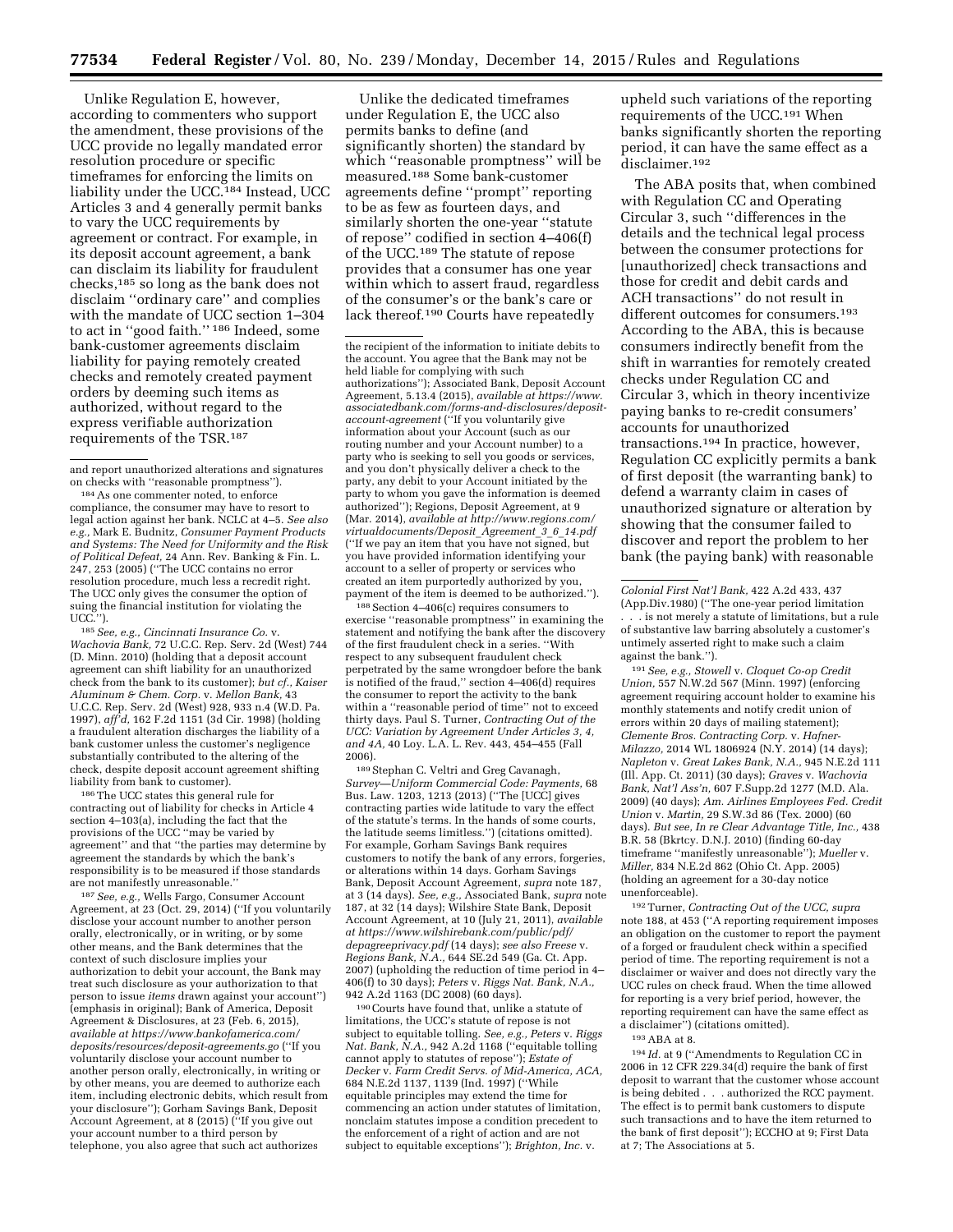Unlike Regulation E, however, according to commenters who support the amendment, these provisions of the UCC provide no legally mandated error resolution procedure or specific timeframes for enforcing the limits on liability under the UCC.[184] Instead, UCC Articles 3 and 4 generally permit banks to vary the UCC requirements by agreement or contract. For example, in its deposit account agreement, a bank can disclaim its liability for fraudulent checks,[185] so long as the bank does not disclaim "ordinary care" and complies with the mandate of UCC section 1–304 to act in "good faith." [186] Indeed, some bank-customer agreements disclaim liability for paying remotely created checks and remotely created payment orders by deeming such items as authorized, without regard to the express verifiable authorization requirements of the TSR.[187]

Unlike the dedicated timeframes under Regulation E, the UCC also permits banks to define (and significantly shorten) the standard by which "reasonable promptness" will be measured.[188] Some bank-customer agreements define "prompt" reporting to be as few as fourteen days, and similarly shorten the one-year "statute of repose" codified in section 4–406(f) of the UCC.[189] The statute of repose provides that a consumer has one year within which to assert fraud, regardless of the consumer's or the bank's care or lack thereof.[190] Courts have repeatedly upheld such variations of the reporting requirements of the UCC.[191] When banks significantly shorten the reporting period, it can have the same effect as a disclaimer.[192]

The ABA posits that, when combined with Regulation CC and Operating Circular 3, such "differences in the details and the technical legal process between the consumer protections for [unauthorized] check transactions and those for credit and debit cards and ACH transactions" do not result in different outcomes for consumers.[193] According to the ABA, this is because consumers indirectly benefit from the shift in warranties for remotely created checks under Regulation CC and Circular 3, which in theory incentivize paying banks to re-credit consumers' accounts for unauthorized transactions.[194] In practice, however, Regulation CC explicitly permits a bank of first deposit (the warranting bank) to defend a warranty claim in cases of unauthorized signature or alteration by showing that the consumer failed to discover and report the problem to her bank (the paying bank) with reasonable

---

and report unauthorized alterations and signatures on checks with "reasonable promptness").

[184] As one commenter noted, to enforce compliance, the consumer may have to resort to legal action against her bank. NCLC at 4–5. *See also e.g.,* Mark E. Budnitz, *Consumer Payment Products and Systems: The Need for Uniformity and the Risk of Political Defeat,* 24 Ann. Rev. Banking & Fin. L. 247, 253 (2005) ("The UCC contains no error resolution procedure, much less a recredit right. The UCC only gives the consumer the option of suing the financial institution for violating the UCC.").

[185] *See, e.g., Cincinnati Insurance Co.* v. *Wachovia Bank,* 72 U.C.C. Rep. Serv. 2d (West) 744 (D. Minn. 2010) (holding that a deposit account agreement can shift liability for an unauthorized check from the bank to its customer); *but cf., Kaiser Aluminum & Chem. Corp.* v. *Mellon Bank,* 43 U.C.C. Rep. Serv. 2d (West) 928, 933 n.4 (W.D. Pa. 1997), *aff'd,* 162 F.2d 1151 (3d Cir. 1998) (holding a fraudulent alteration discharges the liability of a bank customer unless the customer's negligence substantially contributed to the altering of the check, despite deposit account agreement shifting liability from bank to customer).

[186] The UCC states this general rule for contracting out of liability for checks in Article 4 section 4–103(a), including the fact that the provisions of the UCC "may be varied by agreement" and that "the parties may determine by agreement the standards by which the bank's responsibility is to be measured if those standards are not manifestly unreasonable."

[187] *See, e.g.,* Wells Fargo, Consumer Account Agreement, at 23 (Oct. 29, 2014) ("If you voluntarily disclose your account number to another person orally, electronically, or in writing, or by some other means, and the Bank determines that the context of such disclosure implies your authorization to debit your account, the Bank may treat such disclosure as your authorization to that person to issue *items* drawn against your account") (emphasis in original); Bank of America, Deposit Agreement & Disclosures, at 23 (Feb. 6, 2015), *available at https://www.bankofamerica.com/deposits/resources/deposit-agreements.go* ("If you voluntarily disclose your account number to another person orally, electronically, in writing or by other means, you are deemed to authorize each item, including electronic debits, which result from your disclosure"); Gorham Savings Bank, Deposit Account Agreement, at 8 (2015) ("If you give out your account number to a third person by telephone, you also agree that such act authorizes the recipient of the information to initiate debits to the account. You agree that the Bank may not be held liable for complying with such authorizations"); Associated Bank, Deposit Account Agreement, 5.13.4 (2015), *available at https://www.associatedbank.com/forms-and-disclosures/deposit-account-agreement* ("If you voluntarily give information about your Account (such as our routing number and your Account number) to a party who is seeking to sell you goods or services, and you don't physically deliver a check to the party, any debit to your Account initiated by the party to whom you gave the information is deemed authorized"); Regions, Deposit Agreement, at 9 (Mar. 2014), *available at http://www.regions.com/virtualdocuments/Deposit_Agreement_3_6_14.pdf* ("If we pay an item that you have not signed, but you have provided information identifying your account to a seller of property or services who created an item purportedly authorized by you, payment of the item is deemed to be authorized.").

[188] Section 4–406(c) requires consumers to exercise "reasonable promptness" in examining the statement and notifying the bank after the discovery of the first fraudulent check in a series. "With respect to any subsequent fraudulent check perpetrated by the same wrongdoer before the bank is notified of the fraud," section 4–406(d) requires the consumer to report the activity to the bank within a "reasonable period of time" not to exceed thirty days. Paul S. Turner, *Contracting Out of the UCC: Variation by Agreement Under Articles 3, 4, and 4A,* 40 Loy. L.A. L. Rev. 443, 454–455 (Fall 2006).

[189] Stephan C. Veltri and Greg Cavanagh, *Survey—Uniform Commercial Code: Payments,* 68 Bus. Law. 1203, 1213 (2013) ("The [UCC] gives contracting parties wide latitude to vary the effect of the statute's terms. In the hands of some courts, the latitude seems limitless.") (citations omitted). For example, Gorham Savings Bank requires customers to notify the bank of any errors, forgeries, or alterations within 14 days. Gorham Savings Bank, Deposit Account Agreement, *supra* note 187, at 3 (14 days). *See, e.g.,* Associated Bank, *supra* note 187, at 32 (14 days); Wilshire State Bank, Deposit Account Agreement, at 10 (July 21, 2011), *available at https://www.wilshirebank.com/public/pdf/depagreeprivacy.pdf* (14 days); *see also Freese* v. *Regions Bank, N.A.,* 644 SE.2d 549 (Ga. Ct. App. 2007) (upholding the reduction of time period in 4–406(f) to 30 days); *Peters* v. *Riggs Nat. Bank, N.A.,* 942 A.2d 1163 (DC 2008) (60 days).

[190] Courts have found that, unlike a statute of limitations, the UCC's statute of repose is not subject to equitable tolling. *See, e.g., Peters* v. *Riggs Nat. Bank, N.A.,* 942 A.2d 1168 ("equitable tolling cannot apply to statutes of repose"); *Estate of Decker* v. *Farm Credit Servs. of Mid-America, ACA,* 684 N.E.2d 1137, 1139 (Ind. 1997) ("While equitable principles may extend the time for commencing an action under statutes of limitation, nonclaim statutes impose a condition precedent to the enforcement of a right of action and are not subject to equitable exceptions"); *Brighton, Inc.* v. *Colonial First Nat'l Bank,* 422 A.2d 433, 437 (App.Div.1980) ("The one-year period limitation . . . is not merely a statute of limitations, but a rule of substantive law barring absolutely a customer's untimely asserted right to make such a claim against the bank.").

[191] *See, e.g., Stowell* v. *Cloquet Co-op Credit Union,* 557 N.W.2d 567 (Minn. 1997) (enforcing agreement requiring account holder to examine his monthly statements and notify credit union of errors within 20 days of mailing statement); *Clemente Bros. Contracting Corp.* v. *Hafner-Milazzo,* 2014 WL 1806924 (N.Y. 2014) (14 days); *Napleton* v. *Great Lakes Bank, N.A.,* 945 N.E.2d 111 (Ill. App. Ct. 2011) (30 days); *Graves* v. *Wachovia Bank, Nat'l Ass'n,* 607 F.Supp.2d 1277 (M.D. Ala. 2009) (40 days); *Am. Airlines Employees Fed. Credit Union* v. *Martin,* 29 S.W.3d 86 (Tex. 2000) (60 days). *But see, In re Clear Advantage Title, Inc.,* 438 B.R. 58 (Bkrtcy. D.N.J. 2010) (finding 60-day timeframe "manifestly unreasonable"); *Mueller* v. *Miller,* 834 N.E.2d 862 (Ohio Ct. App. 2005) (holding an agreement for a 30-day notice unenforceable).

[192] Turner, *Contracting Out of the UCC, supra* note 188, at 453 ("A reporting requirement imposes an obligation on the customer to report the payment of a forged or fraudulent check within a specified period of time. The reporting requirement is not a disclaimer or waiver and does not directly vary the UCC rules on check fraud. When the time allowed for reporting is a very brief period, however, the reporting requirement can have the same effect as a disclaimer") (citations omitted).

[193] ABA at 8.

[194] *Id.* at 9 ("Amendments to Regulation CC in 2006 in 12 CFR 229.34(d) require the bank of first deposit to warrant that the customer whose account is being debited . . . authorized the RCC payment. The effect is to permit bank customers to dispute such transactions and to have the item returned to the bank of first deposit"); ECCHO at 9; First Data at 7; The Associations at 5.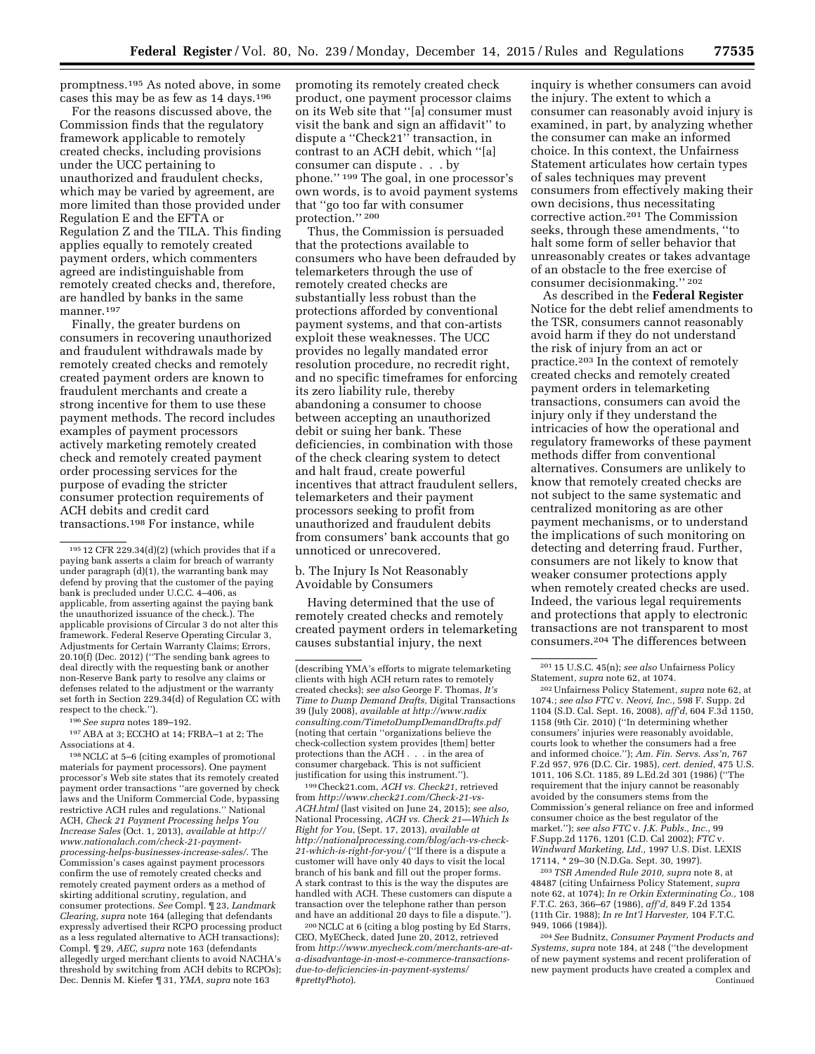promptness.[195] As noted above, in some cases this may be as few as 14 days.[196]

For the reasons discussed above, the Commission finds that the regulatory framework applicable to remotely created checks, including provisions under the UCC pertaining to unauthorized and fraudulent checks, which may be varied by agreement, are more limited than those provided under Regulation E and the EFTA or Regulation Z and the TILA. This finding applies equally to remotely created payment orders, which commenters agreed are indistinguishable from remotely created checks and, therefore, are handled by banks in the same manner.[197]

Finally, the greater burdens on consumers in recovering unauthorized and fraudulent withdrawals made by remotely created checks and remotely created payment orders are known to fraudulent merchants and create a strong incentive for them to use these payment methods. The record includes examples of payment processors actively marketing remotely created check and remotely created payment order processing services for the purpose of evading the stricter consumer protection requirements of ACH debits and credit card transactions.[198] For instance, while promoting its remotely created check product, one payment processor claims on its Web site that ''[a] consumer must visit the bank and sign an affidavit'' to dispute a ''Check21'' transaction, in contrast to an ACH debit, which ''[a] consumer can dispute . . . by phone.'' [199] The goal, in one processor's own words, is to avoid payment systems that ''go too far with consumer protection.'' [200]

Thus, the Commission is persuaded that the protections available to consumers who have been defrauded by telemarketers through the use of remotely created checks are substantially less robust than the protections afforded by conventional payment systems, and that con-artists exploit these weaknesses. The UCC provides no legally mandated error resolution procedure, no recredit right, and no specific timeframes for enforcing its zero liability rule, thereby abandoning a consumer to choose between accepting an unauthorized debit or suing her bank. These deficiencies, in combination with those of the check clearing system to detect and halt fraud, create powerful incentives that attract fraudulent sellers, telemarketers and their payment processors seeking to profit from unauthorized and fraudulent debits from consumers' bank accounts that go unnoticed or unrecovered.

b. The Injury Is Not Reasonably Avoidable by Consumers

Having determined that the use of remotely created checks and remotely created payment orders in telemarketing causes substantial injury, the next inquiry is whether consumers can avoid the injury. The extent to which a consumer can reasonably avoid injury is examined, in part, by analyzing whether the consumer can make an informed choice. In this context, the Unfairness Statement articulates how certain types of sales techniques may prevent consumers from effectively making their own decisions, thus necessitating corrective action.[201] The Commission seeks, through these amendments, ''to halt some form of seller behavior that unreasonably creates or takes advantage of an obstacle to the free exercise of consumer decisionmaking.'' [202]

As described in the **Federal Register** Notice for the debt relief amendments to the TSR, consumers cannot reasonably avoid harm if they do not understand the risk of injury from an act or practice.[203] In the context of remotely created checks and remotely created payment orders in telemarketing transactions, consumers can avoid the injury only if they understand the intricacies of how the operational and regulatory frameworks of these payment methods differ from conventional alternatives. Consumers are unlikely to know that remotely created checks are not subject to the same systematic and centralized monitoring as are other payment mechanisms, or to understand the implications of such monitoring on detecting and deterring fraud. Further, consumers are not likely to know that weaker consumer protections apply when remotely created checks are used. Indeed, the various legal requirements and protections that apply to electronic transactions are not transparent to most consumers.[204] The differences between

---

[195] 12 CFR 229.34(d)(2) (which provides that if a paying bank asserts a claim for breach of warranty under paragraph (d)(1), the warranting bank may defend by proving that the customer of the paying bank is precluded under U.C.C. 4–406, as applicable, from asserting against the paying bank the unauthorized issuance of the check.). The applicable provisions of Circular 3 do not alter this framework. Federal Reserve Operating Circular 3, Adjustments for Certain Warranty Claims; Errors, 20.10(f) (Dec. 2012) (''The sending bank agrees to deal directly with the requesting bank or another non-Reserve Bank party to resolve any claims or defenses related to the adjustment or the warranty set forth in Section 229.34(d) of Regulation CC with respect to the check.'').

[196] *See supra* notes 189–192.

[197] ABA at 3; ECCHO at 14; FRBA–1 at 2; The Associations at 4.

[198] NCLC at 5–6 (citing examples of promotional materials for payment processors). One payment processor's Web site states that its remotely created payment order transactions ''are governed by check laws and the Uniform Commercial Code, bypassing restrictive ACH rules and regulations.'' National ACH, *Check 21 Payment Processing helps You Increase Sales* (Oct. 1, 2013), *available at http://www.nationalach.com/check-21-payment-processing-helps-businesses-increase-sales/.* The Commission's cases against payment processors confirm the use of remotely created checks and remotely created payment orders as a method of skirting additional scrutiny, regulation, and consumer protections. *See* Compl. ¶ 23, *Landmark Clearing, supra* note 164 (alleging that defendants expressly advertised their RCPO processing product as a less regulated alternative to ACH transactions); Compl. ¶ 29, *AEC, supra* note 163 (defendants allegedly urged merchant clients to avoid NACHA's threshold by switching from ACH debits to RCPOs); Dec. Dennis M. Kiefer ¶ 31, *YMA, supra* note 163 (describing YMA's efforts to migrate telemarketing clients with high ACH return rates to remotely created checks); *see also* George F. Thomas, *It's Time to Dump Demand Drafts,* Digital Transactions 39 (July 2008), *available at http://www.radixconsulting.com/TimetoDumpDemandDrafts.pdf* (noting that certain ''organizations believe the check-collection system provides [them] better protections than the ACH . . . in the area of consumer chargeback. This is not sufficient justification for using this instrument.'').

[199] Check21.com, *ACH vs. Check21,* retrieved from *http://www.check21.com/Check-21-vs-ACH.html* (last visited on June 24, 2015); *see also,* National Processing, *ACH vs. Check 21—Which Is Right for You,* (Sept. 17, 2013), *available at http://nationalprocessing.com/blog/ach-vs-check-21-which-is-right-for-you/* (''If there is a dispute a customer will have only 40 days to visit the local branch of his bank and fill out the proper forms. A stark contrast to this is the way the disputes are handled with ACH. These customers can dispute a transaction over the telephone rather than person and have an additional 20 days to file a dispute.'').

[200] NCLC at 6 (citing a blog posting by Ed Starrs, CEO, MyECheck, dated June 20, 2012, retrieved from *http://www.myecheck.com/merchants-are-at-a-disadvantage-in-most-e-commerce-transactions-due-to-deficiencies-in-payment-systems/#prettyPhoto*).

[201] 15 U.S.C. 45(n); *see also* Unfairness Policy Statement, *supra* note 62, at 1074.

[202] Unfairness Policy Statement, *supra* note 62, at 1074.; *see also FTC* v. *Neovi, Inc.,* 598 F. Supp. 2d 1104 (S.D. Cal. Sept. 16, 2008), *aff'd,* 604 F.3d 1150, 1158 (9th Cir. 2010) (''In determining whether consumers' injuries were reasonably avoidable, courts look to whether the consumers had a free and informed choice.''); *Am. Fin. Servs. Ass'n,* 767 F.2d 957, 976 (D.C. Cir. 1985), *cert. denied,* 475 U.S. 1011, 106 S.Ct. 1185, 89 L.Ed.2d 301 (1986) (''The requirement that the injury cannot be reasonably avoided by the consumers stems from the Commission's general reliance on free and informed consumer choice as the best regulator of the market.''); *see also FTC* v. *J.K. Publs., Inc.,* 99 F.Supp.2d 1176, 1201 (C.D. Cal 2002); *FTC* v. *Windward Marketing, Ltd.,* 1997 U.S. Dist. LEXIS 17114, * 29–30 (N.D.Ga. Sept. 30, 1997).

[203] *TSR Amended Rule 2010, supra* note 8, at 48487 (citing Unfairness Policy Statement, *supra* note 62, at 1074); *In re Orkin Exterminating Co.,* 108 F.T.C. 263, 366–67 (1986), *aff'd,* 849 F.2d 1354 (11th Cir. 1988); *In re Int'l Harvester,* 104 F.T.C. 949, 1066 (1984)).

[204] *See* Budnitz, *Consumer Payment Products and Systems, supra* note 184, at 248 (''the development of new payment systems and recent proliferation of new payment products have created a complex and
Continued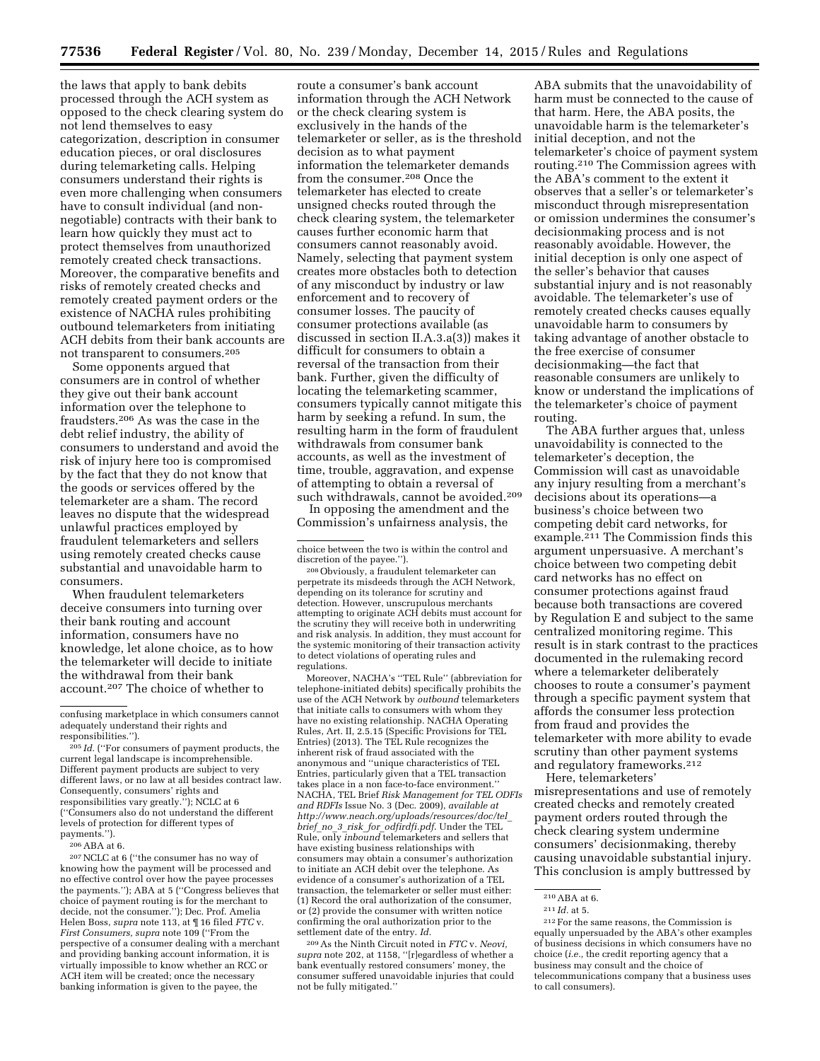the laws that apply to bank debits processed through the ACH system as opposed to the check clearing system do not lend themselves to easy categorization, description in consumer education pieces, or oral disclosures during telemarketing calls. Helping consumers understand their rights is even more challenging when consumers have to consult individual (and non-negotiable) contracts with their bank to learn how quickly they must act to protect themselves from unauthorized remotely created check transactions. Moreover, the comparative benefits and risks of remotely created checks and remotely created payment orders or the existence of NACHA rules prohibiting outbound telemarketers from initiating ACH debits from their bank accounts are not transparent to consumers.[205]

Some opponents argued that consumers are in control of whether they give out their bank account information over the telephone to fraudsters.[206] As was the case in the debt relief industry, the ability of consumers to understand and avoid the risk of injury here too is compromised by the fact that they do not know that the goods or services offered by the telemarketer are a sham. The record leaves no dispute that the widespread unlawful practices employed by fraudulent telemarketers and sellers using remotely created checks cause substantial and unavoidable harm to consumers.

When fraudulent telemarketers deceive consumers into turning over their bank routing and account information, consumers have no knowledge, let alone choice, as to how the telemarketer will decide to initiate the withdrawal from their bank account.[207] The choice of whether to route a consumer's bank account information through the ACH Network or the check clearing system is exclusively in the hands of the telemarketer or seller, as is the threshold decision as to what payment information the telemarketer demands from the consumer.[208] Once the telemarketer has elected to create unsigned checks routed through the check clearing system, the telemarketer causes further economic harm that consumers cannot reasonably avoid. Namely, selecting that payment system creates more obstacles both to detection of any misconduct by industry or law enforcement and to recovery of consumer losses. The paucity of consumer protections available (as discussed in section II.A.3.a(3)) makes it difficult for consumers to obtain a reversal of the transaction from their bank. Further, given the difficulty of locating the telemarketing scammer, consumers typically cannot mitigate this harm by seeking a refund. In sum, the resulting harm in the form of fraudulent withdrawals from consumer bank accounts, as well as the investment of time, trouble, aggravation, and expense of attempting to obtain a reversal of such withdrawals, cannot be avoided.[209]

In opposing the amendment and the Commission's unfairness analysis, the ABA submits that the unavoidability of harm must be connected to the cause of that harm. Here, the ABA posits, the unavoidable harm is the telemarketer's initial deception, and not the telemarketer's choice of payment system routing.[210] The Commission agrees with the ABA's comment to the extent it observes that a seller's or telemarketer's misconduct through misrepresentation or omission undermines the consumer's decisionmaking process and is not reasonably avoidable. However, the initial deception is only one aspect of the seller's behavior that causes substantial injury and is not reasonably avoidable. The telemarketer's use of remotely created checks causes equally unavoidable harm to consumers by taking advantage of another obstacle to the free exercise of consumer decisionmaking—the fact that reasonable consumers are unlikely to know or understand the implications of the telemarketer's choice of payment routing.

The ABA further argues that, unless unavoidability is connected to the telemarketer's deception, the Commission will cast as unavoidable any injury resulting from a merchant's decisions about its operations—a business's choice between two competing debit card networks, for example.[211] The Commission finds this argument unpersuasive. A merchant's choice between two competing debit card networks has no effect on consumer protections against fraud because both transactions are covered by Regulation E and subject to the same centralized monitoring regime. This result is in stark contrast to the practices documented in the rulemaking record where a telemarketer deliberately chooses to route a consumer's payment through a specific payment system that affords the consumer less protection from fraud and provides the telemarketer with more ability to evade scrutiny than other payment systems and regulatory frameworks.[212]

Here, telemarketers' misrepresentations and use of remotely created checks and remotely created payment orders routed through the check clearing system undermine consumers' decisionmaking, thereby causing unavoidable substantial injury. This conclusion is amply buttressed by

---

confusing marketplace in which consumers cannot adequately understand their rights and responsibilities.'').

[205] *Id.* (''For consumers of payment products, the current legal landscape is incomprehensible. Different payment products are subject to very different laws, or no law at all besides contract law. Consequently, consumers' rights and responsibilities vary greatly.''); NCLC at 6 (''Consumers also do not understand the different levels of protection for different types of payments.'').

[206] ABA at 6.

[207] NCLC at 6 (''the consumer has no way of knowing how the payment will be processed and no effective control over how the payee processes the payments.''); ABA at 5 (''Congress believes that choice of payment routing is for the merchant to decide, not the consumer.''); Dec. Prof. Amelia Helen Boss, *supra* note 113, at ¶ 16 filed *FTC* v. *First Consumers, supra* note 109 (''From the perspective of a consumer dealing with a merchant and providing banking account information, it is virtually impossible to know whether an RCC or ACH item will be created; once the necessary banking information is given to the payee, the choice between the two is within the control and discretion of the payee.'').

[208] Obviously, a fraudulent telemarketer can perpetrate its misdeeds through the ACH Network, depending on its tolerance for scrutiny and detection. However, unscrupulous merchants attempting to originate ACH debits must account for the scrutiny they will receive both in underwriting and risk analysis. In addition, they must account for the systemic monitoring of their transaction activity to detect violations of operating rules and regulations.

Moreover, NACHA's ''TEL Rule'' (abbreviation for telephone-initiated debits) specifically prohibits the use of the ACH Network by *outbound* telemarketers that initiate calls to consumers with whom they have no existing relationship. NACHA Operating Rules, Art. II, 2.5.15 (Specific Provisions for TEL Entries) (2013). The TEL Rule recognizes the inherent risk of fraud associated with the anonymous and ''unique characteristics of TEL Entries, particularly given that a TEL transaction takes place in a non face-to-face environment.'' NACHA, TEL Brief *Risk Management for TEL ODFIs and RDFIs* Issue No. 3 (Dec. 2009), *available at http://www.neach.org/uploads/resources/doc/tel_brief_no_3_risk_for_odfirdfi.pdf*. Under the TEL Rule, only *inbound* telemarketers and sellers that have existing business relationships with consumers may obtain a consumer's authorization to initiate an ACH debit over the telephone. As evidence of a consumer's authorization of a TEL transaction, the telemarketer or seller must either: (1) Record the oral authorization of the consumer, or (2) provide the consumer with written notice confirming the oral authorization prior to the settlement date of the entry. *Id.*

[209] As the Ninth Circuit noted in *FTC* v. *Neovi, supra* note 202, at 1158, ''[r]egardless of whether a bank eventually restored consumers' money, the consumer suffered unavoidable injuries that could not be fully mitigated.''

[210] ABA at 6.

[211] *Id.* at 5.

[212] For the same reasons, the Commission is equally unpersuaded by the ABA's other examples of business decisions in which consumers have no choice (*i.e.,* the credit reporting agency that a business may consult and the choice of telecommunications company that a business uses to call consumers).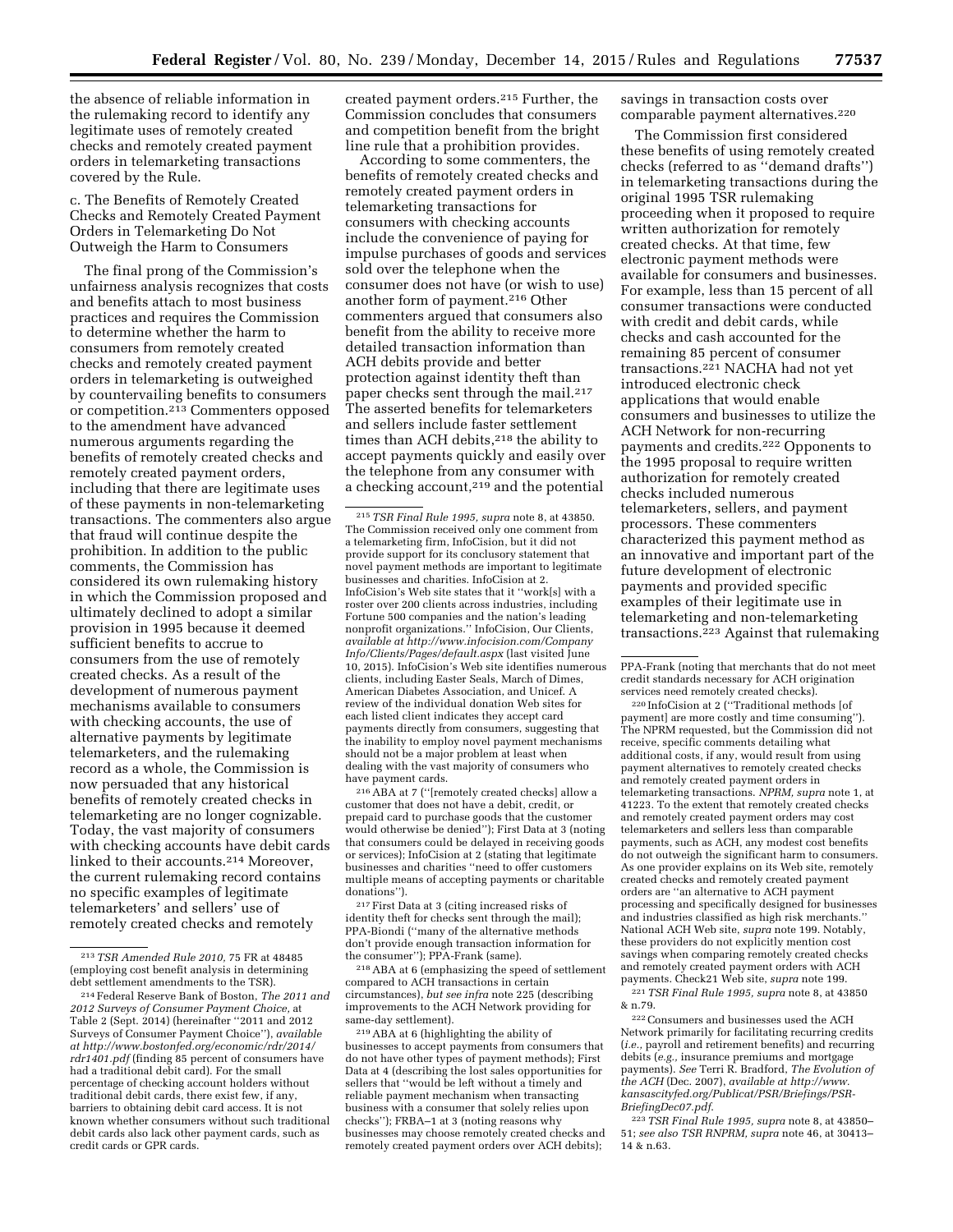the absence of reliable information in the rulemaking record to identify any legitimate uses of remotely created checks and remotely created payment orders in telemarketing transactions covered by the Rule.

c. The Benefits of Remotely Created Checks and Remotely Created Payment Orders in Telemarketing Do Not Outweigh the Harm to Consumers

The final prong of the Commission's unfairness analysis recognizes that costs and benefits attach to most business practices and requires the Commission to determine whether the harm to consumers from remotely created checks and remotely created payment orders in telemarketing is outweighed by countervailing benefits to consumers or competition.[213] Commenters opposed to the amendment have advanced numerous arguments regarding the benefits of remotely created checks and remotely created payment orders, including that there are legitimate uses of these payments in non-telemarketing transactions. The commenters also argue that fraud will continue despite the prohibition. In addition to the public comments, the Commission has considered its own rulemaking history in which the Commission proposed and ultimately declined to adopt a similar provision in 1995 because it deemed sufficient benefits to accrue to consumers from the use of remotely created checks. As a result of the development of numerous payment mechanisms available to consumers with checking accounts, the use of alternative payments by legitimate telemarketers, and the rulemaking record as a whole, the Commission is now persuaded that any historical benefits of remotely created checks in telemarketing are no longer cognizable. Today, the vast majority of consumers with checking accounts have debit cards linked to their accounts.[214] Moreover, the current rulemaking record contains no specific examples of legitimate telemarketers' and sellers' use of remotely created checks and remotely created payment orders.[215] Further, the Commission concludes that consumers and competition benefit from the bright line rule that a prohibition provides.

According to some commenters, the benefits of remotely created checks and remotely created payment orders in telemarketing transactions for consumers with checking accounts include the convenience of paying for impulse purchases of goods and services sold over the telephone when the consumer does not have (or wish to use) another form of payment.[216] Other commenters argued that consumers also benefit from the ability to receive more detailed transaction information than ACH debits provide and better protection against identity theft than paper checks sent through the mail.[217] The asserted benefits for telemarketers and sellers include faster settlement times than ACH debits,[218] the ability to accept payments quickly and easily over the telephone from any consumer with a checking account,[219] and the potential savings in transaction costs over comparable payment alternatives.[220]

The Commission first considered these benefits of using remotely created checks (referred to as "demand drafts") in telemarketing transactions during the original 1995 TSR rulemaking proceeding when it proposed to require written authorization for remotely created checks. At that time, few electronic payment methods were available for consumers and businesses. For example, less than 15 percent of all consumer transactions were conducted with credit and debit cards, while checks and cash accounted for the remaining 85 percent of consumer transactions.[221] NACHA had not yet introduced electronic check applications that would enable consumers and businesses to utilize the ACH Network for non-recurring payments and credits.[222] Opponents to the 1995 proposal to require written authorization for remotely created checks included numerous telemarketers, sellers, and payment processors. These commenters characterized this payment method as an innovative and important part of the future development of electronic payments and provided specific examples of their legitimate use in telemarketing and non-telemarketing transactions.[223] Against that rulemaking

---

[213] *TSR Amended Rule 2010,* 75 FR at 48485 (employing cost benefit analysis in determining debt settlement amendments to the TSR).

[214] Federal Reserve Bank of Boston, *The 2011 and 2012 Surveys of Consumer Payment Choice,* at Table 2 (Sept. 2014) (hereinafter "2011 and 2012 Surveys of Consumer Payment Choice"), *available at http://www.bostonfed.org/economic/rdr/2014/rdr1401.pdf* (finding 85 percent of consumers have had a traditional debit card). For the small percentage of checking account holders without traditional debit cards, there exist few, if any, barriers to obtaining debit card access. It is not known whether consumers without such traditional debit cards also lack other payment cards, such as credit cards or GPR cards.

[215] *TSR Final Rule 1995, supra* note 8, at 43850. The Commission received only one comment from a telemarketing firm, InfoCision, but it did not provide support for its conclusory statement that novel payment methods are important to legitimate businesses and charities. InfoCision at 2. InfoCision's Web site states that it "work[s] with a roster over 200 clients across industries, including Fortune 500 companies and the nation's leading nonprofit organizations." InfoCision, Our Clients, *available at http://www.infocision.com/Company Info/Clients/Pages/default.aspx* (last visited June 10, 2015). InfoCision's Web site identifies numerous clients, including Easter Seals, March of Dimes, American Diabetes Association, and Unicef. A review of the individual donation Web sites for each listed client indicates they accept card payments directly from consumers, suggesting that the inability to employ novel payment mechanisms should not be a major problem at least when dealing with the vast majority of consumers who have payment cards.

[216] ABA at 7 ("[remotely created checks] allow a customer that does not have a debit, credit, or prepaid card to purchase goods that the customer would otherwise be denied"); First Data at 3 (noting that consumers could be delayed in receiving goods or services); InfoCision at 2 (stating that legitimate businesses and charities "need to offer customers multiple means of accepting payments or charitable donations").

[217] First Data at 3 (citing increased risks of identity theft for checks sent through the mail); PPA-Biondi ("many of the alternative methods don't provide enough transaction information for the consumer"); PPA-Frank (same).

[218] ABA at 6 (emphasizing the speed of settlement compared to ACH transactions in certain circumstances), *but see infra* note 225 (describing improvements to the ACH Network providing for same-day settlement).

[219] ABA at 6 (highlighting the ability of businesses to accept payments from consumers that do not have other types of payment methods); First Data at 4 (describing the lost sales opportunities for sellers that "would be left without a timely and reliable payment mechanism when transacting business with a consumer that solely relies upon checks"); FRBA–1 at 3 (noting reasons why businesses may choose remotely created checks and remotely created payment orders over ACH debits); PPA-Frank (noting that merchants that do not meet credit standards necessary for ACH origination services need remotely created checks).

[220] InfoCision at 2 ("Traditional methods [of payment] are more costly and time consuming"). The NPRM requested, but the Commission did not receive, specific comments detailing what additional costs, if any, would result from using payment alternatives to remotely created checks and remotely created payment orders in telemarketing transactions. *NPRM, supra* note 1, at 41223. To the extent that remotely created checks and remotely created payment orders may cost telemarketers and sellers less than comparable payments, such as ACH, any modest cost benefits do not outweigh the significant harm to consumers. As one provider explains on its Web site, remotely created checks and remotely created payment orders are "an alternative to ACH payment processing and specifically designed for businesses and industries classified as high risk merchants." National ACH Web site, *supra* note 199. Notably, these providers do not explicitly mention cost savings when comparing remotely created checks and remotely created payment orders with ACH payments. Check21 Web site, *supra* note 199.

[221] *TSR Final Rule 1995, supra* note 8, at 43850 & n.79.

[222] Consumers and businesses used the ACH Network primarily for facilitating recurring credits (*i.e.,* payroll and retirement benefits) and recurring debits (*e.g.,* insurance premiums and mortgage payments). *See* Terri R. Bradford, *The Evolution of the ACH* (Dec. 2007), *available at http://www.kansascityfed.org/Publicat/PSR/Briefings/PSR-BriefingDec07.pdf.*

[223] *TSR Final Rule 1995, supra* note 8, at 43850–51; *see also TSR RNPRM, supra* note 46, at 30413–14 & n.63.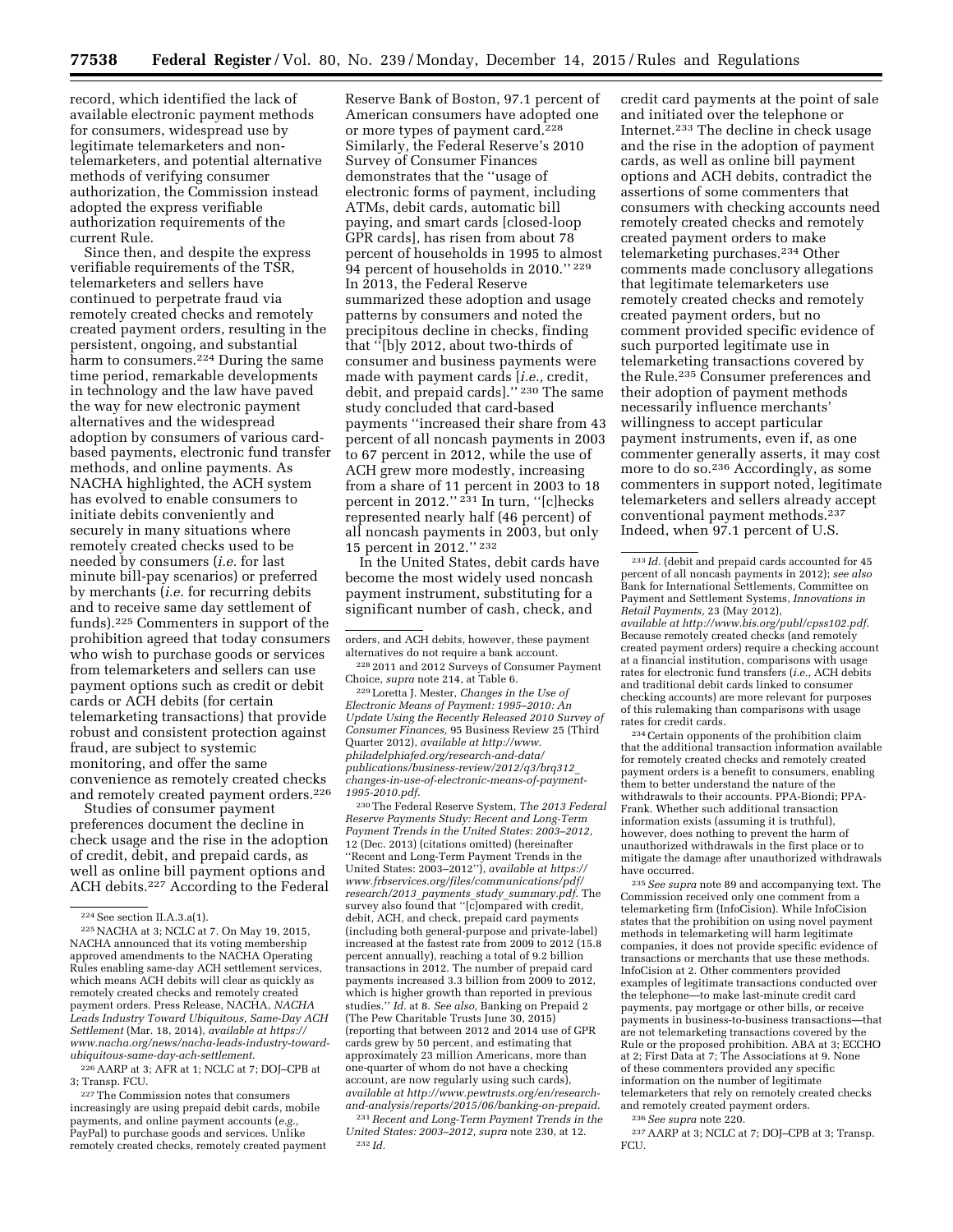record, which identified the lack of available electronic payment methods for consumers, widespread use by legitimate telemarketers and non-telemarketers, and potential alternative methods of verifying consumer authorization, the Commission instead adopted the express verifiable authorization requirements of the current Rule.

Since then, and despite the express verifiable requirements of the TSR, telemarketers and sellers have continued to perpetrate fraud via remotely created checks and remotely created payment orders, resulting in the persistent, ongoing, and substantial harm to consumers.[224] During the same time period, remarkable developments in technology and the law have paved the way for new electronic payment alternatives and the widespread adoption by consumers of various card-based payments, electronic fund transfer methods, and online payments. As NACHA highlighted, the ACH system has evolved to enable consumers to initiate debits conveniently and securely in many situations where remotely created checks used to be needed by consumers (*i.e.* for last minute bill-pay scenarios) or preferred by merchants (*i.e.* for recurring debits and to receive same day settlement of funds).[225] Commenters in support of the prohibition agreed that today consumers who wish to purchase goods or services from telemarketers and sellers can use payment options such as credit or debit cards or ACH debits (for certain telemarketing transactions) that provide robust and consistent protection against fraud, are subject to systemic monitoring, and offer the same convenience as remotely created checks and remotely created payment orders.[226]

Studies of consumer payment preferences document the decline in check usage and the rise in the adoption of credit, debit, and prepaid cards, as well as online bill payment options and ACH debits.[227] According to the Federal Reserve Bank of Boston, 97.1 percent of American consumers have adopted one or more types of payment card.[228] Similarly, the Federal Reserve's 2010 Survey of Consumer Finances demonstrates that the "usage of electronic forms of payment, including ATMs, debit cards, automatic bill paying, and smart cards [closed-loop GPR cards], has risen from about 78 percent of households in 1995 to almost 94 percent of households in 2010." [229] In 2013, the Federal Reserve summarized these adoption and usage patterns by consumers and noted the precipitous decline in checks, finding that "[b]y 2012, about two-thirds of consumer and business payments were made with payment cards [*i.e.*, credit, debit, and prepaid cards]." [230] The same study concluded that card-based payments "increased their share from 43 percent of all noncash payments in 2003 to 67 percent in 2012, while the use of ACH grew more modestly, increasing from a share of 11 percent in 2003 to 18 percent in 2012." [231] In turn, "[c]hecks represented nearly half (46 percent) of all noncash payments in 2003, but only 15 percent in 2012." [232]

In the United States, debit cards have become the most widely used noncash payment instrument, substituting for a significant number of cash, check, and credit card payments at the point of sale and initiated over the telephone or Internet.[233] The decline in check usage and the rise in the adoption of payment cards, as well as online bill payment options and ACH debits, contradict the assertions of some commenters that consumers with checking accounts need remotely created checks and remotely created payment orders to make telemarketing purchases.[234] Other comments made conclusory allegations that legitimate telemarketers use remotely created checks and remotely created payment orders, but no comment provided specific evidence of such purported legitimate use in telemarketing transactions covered by the Rule.[235] Consumer preferences and their adoption of payment methods necessarily influence merchants' willingness to accept particular payment instruments, even if, as one commenter generally asserts, it may cost more to do so.[236] Accordingly, as some commenters in support noted, legitimate telemarketers and sellers already accept conventional payment methods.[237] Indeed, when 97.1 percent of U.S.

---

[224] See section II.A.3.a(1).

[225] NACHA at 3; NCLC at 7. On May 19, 2015, NACHA announced that its voting membership approved amendments to the NACHA Operating Rules enabling same-day ACH settlement services, which means ACH debits will clear as quickly as remotely created checks and remotely created payment orders. Press Release, NACHA, *NACHA Leads Industry Toward Ubiquitous, Same-Day ACH Settlement* (Mar. 18, 2014), *available at https://www.nacha.org/news/nacha-leads-industry-toward-ubiquitous-same-day-ach-settlement.*

[226] AARP at 3; AFR at 1; NCLC at 7; DOJ–CPB at 3; Transp. FCU.

[227] The Commission notes that consumers increasingly are using prepaid debit cards, mobile payments, and online payment accounts (*e.g.*, PayPal) to purchase goods and services. Unlike remotely created checks, remotely created payment orders, and ACH debits, however, these payment alternatives do not require a bank account.

[228] 2011 and 2012 Surveys of Consumer Payment Choice, *supra* note 214, at Table 6.

[229] Loretta J. Mester, *Changes in the Use of Electronic Means of Payment: 1995–2010: An Update Using the Recently Released 2010 Survey of Consumer Finances,* 95 Business Review 25 (Third Quarter 2012), *available at http://www.philadelphiafed.org/research-and-data/publications/business-review/2012/q3/brq312_changes-in-use-of-electronic-means-of-payment-1995-2010.pdf.*

[230] The Federal Reserve System, *The 2013 Federal Reserve Payments Study: Recent and Long-Term Payment Trends in the United States: 2003–2012,* 12 (Dec. 2013) (citations omitted) (hereinafter "Recent and Long-Term Payment Trends in the United States: 2003–2012"), *available at https://www.frbservices.org/files/communications/pdf/research/2013_payments_study_summary.pdf.* The survey also found that "[c]ompared with credit, debit, ACH, and check, prepaid card payments (including both general-purpose and private-label) increased at the fastest rate from 2009 to 2012 (15.8 percent annually), reaching a total of 9.2 billion transactions in 2012. The number of prepaid card payments increased 3.3 billion from 2009 to 2012, which is higher growth than reported in previous studies." *Id.* at 8. *See also,* Banking on Prepaid 2 (The Pew Charitable Trusts June 30, 2015) (reporting that between 2012 and 2014 use of GPR cards grew by 50 percent, and estimating that approximately 23 million Americans, more than one-quarter of whom do not have a checking account, are now regularly using such cards), *available at http://www.pewtrusts.org/en/research-and-analysis/reports/2015/06/banking-on-prepaid.*

[231] *Recent and Long-Term Payment Trends in the United States: 2003–2012, supra* note 230, at 12.

[232] *Id.*

[233] *Id.* (debit and prepaid cards accounted for 45 percent of all noncash payments in 2012); *see also* Bank for International Settlements, Committee on Payment and Settlement Systems, *Innovations in Retail Payments,* 23 (May 2012), *available at http://www.bis.org/publ/cpss102.pdf.* Because remotely created checks (and remotely created payment orders) require a checking account at a financial institution, comparisons with usage rates for electronic fund transfers (*i.e.*, ACH debits and traditional debit cards linked to consumer checking accounts) are more relevant for purposes of this rulemaking than comparisons with usage rates for credit cards.

[234] Certain opponents of the prohibition claim that the additional transaction information available for remotely created checks and remotely created payment orders is a benefit to consumers, enabling them to better understand the nature of the withdrawals to their accounts. PPA-Biondi; PPA-Frank. Whether such additional transaction information exists (assuming it is truthful), however, does nothing to prevent the harm of unauthorized withdrawals in the first place or to mitigate the damage after unauthorized withdrawals have occurred.

[235] *See supra* note 89 and accompanying text. The Commission received only one comment from a telemarketing firm (InfoCision). While InfoCision states that the prohibition on using novel payment methods in telemarketing will harm legitimate companies, it does not provide specific evidence of transactions or merchants that use these methods. InfoCision at 2. Other commenters provided examples of legitimate transactions conducted over the telephone—to make last-minute credit card payments, pay mortgage or other bills, or receive payments in business-to-business transactions—that are not telemarketing transactions covered by the Rule or the proposed prohibition. ABA at 3; ECCHO at 2; First Data at 7; The Associations at 9. None of these commenters provided any specific information on the number of legitimate telemarketers that rely on remotely created checks and remotely created payment orders.

[236] *See supra* note 220.

[237] AARP at 3; NCLC at 7; DOJ–CPB at 3; Transp. FCU.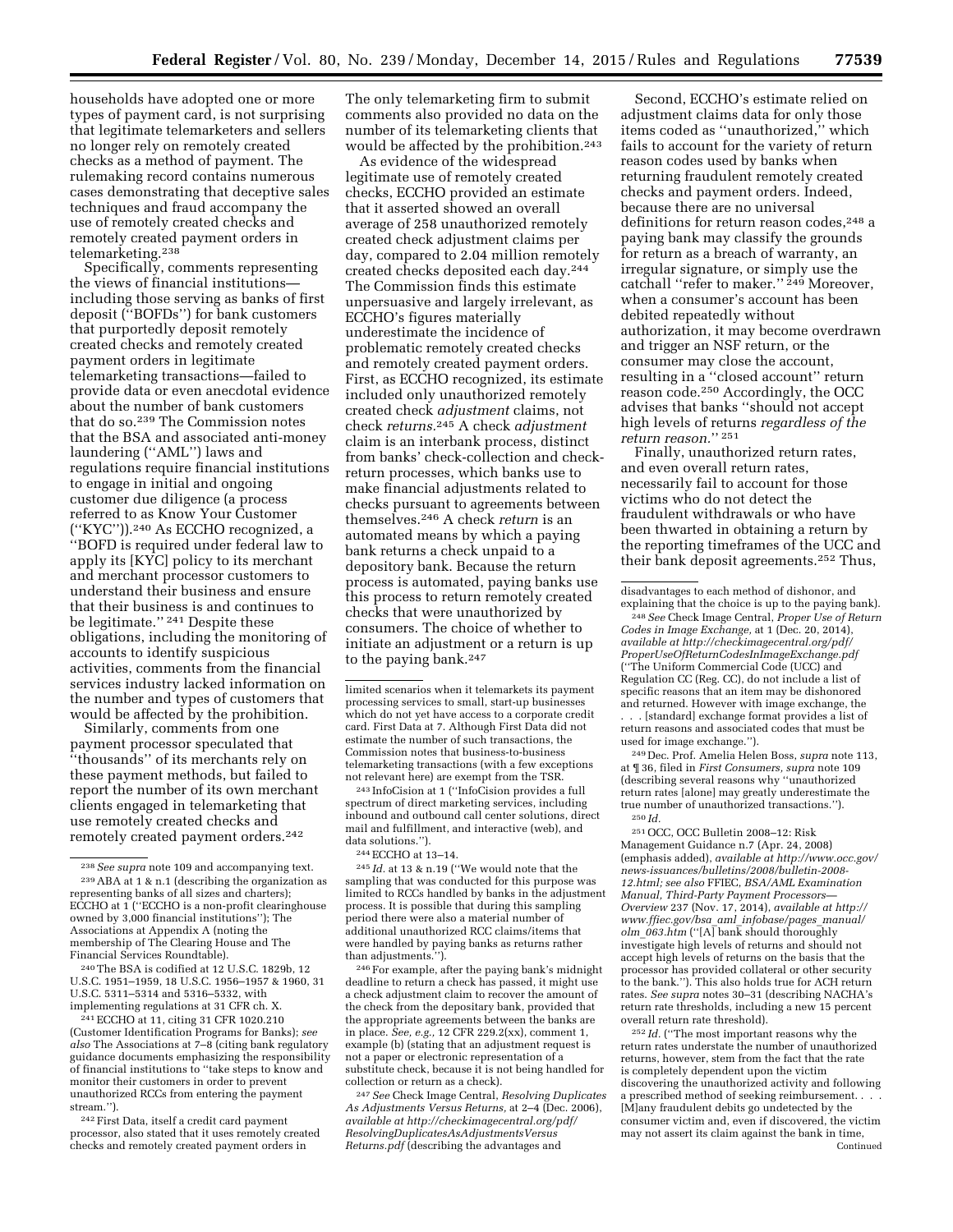households have adopted one or more types of payment card, is not surprising that legitimate telemarketers and sellers no longer rely on remotely created checks as a method of payment. The rulemaking record contains numerous cases demonstrating that deceptive sales techniques and fraud accompany the use of remotely created checks and remotely created payment orders in telemarketing.[238]

Specifically, comments representing the views of financial institutions—including those serving as banks of first deposit (''BOFDs'') for bank customers that purportedly deposit remotely created checks and remotely created payment orders in legitimate telemarketing transactions—failed to provide data or even anecdotal evidence about the number of bank customers that do so.[239] The Commission notes that the BSA and associated anti-money laundering (''AML'') laws and regulations require financial institutions to engage in initial and ongoing customer due diligence (a process referred to as Know Your Customer (''KYC'')).[240] As ECCHO recognized, a ''BOFD is required under federal law to apply its [KYC] policy to its merchant and merchant processor customers to understand their business and ensure that their business is and continues to be legitimate.'' [241] Despite these obligations, including the monitoring of accounts to identify suspicious activities, comments from the financial services industry lacked information on the number and types of customers that would be affected by the prohibition.

Similarly, comments from one payment processor speculated that ''thousands'' of its merchants rely on these payment methods, but failed to report the number of its own merchant clients engaged in telemarketing that use remotely created checks and remotely created payment orders.[242]

The only telemarketing firm to submit comments also provided no data on the number of its telemarketing clients that would be affected by the prohibition.[243]

As evidence of the widespread legitimate use of remotely created checks, ECCHO provided an estimate that it asserted showed an overall average of 258 unauthorized remotely created check adjustment claims per day, compared to 2.04 million remotely created checks deposited each day.[244] The Commission finds this estimate unpersuasive and largely irrelevant, as ECCHO's figures materially underestimate the incidence of problematic remotely created checks and remotely created payment orders. First, as ECCHO recognized, its estimate included only unauthorized remotely created check *adjustment* claims, not check *returns*.[245] A check *adjustment* claim is an interbank process, distinct from banks' check-collection and check-return processes, which banks use to make financial adjustments related to checks pursuant to agreements between themselves.[246] A check *return* is an automated means by which a paying bank returns a check unpaid to a depository bank. Because the return process is automated, paying banks use this process to return remotely created checks that were unauthorized by consumers. The choice of whether to initiate an adjustment or a return is up to the paying bank.[247]

Second, ECCHO's estimate relied on adjustment claims data for only those items coded as ''unauthorized,'' which fails to account for the variety of return reason codes used by banks when returning fraudulent remotely created checks and payment orders. Indeed, because there are no universal definitions for return reason codes,[248] a paying bank may classify the grounds for return as a breach of warranty, an irregular signature, or simply use the catchall ''refer to maker.'' [249] Moreover, when a consumer's account has been debited repeatedly without authorization, it may become overdrawn and trigger an NSF return, or the consumer may close the account, resulting in a ''closed account'' return reason code.[250] Accordingly, the OCC advises that banks ''should not accept high levels of returns *regardless of the return reason*.'' [251]

Finally, unauthorized return rates, and even overall return rates, necessarily fail to account for those victims who do not detect the fraudulent withdrawals or who have been thwarted in obtaining a return by the reporting timeframes of the UCC and their bank deposit agreements.[252] Thus,

---

[238] *See supra* note 109 and accompanying text.

[239] ABA at 1 & n.1 (describing the organization as representing banks of all sizes and charters); ECCHO at 1 (''ECCHO is a non-profit clearinghouse owned by 3,000 financial institutions''); The Associations at Appendix A (noting the membership of The Clearing House and The Financial Services Roundtable).

[240] The BSA is codified at 12 U.S.C. 1829b, 12 U.S.C. 1951–1959, 18 U.S.C. 1956–1957 & 1960, 31 U.S.C. 5311–5314 and 5316–5332, with implementing regulations at 31 CFR ch. X.

[241] ECCHO at 11, citing 31 CFR 1020.210 (Customer Identification Programs for Banks); *see also* The Associations at 7–8 (citing bank regulatory guidance documents emphasizing the responsibility of financial institutions to ''take steps to know and monitor their customers in order to prevent unauthorized RCCs from entering the payment stream.'').

[242] First Data, itself a credit card payment processor, also stated that it uses remotely created checks and remotely created payment orders in limited scenarios when it telemarkets its payment processing services to small, start-up businesses which do not yet have access to a corporate credit card. First Data at 7. Although First Data did not estimate the number of such transactions, the Commission notes that business-to-business telemarketing transactions (with a few exceptions not relevant here) are exempt from the TSR.

[243] InfoCision at 1 (''InfoCision provides a full spectrum of direct marketing services, including inbound and outbound call center solutions, direct mail and fulfillment, and interactive (web), and data solutions.'').

[244] ECCHO at 13–14.

[245] *Id.* at 13 & n.19 (''We would note that the sampling that was conducted for this purpose was limited to RCCs handled by banks in the adjustment process. It is possible that during this sampling period there were also a material number of additional unauthorized RCC claims/items that were handled by paying banks as returns rather than adjustments.'').

[246] For example, after the paying bank's midnight deadline to return a check has passed, it might use a check adjustment claim to recover the amount of the check from the depositary bank, provided that the appropriate agreements between the banks are in place. *See, e.g.,* 12 CFR 229.2(xx), comment 1, example (b) (stating that an adjustment request is not a paper or electronic representation of a substitute check, because it is not being handled for collection or return as a check).

[247] *See* Check Image Central, *Resolving Duplicates As Adjustments Versus Returns,* at 2–4 (Dec. 2006), *available at http://checkimagecentral.org/pdf/ResolvingDuplicatesAsAdjustmentsVersusReturns.pdf* (describing the advantages and disadvantages to each method of dishonor, and explaining that the choice is up to the paying bank).

[248] *See* Check Image Central, *Proper Use of Return Codes in Image Exchange,* at 1 (Dec. 20, 2014), *available at http://checkimagecentral.org/pdf/ProperUseOfReturnCodesInImageExchange.pdf* (''The Uniform Commercial Code (UCC) and Regulation CC (Reg. CC), do not include a list of specific reasons that an item may be dishonored and returned. However with image exchange, the . . . [standard] exchange format provides a list of return reasons and associated codes that must be used for image exchange.'').

[249] Dec. Prof. Amelia Helen Boss, *supra* note 113, at ¶ 36, filed in *First Consumers, supra* note 109 (describing several reasons why ''unauthorized return rates [alone] may greatly underestimate the true number of unauthorized transactions.'').

[250] *Id.*

[251] OCC, OCC Bulletin 2008–12: Risk Management Guidance n.7 (Apr. 24, 2008) (emphasis added), *available at http://www.occ.gov/news-issuances/bulletins/2008/bulletin-2008-12.html; see also* FFIEC, *BSA/AML Examination Manual, Third-Party Payment Processors—Overview* 237 (Nov. 17, 2014), *available at http://www.ffiec.gov/bsa_aml_infobase/pages_manual/olm_063.htm* (''[A] bank should thoroughly investigate high levels of returns and should not accept high levels of returns on the basis that the processor has provided collateral or other security to the bank.''). This also holds true for ACH return rates. *See supra* notes 30–31 (describing NACHA's return rate thresholds, including a new 15 percent overall return rate threshold).

[252] *Id.* (''The most important reasons why the return rates understate the number of unauthorized returns, however, stem from the fact that the rate is completely dependent upon the victim discovering the unauthorized activity and following a prescribed method of seeking reimbursement. . . . [M]any fraudulent debits go undetected by the consumer victim and, even if discovered, the victim may not assert its claim against the bank in time,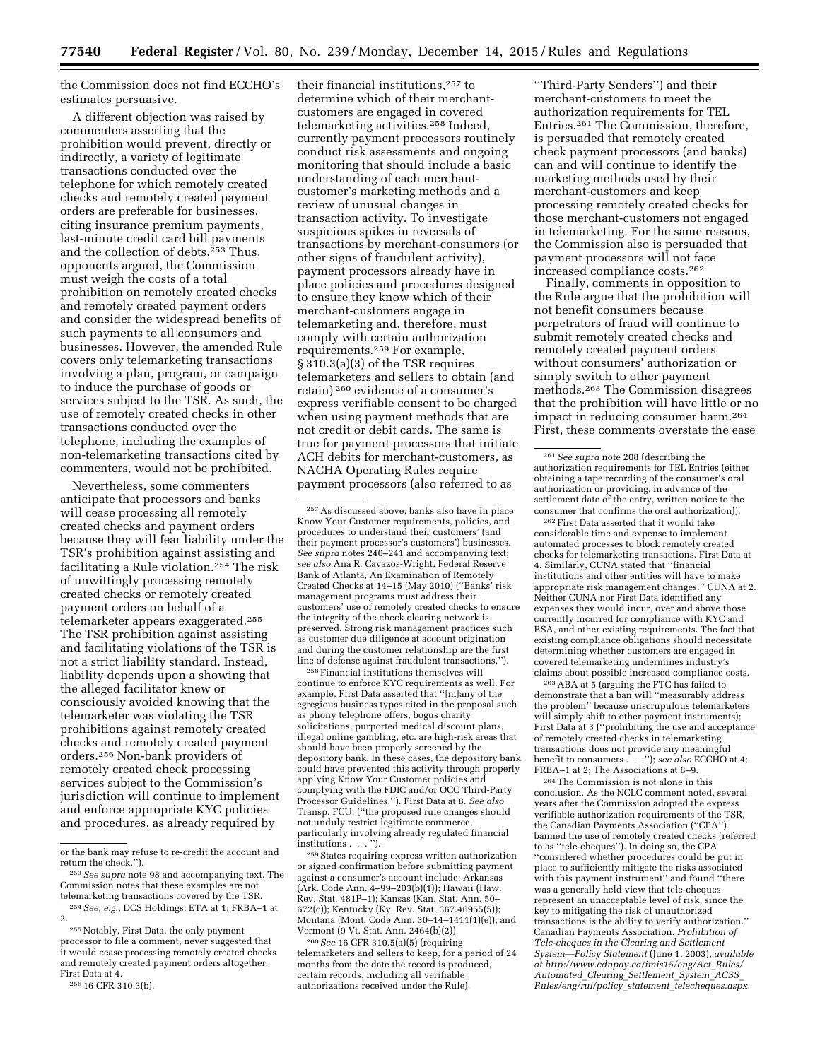the Commission does not find ECCHO's estimates persuasive.

A different objection was raised by commenters asserting that the prohibition would prevent, directly or indirectly, a variety of legitimate transactions conducted over the telephone for which remotely created checks and remotely created payment orders are preferable for businesses, citing insurance premium payments, last-minute credit card bill payments and the collection of debts.[253] Thus, opponents argued, the Commission must weigh the costs of a total prohibition on remotely created checks and remotely created payment orders and consider the widespread benefits of such payments to all consumers and businesses. However, the amended Rule covers only telemarketing transactions involving a plan, program, or campaign to induce the purchase of goods or services subject to the TSR. As such, the use of remotely created checks in other transactions conducted over the telephone, including the examples of non-telemarketing transactions cited by commenters, would not be prohibited.

Nevertheless, some commenters anticipate that processors and banks will cease processing all remotely created checks and payment orders because they will fear liability under the TSR's prohibition against assisting and facilitating a Rule violation.[254] The risk of unwittingly processing remotely created checks or remotely created payment orders on behalf of a telemarketer appears exaggerated.[255] The TSR prohibition against assisting and facilitating violations of the TSR is not a strict liability standard. Instead, liability depends upon a showing that the alleged facilitator knew or consciously avoided knowing that the telemarketer was violating the TSR prohibitions against remotely created checks and remotely created payment orders.[256] Non-bank providers of remotely created check processing services subject to the Commission's jurisdiction will continue to implement and enforce appropriate KYC policies and procedures, as already required by their financial institutions,[257] to determine which of their merchant-customers are engaged in covered telemarketing activities.[258] Indeed, currently payment processors routinely conduct risk assessments and ongoing monitoring that should include a basic understanding of each merchant-customer's marketing methods and a review of unusual changes in transaction activity. To investigate suspicious spikes in reversals of transactions by merchant-consumers (or other signs of fraudulent activity), payment processors already have in place policies and procedures designed to ensure they know which of their merchant-customers engage in telemarketing and, therefore, must comply with certain authorization requirements.[259] For example, § 310.3(a)(3) of the TSR requires telemarketers and sellers to obtain (and retain) [260] evidence of a consumer's express verifiable consent to be charged when using payment methods that are not credit or debit cards. The same is true for payment processors that initiate ACH debits for merchant-customers, as NACHA Operating Rules require payment processors (also referred to as ''Third-Party Senders'') and their merchant-customers to meet the authorization requirements for TEL Entries.[261] The Commission, therefore, is persuaded that remotely created check payment processors (and banks) can and will continue to identify the marketing methods used by their merchant-customers and keep processing remotely created checks for those merchant-customers not engaged in telemarketing. For the same reasons, the Commission also is persuaded that payment processors will not face increased compliance costs.[262]

Finally, comments in opposition to the Rule argue that the prohibition will not benefit consumers because perpetrators of fraud will continue to submit remotely created checks and remotely created payment orders without consumers' authorization or simply switch to other payment methods.[263] The Commission disagrees that the prohibition will have little or no impact in reducing consumer harm.[264] First, these comments overstate the ease

---

or the bank may refuse to re-credit the account and return the check.'').

[253] *See supra* note 98 and accompanying text. The Commission notes that these examples are not telemarketing transactions covered by the TSR.

[254] *See, e.g.,* DCS Holdings; ETA at 1; FRBA–1 at 2.

[255] Notably, First Data, the only payment processor to file a comment, never suggested that it would cease processing remotely created checks and remotely created payment orders altogether. First Data at 4.

[256] 16 CFR 310.3(b).

[257] As discussed above, banks also have in place Know Your Customer requirements, policies, and procedures to understand their customers' (and their payment processor's customers') businesses. *See supra* notes 240–241 and accompanying text; *see also* Ana R. Cavazos-Wright, Federal Reserve Bank of Atlanta, An Examination of Remotely Created Checks at 14–15 (May 2010) (''Banks' risk management programs must address their customers' use of remotely created checks to ensure the integrity of the check clearing network is preserved. Strong risk management practices such as customer due diligence at account origination and during the customer relationship are the first line of defense against fraudulent transactions.'').

[258] Financial institutions themselves will continue to enforce KYC requirements as well. For example, First Data asserted that ''[m]any of the egregious business types cited in the proposal such as phony telephone offers, bogus charity solicitations, purported medical discount plans, illegal online gambling, etc. are high-risk areas that should have been properly screened by the depository bank. In these cases, the depository bank could have prevented this activity through properly applying Know Your Customer policies and complying with the FDIC and/or OCC Third-Party Processor Guidelines.''). First Data at 8. *See also* Transp. FCU. (''the proposed rule changes should not unduly restrict legitimate commerce, particularly involving already regulated financial institutions . . . '').

[259] States requiring express written authorization or signed confirmation before submitting payment against a consumer's account include: Arkansas (Ark. Code Ann. 4–99–203(b)(1)); Hawaii (Haw. Rev. Stat. 481P–1); Kansas (Kan. Stat. Ann. 50–672(c)); Kentucky (Ky. Rev. Stat. 367.46955(5)); Montana (Mont. Code Ann. 30–14–1411(1)(e)); and Vermont (9 Vt. Stat. Ann. 2464(b)(2)).

[260] *See* 16 CFR 310.5(a)(5) (requiring telemarketers and sellers to keep, for a period of 24 months from the date the record is produced, certain records, including all verifiable authorizations received under the Rule).

[261] *See supra* note 208 (describing the authorization requirements for TEL Entries (either obtaining a tape recording of the consumer's oral authorization or providing, in advance of the settlement date of the entry, written notice to the consumer that confirms the oral authorization)).

[262] First Data asserted that it would take considerable time and expense to implement automated processes to block remotely created checks for telemarketing transactions. First Data at 4. Similarly, CUNA stated that ''financial institutions and other entities will have to make appropriate risk management changes.'' CUNA at 2. Neither CUNA nor First Data identified any expenses they would incur, over and above those currently incurred for compliance with KYC and BSA, and other existing requirements. The fact that existing compliance obligations should necessitate determining whether customers are engaged in covered telemarketing undermines industry's claims about possible increased compliance costs.

[263] ABA at 5 (arguing the FTC has failed to demonstrate that a ban will ''measurably address the problem'' because unscrupulous telemarketers will simply shift to other payment instruments); First Data at 3 (''prohibiting the use and acceptance of remotely created checks in telemarketing transactions does not provide any meaningful benefit to consumers . . .''); *see also* ECCHO at 4; FRBA–1 at 2; The Associations at 8–9.

[264] The Commission is not alone in this conclusion. As the NCLC comment noted, several years after the Commission adopted the express verifiable authorization requirements of the TSR, the Canadian Payments Association (''CPA'') banned the use of remotely created checks (referred to as ''tele-cheques''). In doing so, the CPA ''considered whether procedures could be put in place to sufficiently mitigate the risks associated with this payment instrument'' and found ''there was a generally held view that tele-cheques represent an unacceptable level of risk, since the key to mitigating the risk of unauthorized transactions is the ability to verify authorization.'' Canadian Payments Association. *Prohibition of Tele-cheques in the Clearing and Settlement System—Policy Statement* (June 1, 2003), *available at http://www.cdnpay.ca/imis15/eng/Act_Rules/Automated_Clearing_Settlement_System_ACSS_Rules/eng/rul/policy_statement_telecheques.aspx.*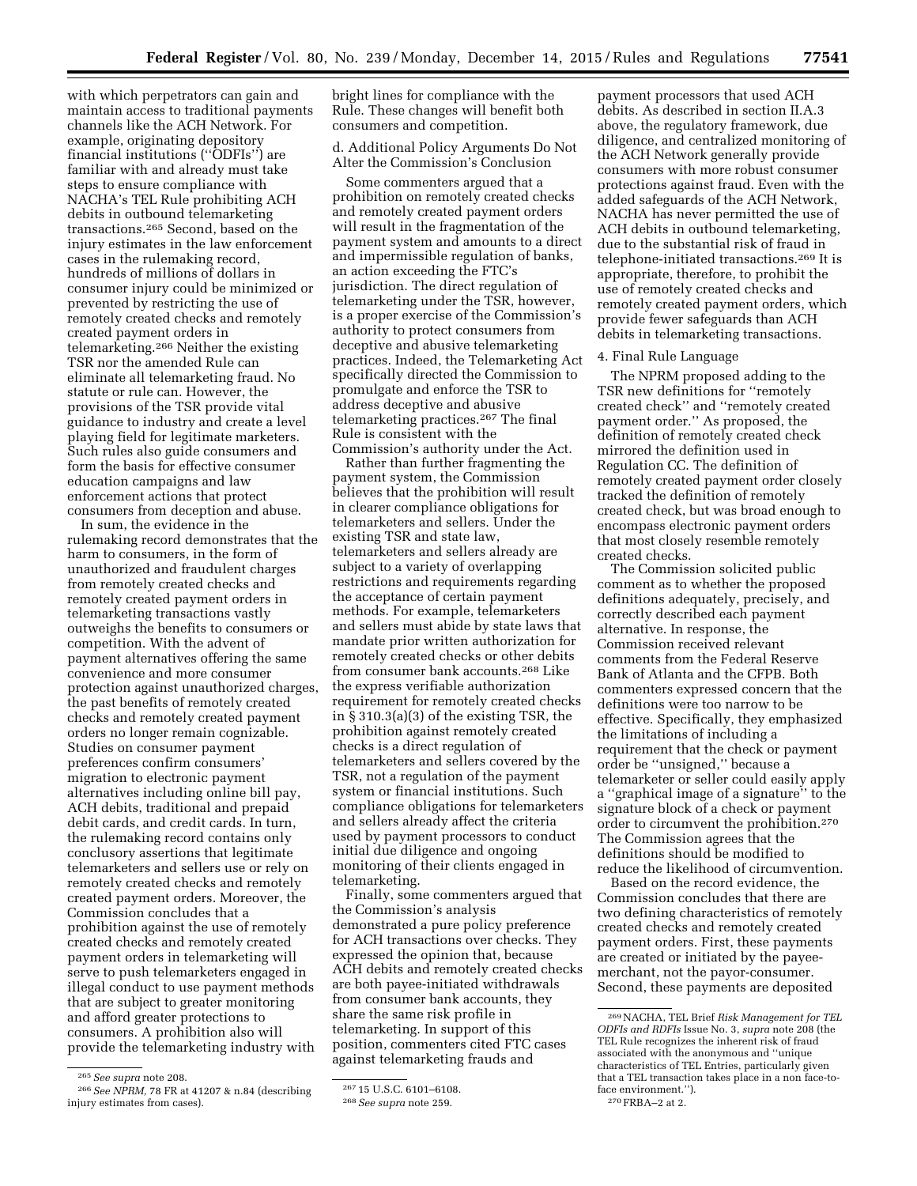with which perpetrators can gain and maintain access to traditional payments channels like the ACH Network. For example, originating depository financial institutions (''ODFIs'') are familiar with and already must take steps to ensure compliance with NACHA's TEL Rule prohibiting ACH debits in outbound telemarketing transactions.[265] Second, based on the injury estimates in the law enforcement cases in the rulemaking record, hundreds of millions of dollars in consumer injury could be minimized or prevented by restricting the use of remotely created checks and remotely created payment orders in telemarketing.[266] Neither the existing TSR nor the amended Rule can eliminate all telemarketing fraud. No statute or rule can. However, the provisions of the TSR provide vital guidance to industry and create a level playing field for legitimate marketers. Such rules also guide consumers and form the basis for effective consumer education campaigns and law enforcement actions that protect consumers from deception and abuse.

In sum, the evidence in the rulemaking record demonstrates that the harm to consumers, in the form of unauthorized and fraudulent charges from remotely created checks and remotely created payment orders in telemarketing transactions vastly outweighs the benefits to consumers or competition. With the advent of payment alternatives offering the same convenience and more consumer protection against unauthorized charges, the past benefits of remotely created checks and remotely created payment orders no longer remain cognizable. Studies on consumer payment preferences confirm consumers' migration to electronic payment alternatives including online bill pay, ACH debits, traditional and prepaid debit cards, and credit cards. In turn, the rulemaking record contains only conclusory assertions that legitimate telemarketers and sellers use or rely on remotely created checks and remotely created payment orders. Moreover, the Commission concludes that a prohibition against the use of remotely created checks and remotely created payment orders in telemarketing will serve to push telemarketers engaged in illegal conduct to use payment methods that are subject to greater monitoring and afford greater protections to consumers. A prohibition also will provide the telemarketing industry with bright lines for compliance with the Rule. These changes will benefit both consumers and competition.

d. Additional Policy Arguments Do Not Alter the Commission's Conclusion

Some commenters argued that a prohibition on remotely created checks and remotely created payment orders will result in the fragmentation of the payment system and amounts to a direct and impermissible regulation of banks, an action exceeding the FTC's jurisdiction. The direct regulation of telemarketing under the TSR, however, is a proper exercise of the Commission's authority to protect consumers from deceptive and abusive telemarketing practices. Indeed, the Telemarketing Act specifically directed the Commission to promulgate and enforce the TSR to address deceptive and abusive telemarketing practices.[267] The final Rule is consistent with the Commission's authority under the Act.

Rather than further fragmenting the payment system, the Commission believes that the prohibition will result in clearer compliance obligations for telemarketers and sellers. Under the existing TSR and state law, telemarketers and sellers already are subject to a variety of overlapping restrictions and requirements regarding the acceptance of certain payment methods. For example, telemarketers and sellers must abide by state laws that mandate prior written authorization for remotely created checks or other debits from consumer bank accounts.[268] Like the express verifiable authorization requirement for remotely created checks in § 310.3(a)(3) of the existing TSR, the prohibition against remotely created checks is a direct regulation of telemarketers and sellers covered by the TSR, not a regulation of the payment system or financial institutions. Such compliance obligations for telemarketers and sellers already affect the criteria used by payment processors to conduct initial due diligence and ongoing monitoring of their clients engaged in telemarketing.

Finally, some commenters argued that the Commission's analysis demonstrated a pure policy preference for ACH transactions over checks. They expressed the opinion that, because ACH debits and remotely created checks are both payee-initiated withdrawals from consumer bank accounts, they share the same risk profile in telemarketing. In support of this position, commenters cited FTC cases against telemarketing frauds and payment processors that used ACH debits. As described in section II.A.3 above, the regulatory framework, due diligence, and centralized monitoring of the ACH Network generally provide consumers with more robust consumer protections against fraud. Even with the added safeguards of the ACH Network, NACHA has never permitted the use of ACH debits in outbound telemarketing, due to the substantial risk of fraud in telephone-initiated transactions.[269] It is appropriate, therefore, to prohibit the use of remotely created checks and remotely created payment orders, which provide fewer safeguards than ACH debits in telemarketing transactions.

4. Final Rule Language

The NPRM proposed adding to the TSR new definitions for ''remotely created check'' and ''remotely created payment order.'' As proposed, the definition of remotely created check mirrored the definition used in Regulation CC. The definition of remotely created payment order closely tracked the definition of remotely created check, but was broad enough to encompass electronic payment orders that most closely resemble remotely created checks.

The Commission solicited public comment as to whether the proposed definitions adequately, precisely, and correctly described each payment alternative. In response, the Commission received relevant comments from the Federal Reserve Bank of Atlanta and the CFPB. Both commenters expressed concern that the definitions were too narrow to be effective. Specifically, they emphasized the limitations of including a requirement that the check or payment order be ''unsigned,'' because a telemarketer or seller could easily apply a ''graphical image of a signature'' to the signature block of a check or payment order to circumvent the prohibition.[270] The Commission agrees that the definitions should be modified to reduce the likelihood of circumvention.

Based on the record evidence, the Commission concludes that there are two defining characteristics of remotely created checks and remotely created payment orders. First, these payments are created or initiated by the payee-merchant, not the payor-consumer. Second, these payments are deposited

---

[265] *See supra* note 208.

[266] *See NPRM,* 78 FR at 41207 & n.84 (describing injury estimates from cases).

[267] 15 U.S.C. 6101–6108.

[268] *See supra* note 259.

[269] NACHA, TEL Brief *Risk Management for TEL ODFIs and RDFIs* Issue No. 3, *supra* note 208 (the TEL Rule recognizes the inherent risk of fraud associated with the anonymous and ''unique characteristics of TEL Entries, particularly given that a TEL transaction takes place in a non face-to-face environment.'').

[270] FRBA–2 at 2.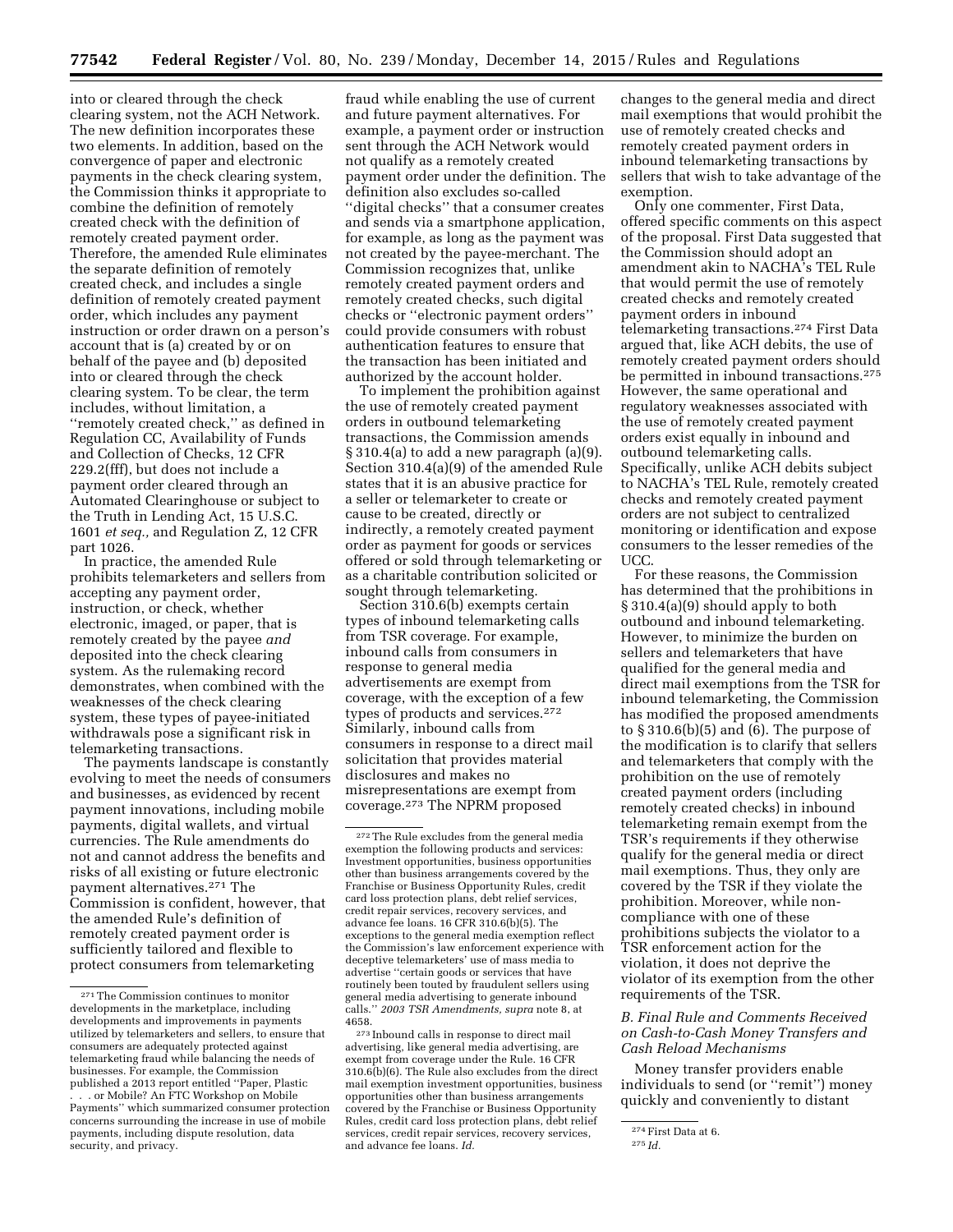into or cleared through the check clearing system, not the ACH Network. The new definition incorporates these two elements. In addition, based on the convergence of paper and electronic payments in the check clearing system, the Commission thinks it appropriate to combine the definition of remotely created check with the definition of remotely created payment order. Therefore, the amended Rule eliminates the separate definition of remotely created check, and includes a single definition of remotely created payment order, which includes any payment instruction or order drawn on a person's account that is (a) created by or on behalf of the payee and (b) deposited into or cleared through the check clearing system. To be clear, the term includes, without limitation, a ''remotely created check,'' as defined in Regulation CC, Availability of Funds and Collection of Checks, 12 CFR 229.2(fff), but does not include a payment order cleared through an Automated Clearinghouse or subject to the Truth in Lending Act, 15 U.S.C. 1601 *et seq.,* and Regulation Z, 12 CFR part 1026.

In practice, the amended Rule prohibits telemarketers and sellers from accepting any payment order, instruction, or check, whether electronic, imaged, or paper, that is remotely created by the payee *and* deposited into the check clearing system. As the rulemaking record demonstrates, when combined with the weaknesses of the check clearing system, these types of payee-initiated withdrawals pose a significant risk in telemarketing transactions.

The payments landscape is constantly evolving to meet the needs of consumers and businesses, as evidenced by recent payment innovations, including mobile payments, digital wallets, and virtual currencies. The Rule amendments do not and cannot address the benefits and risks of all existing or future electronic payment alternatives.[271] The Commission is confident, however, that the amended Rule's definition of remotely created payment order is sufficiently tailored and flexible to protect consumers from telemarketing fraud while enabling the use of current and future payment alternatives. For example, a payment order or instruction sent through the ACH Network would not qualify as a remotely created payment order under the definition. The definition also excludes so-called ''digital checks'' that a consumer creates and sends via a smartphone application, for example, as long as the payment was not created by the payee-merchant. The Commission recognizes that, unlike remotely created payment orders and remotely created checks, such digital checks or ''electronic payment orders'' could provide consumers with robust authentication features to ensure that the transaction has been initiated and authorized by the account holder.

To implement the prohibition against the use of remotely created payment orders in outbound telemarketing transactions, the Commission amends § 310.4(a) to add a new paragraph (a)(9). Section 310.4(a)(9) of the amended Rule states that it is an abusive practice for a seller or telemarketer to create or cause to be created, directly or indirectly, a remotely created payment order as payment for goods or services offered or sold through telemarketing or as a charitable contribution solicited or sought through telemarketing.

Section 310.6(b) exempts certain types of inbound telemarketing calls from TSR coverage. For example, inbound calls from consumers in response to general media advertisements are exempt from coverage, with the exception of a few types of products and services.[272] Similarly, inbound calls from consumers in response to a direct mail solicitation that provides material disclosures and makes no misrepresentations are exempt from coverage.[273] The NPRM proposed changes to the general media and direct mail exemptions that would prohibit the use of remotely created checks and remotely created payment orders in inbound telemarketing transactions by sellers that wish to take advantage of the exemption.

Only one commenter, First Data, offered specific comments on this aspect of the proposal. First Data suggested that the Commission should adopt an amendment akin to NACHA's TEL Rule that would permit the use of remotely created checks and remotely created payment orders in inbound telemarketing transactions.[274] First Data argued that, like ACH debits, the use of remotely created payment orders should be permitted in inbound transactions.[275] However, the same operational and regulatory weaknesses associated with the use of remotely created payment orders exist equally in inbound and outbound telemarketing calls. Specifically, unlike ACH debits subject to NACHA's TEL Rule, remotely created checks and remotely created payment orders are not subject to centralized monitoring or identification and expose consumers to the lesser remedies of the UCC.

For these reasons, the Commission has determined that the prohibitions in § 310.4(a)(9) should apply to both outbound and inbound telemarketing. However, to minimize the burden on sellers and telemarketers that have qualified for the general media and direct mail exemptions from the TSR for inbound telemarketing, the Commission has modified the proposed amendments to § 310.6(b)(5) and (6). The purpose of the modification is to clarify that sellers and telemarketers that comply with the prohibition on the use of remotely created payment orders (including remotely created checks) in inbound telemarketing remain exempt from the TSR's requirements if they otherwise qualify for the general media or direct mail exemptions. Thus, they only are covered by the TSR if they violate the prohibition. Moreover, while non-compliance with one of these prohibitions subjects the violator to a TSR enforcement action for the violation, it does not deprive the violator of its exemption from the other requirements of the TSR.

### *B. Final Rule and Comments Received on Cash-to-Cash Money Transfers and Cash Reload Mechanisms*

Money transfer providers enable individuals to send (or ''remit'') money quickly and conveniently to distant

---

[271] The Commission continues to monitor developments in the marketplace, including developments and improvements in payments utilized by telemarketers and sellers, to ensure that consumers are adequately protected against telemarketing fraud while balancing the needs of businesses. For example, the Commission published a 2013 report entitled ''Paper, Plastic . . . or Mobile? An FTC Workshop on Mobile Payments'' which summarized consumer protection concerns surrounding the increase in use of mobile payments, including dispute resolution, data security, and privacy.

[272] The Rule excludes from the general media exemption the following products and services: Investment opportunities, business opportunities other than business arrangements covered by the Franchise or Business Opportunity Rules, credit card loss protection plans, debt relief services, credit repair services, recovery services, and advance fee loans. 16 CFR 310.6(b)(5). The exceptions to the general media exemption reflect the Commission's law enforcement experience with deceptive telemarketers' use of mass media to advertise ''certain goods or services that have routinely been touted by fraudulent sellers using general media advertising to generate inbound calls.'' *2003 TSR Amendments, supra* note 8, at 4658.

[273] Inbound calls in response to direct mail advertising, like general media advertising, are exempt from coverage under the Rule. 16 CFR 310.6(b)(6). The Rule also excludes from the direct mail exemption investment opportunities, business opportunities other than business arrangements covered by the Franchise or Business Opportunity Rules, credit card loss protection plans, debt relief services, credit repair services, recovery services, and advance fee loans. *Id.*

[274] First Data at 6.

[275] *Id.*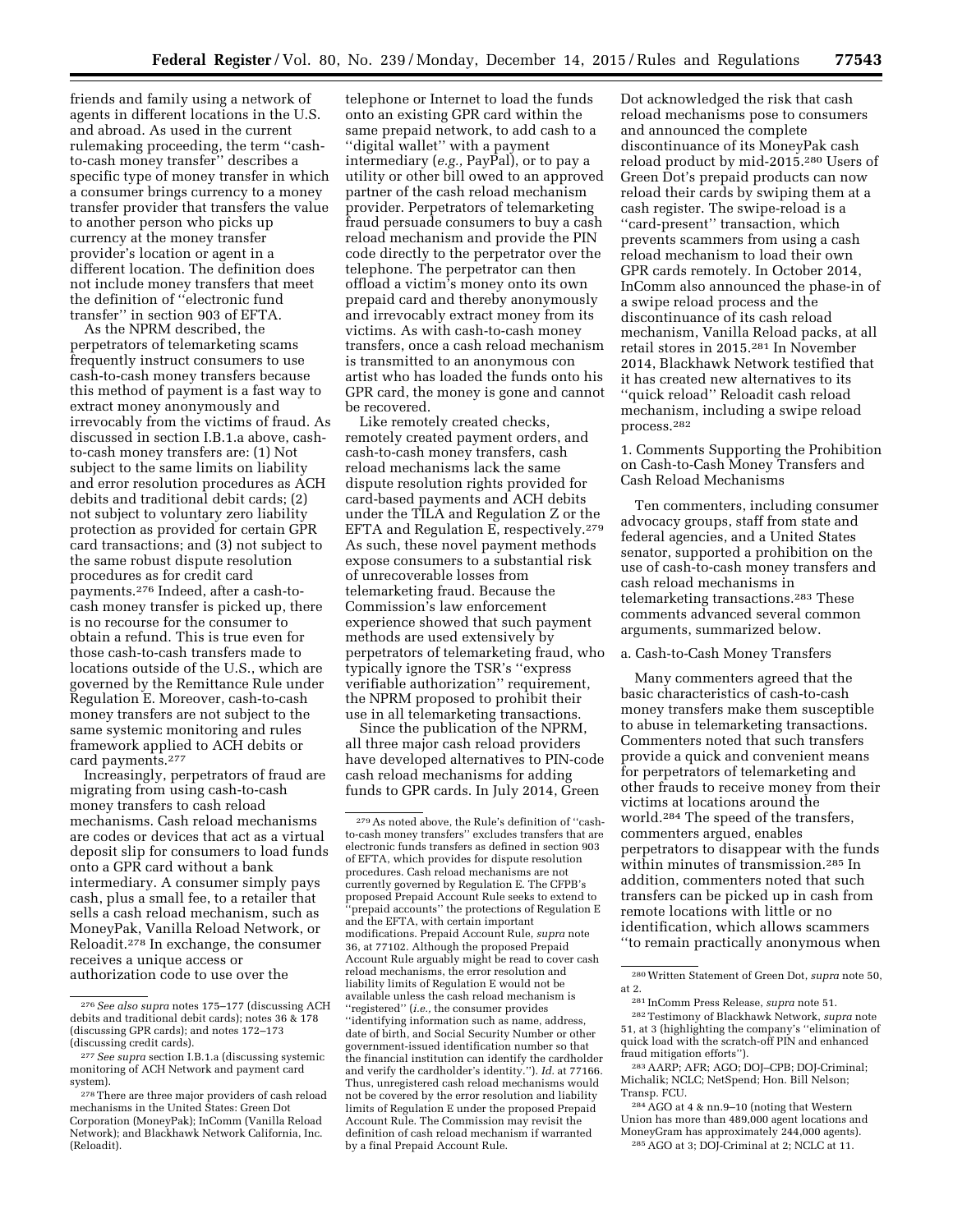friends and family using a network of agents in different locations in the U.S. and abroad. As used in the current rulemaking proceeding, the term ''cash-to-cash money transfer'' describes a specific type of money transfer in which a consumer brings currency to a money transfer provider that transfers the value to another person who picks up currency at the money transfer provider's location or agent in a different location. The definition does not include money transfers that meet the definition of ''electronic fund transfer'' in section 903 of EFTA.

As the NPRM described, the perpetrators of telemarketing scams frequently instruct consumers to use cash-to-cash money transfers because this method of payment is a fast way to extract money anonymously and irrevocably from the victims of fraud. As discussed in section I.B.1.a above, cash-to-cash money transfers are: (1) Not subject to the same limits on liability and error resolution procedures as ACH debits and traditional debit cards; (2) not subject to voluntary zero liability protection as provided for certain GPR card transactions; and (3) not subject to the same robust dispute resolution procedures as for credit card payments.[276] Indeed, after a cash-to-cash money transfer is picked up, there is no recourse for the consumer to obtain a refund. This is true even for those cash-to-cash transfers made to locations outside of the U.S., which are governed by the Remittance Rule under Regulation E. Moreover, cash-to-cash money transfers are not subject to the same systemic monitoring and rules framework applied to ACH debits or card payments.[277]

Increasingly, perpetrators of fraud are migrating from using cash-to-cash money transfers to cash reload mechanisms. Cash reload mechanisms are codes or devices that act as a virtual deposit slip for consumers to load funds onto a GPR card without a bank intermediary. A consumer simply pays cash, plus a small fee, to a retailer that sells a cash reload mechanism, such as MoneyPak, Vanilla Reload Network, or Reloadit.[278] In exchange, the consumer receives a unique access or authorization code to use over the telephone or Internet to load the funds onto an existing GPR card within the same prepaid network, to add cash to a ''digital wallet'' with a payment intermediary (*e.g.,* PayPal), or to pay a utility or other bill owed to an approved partner of the cash reload mechanism provider. Perpetrators of telemarketing fraud persuade consumers to buy a cash reload mechanism and provide the PIN code directly to the perpetrator over the telephone. The perpetrator can then offload a victim's money onto its own prepaid card and thereby anonymously and irrevocably extract money from its victims. As with cash-to-cash money transfers, once a cash reload mechanism is transmitted to an anonymous con artist who has loaded the funds onto his GPR card, the money is gone and cannot be recovered.

Like remotely created checks, remotely created payment orders, and cash-to-cash money transfers, cash reload mechanisms lack the same dispute resolution rights provided for card-based payments and ACH debits under the TILA and Regulation Z or the EFTA and Regulation E, respectively.[279] As such, these novel payment methods expose consumers to a substantial risk of unrecoverable losses from telemarketing fraud. Because the Commission's law enforcement experience showed that such payment methods are used extensively by perpetrators of telemarketing fraud, who typically ignore the TSR's ''express verifiable authorization'' requirement, the NPRM proposed to prohibit their use in all telemarketing transactions.

Since the publication of the NPRM, all three major cash reload providers have developed alternatives to PIN-code cash reload mechanisms for adding funds to GPR cards. In July 2014, Green Dot acknowledged the risk that cash reload mechanisms pose to consumers and announced the complete discontinuance of its MoneyPak cash reload product by mid-2015.[280] Users of Green Dot's prepaid products can now reload their cards by swiping them at a cash register. The swipe-reload is a ''card-present'' transaction, which prevents scammers from using a cash reload mechanism to load their own GPR cards remotely. In October 2014, InComm also announced the phase-in of a swipe reload process and the discontinuance of its cash reload mechanism, Vanilla Reload packs, at all retail stores in 2015.[281] In November 2014, Blackhawk Network testified that it has created new alternatives to its ''quick reload'' Reloadit cash reload mechanism, including a swipe reload process.[282]

1. Comments Supporting the Prohibition on Cash-to-Cash Money Transfers and Cash Reload Mechanisms

Ten commenters, including consumer advocacy groups, staff from state and federal agencies, and a United States senator, supported a prohibition on the use of cash-to-cash money transfers and cash reload mechanisms in telemarketing transactions.[283] These comments advanced several common arguments, summarized below.

a. Cash-to-Cash Money Transfers

Many commenters agreed that the basic characteristics of cash-to-cash money transfers make them susceptible to abuse in telemarketing transactions. Commenters noted that such transfers provide a quick and convenient means for perpetrators of telemarketing and other frauds to receive money from their victims at locations around the world.[284] The speed of the transfers, commenters argued, enables perpetrators to disappear with the funds within minutes of transmission.[285] In addition, commenters noted that such transfers can be picked up in cash from remote locations with little or no identification, which allows scammers ''to remain practically anonymous when

---

[276] *See also supra* notes 175–177 (discussing ACH debits and traditional debit cards); notes 36 & 178 (discussing GPR cards); and notes 172–173 (discussing credit cards).

[277] *See supra* section I.B.1.a (discussing systemic monitoring of ACH Network and payment card system).

[278] There are three major providers of cash reload mechanisms in the United States: Green Dot Corporation (MoneyPak); InComm (Vanilla Reload Network); and Blackhawk Network California, Inc. (Reloadit).

[279] As noted above, the Rule's definition of ''cash-to-cash money transfers'' excludes transfers that are electronic funds transfers as defined in section 903 of EFTA, which provides for dispute resolution procedures. Cash reload mechanisms are not currently governed by Regulation E. The CFPB's proposed Prepaid Account Rule seeks to extend to ''prepaid accounts'' the protections of Regulation E and the EFTA, with certain important modifications. Prepaid Account Rule, *supra* note 36, at 77102. Although the proposed Prepaid Account Rule arguably might be read to cover cash reload mechanisms, the error resolution and liability limits of Regulation E would not be available unless the cash reload mechanism is ''registered'' (*i.e.,* the consumer provides ''identifying information such as name, address, date of birth, and Social Security Number or other government-issued identification number so that the financial institution can identify the cardholder and verify the cardholder's identity.''). *Id.* at 77166. Thus, unregistered cash reload mechanisms would not be covered by the error resolution and liability limits of Regulation E under the proposed Prepaid Account Rule. The Commission may revisit the definition of cash reload mechanism if warranted by a final Prepaid Account Rule.

[280] Written Statement of Green Dot, *supra* note 50, at 2.

[281] InComm Press Release, *supra* note 51.

[282] Testimony of Blackhawk Network, *supra* note 51, at 3 (highlighting the company's ''elimination of quick load with the scratch-off PIN and enhanced fraud mitigation efforts'').

[283] AARP; AFR; AGO; DOJ–CPB; DOJ-Criminal; Michalik; NCLC; NetSpend; Hon. Bill Nelson; Transp. FCU.

[284] AGO at 4 & nn.9–10 (noting that Western Union has more than 489,000 agent locations and MoneyGram has approximately 244,000 agents).

[285] AGO at 3; DOJ-Criminal at 2; NCLC at 11.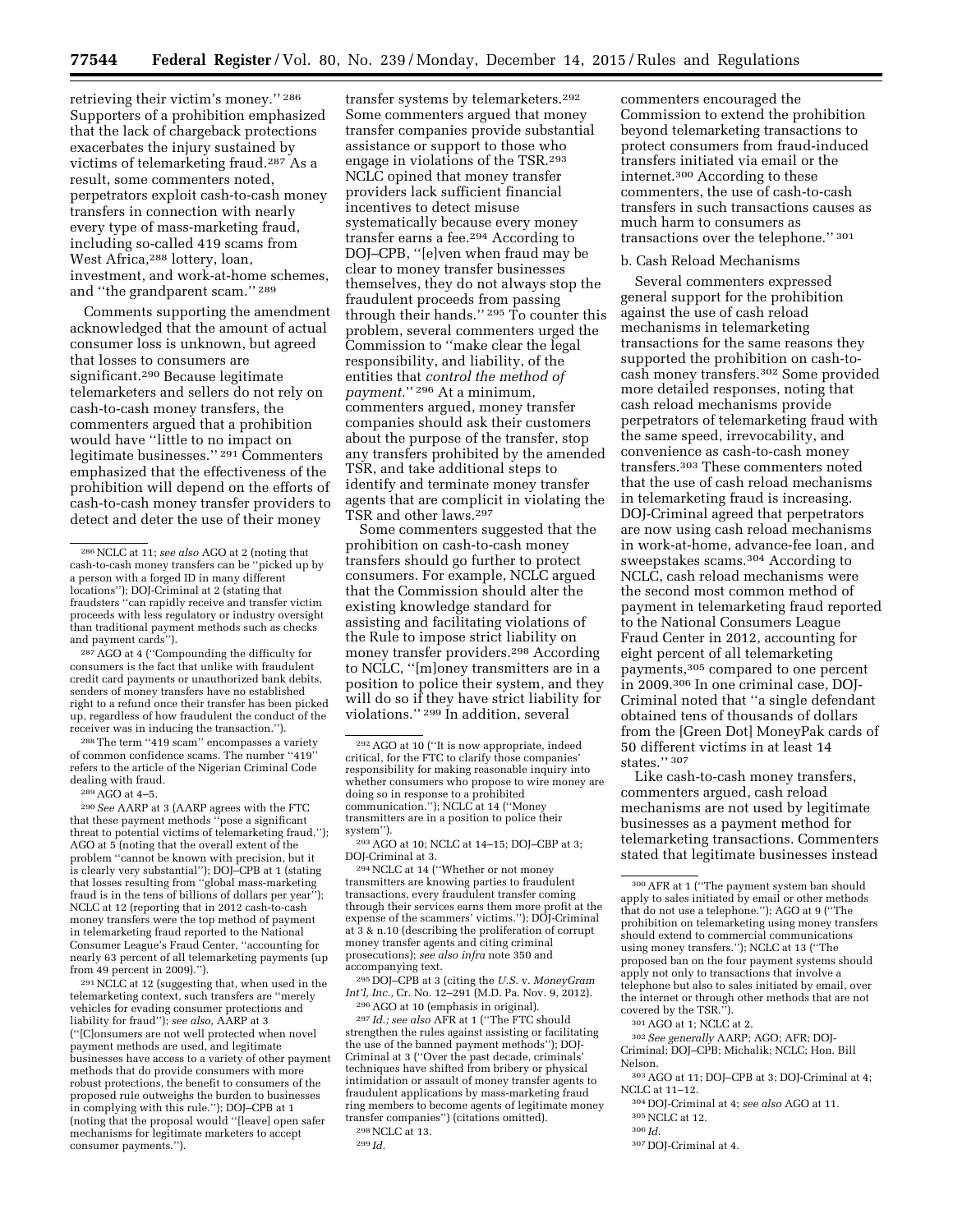retrieving their victim's money.'' [286] Supporters of a prohibition emphasized that the lack of chargeback protections exacerbates the injury sustained by victims of telemarketing fraud.[287] As a result, some commenters noted, perpetrators exploit cash-to-cash money transfers in connection with nearly every type of mass-marketing fraud, including so-called 419 scams from West Africa,[288] lottery, loan, investment, and work-at-home schemes, and ''the grandparent scam.'' [289]

Comments supporting the amendment acknowledged that the amount of actual consumer loss is unknown, but agreed that losses to consumers are significant.[290] Because legitimate telemarketers and sellers do not rely on cash-to-cash money transfers, the commenters argued that a prohibition would have ''little to no impact on legitimate businesses.'' [291] Commenters emphasized that the effectiveness of the prohibition will depend on the efforts of cash-to-cash money transfer providers to detect and deter the use of their money transfer systems by telemarketers.[292] Some commenters argued that money transfer companies provide substantial assistance or support to those who engage in violations of the TSR.[293] NCLC opined that money transfer providers lack sufficient financial incentives to detect misuse systematically because every money transfer earns a fee.[294] According to DOJ–CPB, ''[e]ven when fraud may be clear to money transfer businesses themselves, they do not always stop the fraudulent proceeds from passing through their hands.'' [295] To counter this problem, several commenters urged the Commission to ''make clear the legal responsibility, and liability, of the entities that *control the method of payment.*'' [296] At a minimum, commenters argued, money transfer companies should ask their customers about the purpose of the transfer, stop any transfers prohibited by the amended TSR, and take additional steps to identify and terminate money transfer agents that are complicit in violating the TSR and other laws.[297]

Some commenters suggested that the prohibition on cash-to-cash money transfers should go further to protect consumers. For example, NCLC argued that the Commission should alter the existing knowledge standard for assisting and facilitating violations of the Rule to impose strict liability on money transfer providers.[298] According to NCLC, ''[m]oney transmitters are in a position to police their system, and they will do so if they have strict liability for violations.'' [299] In addition, several commenters encouraged the Commission to extend the prohibition beyond telemarketing transactions to protect consumers from fraud-induced transfers initiated via email or the internet.[300] According to these commenters, the use of cash-to-cash transfers in such transactions causes as much harm to consumers as transactions over the telephone.'' [301]

b. Cash Reload Mechanisms

Several commenters expressed general support for the prohibition against the use of cash reload mechanisms in telemarketing transactions for the same reasons they supported the prohibition on cash-to-cash money transfers.[302] Some provided more detailed responses, noting that cash reload mechanisms provide perpetrators of telemarketing fraud with the same speed, irrevocability, and convenience as cash-to-cash money transfers.[303] These commenters noted that the use of cash reload mechanisms in telemarketing fraud is increasing. DOJ-Criminal agreed that perpetrators are now using cash reload mechanisms in work-at-home, advance-fee loan, and sweepstakes scams.[304] According to NCLC, cash reload mechanisms were the second most common method of payment in telemarketing fraud reported to the National Consumers League Fraud Center in 2012, accounting for eight percent of all telemarketing payments,[305] compared to one percent in 2009.[306] In one criminal case, DOJ-Criminal noted that ''a single defendant obtained tens of thousands of dollars from the [Green Dot] MoneyPak cards of 50 different victims in at least 14 states.'' [307]

Like cash-to-cash money transfers, commenters argued, cash reload mechanisms are not used by legitimate businesses as a payment method for telemarketing transactions. Commenters stated that legitimate businesses instead

---

[286] NCLC at 11; *see also* AGO at 2 (noting that cash-to-cash money transfers can be ''picked up by a person with a forged ID in many different locations''); DOJ-Criminal at 2 (stating that fraudsters ''can rapidly receive and transfer victim proceeds with less regulatory or industry oversight than traditional payment methods such as checks and payment cards'').

[287] AGO at 4 (''Compounding the difficulty for consumers is the fact that unlike with fraudulent credit card payments or unauthorized bank debits, senders of money transfers have no established right to a refund once their transfer has been picked up, regardless of how fraudulent the conduct of the receiver was in inducing the transaction.'').

[288] The term ''419 scam'' encompasses a variety of common confidence scams. The number ''419'' refers to the article of the Nigerian Criminal Code dealing with fraud.

[289] AGO at 4–5.

[290] *See* AARP at 3 (AARP agrees with the FTC that these payment methods ''pose a significant threat to potential victims of telemarketing fraud.''); AGO at 5 (noting that the overall extent of the problem ''cannot be known with precision, but it is clearly very substantial''); DOJ–CPB at 1 (stating that losses resulting from ''global mass-marketing fraud is in the tens of billions of dollars per year''); NCLC at 12 (reporting that in 2012 cash-to-cash money transfers were the top method of payment in telemarketing fraud reported to the National Consumer League's Fraud Center, ''accounting for nearly 63 percent of all telemarketing payments (up from 49 percent in 2009).'').

[291] NCLC at 12 (suggesting that, when used in the telemarketing context, such transfers are ''merely vehicles for evading consumer protections and liability for fraud''); *see also*, AARP at 3 (''[C]onsumers are not well protected when novel payment methods are used, and legitimate businesses have access to a variety of other payment methods that do provide consumers with more robust protections, the benefit to consumers of the proposed rule outweighs the burden to businesses in complying with this rule.''); DOJ–CPB at 1 (noting that the proposal would ''[leave] open safer mechanisms for legitimate marketers to accept consumer payments.'').

[292] AGO at 10 (''It is now appropriate, indeed critical, for the FTC to clarify those companies' responsibility for making reasonable inquiry into whether consumers who propose to wire money are doing so in response to a prohibited communication.''); NCLC at 14 (''Money transmitters are in a position to police their system'').

[293] AGO at 10; NCLC at 14–15; DOJ–CBP at 3; DOJ-Criminal at 3.

[294] NCLC at 14 (''Whether or not money transmitters are knowing parties to fraudulent transactions, every fraudulent transfer coming through their services earns them more profit at the expense of the scammers' victims.''); DOJ-Criminal at 3 & n.10 (describing the proliferation of corrupt money transfer agents and citing criminal prosecutions); *see also infra* note 350 and accompanying text.

[295] DOJ–CPB at 3 (citing the *U.S.* v. *MoneyGram Int'l, Inc.*, Cr. No. 12–291 (M.D. Pa. Nov. 9, 2012).

[296] AGO at 10 (emphasis in original).

[297] *Id.; see also* AFR at 1 (''The FTC should strengthen the rules against assisting or facilitating the use of the banned payment methods''); DOJ-Criminal at 3 (''Over the past decade, criminals' techniques have shifted from bribery or physical intimidation or assault of money transfer agents to fraudulent applications by mass-marketing fraud ring members to become agents of legitimate money transfer companies'') (citations omitted).

[298] NCLC at 13.

[299] *Id.*

[300] AFR at 1 (''The payment system ban should apply to sales initiated by email or other methods that do not use a telephone.''); AGO at 9 (''The prohibition on telemarketing using money transfers should extend to commercial communications using money transfers.''); NCLC at 13 (''The proposed ban on the four payment systems should apply not only to transactions that involve a telephone but also to sales initiated by email, over the internet or through other methods that are not covered by the TSR.'').

[301] AGO at 1; NCLC at 2.

[302] *See generally* AARP; AGO; AFR; DOJ-Criminal; DOJ–CPB; Michalik; NCLC; Hon. Bill Nelson.

[303] AGO at 11; DOJ–CPB at 3; DOJ-Criminal at 4; NCLC at 11–12.

[304] DOJ-Criminal at 4; *see also* AGO at 11.

[305] NCLC at 12.

[306] *Id.*

[307] DOJ-Criminal at 4.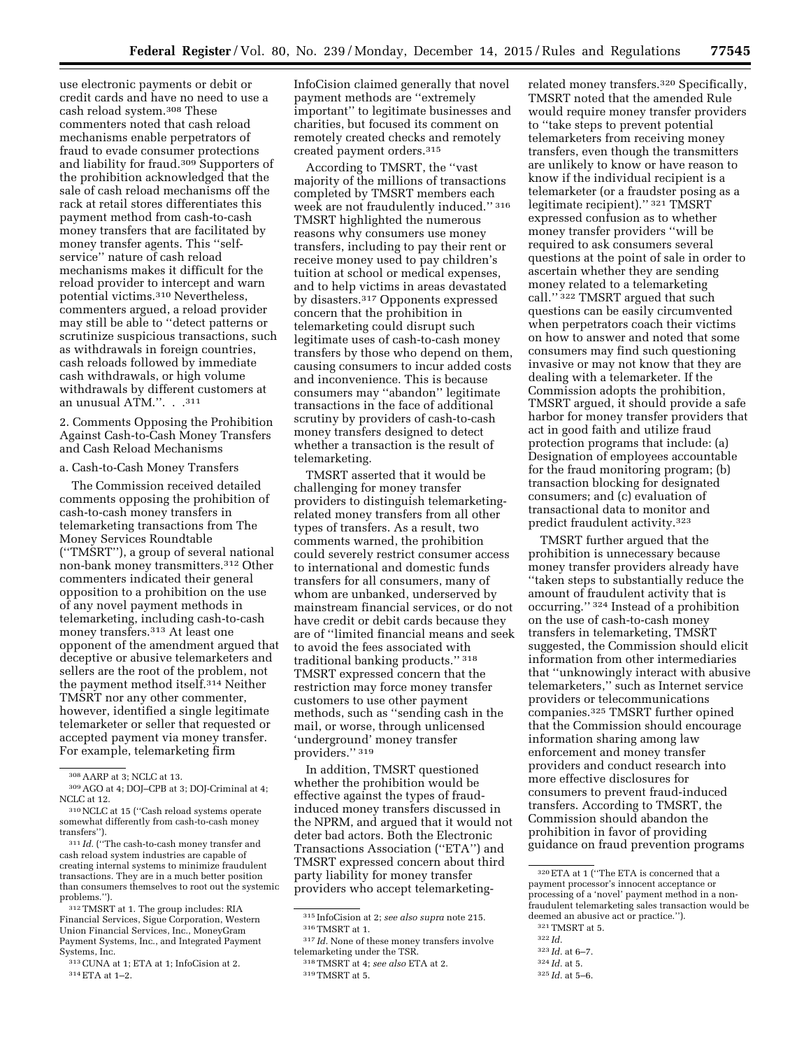use electronic payments or debit or credit cards and have no need to use a cash reload system.[308] These commenters noted that cash reload mechanisms enable perpetrators of fraud to evade consumer protections and liability for fraud.[309] Supporters of the prohibition acknowledged that the sale of cash reload mechanisms off the rack at retail stores differentiates this payment method from cash-to-cash money transfers that are facilitated by money transfer agents. This ''self-service'' nature of cash reload mechanisms makes it difficult for the reload provider to intercept and warn potential victims.[310] Nevertheless, commenters argued, a reload provider may still be able to ''detect patterns or scrutinize suspicious transactions, such as withdrawals in foreign countries, cash reloads followed by immediate cash withdrawals, or high volume withdrawals by different customers at an unusual ATM.''. . .[311]

2. Comments Opposing the Prohibition Against Cash-to-Cash Money Transfers and Cash Reload Mechanisms

a. Cash-to-Cash Money Transfers

The Commission received detailed comments opposing the prohibition of cash-to-cash money transfers in telemarketing transactions from The Money Services Roundtable (''TMSRT''), a group of several national non-bank money transmitters.[312] Other commenters indicated their general opposition to a prohibition on the use of any novel payment methods in telemarketing, including cash-to-cash money transfers.[313] At least one opponent of the amendment argued that deceptive or abusive telemarketers and sellers are the root of the problem, not the payment method itself.[314] Neither TMSRT nor any other commenter, however, identified a single legitimate telemarketer or seller that requested or accepted payment via money transfer. For example, telemarketing firm InfoCision claimed generally that novel payment methods are ''extremely important'' to legitimate businesses and charities, but focused its comment on remotely created checks and remotely created payment orders.[315]

According to TMSRT, the ''vast majority of the millions of transactions completed by TMSRT members each week are not fraudulently induced.'' [316] TMSRT highlighted the numerous reasons why consumers use money transfers, including to pay their rent or receive money used to pay children's tuition at school or medical expenses, and to help victims in areas devastated by disasters.[317] Opponents expressed concern that the prohibition in telemarketing could disrupt such legitimate uses of cash-to-cash money transfers by those who depend on them, causing consumers to incur added costs and inconvenience. This is because consumers may ''abandon'' legitimate transactions in the face of additional scrutiny by providers of cash-to-cash money transfers designed to detect whether a transaction is the result of telemarketing.

TMSRT asserted that it would be challenging for money transfer providers to distinguish telemarketing-related money transfers from all other types of transfers. As a result, two comments warned, the prohibition could severely restrict consumer access to international and domestic funds transfers for all consumers, many of whom are unbanked, underserved by mainstream financial services, or do not have credit or debit cards because they are of ''limited financial means and seek to avoid the fees associated with traditional banking products.'' [318] TMSRT expressed concern that the restriction may force money transfer customers to use other payment methods, such as ''sending cash in the mail, or worse, through unlicensed 'underground' money transfer providers.'' [319]

In addition, TMSRT questioned whether the prohibition would be effective against the types of fraud-induced money transfers discussed in the NPRM, and argued that it would not deter bad actors. Both the Electronic Transactions Association (''ETA'') and TMSRT expressed concern about third party liability for money transfer providers who accept telemarketing-related money transfers.[320] Specifically, TMSRT noted that the amended Rule would require money transfer providers to ''take steps to prevent potential telemarketers from receiving money transfers, even though the transmitters are unlikely to know or have reason to know if the individual recipient is a telemarketer (or a fraudster posing as a legitimate recipient).'' [321] TMSRT expressed confusion as to whether money transfer providers ''will be required to ask consumers several questions at the point of sale in order to ascertain whether they are sending money related to a telemarketing call.'' [322] TMSRT argued that such questions can be easily circumvented when perpetrators coach their victims on how to answer and noted that some consumers may find such questioning invasive or may not know that they are dealing with a telemarketer. If the Commission adopts the prohibition, TMSRT argued, it should provide a safe harbor for money transfer providers that act in good faith and utilize fraud protection programs that include: (a) Designation of employees accountable for the fraud monitoring program; (b) transaction blocking for designated consumers; and (c) evaluation of transactional data to monitor and predict fraudulent activity.[323]

TMSRT further argued that the prohibition is unnecessary because money transfer providers already have ''taken steps to substantially reduce the amount of fraudulent activity that is occurring.'' [324] Instead of a prohibition on the use of cash-to-cash money transfers in telemarketing, TMSRT suggested, the Commission should elicit information from other intermediaries that ''unknowingly interact with abusive telemarketers,'' such as Internet service providers or telecommunications companies.[325] TMSRT further opined that the Commission should encourage information sharing among law enforcement and money transfer providers and conduct research into more effective disclosures for consumers to prevent fraud-induced transfers. According to TMSRT, the Commission should abandon the prohibition in favor of providing guidance on fraud prevention programs

---

[308] AARP at 3; NCLC at 13.

[309] AGO at 4; DOJ–CPB at 3; DOJ-Criminal at 4; NCLC at 12.

[310] NCLC at 15 (''Cash reload systems operate somewhat differently from cash-to-cash money transfers'').

[311] *Id.* (''The cash-to-cash money transfer and cash reload system industries are capable of creating internal systems to minimize fraudulent transactions. They are in a much better position than consumers themselves to root out the systemic problems.'').

[312] TMSRT at 1. The group includes: RIA Financial Services, Sigue Corporation, Western Union Financial Services, Inc., MoneyGram Payment Systems, Inc., and Integrated Payment Systems, Inc.

[313] CUNA at 1; ETA at 1; InfoCision at 2.

[314] ETA at 1–2.

[315] InfoCision at 2; *see also supra* note 215.

[316] TMSRT at 1.

[317] *Id.* None of these money transfers involve telemarketing under the TSR.

[318] TMSRT at 4; *see also* ETA at 2.

[319] TMSRT at 5.

[320] ETA at 1 (''The ETA is concerned that a payment processor's innocent acceptance or processing of a 'novel' payment method in a non-fraudulent telemarketing sales transaction would be deemed an abusive act or practice.'').

[321] TMSRT at 5.

[322] *Id.*

[323] *Id.* at 6–7.

[324] *Id.* at 5.

[325] *Id.* at 5–6.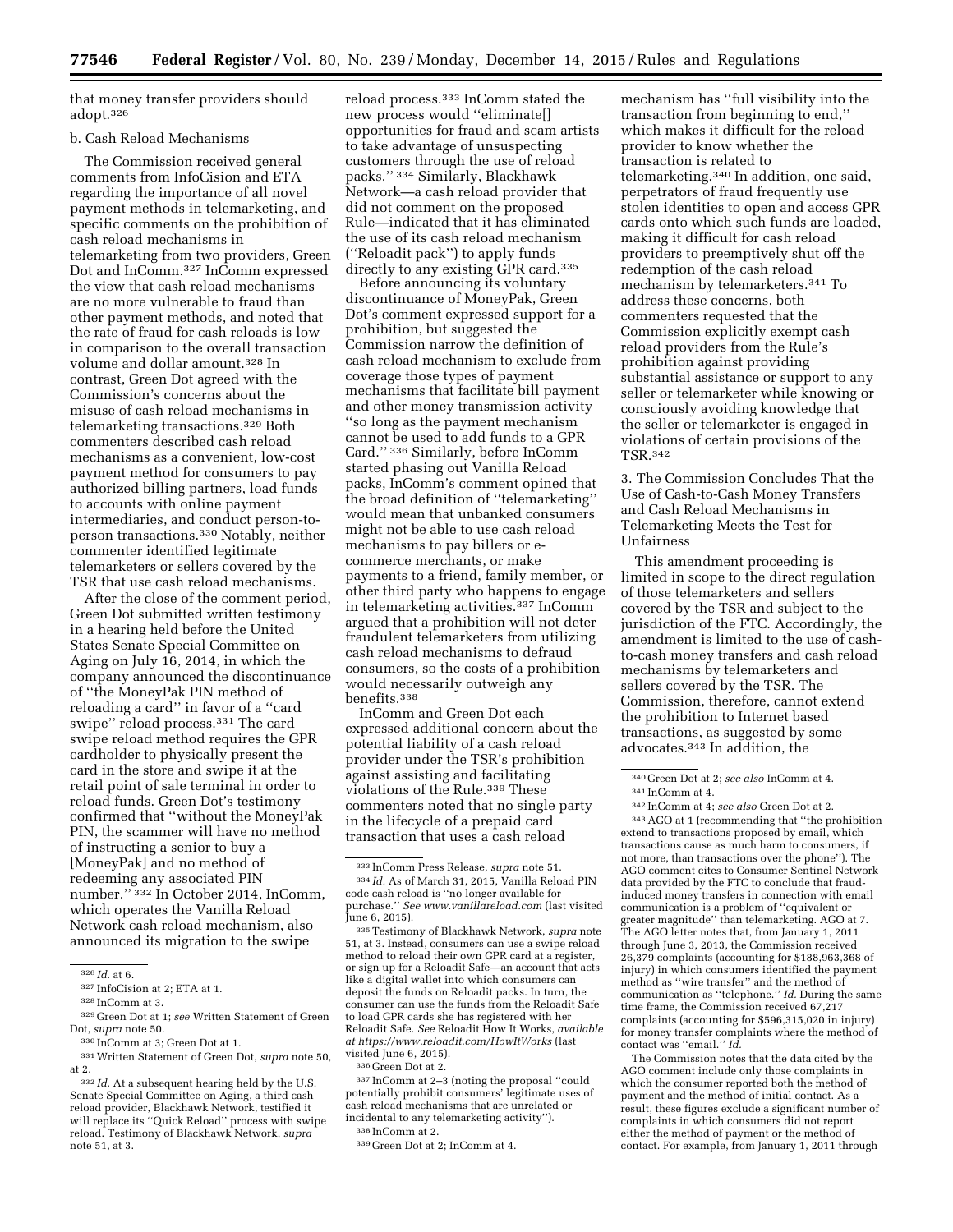that money transfer providers should adopt.[326]

b. Cash Reload Mechanisms

The Commission received general comments from InfoCision and ETA regarding the importance of all novel payment methods in telemarketing, and specific comments on the prohibition of cash reload mechanisms in telemarketing from two providers, Green Dot and InComm.[327] InComm expressed the view that cash reload mechanisms are no more vulnerable to fraud than other payment methods, and noted that the rate of fraud for cash reloads is low in comparison to the overall transaction volume and dollar amount.[328] In contrast, Green Dot agreed with the Commission's concerns about the misuse of cash reload mechanisms in telemarketing transactions.[329] Both commenters described cash reload mechanisms as a convenient, low-cost payment method for consumers to pay authorized billing partners, load funds to accounts with online payment intermediaries, and conduct person-to-person transactions.[330] Notably, neither commenter identified legitimate telemarketers or sellers covered by the TSR that use cash reload mechanisms.

After the close of the comment period, Green Dot submitted written testimony in a hearing held before the United States Senate Special Committee on Aging on July 16, 2014, in which the company announced the discontinuance of "the MoneyPak PIN method of reloading a card" in favor of a "card swipe" reload process.[331] The card swipe reload method requires the GPR cardholder to physically present the card in the store and swipe it at the retail point of sale terminal in order to reload funds. Green Dot's testimony confirmed that "without the MoneyPak PIN, the scammer will have no method of instructing a senior to buy a [MoneyPak] and no method of redeeming any associated PIN number." [332] In October 2014, InComm, which operates the Vanilla Reload Network cash reload mechanism, also announced its migration to the swipe reload process.[333] InComm stated the new process would "eliminate[] opportunities for fraud and scam artists to take advantage of unsuspecting customers through the use of reload packs." [334] Similarly, Blackhawk Network—a cash reload provider that did not comment on the proposed Rule—indicated that it has eliminated the use of its cash reload mechanism ("Reloadit pack") to apply funds directly to any existing GPR card.[335]

Before announcing its voluntary discontinuance of MoneyPak, Green Dot's comment expressed support for a prohibition, but suggested the Commission narrow the definition of cash reload mechanism to exclude from coverage those types of payment mechanisms that facilitate bill payment and other money transmission activity "so long as the payment mechanism cannot be used to add funds to a GPR Card." [336] Similarly, before InComm started phasing out Vanilla Reload packs, InComm's comment opined that the broad definition of "telemarketing" would mean that unbanked consumers might not be able to use cash reload mechanisms to pay billers or e-commerce merchants, or make payments to a friend, family member, or other third party who happens to engage in telemarketing activities.[337] InComm argued that a prohibition will not deter fraudulent telemarketers from utilizing cash reload mechanisms to defraud consumers, so the costs of a prohibition would necessarily outweigh any benefits.[338]

InComm and Green Dot each expressed additional concern about the potential liability of a cash reload provider under the TSR's prohibition against assisting and facilitating violations of the Rule.[339] These commenters noted that no single party in the lifecycle of a prepaid card transaction that uses a cash reload mechanism has "full visibility into the transaction from beginning to end," which makes it difficult for the reload provider to know whether the transaction is related to telemarketing.[340] In addition, one said, perpetrators of fraud frequently use stolen identities to open and access GPR cards onto which such funds are loaded, making it difficult for cash reload providers to preemptively shut off the redemption of the cash reload mechanism by telemarketers.[341] To address these concerns, both commenters requested that the Commission explicitly exempt cash reload providers from the Rule's prohibition against providing substantial assistance or support to any seller or telemarketer while knowing or consciously avoiding knowledge that the seller or telemarketer is engaged in violations of certain provisions of the TSR.[342]

3. The Commission Concludes That the Use of Cash-to-Cash Money Transfers and Cash Reload Mechanisms in Telemarketing Meets the Test for Unfairness

This amendment proceeding is limited in scope to the direct regulation of those telemarketers and sellers covered by the TSR and subject to the jurisdiction of the FTC. Accordingly, the amendment is limited to the use of cash-to-cash money transfers and cash reload mechanisms by telemarketers and sellers covered by the TSR. The Commission, therefore, cannot extend the prohibition to Internet based transactions, as suggested by some advocates.[343] In addition, the

---

[326] *Id.* at 6.

[327] InfoCision at 2; ETA at 1.

[328] InComm at 3.

[329] Green Dot at 1; *see* Written Statement of Green Dot, *supra* note 50.

[330] InComm at 3; Green Dot at 1.

[331] Written Statement of Green Dot, *supra* note 50, at 2.

[332] *Id.* At a subsequent hearing held by the U.S. Senate Special Committee on Aging, a third cash reload provider, Blackhawk Network, testified it will replace its "Quick Reload" process with swipe reload. Testimony of Blackhawk Network, *supra* note 51, at 3.

[333] InComm Press Release, *supra* note 51.

[334] *Id.* As of March 31, 2015, Vanilla Reload PIN code cash reload is "no longer available for purchase." *See www.vanillareload.com* (last visited June 6, 2015).

[335] Testimony of Blackhawk Network, *supra* note 51, at 3. Instead, consumers can use a swipe reload method to reload their own GPR card at a register, or sign up for a Reloadit Safe—an account that acts like a digital wallet into which consumers can deposit the funds on Reloadit packs. In turn, the consumer can use the funds from the Reloadit Safe to load GPR cards she has registered with her Reloadit Safe. *See* Reloadit How It Works, *available at https://www.reloadit.com/HowItWorks* (last visited June 6, 2015).

[336] Green Dot at 2.

[337] InComm at 2–3 (noting the proposal "could potentially prohibit consumers' legitimate uses of cash reload mechanisms that are unrelated or incidental to any telemarketing activity").

[338] InComm at 2.

[339] Green Dot at 2; InComm at 4.

[340] Green Dot at 2; *see also* InComm at 4.

[341] InComm at 4.

[342] InComm at 4; *see also* Green Dot at 2.

[343] AGO at 1 (recommending that "the prohibition extend to transactions proposed by email, which transactions cause as much harm to consumers, if not more, than transactions over the phone"). The AGO comment cites to Consumer Sentinel Network data provided by the FTC to conclude that fraud-induced money transfers in connection with email communication is a problem of "equivalent or greater magnitude" than telemarketing. AGO at 7. The AGO letter notes that, from January 1, 2011 through June 3, 2013, the Commission received 26,379 complaints (accounting for $188,963,368 of injury) in which consumers identified the payment method as "wire transfer" and the method of communication as "telephone." *Id.* During the same time frame, the Commission received 67,217 complaints (accounting for $596,315,020 in injury) for money transfer complaints where the method of contact was "email." *Id.*

The Commission notes that the data cited by the AGO comment include only those complaints in which the consumer reported both the method of payment and the method of initial contact. As a result, these figures exclude a significant number of complaints in which consumers did not report either the method of payment or the method of contact. For example, from January 1, 2011 through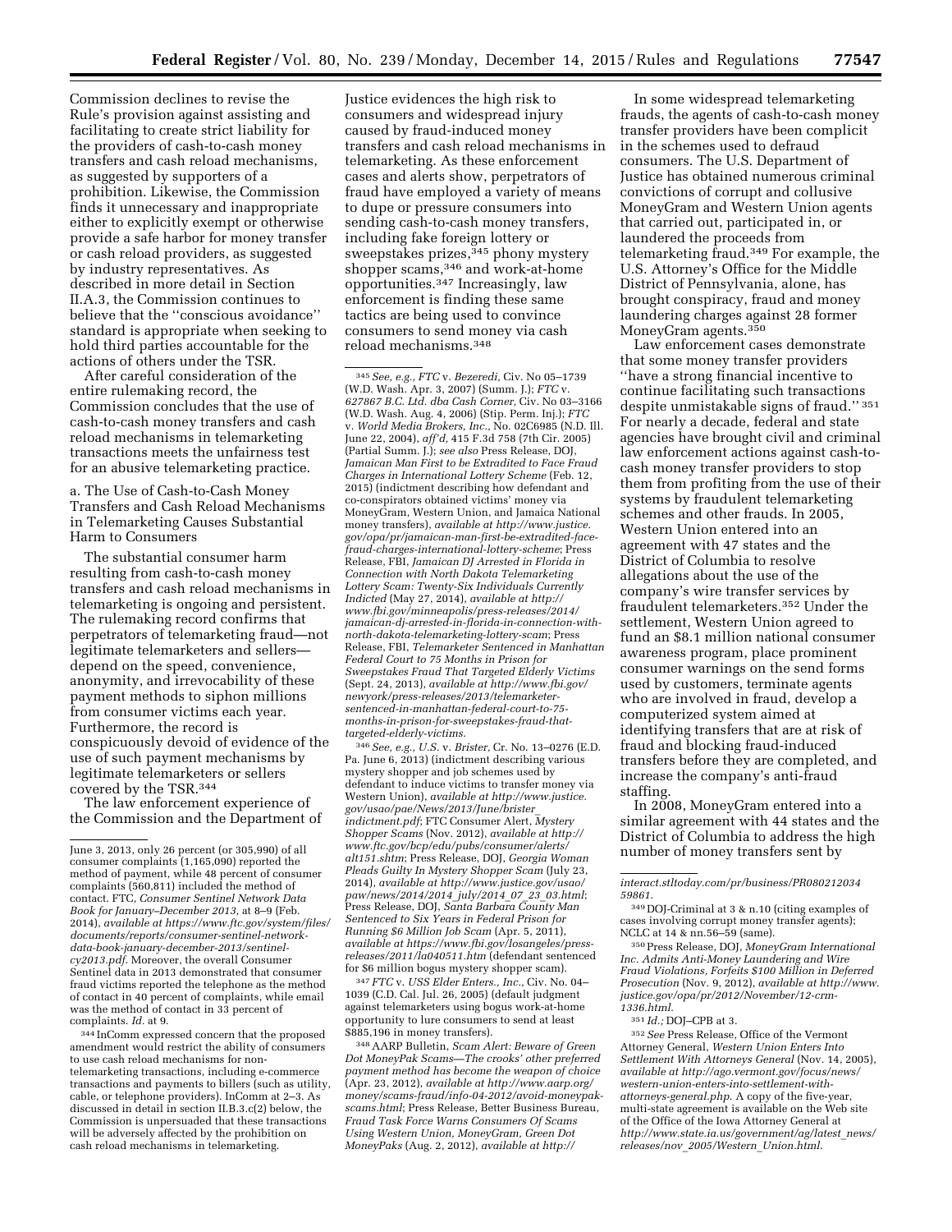Commission declines to revise the Rule's provision against assisting and facilitating to create strict liability for the providers of cash-to-cash money transfers and cash reload mechanisms, as suggested by supporters of a prohibition. Likewise, the Commission finds it unnecessary and inappropriate either to explicitly exempt or otherwise provide a safe harbor for money transfer or cash reload providers, as suggested by industry representatives. As described in more detail in Section II.A.3, the Commission continues to believe that the "conscious avoidance" standard is appropriate when seeking to hold third parties accountable for the actions of others under the TSR.

After careful consideration of the entire rulemaking record, the Commission concludes that the use of cash-to-cash money transfers and cash reload mechanisms in telemarketing transactions meets the unfairness test for an abusive telemarketing practice.

a. The Use of Cash-to-Cash Money Transfers and Cash Reload Mechanisms in Telemarketing Causes Substantial Harm to Consumers

The substantial consumer harm resulting from cash-to-cash money transfers and cash reload mechanisms in telemarketing is ongoing and persistent. The rulemaking record confirms that perpetrators of telemarketing fraud—not legitimate telemarketers and sellers—depend on the speed, convenience, anonymity, and irrevocability of these payment methods to siphon millions from consumer victims each year. Furthermore, the record is conspicuously devoid of evidence of the use of such payment mechanisms by legitimate telemarketers or sellers covered by the TSR.[344]

The law enforcement experience of the Commission and the Department of Justice evidences the high risk to consumers and widespread injury caused by fraud-induced money transfers and cash reload mechanisms in telemarketing. As these enforcement cases and alerts show, perpetrators of fraud have employed a variety of means to dupe or pressure consumers into sending cash-to-cash money transfers, including fake foreign lottery or sweepstakes prizes,[345] phony mystery shopper scams,[346] and work-at-home opportunities.[347] Increasingly, law enforcement is finding these same tactics are being used to convince consumers to send money via cash reload mechanisms.[348]

In some widespread telemarketing frauds, the agents of cash-to-cash money transfer providers have been complicit in the schemes used to defraud consumers. The U.S. Department of Justice has obtained numerous criminal convictions of corrupt and collusive MoneyGram and Western Union agents that carried out, participated in, or laundered the proceeds from telemarketing fraud.[349] For example, the U.S. Attorney's Office for the Middle District of Pennsylvania, alone, has brought conspiracy, fraud and money laundering charges against 28 former MoneyGram agents.[350]

Law enforcement cases demonstrate that some money transfer providers "have a strong financial incentive to continue facilitating such transactions despite unmistakable signs of fraud." [351] For nearly a decade, federal and state agencies have brought civil and criminal law enforcement actions against cash-to-cash money transfer providers to stop them from profiting from the use of their systems by fraudulent telemarketing schemes and other frauds. In 2005, Western Union entered into an agreement with 47 states and the District of Columbia to resolve allegations about the use of the company's wire transfer services by fraudulent telemarketers.[352] Under the settlement, Western Union agreed to fund an $8.1 million national consumer awareness program, place prominent consumer warnings on the send forms used by customers, terminate agents who are involved in fraud, develop a computerized system aimed at identifying transfers that are at risk of fraud and blocking fraud-induced transfers before they are completed, and increase the company's anti-fraud staffing.

In 2008, MoneyGram entered into a similar agreement with 44 states and the District of Columbia to address the high number of money transfers sent by

---

June 3, 2013, only 26 percent (or 305,990) of all consumer complaints (1,165,090) reported the method of payment, while 48 percent of consumer complaints (560,811) included the method of contact. FTC, *Consumer Sentinel Network Data Book for January–December 2013,* at 8–9 (Feb. 2014), *available at https://www.ftc.gov/system/files/documents/reports/consumer-sentinel-network-data-book-january-december-2013/sentinel-cy2013.pdf.* Moreover, the overall Consumer Sentinel data in 2013 demonstrated that consumer fraud victims reported the telephone as the method of contact in 40 percent of complaints, while email was the method of contact in 33 percent of complaints. *Id.* at 9.

[344] InComm expressed concern that the proposed amendment would restrict the ability of consumers to use cash reload mechanisms for non-telemarketing transactions, including e-commerce transactions and payments to billers (such as utility, cable, or telephone providers). InComm at 2–3. As discussed in detail in section II.B.3.c(2) below, the Commission is unpersuaded that these transactions will be adversely affected by the prohibition on cash reload mechanisms in telemarketing.

[345] *See, e.g., FTC* v. *Bezeredi,* Civ. No 05–1739 (W.D. Wash. Apr. 3, 2007) (Summ. J.); *FTC* v. *627867 B.C. Ltd. dba Cash Corner,* Civ. No 03–3166 (W.D. Wash. Aug. 4, 2006) (Stip. Perm. Inj.); *FTC* v. *World Media Brokers, Inc.,* No. 02C6985 (N.D. Ill. June 22, 2004), *aff'd,* 415 F.3d 758 (7th Cir. 2005) (Partial Summ. J.); *see also* Press Release, DOJ, *Jamaican Man First to be Extradited to Face Fraud Charges in International Lottery Scheme* (Feb. 12, 2015) (indictment describing how defendant and co-conspirators obtained victims' money via MoneyGram, Western Union, and Jamaica National money transfers), *available at http://www.justice.gov/opa/pr/jamaican-man-first-be-extradited-face-fraud-charges-international-lottery-scheme*; Press Release, FBI, *Jamaican DJ Arrested in Florida in Connection with North Dakota Telemarketing Lottery Scam: Twenty-Six Individuals Currently Indicted* (May 27, 2014), *available at http://www.fbi.gov/minneapolis/press-releases/2014/jamaican-dj-arrested-in-florida-in-connection-with-north-dakota-telemarketing-lottery-scam*; Press Release, FBI, *Telemarketer Sentenced in Manhattan Federal Court to 75 Months in Prison for Sweepstakes Fraud That Targeted Elderly Victims* (Sept. 24, 2013), *available at http://www.fbi.gov/newyork/press-releases/2013/telemarketer-sentenced-in-manhattan-federal-court-to-75-months-in-prison-for-sweepstakes-fraud-that-targeted-elderly-victims.*

[346] *See, e.g., U.S.* v. *Brister,* Cr. No. 13–0276 (E.D. Pa. June 6, 2013) (indictment describing various mystery shopper and job schemes used by defendant to induce victims to transfer money via Western Union), *available at http://www.justice.gov/usao/pae/News/2013/June/brister_indictment.pdf*; FTC Consumer Alert, *Mystery Shopper Scams* (Nov. 2012), *available at http://www.ftc.gov/bcp/edu/pubs/consumer/alerts/alt151.shtm*; Press Release, DOJ, *Georgia Woman Pleads Guilty In Mystery Shopper Scam* (July 23, 2014), *available at http://www.justice.gov/usao/paw/news/2014/2014_july/2014_07_23_03.html*; Press Release, DOJ, *Santa Barbara County Man Sentenced to Six Years in Federal Prison for Running $6 Million Job Scam* (Apr. 5, 2011), *available at https://www.fbi.gov/losangeles/press-releases/2011/la040511.htm* (defendant sentenced for $6 million bogus mystery shopper scam).

[347] *FTC* v. *USS Elder Enters., Inc.,* Civ. No. 04–1039 (C.D. Cal. Jul. 26, 2005) (default judgment against telemarketers using bogus work-at-home opportunity to lure consumers to send at least $885,196 in money transfers).

[348] AARP Bulletin, *Scam Alert: Beware of Green Dot MoneyPak Scams—The crooks' other preferred payment method has become the weapon of choice* (Apr. 23, 2012), *available at http://www.aarp.org/money/scams-fraud/info-04-2012/avoid-moneypak-scams.html*; Press Release, Better Business Bureau, *Fraud Task Force Warns Consumers Of Scams Using Western Union, MoneyGram, Green Dot MoneyPaks* (Aug. 2, 2012), *available at http://interact.stltoday.com/pr/business/PR080212034 59861.*

[349] DOJ-Criminal at 3 & n.10 (citing examples of cases involving corrupt money transfer agents); NCLC at 14 & nn.56–59 (same).

[350] Press Release, DOJ, *MoneyGram International Inc. Admits Anti-Money Laundering and Wire Fraud Violations, Forfeits $100 Million in Deferred Prosecution* (Nov. 9, 2012), *available at http://www.justice.gov/opa/pr/2012/November/12-crm-1336.html.*

[351] *Id.*; DOJ–CPB at 3.

[352] *See* Press Release, Office of the Vermont Attorney General, *Western Union Enters Into Settlement With Attorneys General* (Nov. 14, 2005), *available at http://ago.vermont.gov/focus/news/western-union-enters-into-settlement-with-attorneys-general.php.* A copy of the five-year, multi-state agreement is available on the Web site of the Office of the Iowa Attorney General at *http://www.state.ia.us/government/ag/latest_news/releases/nov_2005/Western_Union.html.*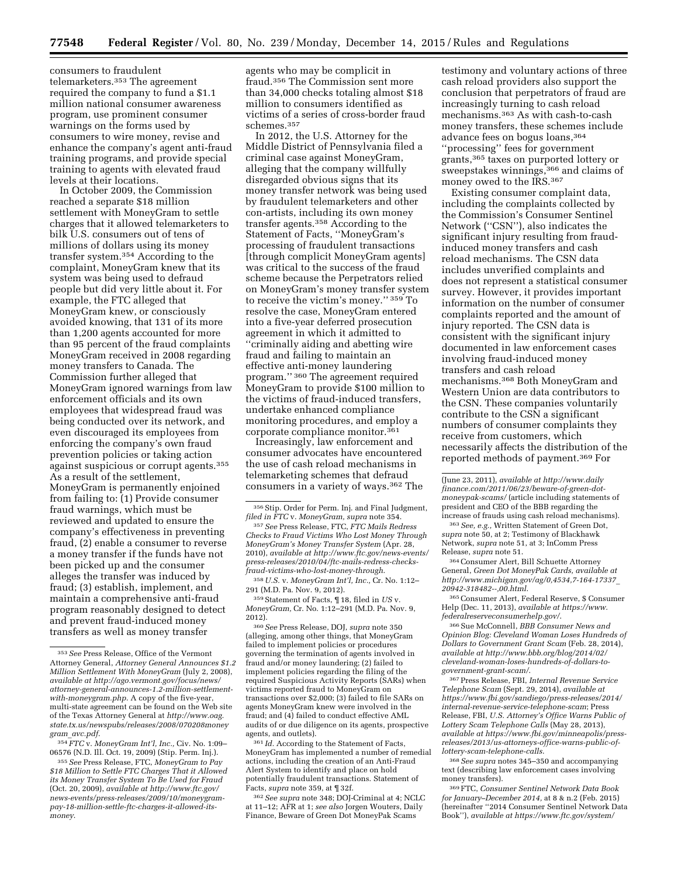consumers to fraudulent telemarketers.[353] The agreement required the company to fund a $1.1 million national consumer awareness program, use prominent consumer warnings on the forms used by consumers to wire money, revise and enhance the company's agent anti-fraud training programs, and provide special training to agents with elevated fraud levels at their locations.

In October 2009, the Commission reached a separate $18 million settlement with MoneyGram to settle charges that it allowed telemarketers to bilk U.S. consumers out of tens of millions of dollars using its money transfer system.[354] According to the complaint, MoneyGram knew that its system was being used to defraud people but did very little about it. For example, the FTC alleged that MoneyGram knew, or consciously avoided knowing, that 131 of its more than 1,200 agents accounted for more than 95 percent of the fraud complaints MoneyGram received in 2008 regarding money transfers to Canada. The Commission further alleged that MoneyGram ignored warnings from law enforcement officials and its own employees that widespread fraud was being conducted over its network, and even discouraged its employees from enforcing the company's own fraud prevention policies or taking action against suspicious or corrupt agents.[355] As a result of the settlement, MoneyGram is permanently enjoined from failing to: (1) Provide consumer fraud warnings, which must be reviewed and updated to ensure the company's effectiveness in preventing fraud, (2) enable a consumer to reverse a money transfer if the funds have not been picked up and the consumer alleges the transfer was induced by fraud; (3) establish, implement, and maintain a comprehensive anti-fraud program reasonably designed to detect and prevent fraud-induced money transfers as well as money transfer agents who may be complicit in fraud.[356] The Commission sent more than 34,000 checks totaling almost $18 million to consumers identified as victims of a series of cross-border fraud schemes.[357]

In 2012, the U.S. Attorney for the Middle District of Pennsylvania filed a criminal case against MoneyGram, alleging that the company willfully disregarded obvious signs that its money transfer network was being used by fraudulent telemarketers and other con-artists, including its own money transfer agents.[358] According to the Statement of Facts, "MoneyGram's processing of fraudulent transactions [through complicit MoneyGram agents] was critical to the success of the fraud scheme because the Perpetrators relied on MoneyGram's money transfer system to receive the victim's money." [359] To resolve the case, MoneyGram entered into a five-year deferred prosecution agreement in which it admitted to "criminally aiding and abetting wire fraud and failing to maintain an effective anti-money laundering program." [360] The agreement required MoneyGram to provide $100 million to the victims of fraud-induced transfers, undertake enhanced compliance monitoring procedures, and employ a corporate compliance monitor.[361]

Increasingly, law enforcement and consumer advocates have encountered the use of cash reload mechanisms in telemarketing schemes that defraud consumers in a variety of ways.[362] The testimony and voluntary actions of three cash reload providers also support the conclusion that perpetrators of fraud are increasingly turning to cash reload mechanisms.[363] As with cash-to-cash money transfers, these schemes include advance fees on bogus loans,[364] "processing" fees for government grants,[365] taxes on purported lottery or sweepstakes winnings,[366] and claims of money owed to the IRS.[367]

Existing consumer complaint data, including the complaints collected by the Commission's Consumer Sentinel Network ("CSN"), also indicates the significant injury resulting from fraud-induced money transfers and cash reload mechanisms. The CSN data includes unverified complaints and does not represent a statistical consumer survey. However, it provides important information on the number of consumer complaints reported and the amount of injury reported. The CSN data is consistent with the significant injury documented in law enforcement cases involving fraud-induced money transfers and cash reload mechanisms.[368] Both MoneyGram and Western Union are data contributors to the CSN. These companies voluntarily contribute to the CSN a significant numbers of consumer complaints they receive from customers, which necessarily affects the distribution of the reported methods of payment.[369] For

---

[353] *See* Press Release, Office of the Vermont Attorney General, *Attorney General Announces $1.2 Million Settlement With MoneyGram* (July 2, 2008), *available at http://ago.vermont.gov/focus/news/attorney-general-announces-1.2-million-settlement-with-moneygram.php.* A copy of the five-year, multi-state agreement can be found on the Web site of the Texas Attorney General at *http://www.oag.state.tx.us/newspubs/releases/2008/070208moneygram_avc.pdf.*

[354] *FTC* v. *MoneyGram Int'l, Inc.,* Civ. No. 1:09–06576 (N.D. Ill. Oct. 19, 2009) (Stip. Perm. Inj.).

[355] *See* Press Release, FTC, *MoneyGram to Pay $18 Million to Settle FTC Charges That it Allowed its Money Transfer System To Be Used for Fraud* (Oct. 20, 2009), *available at http://www.ftc.gov/news-events/press-releases/2009/10/moneygram-pay-18-million-settle-ftc-charges-it-allowed-its-money.*

[356] Stip. Order for Perm. Inj. and Final Judgment, *filed in FTC* v. *MoneyGram, supra* note 354.

[357] *See* Press Release, FTC, *FTC Mails Redress Checks to Fraud Victims Who Lost Money Through MoneyGram's Money Transfer System* (Apr. 28, 2010), *available at http://www.ftc.gov/news-events/press-releases/2010/04/ftc-mails-redress-checks-fraud-victims-who-lost-money-through.*

[358] *U.S.* v. *MoneyGram Int'l, Inc.,* Cr. No. 1:12–291 (M.D. Pa. Nov. 9, 2012).

[359] Statement of Facts, ¶ 18, filed in *US* v. *MoneyGram,* Cr. No. 1:12–291 (M.D. Pa. Nov. 9, 2012).

[360] *See* Press Release, DOJ, *supra* note 350 (alleging, among other things, that MoneyGram failed to implement policies or procedures governing the termination of agents involved in fraud and/or money laundering; (2) failed to implement policies regarding the filing of the required Suspicious Activity Reports (SARs) when victims reported fraud to MoneyGram on transactions over $2,000; (3) failed to file SARs on agents MoneyGram knew were involved in the fraud; and (4) failed to conduct effective AML audits of or due diligence on its agents, prospective agents, and outlets).

[361] *Id.* According to the Statement of Facts, MoneyGram has implemented a number of remedial actions, including the creation of an Anti-Fraud Alert System to identify and place on hold potentially fraudulent transactions. Statement of Facts, *supra* note 359, at ¶ 32f.

[362] *See supra* note 348; DOJ-Criminal at 4; NCLC at 11–12; AFR at 1; *see also* Jorgen Wouters, Daily Finance, Beware of Green Dot MoneyPak Scams (June 23, 2011), *available at http://www.dailyfinance.com/2011/06/23/beware-of-green-dot-moneypak-scams/* (article including statements of president and CEO of the BBB regarding the increase of frauds using cash reload mechanisms).

[363] *See, e.g.,* Written Statement of Green Dot, *supra* note 50, at 2; Testimony of Blackhawk Network, *supra* note 51, at 3; InComm Press Release, *supra* note 51.

[364] Consumer Alert, Bill Schuette Attorney General, *Green Dot MoneyPak Cards, available at http://www.michigan.gov/ag/0,4534,7-164-17337_20942-318482--,00.html.*

[365] Consumer Alert, Federal Reserve, $ Consumer Help (Dec. 11, 2013), *available at https://www.federalreserveconsumerhelp.gov/.*

[366] Sue McConnell, *BBB Consumer News and Opinion Blog: Cleveland Woman Loses Hundreds of Dollars to Government Grant Scam* (Feb. 28, 2014), *available at http://www.bbb.org/blog/2014/02/cleveland-woman-loses-hundreds-of-dollars-to-government-grant-scam/.*

[367] Press Release, FBI, *Internal Revenue Service Telephone Scam* (Sept. 29, 2014), *available at https://www.fbi.gov/sandiego/press-releases/2014/internal-revenue-service-telephone-scam;* Press Release, FBI, *U.S. Attorney's Office Warns Public of Lottery Scam Telephone Calls* (May 28, 2013), *available at https://www.fbi.gov/minneapolis/press-releases/2013/us-attorneys-office-warns-public-of-lottery-scam-telephone-calls.*

[368] *See supra* notes 345–350 and accompanying text (describing law enforcement cases involving money transfers).

[369] FTC, *Consumer Sentinel Network Data Book for January–December 2014,* at 8 & n.2 (Feb. 2015) (hereinafter "2014 Consumer Sentinel Network Data Book"), *available at https://www.ftc.gov/system/*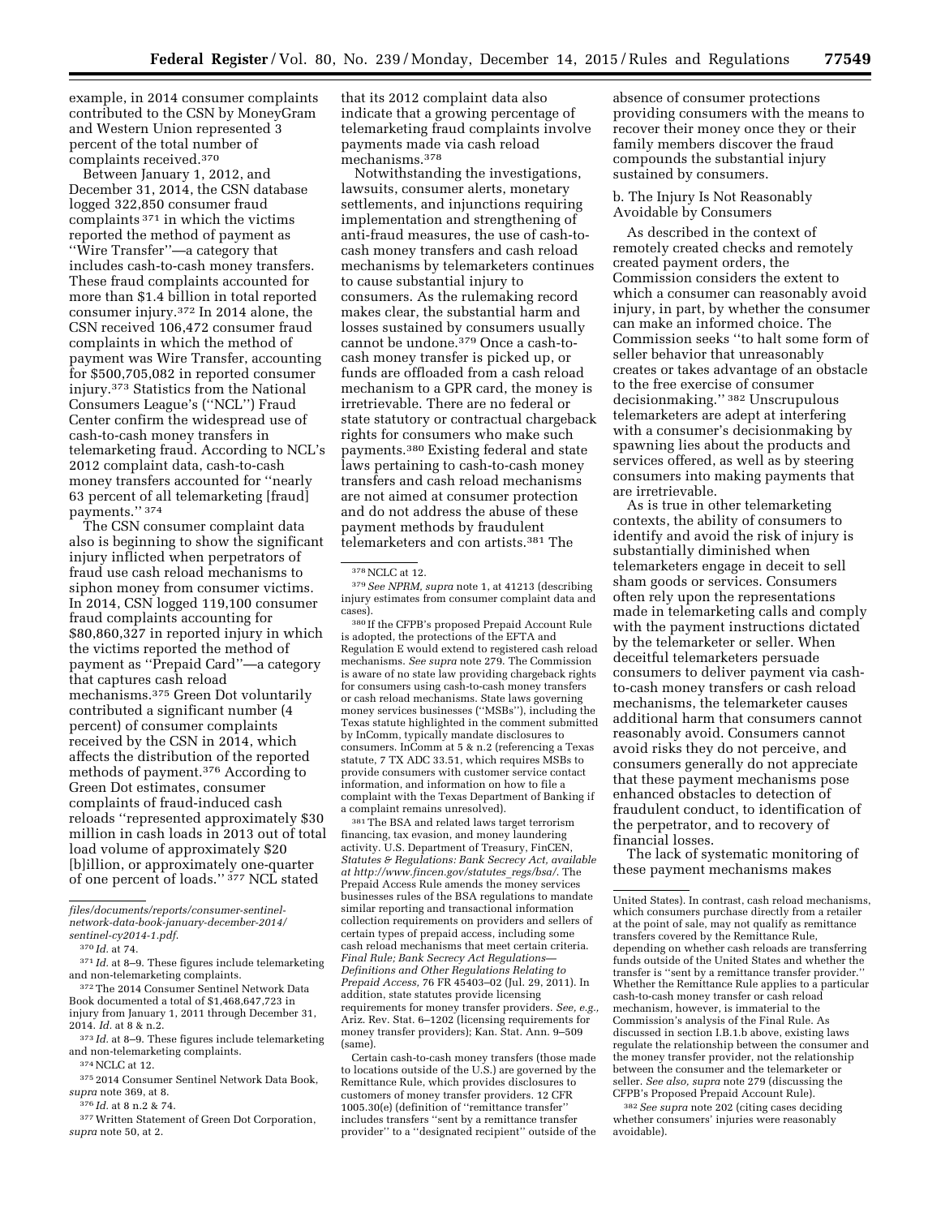example, in 2014 consumer complaints contributed to the CSN by MoneyGram and Western Union represented 3 percent of the total number of complaints received.[370]

Between January 1, 2012, and December 31, 2014, the CSN database logged 322,850 consumer fraud complaints [371] in which the victims reported the method of payment as ''Wire Transfer''—a category that includes cash-to-cash money transfers. These fraud complaints accounted for more than $1.4 billion in total reported consumer injury.[372] In 2014 alone, the CSN received 106,472 consumer fraud complaints in which the method of payment was Wire Transfer, accounting for $500,705,082 in reported consumer injury.[373] Statistics from the National Consumers League's (''NCL'') Fraud Center confirm the widespread use of cash-to-cash money transfers in telemarketing fraud. According to NCL's 2012 complaint data, cash-to-cash money transfers accounted for ''nearly 63 percent of all telemarketing [fraud] payments.'' [374]

The CSN consumer complaint data also is beginning to show the significant injury inflicted when perpetrators of fraud use cash reload mechanisms to siphon money from consumer victims. In 2014, CSN logged 119,100 consumer fraud complaints accounting for $80,860,327 in reported injury in which the victims reported the method of payment as ''Prepaid Card''—a category that captures cash reload mechanisms.[375] Green Dot voluntarily contributed a significant number (4 percent) of consumer complaints received by the CSN in 2014, which affects the distribution of the reported methods of payment.[376] According to Green Dot estimates, consumer complaints of fraud-induced cash reloads ''represented approximately $30 million in cash loads in 2013 out of total load volume of approximately $20 [b]illion, or approximately one-quarter of one percent of loads.'' [377] NCL stated that its 2012 complaint data also indicate that a growing percentage of telemarketing fraud complaints involve payments made via cash reload mechanisms.[378]

Notwithstanding the investigations, lawsuits, consumer alerts, monetary settlements, and injunctions requiring implementation and strengthening of anti-fraud measures, the use of cash-to-cash money transfers and cash reload mechanisms by telemarketers continues to cause substantial injury to consumers. As the rulemaking record makes clear, the substantial harm and losses sustained by consumers usually cannot be undone.[379] Once a cash-to-cash money transfer is picked up, or funds are offloaded from a cash reload mechanism to a GPR card, the money is irretrievable. There are no federal or state statutory or contractual chargeback rights for consumers who make such payments.[380] Existing federal and state laws pertaining to cash-to-cash money transfers and cash reload mechanisms are not aimed at consumer protection and do not address the abuse of these payment methods by fraudulent telemarketers and con artists.[381] The absence of consumer protections providing consumers with the means to recover their money once they or their family members discover the fraud compounds the substantial injury sustained by consumers.

b. The Injury Is Not Reasonably Avoidable by Consumers

As described in the context of remotely created checks and remotely created payment orders, the Commission considers the extent to which a consumer can reasonably avoid injury, in part, by whether the consumer can make an informed choice. The Commission seeks ''to halt some form of seller behavior that unreasonably creates or takes advantage of an obstacle to the free exercise of consumer decisionmaking.'' [382] Unscrupulous telemarketers are adept at interfering with a consumer's decisionmaking by spawning lies about the products and services offered, as well as by steering consumers into making payments that are irretrievable.

As is true in other telemarketing contexts, the ability of consumers to identify and avoid the risk of injury is substantially diminished when telemarketers engage in deceit to sell sham goods or services. Consumers often rely upon the representations made in telemarketing calls and comply with the payment instructions dictated by the telemarketer or seller. When deceitful telemarketers persuade consumers to deliver payment via cash-to-cash money transfers or cash reload mechanisms, the telemarketer causes additional harm that consumers cannot reasonably avoid. Consumers cannot avoid risks they do not perceive, and consumers generally do not appreciate that these payment mechanisms pose enhanced obstacles to detection of fraudulent conduct, to identification of the perpetrator, and to recovery of financial losses.

The lack of systematic monitoring of these payment mechanisms makes

---

*files/documents/reports/consumer-sentinel-network-data-book-january-december-2014/sentinel-cy2014-1.pdf.*

[370] *Id.* at 74.

[371] *Id.* at 8–9. These figures include telemarketing and non-telemarketing complaints.

[372] The 2014 Consumer Sentinel Network Data Book documented a total of $1,468,647,723 in injury from January 1, 2011 through December 31, 2014. *Id.* at 8 & n.2.

[373] *Id.* at 8–9. These figures include telemarketing and non-telemarketing complaints.

[374] NCLC at 12.

[375] 2014 Consumer Sentinel Network Data Book, *supra* note 369, at 8.

[376] *Id.* at 8 n.2 & 74.

[377] Written Statement of Green Dot Corporation, *supra* note 50, at 2.

[378] NCLC at 12.

[379] *See NPRM, supra* note 1, at 41213 (describing injury estimates from consumer complaint data and cases).

[380] If the CFPB's proposed Prepaid Account Rule is adopted, the protections of the EFTA and Regulation E would extend to registered cash reload mechanisms. *See supra* note 279. The Commission is aware of no state law providing chargeback rights for consumers using cash-to-cash money transfers or cash reload mechanisms. State laws governing money services businesses (''MSBs''), including the Texas statute highlighted in the comment submitted by InComm, typically mandate disclosures to consumers. InComm at 5 & n.2 (referencing a Texas statute, 7 TX ADC 33.51, which requires MSBs to provide consumers with customer service contact information, and information on how to file a complaint with the Texas Department of Banking if a complaint remains unresolved).

[381] The BSA and related laws target terrorism financing, tax evasion, and money laundering activity. U.S. Department of Treasury, FinCEN, *Statutes & Regulations: Bank Secrecy Act, available at http://www.fincen.gov/statutes_regs/bsa/.* The Prepaid Access Rule amends the money services businesses rules of the BSA regulations to mandate similar reporting and transactional information collection requirements on providers and sellers of certain types of prepaid access, including some cash reload mechanisms that meet certain criteria. *Final Rule; Bank Secrecy Act Regulations—Definitions and Other Regulations Relating to Prepaid Access,* 76 FR 45403–02 (Jul. 29, 2011). In addition, state statutes provide licensing requirements for money transfer providers. *See, e.g.,* Ariz. Rev. Stat. 6–1202 (licensing requirements for money transfer providers); Kan. Stat. Ann. 9–509 (same).

Certain cash-to-cash money transfers (those made to locations outside of the U.S.) are governed by the Remittance Rule, which provides disclosures to customers of money transfer providers. 12 CFR 1005.30(e) (definition of ''remittance transfer'' includes transfers ''sent by a remittance transfer provider'' to a ''designated recipient'' outside of the United States). In contrast, cash reload mechanisms, which consumers purchase directly from a retailer at the point of sale, may not qualify as remittance transfers covered by the Remittance Rule, depending on whether cash reloads are transferring funds outside of the United States and whether the transfer is ''sent by a remittance transfer provider.'' Whether the Remittance Rule applies to a particular cash-to-cash money transfer or cash reload mechanism, however, is immaterial to the Commission's analysis of the Final Rule. As discussed in section I.B.1.b above, existing laws regulate the relationship between the consumer and the money transfer provider, not the relationship between the consumer and the telemarketer or seller. *See also, supra* note 279 (discussing the CFPB's Proposed Prepaid Account Rule).

[382] *See supra* note 202 (citing cases deciding whether consumers' injuries were reasonably avoidable).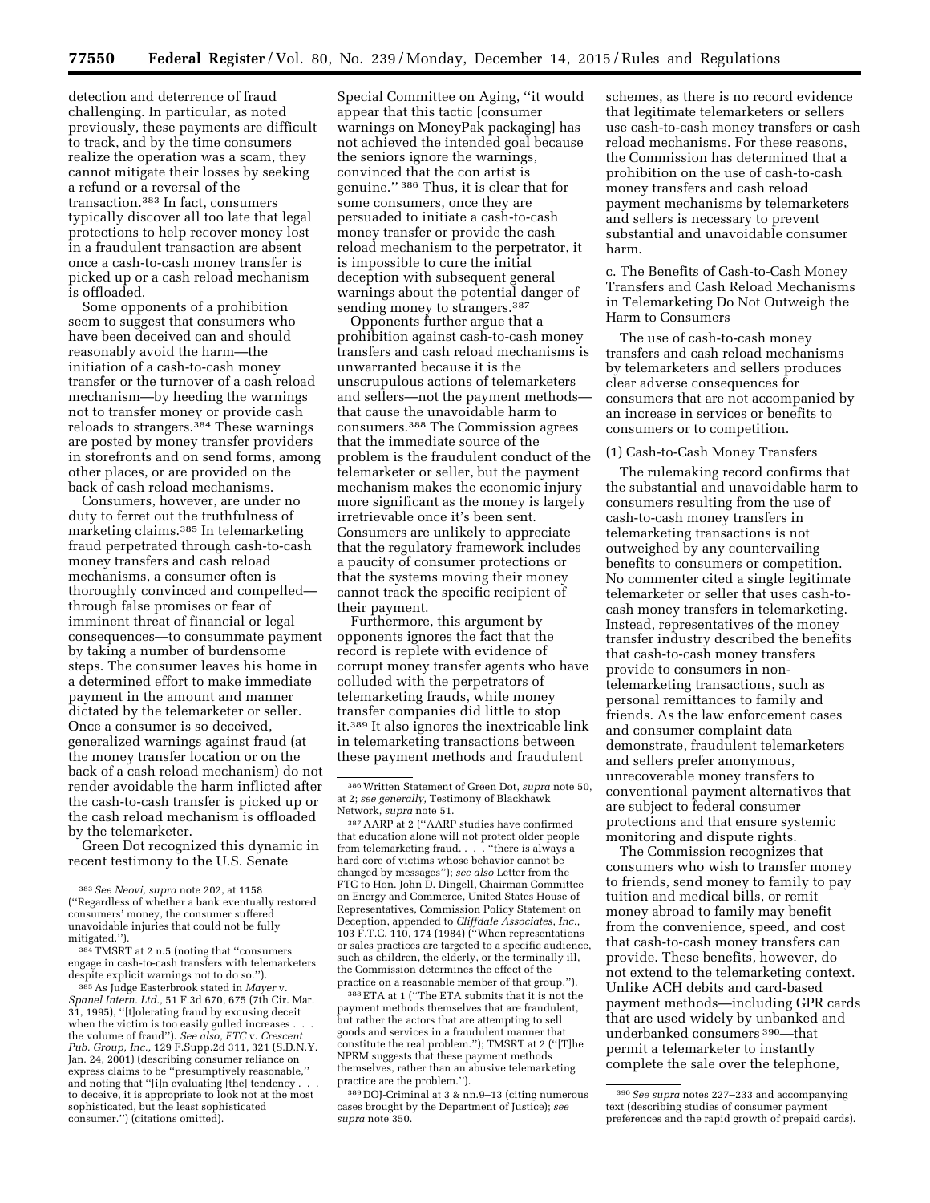detection and deterrence of fraud challenging. In particular, as noted previously, these payments are difficult to track, and by the time consumers realize the operation was a scam, they cannot mitigate their losses by seeking a refund or a reversal of the transaction.[383] In fact, consumers typically discover all too late that legal protections to help recover money lost in a fraudulent transaction are absent once a cash-to-cash money transfer is picked up or a cash reload mechanism is offloaded.

Some opponents of a prohibition seem to suggest that consumers who have been deceived can and should reasonably avoid the harm—the initiation of a cash-to-cash money transfer or the turnover of a cash reload mechanism—by heeding the warnings not to transfer money or provide cash reloads to strangers.[384] These warnings are posted by money transfer providers in storefronts and on send forms, among other places, or are provided on the back of cash reload mechanisms.

Consumers, however, are under no duty to ferret out the truthfulness of marketing claims.[385] In telemarketing fraud perpetrated through cash-to-cash money transfers and cash reload mechanisms, a consumer often is thoroughly convinced and compelled—through false promises or fear of imminent threat of financial or legal consequences—to consummate payment by taking a number of burdensome steps. The consumer leaves his home in a determined effort to make immediate payment in the amount and manner dictated by the telemarketer or seller. Once a consumer is so deceived, generalized warnings against fraud (at the money transfer location or on the back of a cash reload mechanism) do not render avoidable the harm inflicted after the cash-to-cash transfer is picked up or the cash reload mechanism is offloaded by the telemarketer.

Green Dot recognized this dynamic in recent testimony to the U.S. Senate Special Committee on Aging, "it would appear that this tactic [consumer warnings on MoneyPak packaging] has not achieved the intended goal because the seniors ignore the warnings, convinced that the con artist is genuine." [386] Thus, it is clear that for some consumers, once they are persuaded to initiate a cash-to-cash money transfer or provide the cash reload mechanism to the perpetrator, it is impossible to cure the initial deception with subsequent general warnings about the potential danger of sending money to strangers.[387]

Opponents further argue that a prohibition against cash-to-cash money transfers and cash reload mechanisms is unwarranted because it is the unscrupulous actions of telemarketers and sellers—not the payment methods—that cause the unavoidable harm to consumers.[388] The Commission agrees that the immediate source of the problem is the fraudulent conduct of the telemarketer or seller, but the payment mechanism makes the economic injury more significant as the money is largely irretrievable once it's been sent. Consumers are unlikely to appreciate that the regulatory framework includes a paucity of consumer protections or that the systems moving their money cannot track the specific recipient of their payment.

Furthermore, this argument by opponents ignores the fact that the record is replete with evidence of corrupt money transfer agents who have colluded with the perpetrators of telemarketing frauds, while money transfer companies did little to stop it.[389] It also ignores the inextricable link in telemarketing transactions between these payment methods and fraudulent schemes, as there is no record evidence that legitimate telemarketers or sellers use cash-to-cash money transfers or cash reload mechanisms. For these reasons, the Commission has determined that a prohibition on the use of cash-to-cash money transfers and cash reload payment mechanisms by telemarketers and sellers is necessary to prevent substantial and unavoidable consumer harm.

c. The Benefits of Cash-to-Cash Money Transfers and Cash Reload Mechanisms in Telemarketing Do Not Outweigh the Harm to Consumers

The use of cash-to-cash money transfers and cash reload mechanisms by telemarketers and sellers produces clear adverse consequences for consumers that are not accompanied by an increase in services or benefits to consumers or to competition.

(1) Cash-to-Cash Money Transfers

The rulemaking record confirms that the substantial and unavoidable harm to consumers resulting from the use of cash-to-cash money transfers in telemarketing transactions is not outweighed by any countervailing benefits to consumers or competition. No commenter cited a single legitimate telemarketer or seller that uses cash-to-cash money transfers in telemarketing. Instead, representatives of the money transfer industry described the benefits that cash-to-cash money transfers provide to consumers in non-telemarketing transactions, such as personal remittances to family and friends. As the law enforcement cases and consumer complaint data demonstrate, fraudulent telemarketers and sellers prefer anonymous, unrecoverable money transfers to conventional payment alternatives that are subject to federal consumer protections and that ensure systemic monitoring and dispute rights.

The Commission recognizes that consumers who wish to transfer money to friends, send money to family to pay tuition and medical bills, or remit money abroad to family may benefit from the convenience, speed, and cost that cash-to-cash money transfers can provide. These benefits, however, do not extend to the telemarketing context. Unlike ACH debits and card-based payment methods—including GPR cards that are used widely by unbanked and underbanked consumers [390]—that permit a telemarketer to instantly complete the sale over the telephone,

---

[383] *See Neovi, supra* note 202, at 1158 ("Regardless of whether a bank eventually restored consumers' money, the consumer suffered unavoidable injuries that could not be fully mitigated.").

[384] TMSRT at 2 n.5 (noting that "consumers engage in cash-to-cash transfers with telemarketers despite explicit warnings not to do so.").

[385] As Judge Easterbrook stated in *Mayer* v. *Spanel Intern. Ltd.,* 51 F.3d 670, 675 (7th Cir. Mar. 31, 1995), "[t]olerating fraud by excusing deceit when the victim is too easily gulled increases . . . the volume of fraud"). *See also, FTC* v. *Crescent Pub. Group, Inc.,* 129 F.Supp.2d 311, 321 (S.D.N.Y. Jan. 24, 2001) (describing consumer reliance on express claims to be "presumptively reasonable," and noting that "[i]n evaluating [the] tendency . . . to deceive, it is appropriate to look not at the most sophisticated, but the least sophisticated consumer.") (citations omitted).

[386] Written Statement of Green Dot, *supra* note 50, at 2; *see generally,* Testimony of Blackhawk Network, *supra* note 51.

[387] AARP at 2 ("AARP studies have confirmed that education alone will not protect older people from telemarketing fraud. . . . "there is always a hard core of victims whose behavior cannot be changed by messages"); *see also* Letter from the FTC to Hon. John D. Dingell, Chairman Committee on Energy and Commerce, United States House of Representatives, Commission Policy Statement on Deception, appended to *Cliffdale Associates, Inc.,* 103 F.T.C. 110, 174 (1984) ("When representations or sales practices are targeted to a specific audience, such as children, the elderly, or the terminally ill, the Commission determines the effect of the practice on a reasonable member of that group.").

[388] ETA at 1 ("The ETA submits that it is not the payment methods themselves that are fraudulent, but rather the actors that are attempting to sell goods and services in a fraudulent manner that constitute the real problem."); TMSRT at 2 ("[T]he NPRM suggests that these payment methods themselves, rather than an abusive telemarketing practice are the problem.").

[389] DOJ-Criminal at 3 & nn.9–13 (citing numerous cases brought by the Department of Justice); *see supra* note 350.

[390] *See supra* notes 227–233 and accompanying text (describing studies of consumer payment preferences and the rapid growth of prepaid cards).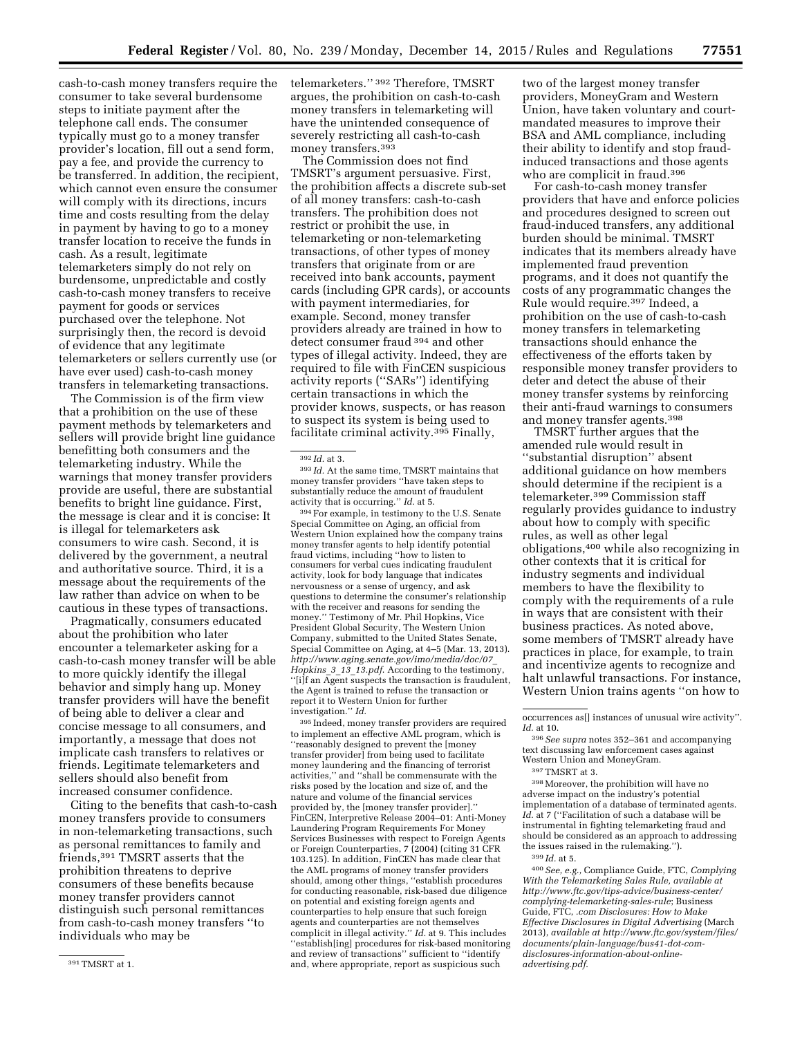cash-to-cash money transfers require the consumer to take several burdensome steps to initiate payment after the telephone call ends. The consumer typically must go to a money transfer provider's location, fill out a send form, pay a fee, and provide the currency to be transferred. In addition, the recipient, which cannot even ensure the consumer will comply with its directions, incurs time and costs resulting from the delay in payment by having to go to a money transfer location to receive the funds in cash. As a result, legitimate telemarketers simply do not rely on burdensome, unpredictable and costly cash-to-cash money transfers to receive payment for goods or services purchased over the telephone. Not surprisingly then, the record is devoid of evidence that any legitimate telemarketers or sellers currently use (or have ever used) cash-to-cash money transfers in telemarketing transactions.

The Commission is of the firm view that a prohibition on the use of these payment methods by telemarketers and sellers will provide bright line guidance benefitting both consumers and the telemarketing industry. While the warnings that money transfer providers provide are useful, there are substantial benefits to bright line guidance. First, the message is clear and it is concise: It is illegal for telemarketers ask consumers to wire cash. Second, it is delivered by the government, a neutral and authoritative source. Third, it is a message about the requirements of the law rather than advice on when to be cautious in these types of transactions.

Pragmatically, consumers educated about the prohibition who later encounter a telemarketer asking for a cash-to-cash money transfer will be able to more quickly identify the illegal behavior and simply hang up. Money transfer providers will have the benefit of being able to deliver a clear and concise message to all consumers, and importantly, a message that does not implicate cash transfers to relatives or friends. Legitimate telemarketers and sellers should also benefit from increased consumer confidence.

Citing to the benefits that cash-to-cash money transfers provide to consumers in non-telemarketing transactions, such as personal remittances to family and friends,[391] TMSRT asserts that the prohibition threatens to deprive consumers of these benefits because money transfer providers cannot distinguish such personal remittances from cash-to-cash money transfers ''to individuals who may be telemarketers.'' [392] Therefore, TMSRT argues, the prohibition on cash-to-cash money transfers in telemarketing will have the unintended consequence of severely restricting all cash-to-cash money transfers.[393]

The Commission does not find TMSRT's argument persuasive. First, the prohibition affects a discrete sub-set of all money transfers: cash-to-cash transfers. The prohibition does not restrict or prohibit the use, in telemarketing or non-telemarketing transactions, of other types of money transfers that originate from or are received into bank accounts, payment cards (including GPR cards), or accounts with payment intermediaries, for example. Second, money transfer providers already are trained in how to detect consumer fraud [394] and other types of illegal activity. Indeed, they are required to file with FinCEN suspicious activity reports (''SARs'') identifying certain transactions in which the provider knows, suspects, or has reason to suspect its system is being used to facilitate criminal activity.[395] Finally, two of the largest money transfer providers, MoneyGram and Western Union, have taken voluntary and court-mandated measures to improve their BSA and AML compliance, including their ability to identify and stop fraud-induced transactions and those agents who are complicit in fraud.[396]

For cash-to-cash money transfer providers that have and enforce policies and procedures designed to screen out fraud-induced transfers, any additional burden should be minimal. TMSRT indicates that its members already have implemented fraud prevention programs, and it does not quantify the costs of any programmatic changes the Rule would require.[397] Indeed, a prohibition on the use of cash-to-cash money transfers in telemarketing transactions should enhance the effectiveness of the efforts taken by responsible money transfer providers to deter and detect the abuse of their money transfer systems by reinforcing their anti-fraud warnings to consumers and money transfer agents.[398]

TMSRT further argues that the amended rule would result in ''substantial disruption'' absent additional guidance on how members should determine if the recipient is a telemarketer.[399] Commission staff regularly provides guidance to industry about how to comply with specific rules, as well as other legal obligations,[400] while also recognizing in other contexts that it is critical for industry segments and individual members to have the flexibility to comply with the requirements of a rule in ways that are consistent with their business practices. As noted above, some members of TMSRT already have practices in place, for example, to train and incentivize agents to recognize and halt unlawful transactions. For instance, Western Union trains agents ''on how to

---

[391] TMSRT at 1.

[392] *Id.* at 3.

[393] *Id.* At the same time, TMSRT maintains that money transfer providers ''have taken steps to substantially reduce the amount of fraudulent activity that is occurring.'' *Id.* at 5.

[394] For example, in testimony to the U.S. Senate Special Committee on Aging, an official from Western Union explained how the company trains money transfer agents to help identify potential fraud victims, including ''how to listen to consumers for verbal cues indicating fraudulent activity, look for body language that indicates nervousness or a sense of urgency, and ask questions to determine the consumer's relationship with the receiver and reasons for sending the money.'' Testimony of Mr. Phil Hopkins, Vice President Global Security, The Western Union Company, submitted to the United States Senate, Special Committee on Aging, at 4–5 (Mar. 13, 2013). *http://www.aging.senate.gov/imo/media/doc/07_Hopkins_3_13_13.pdf*. According to the testimony, ''[i]f an Agent suspects the transaction is fraudulent, the Agent is trained to refuse the transaction or report it to Western Union for further investigation.'' *Id.*

[395] Indeed, money transfer providers are required to implement an effective AML program, which is ''reasonably designed to prevent the [money transfer provider] from being used to facilitate money laundering and the financing of terrorist activities,'' and ''shall be commensurate with the risks posed by the location and size of, and the nature and volume of the financial services provided by, the [money transfer provider].'' FinCEN, Interpretive Release 2004–01: Anti-Money Laundering Program Requirements For Money Services Businesses with respect to Foreign Agents or Foreign Counterparties, 7 (2004) (citing 31 CFR 103.125). In addition, FinCEN has made clear that the AML programs of money transfer providers should, among other things, ''establish procedures for conducting reasonable, risk-based due diligence on potential and existing foreign agents and counterparties to help ensure that such foreign agents and counterparties are not themselves complicit in illegal activity.'' *Id.* at 9. This includes ''establish[ing] procedures for risk-based monitoring and review of transactions'' sufficient to ''identify and, where appropriate, report as suspicious such occurrences as[] instances of unusual wire activity''. *Id.* at 10.

[396] *See supra* notes 352–361 and accompanying text discussing law enforcement cases against Western Union and MoneyGram.

[397] TMSRT at 3.

[398] Moreover, the prohibition will have no adverse impact on the industry's potential implementation of a database of terminated agents. *Id.* at 7 (''Facilitation of such a database will be instrumental in fighting telemarketing fraud and should be considered as an approach to addressing the issues raised in the rulemaking.'').

[399] *Id.* at 5.

[400] *See, e.g.*, Compliance Guide, FTC, *Complying With the Telemarketing Sales Rule, available at http://www.ftc.gov/tips-advice/business-center/complying-telemarketing-sales-rule*; Business Guide, FTC, *.com Disclosures: How to Make Effective Disclosures in Digital Advertising* (March 2013), *available at http://www.ftc.gov/system/files/documents/plain-language/bus41-dot-com-disclosures-information-about-online-advertising.pdf*.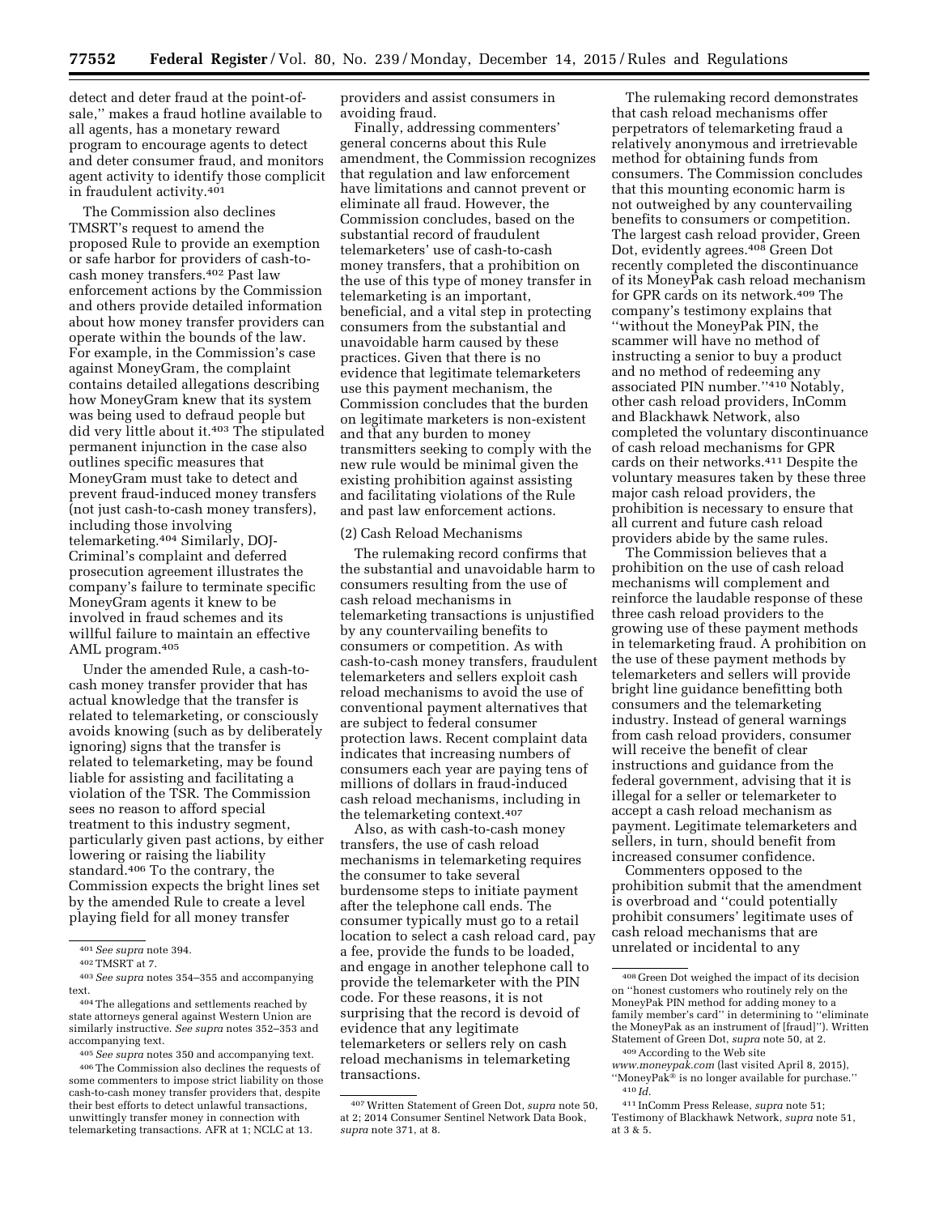detect and deter fraud at the point-of-sale,'' makes a fraud hotline available to all agents, has a monetary reward program to encourage agents to detect and deter consumer fraud, and monitors agent activity to identify those complicit in fraudulent activity.[401]

The Commission also declines TMSRT's request to amend the proposed Rule to provide an exemption or safe harbor for providers of cash-to-cash money transfers.[402] Past law enforcement actions by the Commission and others provide detailed information about how money transfer providers can operate within the bounds of the law. For example, in the Commission's case against MoneyGram, the complaint contains detailed allegations describing how MoneyGram knew that its system was being used to defraud people but did very little about it.[403] The stipulated permanent injunction in the case also outlines specific measures that MoneyGram must take to detect and prevent fraud-induced money transfers (not just cash-to-cash money transfers), including those involving telemarketing.[404] Similarly, DOJ-Criminal's complaint and deferred prosecution agreement illustrates the company's failure to terminate specific MoneyGram agents it knew to be involved in fraud schemes and its willful failure to maintain an effective AML program.[405]

Under the amended Rule, a cash-to-cash money transfer provider that has actual knowledge that the transfer is related to telemarketing, or consciously avoids knowing (such as by deliberately ignoring) signs that the transfer is related to telemarketing, may be found liable for assisting and facilitating a violation of the TSR. The Commission sees no reason to afford special treatment to this industry segment, particularly given past actions, by either lowering or raising the liability standard.[406] To the contrary, the Commission expects the bright lines set by the amended Rule to create a level playing field for all money transfer providers and assist consumers in avoiding fraud.

Finally, addressing commenters' general concerns about this Rule amendment, the Commission recognizes that regulation and law enforcement have limitations and cannot prevent or eliminate all fraud. However, the Commission concludes, based on the substantial record of fraudulent telemarketers' use of cash-to-cash money transfers, that a prohibition on the use of this type of money transfer in telemarketing is an important, beneficial, and a vital step in protecting consumers from the substantial and unavoidable harm caused by these practices. Given that there is no evidence that legitimate telemarketers use this payment mechanism, the Commission concludes that the burden on legitimate marketers is non-existent and that any burden to money transmitters seeking to comply with the new rule would be minimal given the existing prohibition against assisting and facilitating violations of the Rule and past law enforcement actions.

(2) Cash Reload Mechanisms

The rulemaking record confirms that the substantial and unavoidable harm to consumers resulting from the use of cash reload mechanisms in telemarketing transactions is unjustified by any countervailing benefits to consumers or competition. As with cash-to-cash money transfers, fraudulent telemarketers and sellers exploit cash reload mechanisms to avoid the use of conventional payment alternatives that are subject to federal consumer protection laws. Recent complaint data indicates that increasing numbers of consumers each year are paying tens of millions of dollars in fraud-induced cash reload mechanisms, including in the telemarketing context.[407]

Also, as with cash-to-cash money transfers, the use of cash reload mechanisms in telemarketing requires the consumer to take several burdensome steps to initiate payment after the telephone call ends. The consumer typically must go to a retail location to select a cash reload card, pay a fee, provide the funds to be loaded, and engage in another telephone call to provide the telemarketer with the PIN code. For these reasons, it is not surprising that the record is devoid of evidence that any legitimate telemarketers or sellers rely on cash reload mechanisms in telemarketing transactions.

The rulemaking record demonstrates that cash reload mechanisms offer perpetrators of telemarketing fraud a relatively anonymous and irretrievable method for obtaining funds from consumers. The Commission concludes that this mounting economic harm is not outweighed by any countervailing benefits to consumers or competition. The largest cash reload provider, Green Dot, evidently agrees.[408] Green Dot recently completed the discontinuance of its MoneyPak cash reload mechanism for GPR cards on its network.[409] The company's testimony explains that ''without the MoneyPak PIN, the scammer will have no method of instructing a senior to buy a product and no method of redeeming any associated PIN number.''[410] Notably, other cash reload providers, InComm and Blackhawk Network, also completed the voluntary discontinuance of cash reload mechanisms for GPR cards on their networks.[411] Despite the voluntary measures taken by these three major cash reload providers, the prohibition is necessary to ensure that all current and future cash reload providers abide by the same rules.

The Commission believes that a prohibition on the use of cash reload mechanisms will complement and reinforce the laudable response of these three cash reload providers to the growing use of these payment methods in telemarketing fraud. A prohibition on the use of these payment methods by telemarketers and sellers will provide bright line guidance benefitting both consumers and the telemarketing industry. Instead of general warnings from cash reload providers, consumer will receive the benefit of clear instructions and guidance from the federal government, advising that it is illegal for a seller or telemarketer to accept a cash reload mechanism as payment. Legitimate telemarketers and sellers, in turn, should benefit from increased consumer confidence.

Commenters opposed to the prohibition submit that the amendment is overbroad and ''could potentially prohibit consumers' legitimate uses of cash reload mechanisms that are unrelated or incidental to any

---

[401] *See supra* note 394.

[402] TMSRT at 7.

[403] *See supra* notes 354–355 and accompanying text.

[404] The allegations and settlements reached by state attorneys general against Western Union are similarly instructive. *See supra* notes 352–353 and accompanying text.

[405] *See supra* notes 350 and accompanying text.

[406] The Commission also declines the requests of some commenters to impose strict liability on those cash-to-cash money transfer providers that, despite their best efforts to detect unlawful transactions, unwittingly transfer money in connection with telemarketing transactions. AFR at 1; NCLC at 13.

[407] Written Statement of Green Dot, *supra* note 50, at 2; 2014 Consumer Sentinel Network Data Book, *supra* note 371, at 8.

[408] Green Dot weighed the impact of its decision on ''honest customers who routinely rely on the MoneyPak PIN method for adding money to a family member's card'' in determining to ''eliminate the MoneyPak as an instrument of [fraud]''). Written Statement of Green Dot, *supra* note 50, at 2.

[409] According to the Web site *www.moneypak.com* (last visited April 8, 2015), ''MoneyPak® is no longer available for purchase.''

[410] *Id.*

[411] InComm Press Release, *supra* note 51; Testimony of Blackhawk Network, *supra* note 51, at 3 & 5.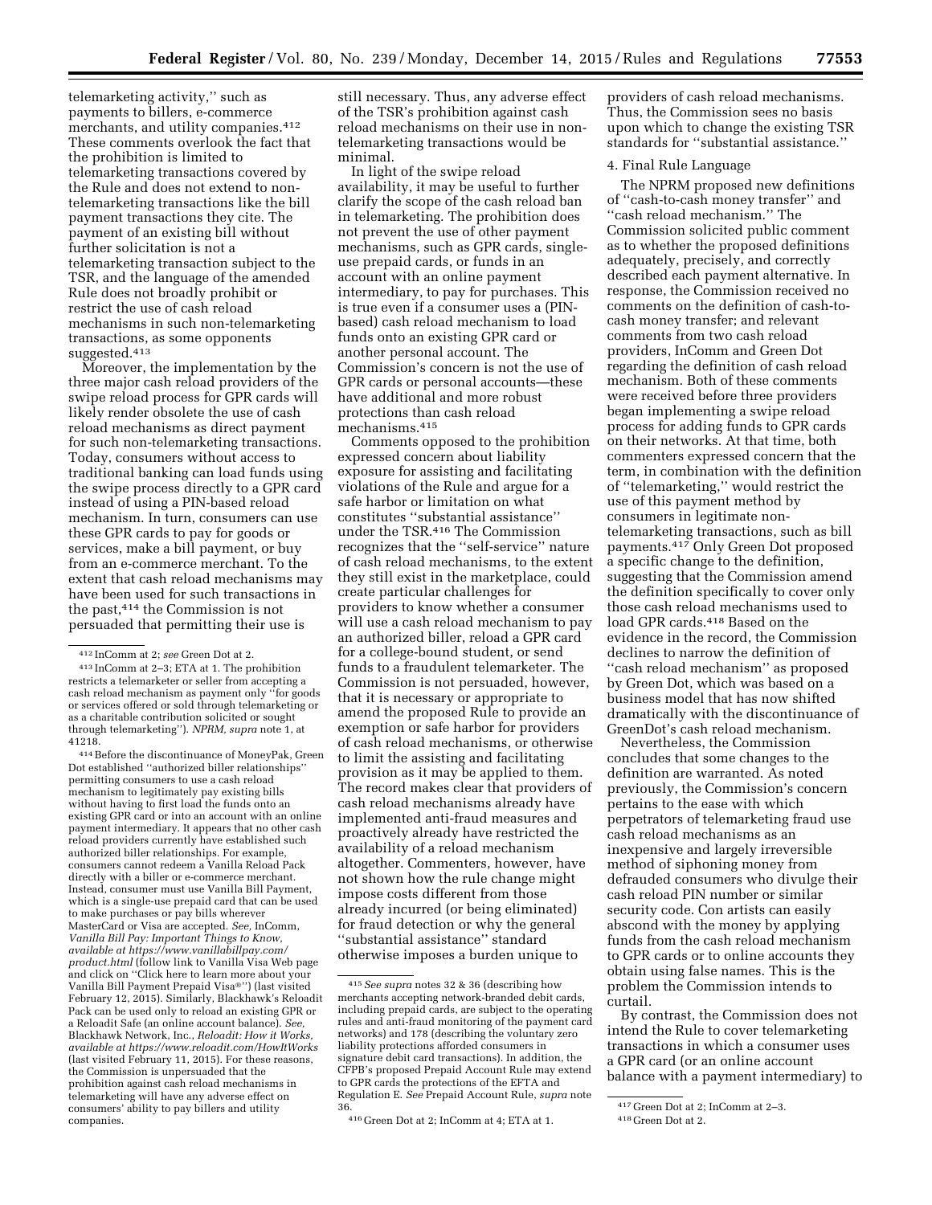telemarketing activity,'' such as payments to billers, e-commerce merchants, and utility companies.[412] These comments overlook the fact that the prohibition is limited to telemarketing transactions covered by the Rule and does not extend to non-telemarketing transactions like the bill payment transactions they cite. The payment of an existing bill without further solicitation is not a telemarketing transaction subject to the TSR, and the language of the amended Rule does not broadly prohibit or restrict the use of cash reload mechanisms in such non-telemarketing transactions, as some opponents suggested.[413]

Moreover, the implementation by the three major cash reload providers of the swipe reload process for GPR cards will likely render obsolete the use of cash reload mechanisms as direct payment for such non-telemarketing transactions. Today, consumers without access to traditional banking can load funds using the swipe process directly to a GPR card instead of using a PIN-based reload mechanism. In turn, consumers can use these GPR cards to pay for goods or services, make a bill payment, or buy from an e-commerce merchant. To the extent that cash reload mechanisms may have been used for such transactions in the past,[414] the Commission is not persuaded that permitting their use is still necessary. Thus, any adverse effect of the TSR's prohibition against cash reload mechanisms on their use in non-telemarketing transactions would be minimal.

In light of the swipe reload availability, it may be useful to further clarify the scope of the cash reload ban in telemarketing. The prohibition does not prevent the use of other payment mechanisms, such as GPR cards, single-use prepaid cards, or funds in an account with an online payment intermediary, to pay for purchases. This is true even if a consumer uses a (PIN-based) cash reload mechanism to load funds onto an existing GPR card or another personal account. The Commission's concern is not the use of GPR cards or personal accounts—these have additional and more robust protections than cash reload mechanisms.[415]

Comments opposed to the prohibition expressed concern about liability exposure for assisting and facilitating violations of the Rule and argue for a safe harbor or limitation on what constitutes ''substantial assistance'' under the TSR.[416] The Commission recognizes that the ''self-service'' nature of cash reload mechanisms, to the extent they still exist in the marketplace, could create particular challenges for providers to know whether a consumer will use a cash reload mechanism to pay an authorized biller, reload a GPR card for a college-bound student, or send funds to a fraudulent telemarketer. The Commission is not persuaded, however, that it is necessary or appropriate to amend the proposed Rule to provide an exemption or safe harbor for providers of cash reload mechanisms, or otherwise to limit the assisting and facilitating provision as it may be applied to them. The record makes clear that providers of cash reload mechanisms already have implemented anti-fraud measures and proactively already have restricted the availability of a reload mechanism altogether. Commenters, however, have not shown how the rule change might impose costs different from those already incurred (or being eliminated) for fraud detection or why the general ''substantial assistance'' standard otherwise imposes a burden unique to providers of cash reload mechanisms. Thus, the Commission sees no basis upon which to change the existing TSR standards for ''substantial assistance.''

4. Final Rule Language

The NPRM proposed new definitions of ''cash-to-cash money transfer'' and ''cash reload mechanism.'' The Commission solicited public comment as to whether the proposed definitions adequately, precisely, and correctly described each payment alternative. In response, the Commission received no comments on the definition of cash-to-cash money transfer; and relevant comments from two cash reload providers, InComm and Green Dot regarding the definition of cash reload mechanism. Both of these comments were received before three providers began implementing a swipe reload process for adding funds to GPR cards on their networks. At that time, both commenters expressed concern that the term, in combination with the definition of ''telemarketing,'' would restrict the use of this payment method by consumers in legitimate non-telemarketing transactions, such as bill payments.[417] Only Green Dot proposed a specific change to the definition, suggesting that the Commission amend the definition specifically to cover only those cash reload mechanisms used to load GPR cards.[418] Based on the evidence in the record, the Commission declines to narrow the definition of ''cash reload mechanism'' as proposed by Green Dot, which was based on a business model that has now shifted dramatically with the discontinuance of GreenDot's cash reload mechanism.

Nevertheless, the Commission concludes that some changes to the definition are warranted. As noted previously, the Commission's concern pertains to the ease with which perpetrators of telemarketing fraud use cash reload mechanisms as an inexpensive and largely irreversible method of siphoning money from defrauded consumers who divulge their cash reload PIN number or similar security code. Con artists can easily abscond with the money by applying funds from the cash reload mechanism to GPR cards or to online accounts they obtain using false names. This is the problem the Commission intends to curtail.

By contrast, the Commission does not intend the Rule to cover telemarketing transactions in which a consumer uses a GPR card (or an online account balance with a payment intermediary) to

---

[412] InComm at 2; *see* Green Dot at 2.

[413] InComm at 2–3; ETA at 1. The prohibition restricts a telemarketer or seller from accepting a cash reload mechanism as payment only ''for goods or services offered or sold through telemarketing or as a charitable contribution solicited or sought through telemarketing''). *NPRM, supra* note 1, at 41218.

[414] Before the discontinuance of MoneyPak, Green Dot established ''authorized biller relationships'' permitting consumers to use a cash reload mechanism to legitimately pay existing bills without having to first load the funds onto an existing GPR card or into an account with an online payment intermediary. It appears that no other cash reload providers currently have established such authorized biller relationships. For example, consumers cannot redeem a Vanilla Reload Pack directly with a biller or e-commerce merchant. Instead, consumer must use Vanilla Bill Payment, which is a single-use prepaid card that can be used to make purchases or pay bills wherever MasterCard or Visa are accepted. *See,* InComm, *Vanilla Bill Pay: Important Things to Know, available at https://www.vanillabillpay.com/product.html* (follow link to Vanilla Visa Web page and click on ''Click here to learn more about your Vanilla Bill Payment Prepaid Visa®'') (last visited February 12, 2015). Similarly, Blackhawk's Reloadit Pack can be used only to reload an existing GPR or a Reloadit Safe (an online account balance). *See,* Blackhawk Network, Inc., *Reloadit: How it Works, available at https://www.reloadit.com/HowItWorks* (last visited February 11, 2015). For these reasons, the Commission is unpersuaded that the prohibition against cash reload mechanisms in telemarketing will have any adverse effect on consumers' ability to pay billers and utility companies.

[415] *See supra* notes 32 & 36 (describing how merchants accepting network-branded debit cards, including prepaid cards, are subject to the operating rules and anti-fraud monitoring of the payment card networks) and 178 (describing the voluntary zero liability protections afforded consumers in signature debit card transactions). In addition, the CFPB's proposed Prepaid Account Rule may extend to GPR cards the protections of the EFTA and Regulation E. *See* Prepaid Account Rule, *supra* note 36.

[416] Green Dot at 2; InComm at 4; ETA at 1.

[417] Green Dot at 2; InComm at 2–3.

[418] Green Dot at 2.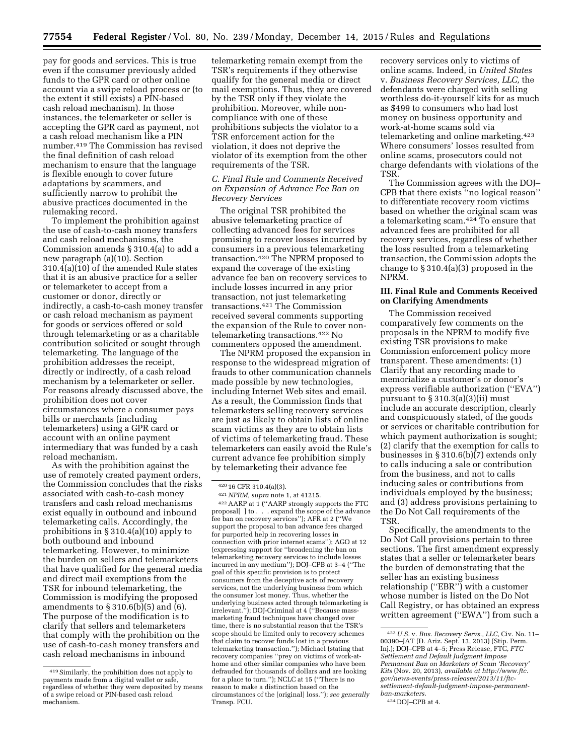pay for goods and services. This is true even if the consumer previously added funds to the GPR card or other online account via a swipe reload process or (to the extent it still exists) a PIN-based cash reload mechanism). In those instances, the telemarketer or seller is accepting the GPR card as payment, not a cash reload mechanism like a PIN number.[419] The Commission has revised the final definition of cash reload mechanism to ensure that the language is flexible enough to cover future adaptations by scammers, and sufficiently narrow to prohibit the abusive practices documented in the rulemaking record.

To implement the prohibition against the use of cash-to-cash money transfers and cash reload mechanisms, the Commission amends § 310.4(a) to add a new paragraph (a)(10). Section 310.4(a)(10) of the amended Rule states that it is an abusive practice for a seller or telemarketer to accept from a customer or donor, directly or indirectly, a cash-to-cash money transfer or cash reload mechanism as payment for goods or services offered or sold through telemarketing or as a charitable contribution solicited or sought through telemarketing. The language of the prohibition addresses the receipt, directly or indirectly, of a cash reload mechanism by a telemarketer or seller. For reasons already discussed above, the prohibition does not cover circumstances where a consumer pays bills or merchants (including telemarketers) using a GPR card or account with an online payment intermediary that was funded by a cash reload mechanism.

As with the prohibition against the use of remotely created payment orders, the Commission concludes that the risks associated with cash-to-cash money transfers and cash reload mechanisms exist equally in outbound and inbound telemarketing calls. Accordingly, the prohibitions in § 310.4(a)(10) apply to both outbound and inbound telemarketing. However, to minimize the burden on sellers and telemarketers that have qualified for the general media and direct mail exemptions from the TSR for inbound telemarketing, the Commission is modifying the proposed amendments to § 310.6(b)(5) and (6). The purpose of the modification is to clarify that sellers and telemarketers that comply with the prohibition on the use of cash-to-cash money transfers and cash reload mechanisms in inbound telemarketing remain exempt from the TSR's requirements if they otherwise qualify for the general media or direct mail exemptions. Thus, they are covered by the TSR only if they violate the prohibition. Moreover, while non-compliance with one of these prohibitions subjects the violator to a TSR enforcement action for the violation, it does not deprive the violator of its exemption from the other requirements of the TSR.

### *C. Final Rule and Comments Received on Expansion of Advance Fee Ban on Recovery Services*

The original TSR prohibited the abusive telemarketing practice of collecting advanced fees for services promising to recover losses incurred by consumers in a previous telemarketing transaction.[420] The NPRM proposed to expand the coverage of the existing advance fee ban on recovery services to include losses incurred in any prior transaction, not just telemarketing transactions.[421] The Commission received several comments supporting the expansion of the Rule to cover non-telemarketing transactions.[422] No commenters opposed the amendment.

The NPRM proposed the expansion in response to the widespread migration of frauds to other communication channels made possible by new technologies, including Internet Web sites and email. As a result, the Commission finds that telemarketers selling recovery services are just as likely to obtain lists of online scam victims as they are to obtain lists of victims of telemarketing fraud. These telemarketers can easily avoid the Rule's current advance fee prohibition simply by telemarketing their advance fee recovery services only to victims of online scams. Indeed, in *United States* v. *Business Recovery Services, LLC,* the defendants were charged with selling worthless do-it-yourself kits for as much as $499 to consumers who had lost money on business opportunity and work-at-home scams sold via telemarketing and online marketing.[423] Where consumers' losses resulted from online scams, prosecutors could not charge defendants with violations of the TSR.

The Commission agrees with the DOJ–CPB that there exists "no logical reason" to differentiate recovery room victims based on whether the original scam was a telemarketing scam.[424] To ensure that advanced fees are prohibited for all recovery services, regardless of whether the loss resulted from a telemarketing transaction, the Commission adopts the change to § 310.4(a)(3) proposed in the NPRM.

## III. Final Rule and Comments Received on Clarifying Amendments

The Commission received comparatively few comments on the proposals in the NPRM to modify five existing TSR provisions to make Commission enforcement policy more transparent. These amendments: (1) Clarify that any recording made to memorialize a customer's or donor's express verifiable authorization ("EVA") pursuant to § 310.3(a)(3)(ii) must include an accurate description, clearly and conspicuously stated, of the goods or services or charitable contribution for which payment authorization is sought; (2) clarify that the exemption for calls to businesses in § 310.6(b)(7) extends only to calls inducing a sale or contribution from the business, and not to calls inducing sales or contributions from individuals employed by the business; and (3) address provisions pertaining to the Do Not Call requirements of the TSR.

Specifically, the amendments to the Do Not Call provisions pertain to three sections. The first amendment expressly states that a seller or telemarketer bears the burden of demonstrating that the seller has an existing business relationship ("EBR") with a customer whose number is listed on the Do Not Call Registry, or has obtained an express written agreement ("EWA") from such a

---

[419] Similarly, the prohibition does not apply to payments made from a digital wallet or safe, regardless of whether they were deposited by means of a swipe reload or PIN-based cash reload mechanism.

[420] 16 CFR 310.4(a)(3).

[421] *NPRM, supra* note 1, at 41215.

[422] AARP at 1 ("AARP strongly supports the FTC proposal[ ] to . . . expand the scope of the advance fee ban on recovery services"); AFR at 2 ("We support the proposal to ban advance fees charged for purported help in recovering losses in connection with prior internet scams"); AGO at 12 (expressing support for "broadening the ban on telemarketing recovery services to include losses incurred in any medium"); DOJ–CPB at 3–4 ("The goal of this specific provision is to protect consumers from the deceptive acts of recovery services, not the underlying business from which the consumer lost money. Thus, whether the underlying business acted through telemarketing is irrelevant."); DOJ-Criminal at 4 ("Because mass-marketing fraud techniques have changed over time, there is no substantial reason that the TSR's scope should be limited only to recovery schemes that claim to recover funds lost in a previous telemarketing transaction."); Michael (stating that recovery companies "prey on victims of work-at-home and other similar companies who have been defrauded for thousands of dollars and are looking for a place to turn."); NCLC at 15 ("There is no reason to make a distinction based on the circumstances of the [original] loss."); *see generally* Transp. FCU.

[423] *U.S.* v. *Bus. Recovery Servs., LLC,* Civ. No. 11–00390–JAT (D. Ariz. Sept. 13, 2013) (Stip. Perm. Inj.); DOJ–CPB at 4–5; Press Release, FTC, *FTC Settlement and Default Judgment Impose Permanent Ban on Marketers of Scam 'Recovery' Kits* (Nov. 20, 2013), *available at http://www.ftc.gov/news-events/press-releases/2013/11/ftc-settlement-default-judgment-impose-permanent-ban-marketers.*

[424] DOJ–CPB at 4.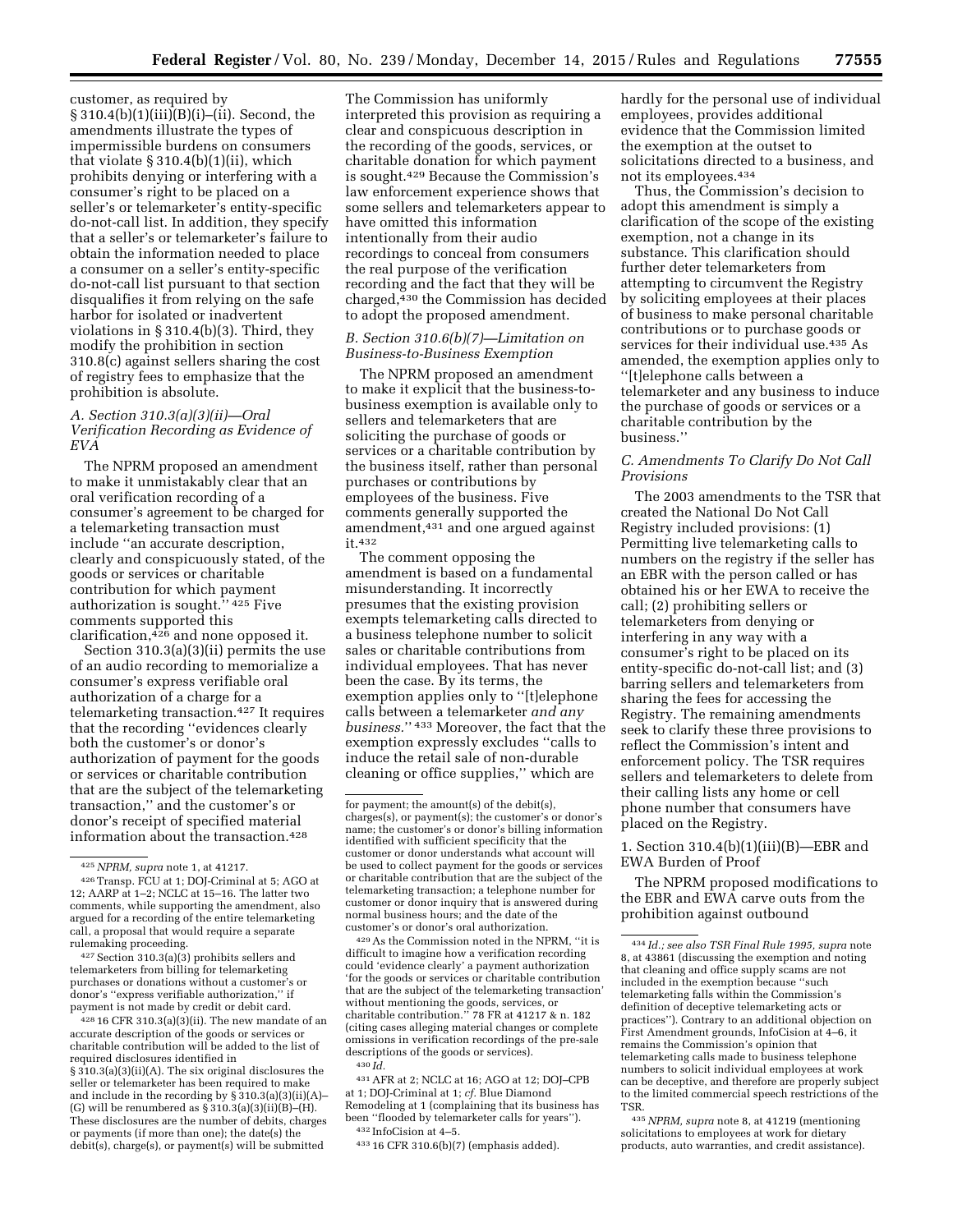customer, as required by § 310.4(b)(1)(iii)(B)(i)–(ii). Second, the amendments illustrate the types of impermissible burdens on consumers that violate § 310.4(b)(1)(ii), which prohibits denying or interfering with a consumer's right to be placed on a seller's or telemarketer's entity-specific do-not-call list. In addition, they specify that a seller's or telemarketer's failure to obtain the information needed to place a consumer on a seller's entity-specific do-not-call list pursuant to that section disqualifies it from relying on the safe harbor for isolated or inadvertent violations in § 310.4(b)(3). Third, they modify the prohibition in section 310.8(c) against sellers sharing the cost of registry fees to emphasize that the prohibition is absolute.

### A. Section 310.3(a)(3)(ii)—Oral Verification Recording as Evidence of EVA

The NPRM proposed an amendment to make it unmistakably clear that an oral verification recording of a consumer's agreement to be charged for a telemarketing transaction must include ''an accurate description, clearly and conspicuously stated, of the goods or services or charitable contribution for which payment authorization is sought.'' [425] Five comments supported this clarification,[426] and none opposed it.

Section 310.3(a)(3)(ii) permits the use of an audio recording to memorialize a consumer's express verifiable oral authorization of a charge for a telemarketing transaction.[427] It requires that the recording ''evidences clearly both the customer's or donor's authorization of payment for the goods or services or charitable contribution that are the subject of the telemarketing transaction,'' and the customer's or donor's receipt of specified material information about the transaction.[428] The Commission has uniformly interpreted this provision as requiring a clear and conspicuous description in the recording of the goods, services, or charitable donation for which payment is sought.[429] Because the Commission's law enforcement experience shows that some sellers and telemarketers appear to have omitted this information intentionally from their audio recordings to conceal from consumers the real purpose of the verification recording and the fact that they will be charged,[430] the Commission has decided to adopt the proposed amendment.

### B. Section 310.6(b)(7)—Limitation on Business-to-Business Exemption

The NPRM proposed an amendment to make it explicit that the business-to-business exemption is available only to sellers and telemarketers that are soliciting the purchase of goods or services or a charitable contribution by the business itself, rather than personal purchases or contributions by employees of the business. Five comments generally supported the amendment,[431] and one argued against it.[432]

The comment opposing the amendment is based on a fundamental misunderstanding. It incorrectly presumes that the existing provision exempts telemarketing calls directed to a business telephone number to solicit sales or charitable contributions from individual employees. That has never been the case. By its terms, the exemption applies only to ''[t]elephone calls between a telemarketer *and any business.*'' [433] Moreover, the fact that the exemption expressly excludes ''calls to induce the retail sale of non-durable cleaning or office supplies,'' which are hardly for the personal use of individual employees, provides additional evidence that the Commission limited the exemption at the outset to solicitations directed to a business, and not its employees.[434]

Thus, the Commission's decision to adopt this amendment is simply a clarification of the scope of the existing exemption, not a change in its substance. This clarification should further deter telemarketers from attempting to circumvent the Registry by soliciting employees at their places of business to make personal charitable contributions or to purchase goods or services for their individual use.[435] As amended, the exemption applies only to ''[t]elephone calls between a telemarketer and any business to induce the purchase of goods or services or a charitable contribution by the business.''

### C. Amendments To Clarify Do Not Call Provisions

The 2003 amendments to the TSR that created the National Do Not Call Registry included provisions: (1) Permitting live telemarketing calls to numbers on the registry if the seller has an EBR with the person called or has obtained his or her EWA to receive the call; (2) prohibiting sellers or telemarketers from denying or interfering in any way with a consumer's right to be placed on its entity-specific do-not-call list; and (3) barring sellers and telemarketers from sharing the fees for accessing the Registry. The remaining amendments seek to clarify these three provisions to reflect the Commission's intent and enforcement policy. The TSR requires sellers and telemarketers to delete from their calling lists any home or cell phone number that consumers have placed on the Registry.

#### 1. Section 310.4(b)(1)(iii)(B)—EBR and EWA Burden of Proof

The NPRM proposed modifications to the EBR and EWA carve outs from the prohibition against outbound

---

[425] *NPRM, supra* note 1, at 41217.

[426] Transp. FCU at 1; DOJ-Criminal at 5; AGO at 12; AARP at 1–2; NCLC at 15–16. The latter two comments, while supporting the amendment, also argued for a recording of the entire telemarketing call, a proposal that would require a separate rulemaking proceeding.

[427] Section 310.3(a)(3) prohibits sellers and telemarketers from billing for telemarketing purchases or donations without a customer's or donor's ''express verifiable authorization,'' if payment is not made by credit or debit card.

[428] 16 CFR 310.3(a)(3)(ii). The new mandate of an accurate description of the goods or services or charitable contribution will be added to the list of required disclosures identified in § 310.3(a)(3)(ii)(A). The six original disclosures the seller or telemarketer has been required to make and include in the recording by § 310.3(a)(3)(ii)(A)–(G) will be renumbered as § 310.3(a)(3)(ii)(B)–(H). These disclosures are the number of debits, charges or payments (if more than one); the date(s) the debit(s), charge(s), or payment(s) will be submitted for payment; the amount(s) of the debit(s), charges(s), or payment(s); the customer's or donor's name; the customer's or donor's billing information identified with sufficient specificity that the customer or donor understands what account will be used to collect payment for the goods or services or charitable contribution that are the subject of the telemarketing transaction; a telephone number for customer or donor inquiry that is answered during normal business hours; and the date of the customer's or donor's oral authorization.

[429] As the Commission noted in the NPRM, ''it is difficult to imagine how a verification recording could 'evidence clearly' a payment authorization 'for the goods or services or charitable contribution that are the subject of the telemarketing transaction' without mentioning the goods, services, or charitable contribution.'' 78 FR at 41217 & n. 182 (citing cases alleging material changes or complete omissions in verification recordings of the pre-sale descriptions of the goods or services).

[430] *Id.*

[431] AFR at 2; NCLC at 16; AGO at 12; DOJ–CPB at 1; DOJ-Criminal at 1; *cf.* Blue Diamond Remodeling at 1 (complaining that its business has been ''flooded by telemarketer calls for years'').

[432] InfoCision at 4–5.

[433] 16 CFR 310.6(b)(7) (emphasis added).

[434] *Id.; see also TSR Final Rule 1995, supra* note 8, at 43861 (discussing the exemption and noting that cleaning and office supply scams are not included in the exemption because ''such telemarketing falls within the Commission's definition of deceptive telemarketing acts or practices''). Contrary to an additional objection on First Amendment grounds, InfoCision at 4–6, it remains the Commission's opinion that telemarketing calls made to business telephone numbers to solicit individual employees at work can be deceptive, and therefore are properly subject to the limited commercial speech restrictions of the TSR.

[435] *NPRM, supra* note 8, at 41219 (mentioning solicitations to employees at work for dietary products, auto warranties, and credit assistance).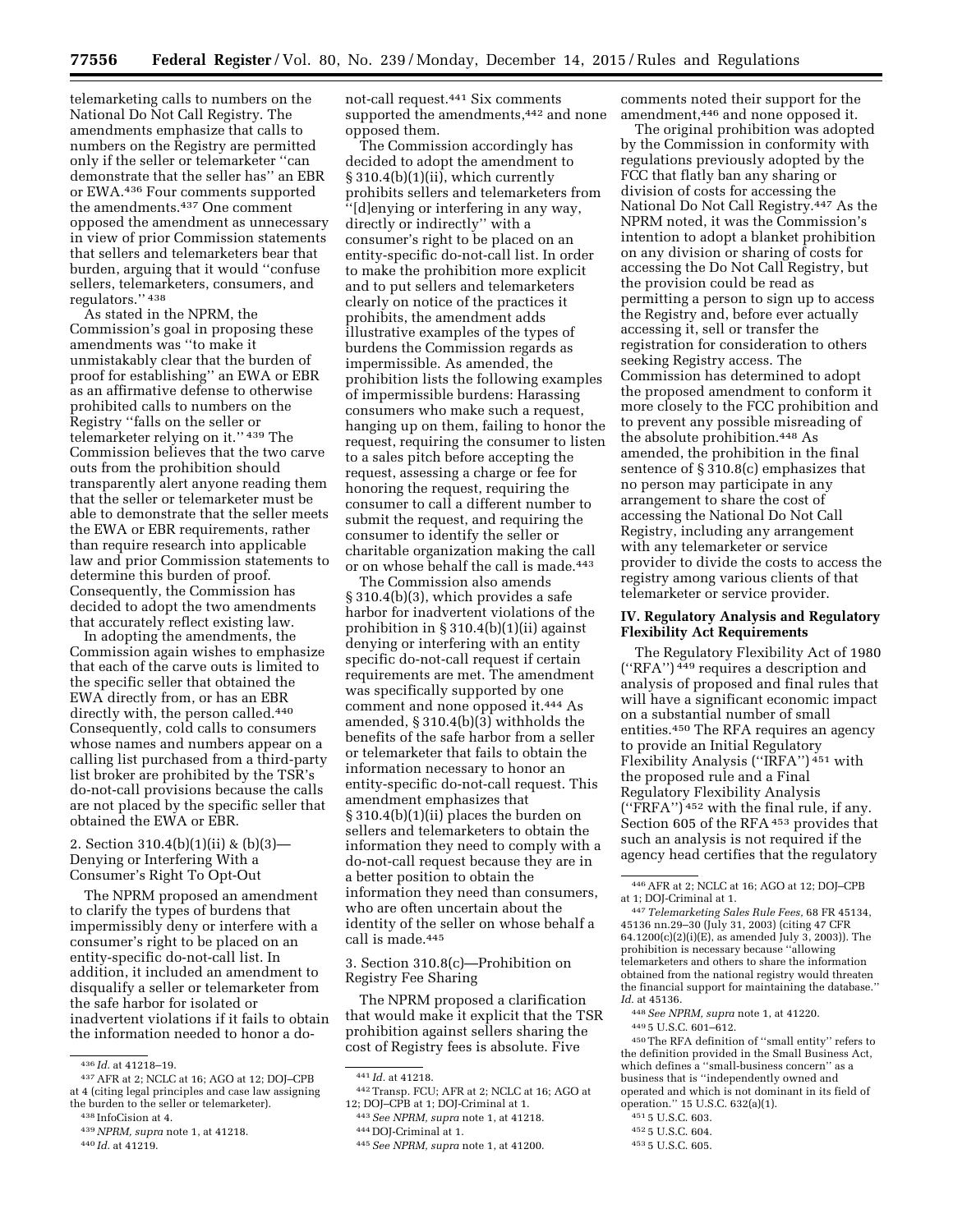telemarketing calls to numbers on the National Do Not Call Registry. The amendments emphasize that calls to numbers on the Registry are permitted only if the seller or telemarketer ''can demonstrate that the seller has'' an EBR or EWA.[436] Four comments supported the amendments.[437] One comment opposed the amendment as unnecessary in view of prior Commission statements that sellers and telemarketers bear that burden, arguing that it would ''confuse sellers, telemarketers, consumers, and regulators.'' [438]

As stated in the NPRM, the Commission's goal in proposing these amendments was ''to make it unmistakably clear that the burden of proof for establishing'' an EWA or EBR as an affirmative defense to otherwise prohibited calls to numbers on the Registry ''falls on the seller or telemarketer relying on it.'' [439] The Commission believes that the two carve outs from the prohibition should transparently alert anyone reading them that the seller or telemarketer must be able to demonstrate that the seller meets the EWA or EBR requirements, rather than require research into applicable law and prior Commission statements to determine this burden of proof. Consequently, the Commission has decided to adopt the two amendments that accurately reflect existing law.

In adopting the amendments, the Commission again wishes to emphasize that each of the carve outs is limited to the specific seller that obtained the EWA directly from, or has an EBR directly with, the person called.[440] Consequently, cold calls to consumers whose names and numbers appear on a calling list purchased from a third-party list broker are prohibited by the TSR's do-not-call provisions because the calls are not placed by the specific seller that obtained the EWA or EBR.

2. Section 310.4(b)(1)(ii) & (b)(3)—Denying or Interfering With a Consumer's Right To Opt-Out

The NPRM proposed an amendment to clarify the types of burdens that impermissibly deny or interfere with a consumer's right to be placed on an entity-specific do-not-call list. In addition, it included an amendment to disqualify a seller or telemarketer from the safe harbor for isolated or inadvertent violations if it fails to obtain the information needed to honor a do-not-call request.[441] Six comments supported the amendments,[442] and none opposed them.

The Commission accordingly has decided to adopt the amendment to § 310.4(b)(1)(ii), which currently prohibits sellers and telemarketers from ''[d]enying or interfering in any way, directly or indirectly'' with a consumer's right to be placed on an entity-specific do-not-call list. In order to make the prohibition more explicit and to put sellers and telemarketers clearly on notice of the practices it prohibits, the amendment adds illustrative examples of the types of burdens the Commission regards as impermissible. As amended, the prohibition lists the following examples of impermissible burdens: Harassing consumers who make such a request, hanging up on them, failing to honor the request, requiring the consumer to listen to a sales pitch before accepting the request, assessing a charge or fee for honoring the request, requiring the consumer to call a different number to submit the request, and requiring the consumer to identify the seller or charitable organization making the call or on whose behalf the call is made.[443]

The Commission also amends § 310.4(b)(3), which provides a safe harbor for inadvertent violations of the prohibition in § 310.4(b)(1)(ii) against denying or interfering with an entity specific do-not-call request if certain requirements are met. The amendment was specifically supported by one comment and none opposed it.[444] As amended, § 310.4(b)(3) withholds the benefits of the safe harbor from a seller or telemarketer that fails to obtain the information necessary to honor an entity-specific do-not-call request. This amendment emphasizes that § 310.4(b)(1)(ii) places the burden on sellers and telemarketers to obtain the information they need to comply with a do-not-call request because they are in a better position to obtain the information they need than consumers, who are often uncertain about the identity of the seller on whose behalf a call is made.[445]

3. Section 310.8(c)—Prohibition on Registry Fee Sharing

The NPRM proposed a clarification that would make it explicit that the TSR prohibition against sellers sharing the cost of Registry fees is absolute. Five comments noted their support for the amendment,[446] and none opposed it.

The original prohibition was adopted by the Commission in conformity with regulations previously adopted by the FCC that flatly ban any sharing or division of costs for accessing the National Do Not Call Registry.[447] As the NPRM noted, it was the Commission's intention to adopt a blanket prohibition on any division or sharing of costs for accessing the Do Not Call Registry, but the provision could be read as permitting a person to sign up to access the Registry and, before ever actually accessing it, sell or transfer the registration for consideration to others seeking Registry access. The Commission has determined to adopt the proposed amendment to conform it more closely to the FCC prohibition and to prevent any possible misreading of the absolute prohibition.[448] As amended, the prohibition in the final sentence of § 310.8(c) emphasizes that no person may participate in any arrangement to share the cost of accessing the National Do Not Call Registry, including any arrangement with any telemarketer or service provider to divide the costs to access the registry among various clients of that telemarketer or service provider.

## IV. Regulatory Analysis and Regulatory Flexibility Act Requirements

The Regulatory Flexibility Act of 1980 (''RFA'') [449] requires a description and analysis of proposed and final rules that will have a significant economic impact on a substantial number of small entities.[450] The RFA requires an agency to provide an Initial Regulatory Flexibility Analysis (''IRFA'') [451] with the proposed rule and a Final Regulatory Flexibility Analysis (''FRFA'') [452] with the final rule, if any. Section 605 of the RFA [453] provides that such an analysis is not required if the agency head certifies that the regulatory

---

[436] *Id.* at 41218–19.

[437] AFR at 2; NCLC at 16; AGO at 12; DOJ–CPB at 4 (citing legal principles and case law assigning the burden to the seller or telemarketer).

[438] InfoCision at 4.

[439] *NPRM, supra* note 1, at 41218.

[440] *Id.* at 41219.

[441] *Id.* at 41218.

[442] Transp. FCU; AFR at 2; NCLC at 16; AGO at 12; DOJ–CPB at 1; DOJ-Criminal at 1.

[443] *See NPRM, supra* note 1, at 41218.

[444] DOJ-Criminal at 1.

[445] *See NPRM, supra* note 1, at 41200.

[446] AFR at 2; NCLC at 16; AGO at 12; DOJ–CPB at 1; DOJ-Criminal at 1.

[447] *Telemarketing Sales Rule Fees,* 68 FR 45134, 45136 nn.29–30 (July 31, 2003) (citing 47 CFR 64.1200(c)(2)(i)(E), as amended July 3, 2003)). The prohibition is necessary because ''allowing telemarketers and others to share the information obtained from the national registry would threaten the financial support for maintaining the database.'' *Id.* at 45136.

[448] *See NPRM, supra* note 1, at 41220.

[449] 5 U.S.C. 601–612.

[450] The RFA definition of ''small entity'' refers to the definition provided in the Small Business Act, which defines a ''small-business concern'' as a business that is ''independently owned and operated and which is not dominant in its field of operation.'' 15 U.S.C. 632(a)(1).

[451] 5 U.S.C. 603.

[452] 5 U.S.C. 604.

[453] 5 U.S.C. 605.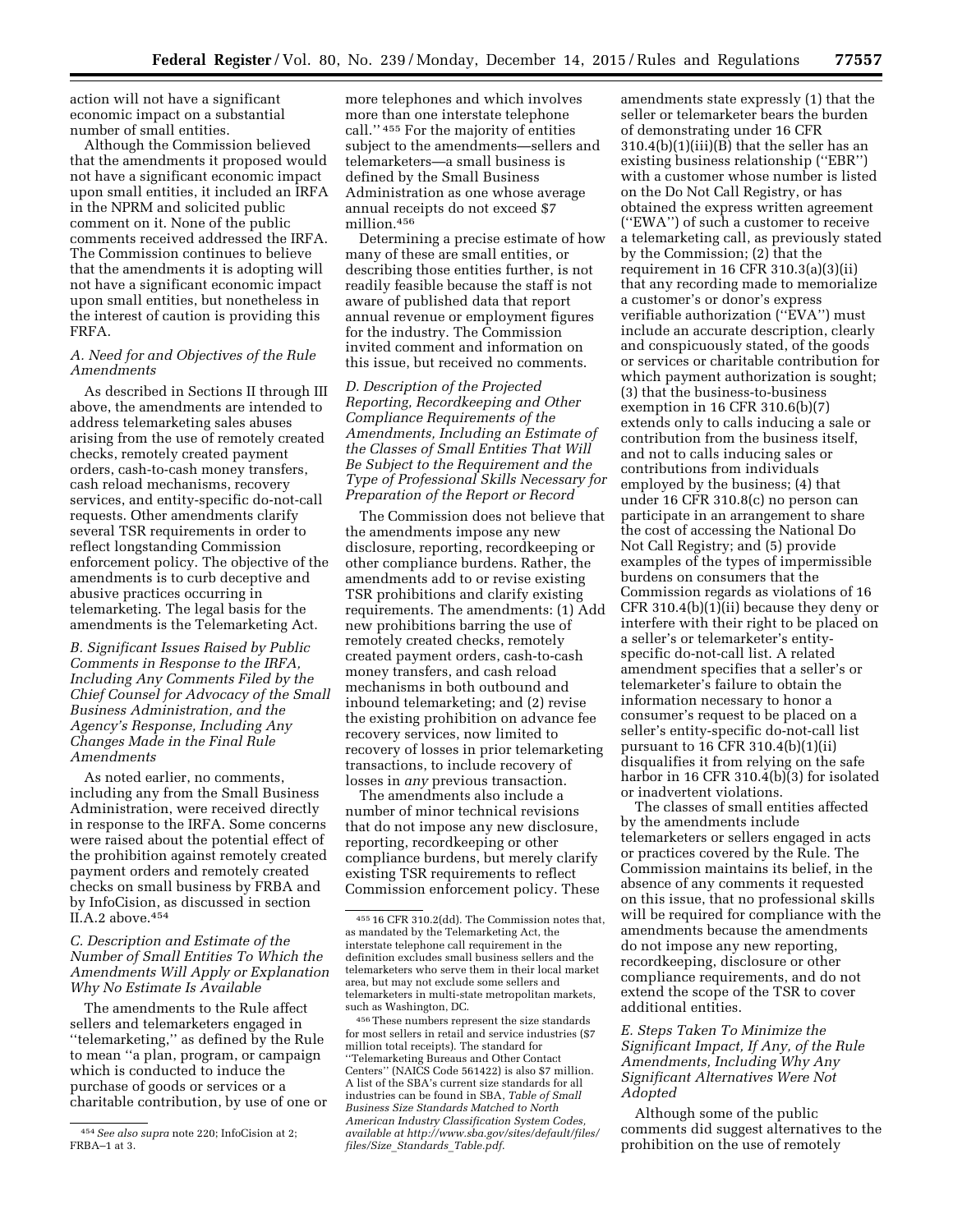action will not have a significant economic impact on a substantial number of small entities.

Although the Commission believed that the amendments it proposed would not have a significant economic impact upon small entities, it included an IRFA in the NPRM and solicited public comment on it. None of the public comments received addressed the IRFA. The Commission continues to believe that the amendments it is adopting will not have a significant economic impact upon small entities, but nonetheless in the interest of caution is providing this FRFA.

### A. Need for and Objectives of the Rule Amendments

As described in Sections II through III above, the amendments are intended to address telemarketing sales abuses arising from the use of remotely created checks, remotely created payment orders, cash-to-cash money transfers, cash reload mechanisms, recovery services, and entity-specific do-not-call requests. Other amendments clarify several TSR requirements in order to reflect longstanding Commission enforcement policy. The objective of the amendments is to curb deceptive and abusive practices occurring in telemarketing. The legal basis for the amendments is the Telemarketing Act.

### B. Significant Issues Raised by Public Comments in Response to the IRFA, Including Any Comments Filed by the Chief Counsel for Advocacy of the Small Business Administration, and the Agency's Response, Including Any Changes Made in the Final Rule Amendments

As noted earlier, no comments, including any from the Small Business Administration, were received directly in response to the IRFA. Some concerns were raised about the potential effect of the prohibition against remotely created payment orders and remotely created checks on small business by FRBA and by InfoCision, as discussed in section II.A.2 above.[454]

### C. Description and Estimate of the Number of Small Entities To Which the Amendments Will Apply or Explanation Why No Estimate Is Available

The amendments to the Rule affect sellers and telemarketers engaged in "telemarketing," as defined by the Rule to mean "a plan, program, or campaign which is conducted to induce the purchase of goods or services or a charitable contribution, by use of one or more telephones and which involves more than one interstate telephone call."[455] For the majority of entities subject to the amendments—sellers and telemarketers—a small business is defined by the Small Business Administration as one whose average annual receipts do not exceed $7 million.[456]

Determining a precise estimate of how many of these are small entities, or describing those entities further, is not readily feasible because the staff is not aware of published data that report annual revenue or employment figures for the industry. The Commission invited comment and information on this issue, but received no comments.

### D. Description of the Projected Reporting, Recordkeeping and Other Compliance Requirements of the Amendments, Including an Estimate of the Classes of Small Entities That Will Be Subject to the Requirement and the Type of Professional Skills Necessary for Preparation of the Report or Record

The Commission does not believe that the amendments impose any new disclosure, reporting, recordkeeping or other compliance burdens. Rather, the amendments add to or revise existing TSR prohibitions and clarify existing requirements. The amendments: (1) Add new prohibitions barring the use of remotely created checks, remotely created payment orders, cash-to-cash money transfers, and cash reload mechanisms in both outbound and inbound telemarketing; and (2) revise the existing prohibition on advance fee recovery services, now limited to recovery of losses in prior telemarketing transactions, to include recovery of losses in *any* previous transaction.

The amendments also include a number of minor technical revisions that do not impose any new disclosure, reporting, recordkeeping or other compliance burdens, but merely clarify existing TSR requirements to reflect Commission enforcement policy. These amendments state expressly (1) that the seller or telemarketer bears the burden of demonstrating under 16 CFR 310.4(b)(1)(iii)(B) that the seller has an existing business relationship ("EBR") with a customer whose number is listed on the Do Not Call Registry, or has obtained the express written agreement ("EWA") of such a customer to receive a telemarketing call, as previously stated by the Commission; (2) that the requirement in 16 CFR 310.3(a)(3)(ii) that any recording made to memorialize a customer's or donor's express verifiable authorization ("EVA") must include an accurate description, clearly and conspicuously stated, of the goods or services or charitable contribution for which payment authorization is sought; (3) that the business-to-business exemption in 16 CFR 310.6(b)(7) extends only to calls inducing a sale or contribution from the business itself, and not to calls inducing sales or contributions from individuals employed by the business; (4) that under 16 CFR 310.8(c) no person can participate in an arrangement to share the cost of accessing the National Do Not Call Registry; and (5) provide examples of the types of impermissible burdens on consumers that the Commission regards as violations of 16 CFR 310.4(b)(1)(ii) because they deny or interfere with their right to be placed on a seller's or telemarketer's entity-specific do-not-call list. A related amendment specifies that a seller's or telemarketer's failure to obtain the information necessary to honor a consumer's request to be placed on a seller's entity-specific do-not-call list pursuant to 16 CFR 310.4(b)(1)(ii) disqualifies it from relying on the safe harbor in 16 CFR 310.4(b)(3) for isolated or inadvertent violations.

The classes of small entities affected by the amendments include telemarketers or sellers engaged in acts or practices covered by the Rule. The Commission maintains its belief, in the absence of any comments it requested on this issue, that no professional skills will be required for compliance with the amendments because the amendments do not impose any new reporting, recordkeeping, disclosure or other compliance requirements, and do not extend the scope of the TSR to cover additional entities.

### E. Steps Taken To Minimize the Significant Impact, If Any, of the Rule Amendments, Including Why Any Significant Alternatives Were Not Adopted

Although some of the public comments did suggest alternatives to the prohibition on the use of remotely

---

[454] *See also supra* note 220; InfoCision at 2; FRBA–1 at 3.

[455] 16 CFR 310.2(dd). The Commission notes that, as mandated by the Telemarketing Act, the interstate telephone call requirement in the definition excludes small business sellers and the telemarketers who serve them in their local market area, but may not exclude some sellers and telemarketers in multi-state metropolitan markets, such as Washington, DC.

[456] These numbers represent the size standards for most sellers in retail and service industries ($7 million total receipts). The standard for "Telemarketing Bureaus and Other Contact Centers" (NAICS Code 561422) is also $7 million. A list of the SBA's current size standards for all industries can be found in SBA, *Table of Small Business Size Standards Matched to North American Industry Classification System Codes, available at http://www.sba.gov/sites/default/files/files/Size_Standards_Table.pdf*.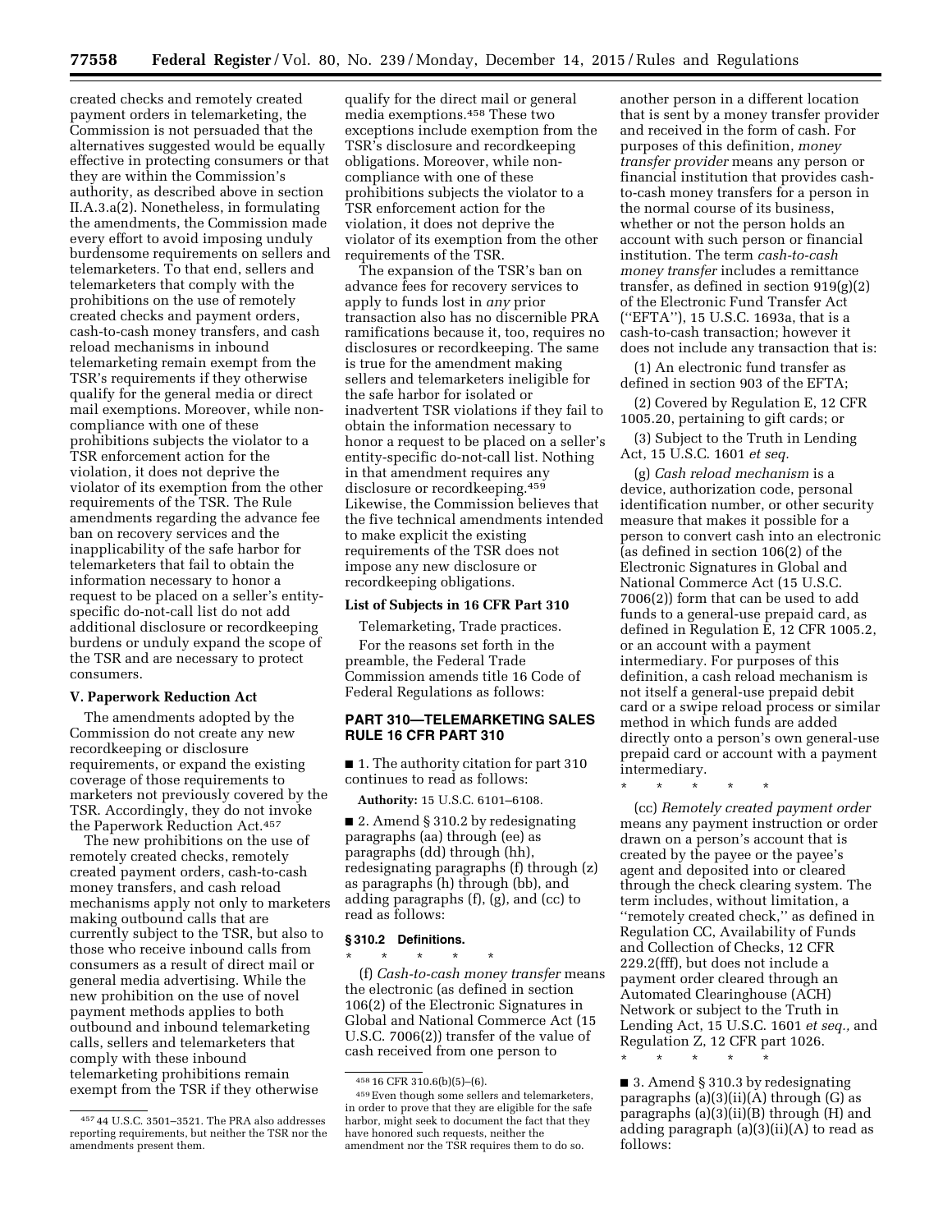created checks and remotely created payment orders in telemarketing, the Commission is not persuaded that the alternatives suggested would be equally effective in protecting consumers or that they are within the Commission's authority, as described above in section II.A.3.a(2). Nonetheless, in formulating the amendments, the Commission made every effort to avoid imposing unduly burdensome requirements on sellers and telemarketers. To that end, sellers and telemarketers that comply with the prohibitions on the use of remotely created checks and payment orders, cash-to-cash money transfers, and cash reload mechanisms in inbound telemarketing remain exempt from the TSR's requirements if they otherwise qualify for the general media or direct mail exemptions. Moreover, while non-compliance with one of these prohibitions subjects the violator to a TSR enforcement action for the violation, it does not deprive the violator of its exemption from the other requirements of the TSR. The Rule amendments regarding the advance fee ban on recovery services and the inapplicability of the safe harbor for telemarketers that fail to obtain the information necessary to honor a request to be placed on a seller's entity-specific do-not-call list do not add additional disclosure or recordkeeping burdens or unduly expand the scope of the TSR and are necessary to protect consumers.

## V. Paperwork Reduction Act

The amendments adopted by the Commission do not create any new recordkeeping or disclosure requirements, or expand the existing coverage of those requirements to marketers not previously covered by the TSR. Accordingly, they do not invoke the Paperwork Reduction Act.[457]

The new prohibitions on the use of remotely created checks, remotely created payment orders, cash-to-cash money transfers, and cash reload mechanisms apply not only to marketers making outbound calls that are currently subject to the TSR, but also to those who receive inbound calls from consumers as a result of direct mail or general media advertising. While the new prohibition on the use of novel payment methods applies to both outbound and inbound telemarketing calls, sellers and telemarketers that comply with these inbound telemarketing prohibitions remain exempt from the TSR if they otherwise qualify for the direct mail or general media exemptions.[458] These two exceptions include exemption from the TSR's disclosure and recordkeeping obligations. Moreover, while non-compliance with one of these prohibitions subjects the violator to a TSR enforcement action for the violation, it does not deprive the violator of its exemption from the other requirements of the TSR.

The expansion of the TSR's ban on advance fees for recovery services to apply to funds lost in *any* prior transaction also has no discernible PRA ramifications because it, too, requires no disclosures or recordkeeping. The same is true for the amendment making sellers and telemarketers ineligible for the safe harbor for isolated or inadvertent TSR violations if they fail to obtain the information necessary to honor a request to be placed on a seller's entity-specific do-not-call list. Nothing in that amendment requires any disclosure or recordkeeping.[459] Likewise, the Commission believes that the five technical amendments intended to make explicit the existing requirements of the TSR does not impose any new disclosure or recordkeeping obligations.

### List of Subjects in 16 CFR Part 310

Telemarketing, Trade practices.

For the reasons set forth in the preamble, the Federal Trade Commission amends title 16 Code of Federal Regulations as follows:

## PART 310—TELEMARKETING SALES RULE 16 CFR PART 310

■ 1. The authority citation for part 310 continues to read as follows:

**Authority:** 15 U.S.C. 6101–6108.

■ 2. Amend § 310.2 by redesignating paragraphs (aa) through (ee) as paragraphs (dd) through (hh), redesignating paragraphs (f) through (z) as paragraphs (h) through (bb), and adding paragraphs (f), (g), and (cc) to read as follows:

### § 310.2 Definitions.

\* \* \* \* \*

(f) *Cash-to-cash money transfer* means the electronic (as defined in section 106(2) of the Electronic Signatures in Global and National Commerce Act (15 U.S.C. 7006(2)) transfer of the value of cash received from one person to another person in a different location that is sent by a money transfer provider and received in the form of cash. For purposes of this definition, *money transfer provider* means any person or financial institution that provides cash-to-cash money transfers for a person in the normal course of its business, whether or not the person holds an account with such person or financial institution. The term *cash-to-cash money transfer* includes a remittance transfer, as defined in section 919(g)(2) of the Electronic Fund Transfer Act (''EFTA''), 15 U.S.C. 1693a, that is a cash-to-cash transaction; however it does not include any transaction that is:

(1) An electronic fund transfer as defined in section 903 of the EFTA;

(2) Covered by Regulation E, 12 CFR 1005.20, pertaining to gift cards; or

(3) Subject to the Truth in Lending Act, 15 U.S.C. 1601 *et seq.*

(g) *Cash reload mechanism* is a device, authorization code, personal identification number, or other security measure that makes it possible for a person to convert cash into an electronic (as defined in section 106(2) of the Electronic Signatures in Global and National Commerce Act (15 U.S.C. 7006(2)) form that can be used to add funds to a general-use prepaid card, as defined in Regulation E, 12 CFR 1005.2, or an account with a payment intermediary. For purposes of this definition, a cash reload mechanism is not itself a general-use prepaid debit card or a swipe reload process or similar method in which funds are added directly onto a person's own general-use prepaid card or account with a payment intermediary.

\* \* \* \* \*

(cc) *Remotely created payment order* means any payment instruction or order drawn on a person's account that is created by the payee or the payee's agent and deposited into or cleared through the check clearing system. The term includes, without limitation, a ''remotely created check,'' as defined in Regulation CC, Availability of Funds and Collection of Checks, 12 CFR 229.2(fff), but does not include a payment order cleared through an Automated Clearinghouse (ACH) Network or subject to the Truth in Lending Act, 15 U.S.C. 1601 *et seq.,* and Regulation Z, 12 CFR part 1026.

\* \* \* \* \*

■ 3. Amend § 310.3 by redesignating paragraphs (a)(3)(ii)(A) through (G) as paragraphs (a)(3)(ii)(B) through (H) and adding paragraph (a)(3)(ii)(A) to read as follows:

---

[457] 44 U.S.C. 3501–3521. The PRA also addresses reporting requirements, but neither the TSR nor the amendments present them.

[458] 16 CFR 310.6(b)(5)–(6).

[459] Even though some sellers and telemarketers, in order to prove that they are eligible for the safe harbor, might seek to document the fact that they have honored such requests, neither the amendment nor the TSR requires them to do so.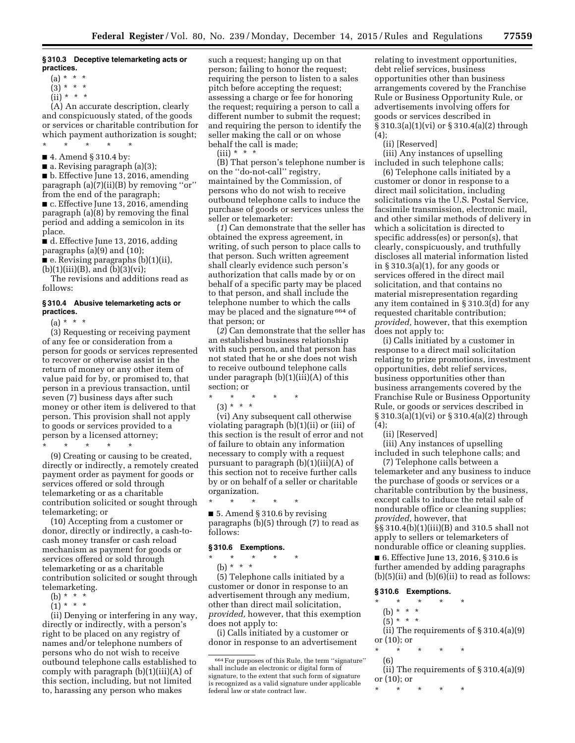**§ 310.3 Deceptive telemarketing acts or practices.**

(a) * * *

(3) * * *

(ii) * * *

(A) An accurate description, clearly and conspicuously stated, of the goods or services or charitable contribution for which payment authorization is sought;

\* \* \* \* \*

■ 4. Amend § 310.4 by:

■ a. Revising paragraph (a)(3);

■ b. Effective June 13, 2016, amending paragraph (a)(7)(ii)(B) by removing ''or'' from the end of the paragraph;

■ c. Effective June 13, 2016, amending paragraph (a)(8) by removing the final period and adding a semicolon in its place.

■ d. Effective June 13, 2016, adding paragraphs (a)(9) and (10);

■ e. Revising paragraphs (b)(1)(ii), (b)(1)(iii)(B), and (b)(3)(vi);

The revisions and additions read as follows:

**§ 310.4 Abusive telemarketing acts or practices.**

(a) * * *

(3) Requesting or receiving payment of any fee or consideration from a person for goods or services represented to recover or otherwise assist in the return of money or any other item of value paid for by, or promised to, that person in a previous transaction, until seven (7) business days after such money or other item is delivered to that person. This provision shall not apply to goods or services provided to a person by a licensed attorney;

\* \* \* \* \*

(9) Creating or causing to be created, directly or indirectly, a remotely created payment order as payment for goods or services offered or sold through telemarketing or as a charitable contribution solicited or sought through telemarketing; or

(10) Accepting from a customer or donor, directly or indirectly, a cash-to-cash money transfer or cash reload mechanism as payment for goods or services offered or sold through telemarketing or as a charitable contribution solicited or sought through telemarketing.

(b) * * *

(1) * * *

(ii) Denying or interfering in any way, directly or indirectly, with a person's right to be placed on any registry of names and/or telephone numbers of persons who do not wish to receive outbound telephone calls established to comply with paragraph (b)(1)(iii)(A) of this section, including, but not limited to, harassing any person who makes such a request; hanging up on that person; failing to honor the request; requiring the person to listen to a sales pitch before accepting the request; assessing a charge or fee for honoring the request; requiring a person to call a different number to submit the request; and requiring the person to identify the seller making the call or on whose behalf the call is made;

(iii) * * *

(B) That person's telephone number is on the ''do-not-call'' registry, maintained by the Commission, of persons who do not wish to receive outbound telephone calls to induce the purchase of goods or services unless the seller or telemarketer:

(*1*) Can demonstrate that the seller has obtained the express agreement, in writing, of such person to place calls to that person. Such written agreement shall clearly evidence such person's authorization that calls made by or on behalf of a specific party may be placed to that person, and shall include the telephone number to which the calls may be placed and the signature [664] of that person; or

(*2*) Can demonstrate that the seller has an established business relationship with such person, and that person has not stated that he or she does not wish to receive outbound telephone calls under paragraph (b)(1)(iii)(A) of this section; or

\* \* \* \* \*

(3) * * *

(vi) Any subsequent call otherwise violating paragraph (b)(1)(ii) or (iii) of this section is the result of error and not of failure to obtain any information necessary to comply with a request pursuant to paragraph (b)(1)(iii)(A) of this section not to receive further calls by or on behalf of a seller or charitable organization.

\* \* \* \* \*

■ 5. Amend § 310.6 by revising paragraphs (b)(5) through (7) to read as follows:

**§ 310.6 Exemptions.**

\* \* \* \* \*

(b) * * *

(5) Telephone calls initiated by a customer or donor in response to an advertisement through any medium, other than direct mail solicitation, *provided,* however, that this exemption does not apply to:

(i) Calls initiated by a customer or donor in response to an advertisement relating to investment opportunities, debt relief services, business opportunities other than business arrangements covered by the Franchise Rule or Business Opportunity Rule, or advertisements involving offers for goods or services described in § 310.3(a)(1)(vi) or § 310.4(a)(2) through (4);

(ii) [Reserved]

(iii) Any instances of upselling included in such telephone calls;

(6) Telephone calls initiated by a customer or donor in response to a direct mail solicitation, including solicitations via the U.S. Postal Service, facsimile transmission, electronic mail, and other similar methods of delivery in which a solicitation is directed to specific address(es) or person(s), that clearly, conspicuously, and truthfully discloses all material information listed in § 310.3(a)(1), for any goods or services offered in the direct mail solicitation, and that contains no material misrepresentation regarding any item contained in § 310.3(d) for any requested charitable contribution; *provided,* however, that this exemption does not apply to:

(i) Calls initiated by a customer in response to a direct mail solicitation relating to prize promotions, investment opportunities, debt relief services, business opportunities other than business arrangements covered by the Franchise Rule or Business Opportunity Rule, or goods or services described in § 310.3(a)(1)(vi) or § 310.4(a)(2) through (4);

(ii) [Reserved]

(iii) Any instances of upselling included in such telephone calls; and

(7) Telephone calls between a telemarketer and any business to induce the purchase of goods or services or a charitable contribution by the business, except calls to induce the retail sale of nondurable office or cleaning supplies; *provided,* however, that §§ 310.4(b)(1)(iii)(B) and 310.5 shall not apply to sellers or telemarketers of nondurable office or cleaning supplies.

■ 6. Effective June 13, 2016, § 310.6 is further amended by adding paragraphs (b)(5)(ii) and (b)(6)(ii) to read as follows:

**§ 310.6 Exemptions.**

\* \* \* \* \*

(b) * * *

(5) * * *

(ii) The requirements of § 310.4(a)(9) or (10); or

\* \* \* \* \*

(6)

(ii) The requirements of § 310.4(a)(9) or (10); or

\* \* \* \* \*

---

[664] For purposes of this Rule, the term ''signature'' shall include an electronic or digital form of signature, to the extent that such form of signature is recognized as a valid signature under applicable federal law or state contract law.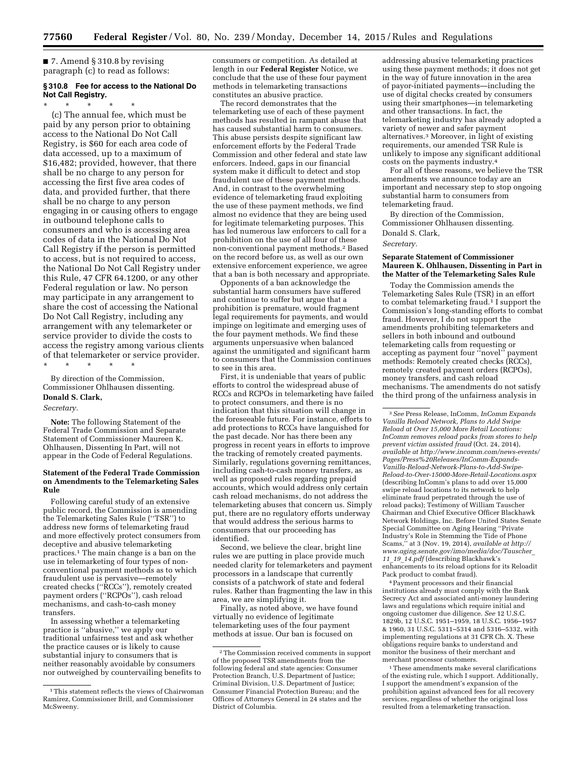■ 7. Amend § 310.8 by revising paragraph (c) to read as follows:

**§ 310.8 Fee for access to the National Do Not Call Registry.**

\* \* \* \* \*

(c) The annual fee, which must be paid by any person prior to obtaining access to the National Do Not Call Registry, is $60 for each area code of data accessed, up to a maximum of $16,482; provided, however, that there shall be no charge to any person for accessing the first five area codes of data, and provided further, that there shall be no charge to any person engaging in or causing others to engage in outbound telephone calls to consumers and who is accessing area codes of data in the National Do Not Call Registry if the person is permitted to access, but is not required to access, the National Do Not Call Registry under this Rule, 47 CFR 64.1200, or any other Federal regulation or law. No person may participate in any arrangement to share the cost of accessing the National Do Not Call Registry, including any arrangement with any telemarketer or service provider to divide the costs to access the registry among various clients of that telemarketer or service provider.

\* \* \* \* \*

By direction of the Commission, Commissioner Ohlhausen dissenting.

**Donald S. Clark,**

*Secretary.*

**Note:** The following Statement of the Federal Trade Commission and Separate Statement of Commissioner Maureen K. Ohlhausen, Dissenting In Part, will not appear in the Code of Federal Regulations.

**Statement of the Federal Trade Commission on Amendments to the Telemarketing Sales Rule**

Following careful study of an extensive public record, the Commission is amending the Telemarketing Sales Rule (''TSR'') to address new forms of telemarketing fraud and more effectively protect consumers from deceptive and abusive telemarketing practices.[1] The main change is a ban on the use in telemarketing of four types of non-conventional payment methods as to which fraudulent use is pervasive—remotely created checks (''RCCs''), remotely created payment orders (''RCPOs''), cash reload mechanisms, and cash-to-cash money transfers.

In assessing whether a telemarketing practice is ''abusive,'' we apply our traditional unfairness test and ask whether the practice causes or is likely to cause substantial injury to consumers that is neither reasonably avoidable by consumers nor outweighed by countervailing benefits to consumers or competition. As detailed at length in our **Federal Register** Notice, we conclude that the use of these four payment methods in telemarketing transactions constitutes an abusive practice.

The record demonstrates that the telemarketing use of each of these payment methods has resulted in rampant abuse that has caused substantial harm to consumers. This abuse persists despite significant law enforcement efforts by the Federal Trade Commission and other federal and state law enforcers. Indeed, gaps in our financial system make it difficult to detect and stop fraudulent use of these payment methods. And, in contrast to the overwhelming evidence of telemarketing fraud exploiting the use of these payment methods, we find almost no evidence that they are being used for legitimate telemarketing purposes. This has led numerous law enforcers to call for a prohibition on the use of all four of these non-conventional payment methods.[2] Based on the record before us, as well as our own extensive enforcement experience, we agree that a ban is both necessary and appropriate.

Opponents of a ban acknowledge the substantial harm consumers have suffered and continue to suffer but argue that a prohibition is premature, would fragment legal requirements for payments, and would impinge on legitimate and emerging uses of the four payment methods. We find these arguments unpersuasive when balanced against the unmitigated and significant harm to consumers that the Commission continues to see in this area.

First, it is undeniable that years of public efforts to control the widespread abuse of RCCs and RCPOs in telemarketing have failed to protect consumers, and there is no indication that this situation will change in the foreseeable future. For instance, efforts to add protections to RCCs have languished for the past decade. Nor has there been any progress in recent years in efforts to improve the tracking of remotely created payments. Similarly, regulations governing remittances, including cash-to-cash money transfers, as well as proposed rules regarding prepaid accounts, which would address only certain cash reload mechanisms, do not address the telemarketing abuses that concern us. Simply put, there are no regulatory efforts underway that would address the serious harms to consumers that our proceeding has identified.

Second, we believe the clear, bright line rules we are putting in place provide much needed clarity for telemarketers and payment processors in a landscape that currently consists of a patchwork of state and federal rules. Rather than fragmenting the law in this area, we are simplifying it.

Finally, as noted above, we have found virtually no evidence of legitimate telemarketing uses of the four payment methods at issue. Our ban is focused on addressing abusive telemarketing practices using these payment methods; it does not get in the way of future innovation in the area of payor-initiated payments—including the use of digital checks created by consumers using their smartphones—in telemarketing and other transactions. In fact, the telemarketing industry has already adopted a variety of newer and safer payment alternatives.[3] Moreover, in light of existing requirements, our amended TSR Rule is unlikely to impose any significant additional costs on the payments industry.[4]

For all of these reasons, we believe the TSR amendments we announce today are an important and necessary step to stop ongoing substantial harm to consumers from telemarketing fraud.

By direction of the Commission, Commissioner Ohlhausen dissenting.

Donald S. Clark,

*Secretary.*

**Separate Statement of Commissioner Maureen K. Ohlhausen, Dissenting in Part in the Matter of the Telemarketing Sales Rule**

Today the Commission amends the Telemarketing Sales Rule (TSR) in an effort to combat telemarketing fraud.[1] I support the Commission's long-standing efforts to combat fraud. However, I do not support the amendments prohibiting telemarketers and sellers in both inbound and outbound telemarketing calls from requesting or accepting as payment four ''novel'' payment methods: Remotely created checks (RCCs), remotely created payment orders (RCPOs), money transfers, and cash reload mechanisms. The amendments do not satisfy the third prong of the unfairness analysis in

---

[1] This statement reflects the views of Chairwoman Ramirez, Commissioner Brill, and Commissioner McSweeny.

[2] The Commission received comments in support of the proposed TSR amendments from the following federal and state agencies: Consumer Protection Branch, U.S. Department of Justice; Criminal Division, U.S. Department of Justice; Consumer Financial Protection Bureau; and the Offices of Attorneys General in 24 states and the District of Columbia.

[3] *See* Press Release, InComm, *InComm Expands Vanilla Reload Network, Plans to Add Swipe Reload at Over 15,000 More Retail Locations: InComm removes reload packs from stores to help prevent victim assisted fraud* (Oct. 24, 2014), *available at http://www.incomm.com/news-events/Pages/Press%20Releases/InComm-Expands-Vanilla-Reload-Network-Plans-to-Add-Swipe-Reload-to-Over-15000-More-Retail-Locations.aspx* (describing InComm's plans to add over 15,000 swipe reload locations to its network to help eliminate fraud perpetrated through the use of reload packs); Testimony of William Tauscher Chairman and Chief Executive Officer Blackhawk Network Holdings, Inc. Before United States Senate Special Committee on Aging Hearing ''Private Industry's Role in Stemming the Tide of Phone Scams,'' at 3 (Nov. 19, 2014), *available at http://www.aging.senate.gov/imo/media/doc/Tauscher_11_19_14.pdf* (describing Blackhawk's enhancements to its reload options for its Reloadit Pack product to combat fraud).

[4] Payment processors and their financial institutions already must comply with the Bank Secrecy Act and associated anti-money laundering laws and regulations which require initial and ongoing customer due diligence. *See* 12 U.S.C. 1829b, 12 U.S.C. 1951–1959, 18 U.S.C. 1956–1957 & 1960, 31 U.S.C. 5311–5314 and 5316–5332, with implementing regulations at 31 CFR Ch. X. These obligations require banks to understand and monitor the business of their merchant and merchant processor customers.

[1] These amendments make several clarifications of the existing rule, which I support. Additionally, I support the amendment's expansion of the prohibition against advanced fees for all recovery services, regardless of whether the original loss resulted from a telemarketing transaction.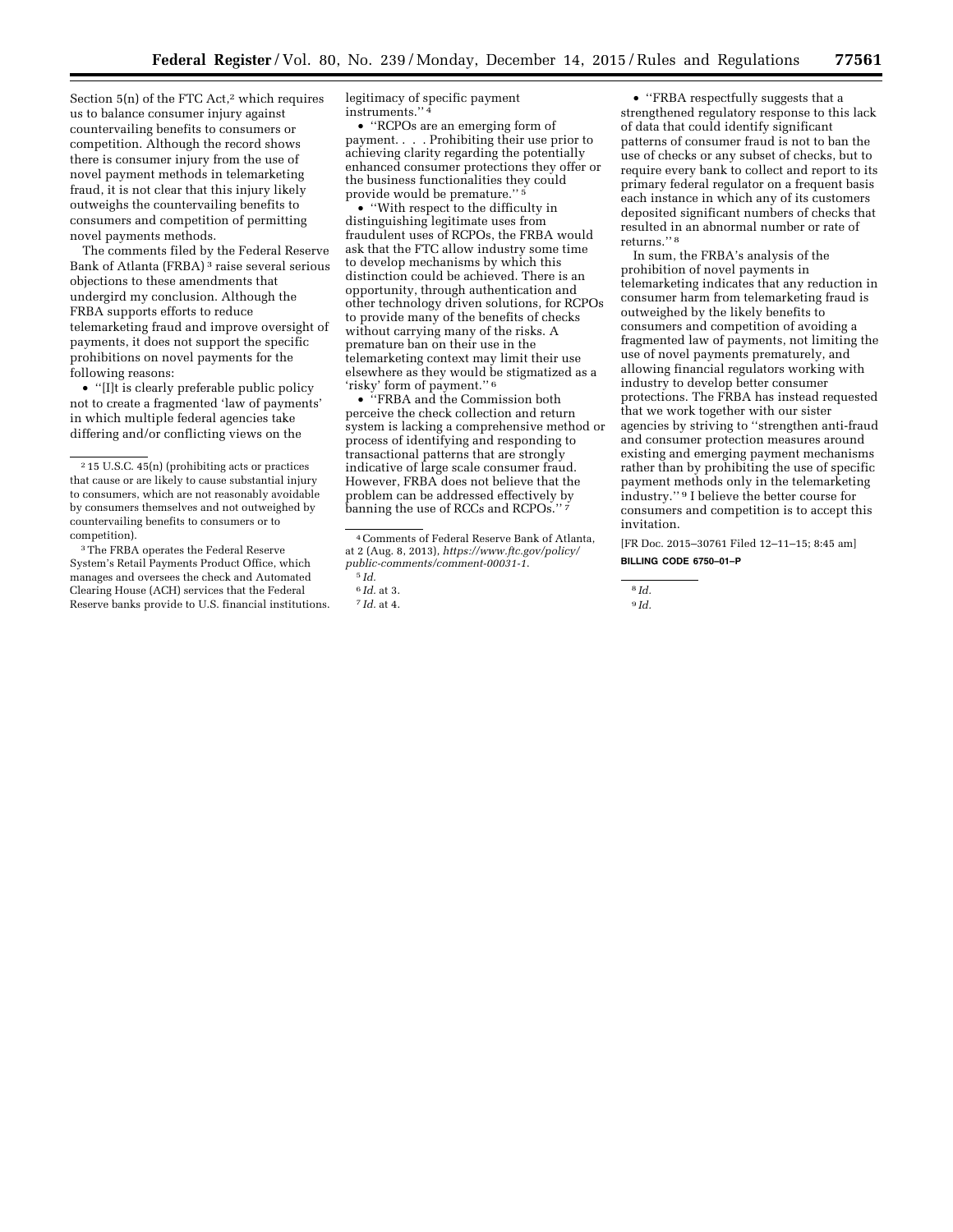Section 5(n) of the FTC Act,[2] which requires us to balance consumer injury against countervailing benefits to consumers or competition. Although the record shows there is consumer injury from the use of novel payment methods in telemarketing fraud, it is not clear that this injury likely outweighs the countervailing benefits to consumers and competition of permitting novel payments methods.

The comments filed by the Federal Reserve Bank of Atlanta (FRBA)[3] raise several serious objections to these amendments that undergird my conclusion. Although the FRBA supports efforts to reduce telemarketing fraud and improve oversight of payments, it does not support the specific prohibitions on novel payments for the following reasons:

- ''[I]t is clearly preferable public policy not to create a fragmented 'law of payments' in which multiple federal agencies take differing and/or conflicting views on the legitimacy of specific payment instruments.''[4]
- ''RCPOs are an emerging form of payment. . . . Prohibiting their use prior to achieving clarity regarding the potentially enhanced consumer protections they offer or the business functionalities they could provide would be premature.''[5]
- ''With respect to the difficulty in distinguishing legitimate uses from fraudulent uses of RCPOs, the FRBA would ask that the FTC allow industry some time to develop mechanisms by which this distinction could be achieved. There is an opportunity, through authentication and other technology driven solutions, for RCPOs to provide many of the benefits of checks without carrying many of the risks. A premature ban on their use in the telemarketing context may limit their use elsewhere as they would be stigmatized as a 'risky' form of payment.''[6]
- ''FRBA and the Commission both perceive the check collection and return system is lacking a comprehensive method or process of identifying and responding to transactional patterns that are strongly indicative of large scale consumer fraud. However, FRBA does not believe that the problem can be addressed effectively by banning the use of RCCs and RCPOs.''[7]
- ''FRBA respectfully suggests that a strengthened regulatory response to this lack of data that could identify significant patterns of consumer fraud is not to ban the use of checks or any subset of checks, but to require every bank to collect and report to its primary federal regulator on a frequent basis each instance in which any of its customers deposited significant numbers of checks that resulted in an abnormal number or rate of returns.''[8]

In sum, the FRBA's analysis of the prohibition of novel payments in telemarketing indicates that any reduction in consumer harm from telemarketing fraud is outweighed by the likely benefits to consumers and competition of avoiding a fragmented law of payments, not limiting the use of novel payments prematurely, and allowing financial regulators working with industry to develop better consumer protections. The FRBA has instead requested that we work together with our sister agencies by striving to ''strengthen anti-fraud and consumer protection measures around existing and emerging payment mechanisms rather than by prohibiting the use of specific payment methods only in the telemarketing industry.''[9] I believe the better course for consumers and competition is to accept this invitation.

[FR Doc. 2015–30761 Filed 12–11–15; 8:45 am]

**BILLING CODE 6750–01–P**

---

[2] 15 U.S.C. 45(n) (prohibiting acts or practices that cause or are likely to cause substantial injury to consumers, which are not reasonably avoidable by consumers themselves and not outweighed by countervailing benefits to consumers or to competition).

[3] The FRBA operates the Federal Reserve System's Retail Payments Product Office, which manages and oversees the check and Automated Clearing House (ACH) services that the Federal Reserve banks provide to U.S. financial institutions.

[4] Comments of Federal Reserve Bank of Atlanta, at 2 (Aug. 8, 2013), *https://www.ftc.gov/policy/public-comments/comment-00031-1.*

[5] *Id.*

[6] *Id.* at 3.

[7] *Id.* at 4.

[8] *Id.*

[9] *Id.*